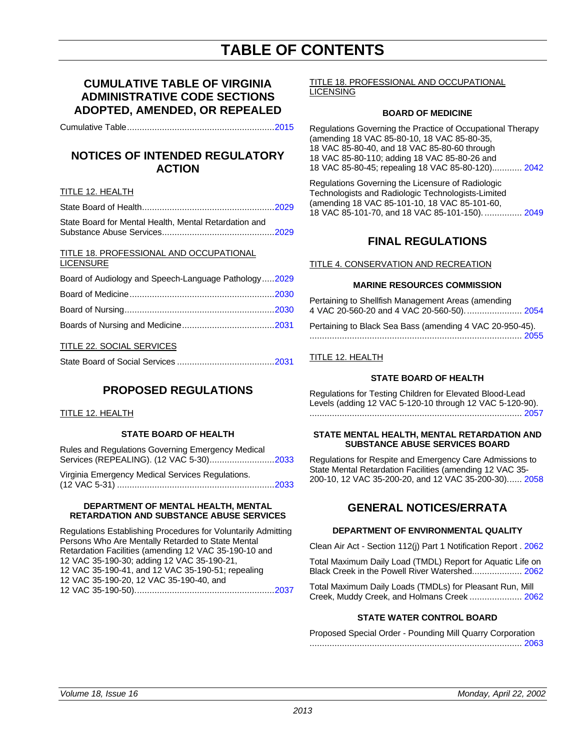# TABLE OF CONTENTS

## CUMULATIVE TABLE OF VIRGINIA ADMINISTRATIVE CODE SECTIONS ADOPTED, AMENDED, OR REPEALED

Cumulative Table .......... 2015

## NOTICES OF INTENDED REGULATORY ACTION

TITLE 12. HEALTH

State Board of Health .......... 2029

State Board for Mental Health, Mental Retardation and Substance Abuse Services .......... 2029

TITLE 18. PROFESSIONAL AND OCCUPATIONAL LICENSURE

Board of Audiology and Speech-Language Pathology .......... 2029

Board of Medicine .......... 2030

Board of Nursing .......... 2030

Boards of Nursing and Medicine .......... 2031

TITLE 22. SOCIAL SERVICES

State Board of Social Services .......... 2031

## PROPOSED REGULATIONS

TITLE 12. HEALTH

### STATE BOARD OF HEALTH

Rules and Regulations Governing Emergency Medical Services (REPEALING). (12 VAC 5-30) .......... 2033

Virginia Emergency Medical Services Regulations. (12 VAC 5-31) .......... 2033

### DEPARTMENT OF MENTAL HEALTH, MENTAL RETARDATION AND SUBSTANCE ABUSE SERVICES

Regulations Establishing Procedures for Voluntarily Admitting Persons Who Are Mentally Retarded to State Mental Retardation Facilities (amending 12 VAC 35-190-10 and 12 VAC 35-190-30; adding 12 VAC 35-190-21, 12 VAC 35-190-41, and 12 VAC 35-190-51; repealing 12 VAC 35-190-20, 12 VAC 35-190-40, and 12 VAC 35-190-50) .......... 2037

TITLE 18. PROFESSIONAL AND OCCUPATIONAL LICENSING

### BOARD OF MEDICINE

Regulations Governing the Practice of Occupational Therapy (amending 18 VAC 85-80-10, 18 VAC 85-80-35, 18 VAC 85-80-40, and 18 VAC 85-80-60 through 18 VAC 85-80-110; adding 18 VAC 85-80-26 and 18 VAC 85-80-45; repealing 18 VAC 85-80-120) .......... 2042

Regulations Governing the Licensure of Radiologic Technologists and Radiologic Technologists-Limited (amending 18 VAC 85-101-10, 18 VAC 85-101-60, 18 VAC 85-101-70, and 18 VAC 85-101-150) .......... 2049

## FINAL REGULATIONS

TITLE 4. CONSERVATION AND RECREATION

### MARINE RESOURCES COMMISSION

Pertaining to Shellfish Management Areas (amending 4 VAC 20-560-20 and 4 VAC 20-560-50) .......... 2054

Pertaining to Black Sea Bass (amending 4 VAC 20-950-45) .......... 2055

TITLE 12. HEALTH

### STATE BOARD OF HEALTH

Regulations for Testing Children for Elevated Blood-Lead Levels (adding 12 VAC 5-120-10 through 12 VAC 5-120-90) .......... 2057

### STATE MENTAL HEALTH, MENTAL RETARDATION AND SUBSTANCE ABUSE SERVICES BOARD

Regulations for Respite and Emergency Care Admissions to State Mental Retardation Facilities (amending 12 VAC 35-200-10, 12 VAC 35-200-20, and 12 VAC 35-200-30) .......... 2058

## GENERAL NOTICES/ERRATA

### DEPARTMENT OF ENVIRONMENTAL QUALITY

Clean Air Act - Section 112(j) Part 1 Notification Report .......... 2062

Total Maximum Daily Load (TMDL) Report for Aquatic Life on Black Creek in the Powell River Watershed .......... 2062

Total Maximum Daily Loads (TMDLs) for Pleasant Run, Mill Creek, Muddy Creek, and Holmans Creek .......... 2062

### STATE WATER CONTROL BOARD

Proposed Special Order - Pounding Mill Quarry Corporation .......... 2063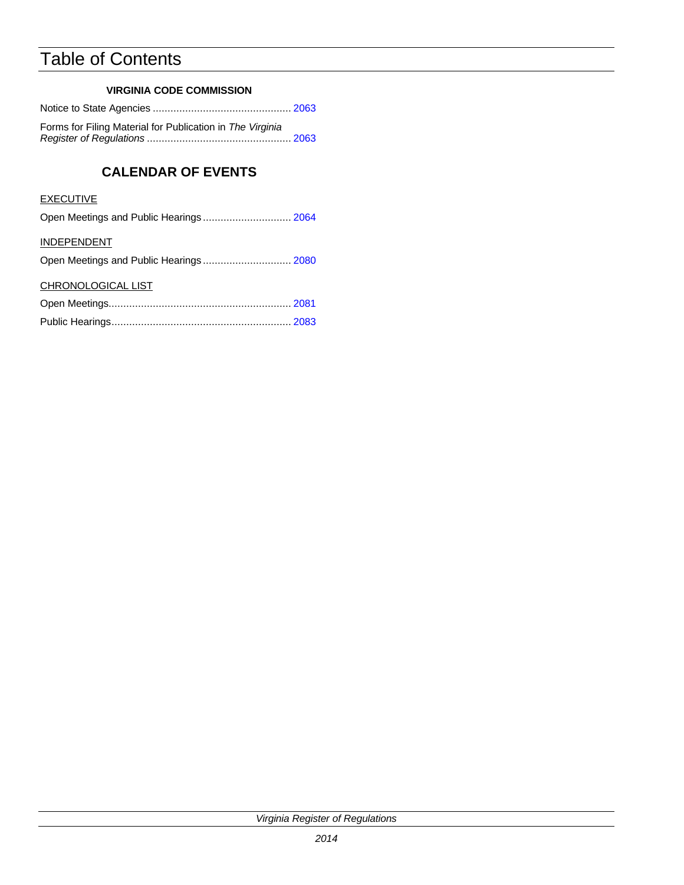# Table of Contents

**VIRGINIA CODE COMMISSION**

Notice to State Agencies ............................................... 2063

Forms for Filing Material for Publication in *The Virginia Register of Regulations* ................................................. 2063

## CALENDAR OF EVENTS

EXECUTIVE

Open Meetings and Public Hearings .............................. 2064

INDEPENDENT

Open Meetings and Public Hearings .............................. 2080

CHRONOLOGICAL LIST

Open Meetings.............................................................. 2081

Public Hearings............................................................. 2083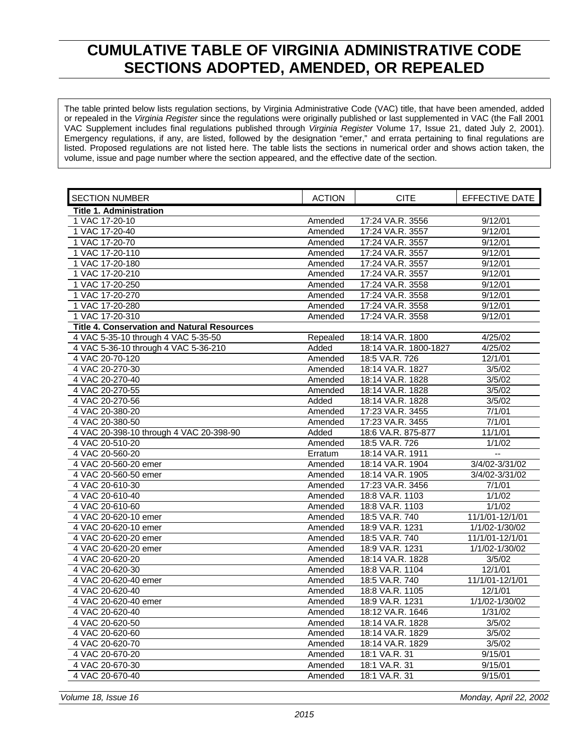# CUMULATIVE TABLE OF VIRGINIA ADMINISTRATIVE CODE SECTIONS ADOPTED, AMENDED, OR REPEALED

The table printed below lists regulation sections, by Virginia Administrative Code (VAC) title, that have been amended, added or repealed in the *Virginia Register* since the regulations were originally published or last supplemented in VAC (the Fall 2001 VAC Supplement includes final regulations published through *Virginia Register* Volume 17, Issue 21, dated July 2, 2001). Emergency regulations, if any, are listed, followed by the designation "emer," and errata pertaining to final regulations are listed. Proposed regulations are not listed here. The table lists the sections in numerical order and shows action taken, the volume, issue and page number where the section appeared, and the effective date of the section.

| SECTION NUMBER | ACTION | CITE | EFFECTIVE DATE |
|---|---|---|---|
| **Title 1. Administration** | | | |
| 1 VAC 17-20-10 | Amended | 17:24 VA.R. 3556 | 9/12/01 |
| 1 VAC 17-20-40 | Amended | 17:24 VA.R. 3557 | 9/12/01 |
| 1 VAC 17-20-70 | Amended | 17:24 VA.R. 3557 | 9/12/01 |
| 1 VAC 17-20-110 | Amended | 17:24 VA.R. 3557 | 9/12/01 |
| 1 VAC 17-20-180 | Amended | 17:24 VA.R. 3557 | 9/12/01 |
| 1 VAC 17-20-210 | Amended | 17:24 VA.R. 3557 | 9/12/01 |
| 1 VAC 17-20-250 | Amended | 17:24 VA.R. 3558 | 9/12/01 |
| 1 VAC 17-20-270 | Amended | 17:24 VA.R. 3558 | 9/12/01 |
| 1 VAC 17-20-280 | Amended | 17:24 VA.R. 3558 | 9/12/01 |
| 1 VAC 17-20-310 | Amended | 17:24 VA.R. 3558 | 9/12/01 |
| **Title 4. Conservation and Natural Resources** | | | |
| 4 VAC 5-35-10 through 4 VAC 5-35-50 | Repealed | 18:14 VA.R. 1800 | 4/25/02 |
| 4 VAC 5-36-10 through 4 VAC 5-36-210 | Added | 18:14 VA.R. 1800-1827 | 4/25/02 |
| 4 VAC 20-70-120 | Amended | 18:5 VA.R. 726 | 12/1/01 |
| 4 VAC 20-270-30 | Amended | 18:14 VA.R. 1827 | 3/5/02 |
| 4 VAC 20-270-40 | Amended | 18:14 VA.R. 1828 | 3/5/02 |
| 4 VAC 20-270-55 | Amended | 18:14 VA.R. 1828 | 3/5/02 |
| 4 VAC 20-270-56 | Added | 18:14 VA.R. 1828 | 3/5/02 |
| 4 VAC 20-380-20 | Amended | 17:23 VA.R. 3455 | 7/1/01 |
| 4 VAC 20-380-50 | Amended | 17:23 VA.R. 3455 | 7/1/01 |
| 4 VAC 20-398-10 through 4 VAC 20-398-90 | Added | 18:6 VA.R. 875-877 | 11/1/01 |
| 4 VAC 20-510-20 | Amended | 18:5 VA.R. 726 | 1/1/02 |
| 4 VAC 20-560-20 | Erratum | 18:14 VA.R. 1911 | -- |
| 4 VAC 20-560-20 emer | Amended | 18:14 VA.R. 1904 | 3/4/02-3/31/02 |
| 4 VAC 20-560-50 emer | Amended | 18:14 VA.R. 1905 | 3/4/02-3/31/02 |
| 4 VAC 20-610-30 | Amended | 17:23 VA.R. 3456 | 7/1/01 |
| 4 VAC 20-610-40 | Amended | 18:8 VA.R. 1103 | 1/1/02 |
| 4 VAC 20-610-60 | Amended | 18:8 VA.R. 1103 | 1/1/02 |
| 4 VAC 20-620-10 emer | Amended | 18:5 VA.R. 740 | 11/1/01-12/1/01 |
| 4 VAC 20-620-10 emer | Amended | 18:9 VA.R. 1231 | 1/1/02-1/30/02 |
| 4 VAC 20-620-20 emer | Amended | 18:5 VA.R. 740 | 11/1/01-12/1/01 |
| 4 VAC 20-620-20 emer | Amended | 18:9 VA.R. 1231 | 1/1/02-1/30/02 |
| 4 VAC 20-620-20 | Amended | 18:14 VA.R. 1828 | 3/5/02 |
| 4 VAC 20-620-30 | Amended | 18:8 VA.R. 1104 | 12/1/01 |
| 4 VAC 20-620-40 emer | Amended | 18:5 VA.R. 740 | 11/1/01-12/1/01 |
| 4 VAC 20-620-40 | Amended | 18:8 VA.R. 1105 | 12/1/01 |
| 4 VAC 20-620-40 emer | Amended | 18:9 VA.R. 1231 | 1/1/02-1/30/02 |
| 4 VAC 20-620-40 | Amended | 18:12 VA.R. 1646 | 1/31/02 |
| 4 VAC 20-620-50 | Amended | 18:14 VA.R. 1828 | 3/5/02 |
| 4 VAC 20-620-60 | Amended | 18:14 VA.R. 1829 | 3/5/02 |
| 4 VAC 20-620-70 | Amended | 18:14 VA.R. 1829 | 3/5/02 |
| 4 VAC 20-670-20 | Amended | 18:1 VA.R. 31 | 9/15/01 |
| 4 VAC 20-670-30 | Amended | 18:1 VA.R. 31 | 9/15/01 |
| 4 VAC 20-670-40 | Amended | 18:1 VA.R. 31 | 9/15/01 |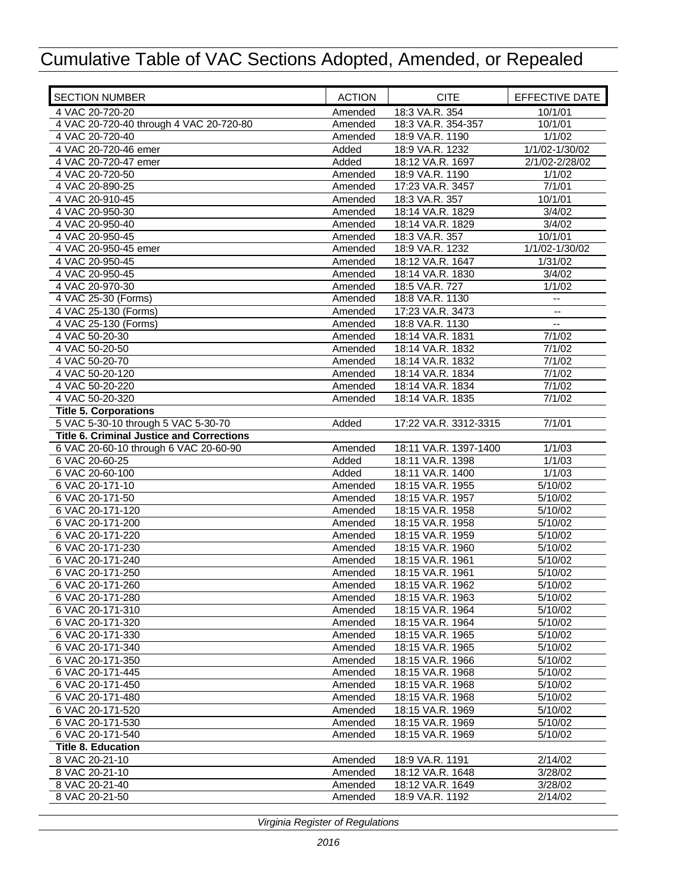# Cumulative Table of VAC Sections Adopted, Amended, or Repealed

| SECTION NUMBER | ACTION | CITE | EFFECTIVE DATE |
|---|---|---|---|
| 4 VAC 20-720-20 | Amended | 18:3 VA.R. 354 | 10/1/01 |
| 4 VAC 20-720-40 through 4 VAC 20-720-80 | Amended | 18:3 VA.R. 354-357 | 10/1/01 |
| 4 VAC 20-720-40 | Amended | 18:9 VA.R. 1190 | 1/1/02 |
| 4 VAC 20-720-46 emer | Added | 18:9 VA.R. 1232 | 1/1/02-1/30/02 |
| 4 VAC 20-720-47 emer | Added | 18:12 VA.R. 1697 | 2/1/02-2/28/02 |
| 4 VAC 20-720-50 | Amended | 18:9 VA.R. 1190 | 1/1/02 |
| 4 VAC 20-890-25 | Amended | 17:23 VA.R. 3457 | 7/1/01 |
| 4 VAC 20-910-45 | Amended | 18:3 VA.R. 357 | 10/1/01 |
| 4 VAC 20-950-30 | Amended | 18:14 VA.R. 1829 | 3/4/02 |
| 4 VAC 20-950-40 | Amended | 18:14 VA.R. 1829 | 3/4/02 |
| 4 VAC 20-950-45 | Amended | 18:3 VA.R. 357 | 10/1/01 |
| 4 VAC 20-950-45 emer | Amended | 18:9 VA.R. 1232 | 1/1/02-1/30/02 |
| 4 VAC 20-950-45 | Amended | 18:12 VA.R. 1647 | 1/31/02 |
| 4 VAC 20-950-45 | Amended | 18:14 VA.R. 1830 | 3/4/02 |
| 4 VAC 20-970-30 | Amended | 18:5 VA.R. 727 | 1/1/02 |
| 4 VAC 25-30 (Forms) | Amended | 18:8 VA.R. 1130 | -- |
| 4 VAC 25-130 (Forms) | Amended | 17:23 VA.R. 3473 | -- |
| 4 VAC 25-130 (Forms) | Amended | 18:8 VA.R. 1130 | -- |
| 4 VAC 50-20-30 | Amended | 18:14 VA.R. 1831 | 7/1/02 |
| 4 VAC 50-20-50 | Amended | 18:14 VA.R. 1832 | 7/1/02 |
| 4 VAC 50-20-70 | Amended | 18:14 VA.R. 1832 | 7/1/02 |
| 4 VAC 50-20-120 | Amended | 18:14 VA.R. 1834 | 7/1/02 |
| 4 VAC 50-20-220 | Amended | 18:14 VA.R. 1834 | 7/1/02 |
| 4 VAC 50-20-320 | Amended | 18:14 VA.R. 1835 | 7/1/02 |
| **Title 5. Corporations** | | | |
| 5 VAC 5-30-10 through 5 VAC 5-30-70 | Added | 17:22 VA.R. 3312-3315 | 7/1/01 |
| **Title 6. Criminal Justice and Corrections** | | | |
| 6 VAC 20-60-10 through 6 VAC 20-60-90 | Amended | 18:11 VA.R. 1397-1400 | 1/1/03 |
| 6 VAC 20-60-25 | Added | 18:11 VA.R. 1398 | 1/1/03 |
| 6 VAC 20-60-100 | Added | 18:11 VA.R. 1400 | 1/1/03 |
| 6 VAC 20-171-10 | Amended | 18:15 VA.R. 1955 | 5/10/02 |
| 6 VAC 20-171-50 | Amended | 18:15 VA.R. 1957 | 5/10/02 |
| 6 VAC 20-171-120 | Amended | 18:15 VA.R. 1958 | 5/10/02 |
| 6 VAC 20-171-200 | Amended | 18:15 VA.R. 1958 | 5/10/02 |
| 6 VAC 20-171-220 | Amended | 18:15 VA.R. 1959 | 5/10/02 |
| 6 VAC 20-171-230 | Amended | 18:15 VA.R. 1960 | 5/10/02 |
| 6 VAC 20-171-240 | Amended | 18:15 VA.R. 1961 | 5/10/02 |
| 6 VAC 20-171-250 | Amended | 18:15 VA.R. 1961 | 5/10/02 |
| 6 VAC 20-171-260 | Amended | 18:15 VA.R. 1962 | 5/10/02 |
| 6 VAC 20-171-280 | Amended | 18:15 VA.R. 1963 | 5/10/02 |
| 6 VAC 20-171-310 | Amended | 18:15 VA.R. 1964 | 5/10/02 |
| 6 VAC 20-171-320 | Amended | 18:15 VA.R. 1964 | 5/10/02 |
| 6 VAC 20-171-330 | Amended | 18:15 VA.R. 1965 | 5/10/02 |
| 6 VAC 20-171-340 | Amended | 18:15 VA.R. 1965 | 5/10/02 |
| 6 VAC 20-171-350 | Amended | 18:15 VA.R. 1966 | 5/10/02 |
| 6 VAC 20-171-445 | Amended | 18:15 VA.R. 1968 | 5/10/02 |
| 6 VAC 20-171-450 | Amended | 18:15 VA.R. 1968 | 5/10/02 |
| 6 VAC 20-171-480 | Amended | 18:15 VA.R. 1968 | 5/10/02 |
| 6 VAC 20-171-520 | Amended | 18:15 VA.R. 1969 | 5/10/02 |
| 6 VAC 20-171-530 | Amended | 18:15 VA.R. 1969 | 5/10/02 |
| 6 VAC 20-171-540 | Amended | 18:15 VA.R. 1969 | 5/10/02 |
| **Title 8. Education** | | | |
| 8 VAC 20-21-10 | Amended | 18:9 VA.R. 1191 | 2/14/02 |
| 8 VAC 20-21-10 | Amended | 18:12 VA.R. 1648 | 3/28/02 |
| 8 VAC 20-21-40 | Amended | 18:12 VA.R. 1649 | 3/28/02 |
| 8 VAC 20-21-50 | Amended | 18:9 VA.R. 1192 | 2/14/02 |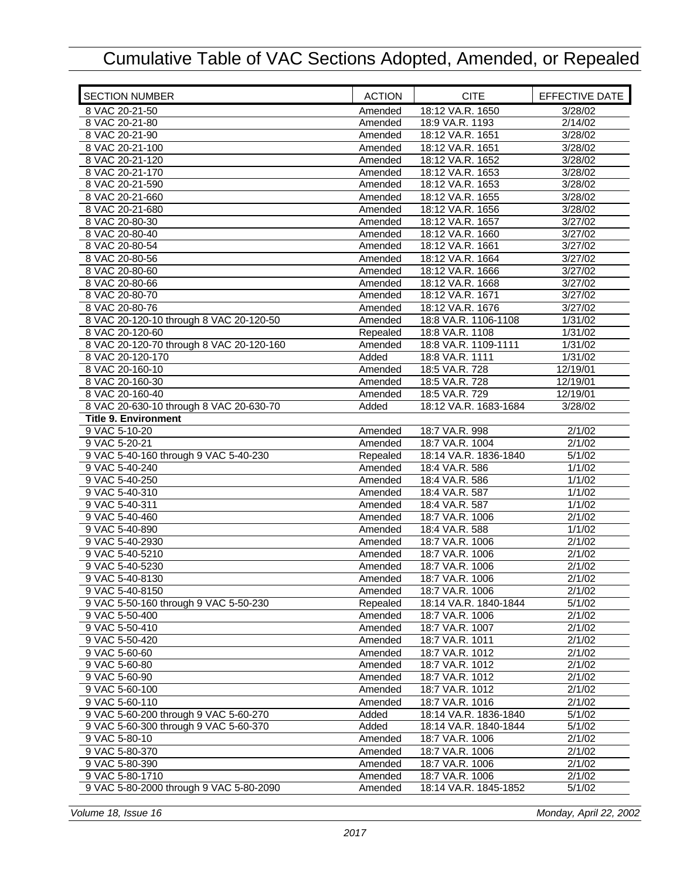# Cumulative Table of VAC Sections Adopted, Amended, or Repealed

| SECTION NUMBER | ACTION | CITE | EFFECTIVE DATE |
|---|---|---|---|
| 8 VAC 20-21-50 | Amended | 18:12 VA.R. 1650 | 3/28/02 |
| 8 VAC 20-21-80 | Amended | 18:9 VA.R. 1193 | 2/14/02 |
| 8 VAC 20-21-90 | Amended | 18:12 VA.R. 1651 | 3/28/02 |
| 8 VAC 20-21-100 | Amended | 18:12 VA.R. 1651 | 3/28/02 |
| 8 VAC 20-21-120 | Amended | 18:12 VA.R. 1652 | 3/28/02 |
| 8 VAC 20-21-170 | Amended | 18:12 VA.R. 1653 | 3/28/02 |
| 8 VAC 20-21-590 | Amended | 18:12 VA.R. 1653 | 3/28/02 |
| 8 VAC 20-21-660 | Amended | 18:12 VA.R. 1655 | 3/28/02 |
| 8 VAC 20-21-680 | Amended | 18:12 VA.R. 1656 | 3/28/02 |
| 8 VAC 20-80-30 | Amended | 18:12 VA.R. 1657 | 3/27/02 |
| 8 VAC 20-80-40 | Amended | 18:12 VA.R. 1660 | 3/27/02 |
| 8 VAC 20-80-54 | Amended | 18:12 VA.R. 1661 | 3/27/02 |
| 8 VAC 20-80-56 | Amended | 18:12 VA.R. 1664 | 3/27/02 |
| 8 VAC 20-80-60 | Amended | 18:12 VA.R. 1666 | 3/27/02 |
| 8 VAC 20-80-66 | Amended | 18:12 VA.R. 1668 | 3/27/02 |
| 8 VAC 20-80-70 | Amended | 18:12 VA.R. 1671 | 3/27/02 |
| 8 VAC 20-80-76 | Amended | 18:12 VA.R. 1676 | 3/27/02 |
| 8 VAC 20-120-10 through 8 VAC 20-120-50 | Amended | 18:8 VA.R. 1106-1108 | 1/31/02 |
| 8 VAC 20-120-60 | Repealed | 18:8 VA.R. 1108 | 1/31/02 |
| 8 VAC 20-120-70 through 8 VAC 20-120-160 | Amended | 18:8 VA.R. 1109-1111 | 1/31/02 |
| 8 VAC 20-120-170 | Added | 18:8 VA.R. 1111 | 1/31/02 |
| 8 VAC 20-160-10 | Amended | 18:5 VA.R. 728 | 12/19/01 |
| 8 VAC 20-160-30 | Amended | 18:5 VA.R. 728 | 12/19/01 |
| 8 VAC 20-160-40 | Amended | 18:5 VA.R. 729 | 12/19/01 |
| 8 VAC 20-630-10 through 8 VAC 20-630-70 | Added | 18:12 VA.R. 1683-1684 | 3/28/02 |
| **Title 9. Environment** | | | |
| 9 VAC 5-10-20 | Amended | 18:7 VA.R. 998 | 2/1/02 |
| 9 VAC 5-20-21 | Amended | 18:7 VA.R. 1004 | 2/1/02 |
| 9 VAC 5-40-160 through 9 VAC 5-40-230 | Repealed | 18:14 VA.R. 1836-1840 | 5/1/02 |
| 9 VAC 5-40-240 | Amended | 18:4 VA.R. 586 | 1/1/02 |
| 9 VAC 5-40-250 | Amended | 18:4 VA.R. 586 | 1/1/02 |
| 9 VAC 5-40-310 | Amended | 18:4 VA.R. 587 | 1/1/02 |
| 9 VAC 5-40-311 | Amended | 18:4 VA.R. 587 | 1/1/02 |
| 9 VAC 5-40-460 | Amended | 18:7 VA.R. 1006 | 2/1/02 |
| 9 VAC 5-40-890 | Amended | 18:4 VA.R. 588 | 1/1/02 |
| 9 VAC 5-40-2930 | Amended | 18:7 VA.R. 1006 | 2/1/02 |
| 9 VAC 5-40-5210 | Amended | 18:7 VA.R. 1006 | 2/1/02 |
| 9 VAC 5-40-5230 | Amended | 18:7 VA.R. 1006 | 2/1/02 |
| 9 VAC 5-40-8130 | Amended | 18:7 VA.R. 1006 | 2/1/02 |
| 9 VAC 5-40-8150 | Amended | 18:7 VA.R. 1006 | 2/1/02 |
| 9 VAC 5-50-160 through 9 VAC 5-50-230 | Repealed | 18:14 VA.R. 1840-1844 | 5/1/02 |
| 9 VAC 5-50-400 | Amended | 18:7 VA.R. 1006 | 2/1/02 |
| 9 VAC 5-50-410 | Amended | 18:7 VA.R. 1007 | 2/1/02 |
| 9 VAC 5-50-420 | Amended | 18:7 VA.R. 1011 | 2/1/02 |
| 9 VAC 5-60-60 | Amended | 18:7 VA.R. 1012 | 2/1/02 |
| 9 VAC 5-60-80 | Amended | 18:7 VA.R. 1012 | 2/1/02 |
| 9 VAC 5-60-90 | Amended | 18:7 VA.R. 1012 | 2/1/02 |
| 9 VAC 5-60-100 | Amended | 18:7 VA.R. 1012 | 2/1/02 |
| 9 VAC 5-60-110 | Amended | 18:7 VA.R. 1016 | 2/1/02 |
| 9 VAC 5-60-200 through 9 VAC 5-60-270 | Added | 18:14 VA.R. 1836-1840 | 5/1/02 |
| 9 VAC 5-60-300 through 9 VAC 5-60-370 | Added | 18:14 VA.R. 1840-1844 | 5/1/02 |
| 9 VAC 5-80-10 | Amended | 18:7 VA.R. 1006 | 2/1/02 |
| 9 VAC 5-80-370 | Amended | 18:7 VA.R. 1006 | 2/1/02 |
| 9 VAC 5-80-390 | Amended | 18:7 VA.R. 1006 | 2/1/02 |
| 9 VAC 5-80-1710 | Amended | 18:7 VA.R. 1006 | 2/1/02 |
| 9 VAC 5-80-2000 through 9 VAC 5-80-2090 | Amended | 18:14 VA.R. 1845-1852 | 5/1/02 |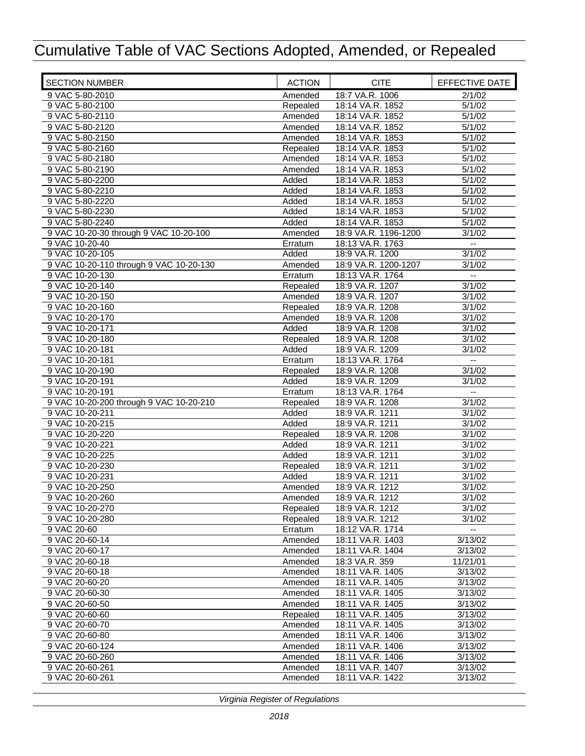# Cumulative Table of VAC Sections Adopted, Amended, or Repealed

| SECTION NUMBER | ACTION | CITE | EFFECTIVE DATE |
|---|---|---|---|
| 9 VAC 5-80-2010 | Amended | 18:7 VA.R. 1006 | 2/1/02 |
| 9 VAC 5-80-2100 | Repealed | 18:14 VA.R. 1852 | 5/1/02 |
| 9 VAC 5-80-2110 | Amended | 18:14 VA.R. 1852 | 5/1/02 |
| 9 VAC 5-80-2120 | Amended | 18:14 VA.R. 1852 | 5/1/02 |
| 9 VAC 5-80-2150 | Amended | 18:14 VA.R. 1853 | 5/1/02 |
| 9 VAC 5-80-2160 | Repealed | 18:14 VA.R. 1853 | 5/1/02 |
| 9 VAC 5-80-2180 | Amended | 18:14 VA.R. 1853 | 5/1/02 |
| 9 VAC 5-80-2190 | Amended | 18:14 VA.R. 1853 | 5/1/02 |
| 9 VAC 5-80-2200 | Added | 18:14 VA.R. 1853 | 5/1/02 |
| 9 VAC 5-80-2210 | Added | 18:14 VA.R. 1853 | 5/1/02 |
| 9 VAC 5-80-2220 | Added | 18:14 VA.R. 1853 | 5/1/02 |
| 9 VAC 5-80-2230 | Added | 18:14 VA.R. 1853 | 5/1/02 |
| 9 VAC 5-80-2240 | Added | 18:14 VA.R. 1853 | 5/1/02 |
| 9 VAC 10-20-30 through 9 VAC 10-20-100 | Amended | 18:9 VA.R. 1196-1200 | 3/1/02 |
| 9 VAC 10-20-40 | Erratum | 18:13 VA.R. 1763 | -- |
| 9 VAC 10-20-105 | Added | 18:9 VA.R. 1200 | 3/1/02 |
| 9 VAC 10-20-110 through 9 VAC 10-20-130 | Amended | 18:9 VA.R. 1200-1207 | 3/1/02 |
| 9 VAC 10-20-130 | Erratum | 18:13 VA.R. 1764 | -- |
| 9 VAC 10-20-140 | Repealed | 18:9 VA.R. 1207 | 3/1/02 |
| 9 VAC 10-20-150 | Amended | 18:9 VA.R. 1207 | 3/1/02 |
| 9 VAC 10-20-160 | Repealed | 18:9 VA.R. 1208 | 3/1/02 |
| 9 VAC 10-20-170 | Amended | 18:9 VA.R. 1208 | 3/1/02 |
| 9 VAC 10-20-171 | Added | 18:9 VA.R. 1208 | 3/1/02 |
| 9 VAC 10-20-180 | Repealed | 18:9 VA.R. 1208 | 3/1/02 |
| 9 VAC 10-20-181 | Added | 18:9 VA.R. 1209 | 3/1/02 |
| 9 VAC 10-20-181 | Erratum | 18:13 VA.R. 1764 | -- |
| 9 VAC 10-20-190 | Repealed | 18:9 VA.R. 1208 | 3/1/02 |
| 9 VAC 10-20-191 | Added | 18:9 VA.R. 1209 | 3/1/02 |
| 9 VAC 10-20-191 | Erratum | 18:13 VA.R. 1764 | -- |
| 9 VAC 10-20-200 through 9 VAC 10-20-210 | Repealed | 18:9 VA.R. 1208 | 3/1/02 |
| 9 VAC 10-20-211 | Added | 18:9 VA.R. 1211 | 3/1/02 |
| 9 VAC 10-20-215 | Added | 18:9 VA.R. 1211 | 3/1/02 |
| 9 VAC 10-20-220 | Repealed | 18:9 VA.R. 1208 | 3/1/02 |
| 9 VAC 10-20-221 | Added | 18:9 VA.R. 1211 | 3/1/02 |
| 9 VAC 10-20-225 | Added | 18:9 VA.R. 1211 | 3/1/02 |
| 9 VAC 10-20-230 | Repealed | 18:9 VA.R. 1211 | 3/1/02 |
| 9 VAC 10-20-231 | Added | 18:9 VA.R. 1211 | 3/1/02 |
| 9 VAC 10-20-250 | Amended | 18:9 VA.R. 1212 | 3/1/02 |
| 9 VAC 10-20-260 | Amended | 18:9 VA.R. 1212 | 3/1/02 |
| 9 VAC 10-20-270 | Repealed | 18:9 VA.R. 1212 | 3/1/02 |
| 9 VAC 10-20-280 | Repealed | 18:9 VA.R. 1212 | 3/1/02 |
| 9 VAC 20-60 | Erratum | 18:12 VA.R. 1714 | -- |
| 9 VAC 20-60-14 | Amended | 18:11 VA.R. 1403 | 3/13/02 |
| 9 VAC 20-60-17 | Amended | 18:11 VA.R. 1404 | 3/13/02 |
| 9 VAC 20-60-18 | Amended | 18:3 VA.R. 359 | 11/21/01 |
| 9 VAC 20-60-18 | Amended | 18:11 VA.R. 1405 | 3/13/02 |
| 9 VAC 20-60-20 | Amended | 18:11 VA.R. 1405 | 3/13/02 |
| 9 VAC 20-60-30 | Amended | 18:11 VA.R. 1405 | 3/13/02 |
| 9 VAC 20-60-50 | Amended | 18:11 VA.R. 1405 | 3/13/02 |
| 9 VAC 20-60-60 | Repealed | 18:11 VA.R. 1405 | 3/13/02 |
| 9 VAC 20-60-70 | Amended | 18:11 VA.R. 1405 | 3/13/02 |
| 9 VAC 20-60-80 | Amended | 18:11 VA.R. 1406 | 3/13/02 |
| 9 VAC 20-60-124 | Amended | 18:11 VA.R. 1406 | 3/13/02 |
| 9 VAC 20-60-260 | Amended | 18:11 VA.R. 1406 | 3/13/02 |
| 9 VAC 20-60-261 | Amended | 18:11 VA.R. 1407 | 3/13/02 |
| 9 VAC 20-60-261 | Amended | 18:11 VA.R. 1422 | 3/13/02 |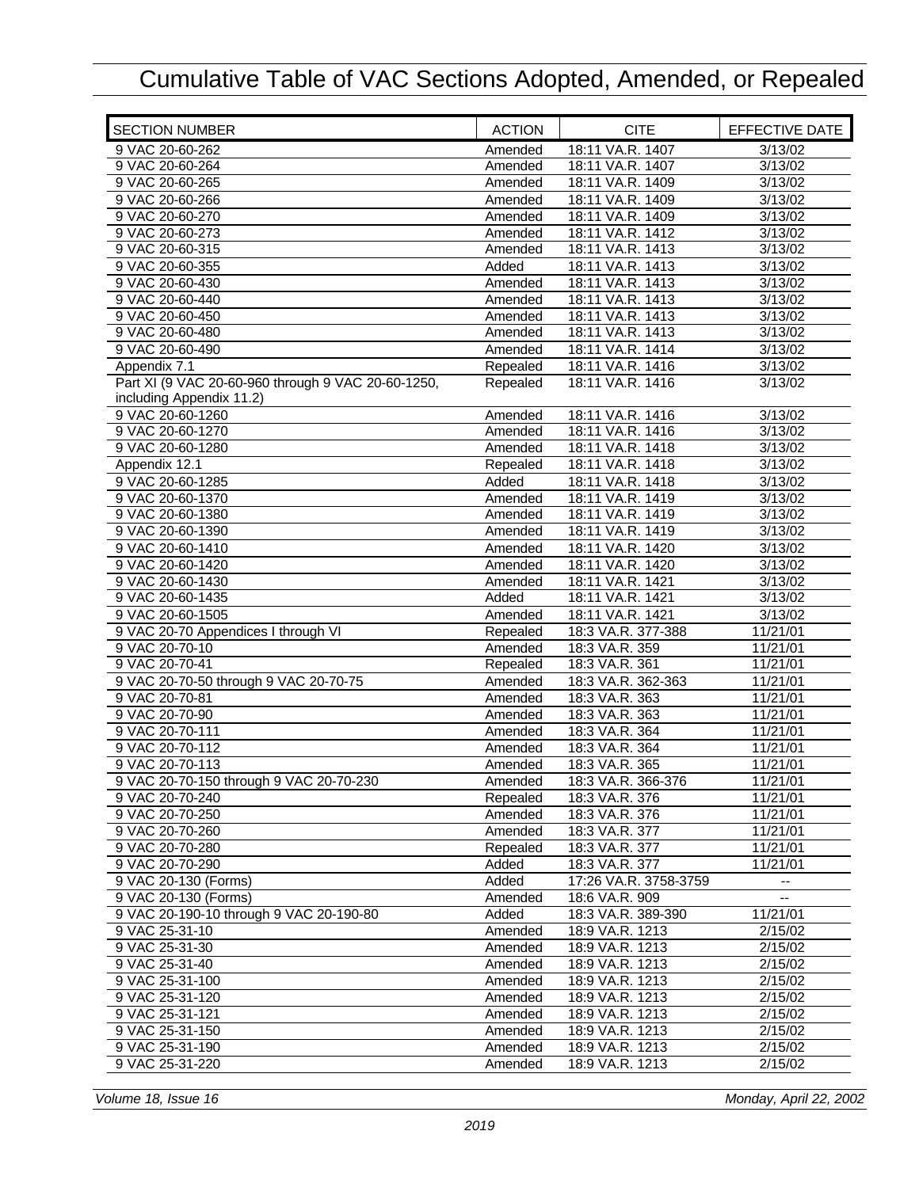# Cumulative Table of VAC Sections Adopted, Amended, or Repealed

| SECTION NUMBER | ACTION | CITE | EFFECTIVE DATE |
|---|---|---|---|
| 9 VAC 20-60-262 | Amended | 18:11 VA.R. 1407 | 3/13/02 |
| 9 VAC 20-60-264 | Amended | 18:11 VA.R. 1407 | 3/13/02 |
| 9 VAC 20-60-265 | Amended | 18:11 VA.R. 1409 | 3/13/02 |
| 9 VAC 20-60-266 | Amended | 18:11 VA.R. 1409 | 3/13/02 |
| 9 VAC 20-60-270 | Amended | 18:11 VA.R. 1409 | 3/13/02 |
| 9 VAC 20-60-273 | Amended | 18:11 VA.R. 1412 | 3/13/02 |
| 9 VAC 20-60-315 | Amended | 18:11 VA.R. 1413 | 3/13/02 |
| 9 VAC 20-60-355 | Added | 18:11 VA.R. 1413 | 3/13/02 |
| 9 VAC 20-60-430 | Amended | 18:11 VA.R. 1413 | 3/13/02 |
| 9 VAC 20-60-440 | Amended | 18:11 VA.R. 1413 | 3/13/02 |
| 9 VAC 20-60-450 | Amended | 18:11 VA.R. 1413 | 3/13/02 |
| 9 VAC 20-60-480 | Amended | 18:11 VA.R. 1413 | 3/13/02 |
| 9 VAC 20-60-490 | Amended | 18:11 VA.R. 1414 | 3/13/02 |
| Appendix 7.1 | Repealed | 18:11 VA.R. 1416 | 3/13/02 |
| Part XI (9 VAC 20-60-960 through 9 VAC 20-60-1250, including Appendix 11.2) | Repealed | 18:11 VA.R. 1416 | 3/13/02 |
| 9 VAC 20-60-1260 | Amended | 18:11 VA.R. 1416 | 3/13/02 |
| 9 VAC 20-60-1270 | Amended | 18:11 VA.R. 1416 | 3/13/02 |
| 9 VAC 20-60-1280 | Amended | 18:11 VA.R. 1418 | 3/13/02 |
| Appendix 12.1 | Repealed | 18:11 VA.R. 1418 | 3/13/02 |
| 9 VAC 20-60-1285 | Added | 18:11 VA.R. 1418 | 3/13/02 |
| 9 VAC 20-60-1370 | Amended | 18:11 VA.R. 1419 | 3/13/02 |
| 9 VAC 20-60-1380 | Amended | 18:11 VA.R. 1419 | 3/13/02 |
| 9 VAC 20-60-1390 | Amended | 18:11 VA.R. 1419 | 3/13/02 |
| 9 VAC 20-60-1410 | Amended | 18:11 VA.R. 1420 | 3/13/02 |
| 9 VAC 20-60-1420 | Amended | 18:11 VA.R. 1420 | 3/13/02 |
| 9 VAC 20-60-1430 | Amended | 18:11 VA.R. 1421 | 3/13/02 |
| 9 VAC 20-60-1435 | Added | 18:11 VA.R. 1421 | 3/13/02 |
| 9 VAC 20-60-1505 | Amended | 18:11 VA.R. 1421 | 3/13/02 |
| 9 VAC 20-70 Appendices I through VI | Repealed | 18:3 VA.R. 377-388 | 11/21/01 |
| 9 VAC 20-70-10 | Amended | 18:3 VA.R. 359 | 11/21/01 |
| 9 VAC 20-70-41 | Repealed | 18:3 VA.R. 361 | 11/21/01 |
| 9 VAC 20-70-50 through 9 VAC 20-70-75 | Amended | 18:3 VA.R. 362-363 | 11/21/01 |
| 9 VAC 20-70-81 | Amended | 18:3 VA.R. 363 | 11/21/01 |
| 9 VAC 20-70-90 | Amended | 18:3 VA.R. 363 | 11/21/01 |
| 9 VAC 20-70-111 | Amended | 18:3 VA.R. 364 | 11/21/01 |
| 9 VAC 20-70-112 | Amended | 18:3 VA.R. 364 | 11/21/01 |
| 9 VAC 20-70-113 | Amended | 18:3 VA.R. 365 | 11/21/01 |
| 9 VAC 20-70-150 through 9 VAC 20-70-230 | Amended | 18:3 VA.R. 366-376 | 11/21/01 |
| 9 VAC 20-70-240 | Repealed | 18:3 VA.R. 376 | 11/21/01 |
| 9 VAC 20-70-250 | Amended | 18:3 VA.R. 376 | 11/21/01 |
| 9 VAC 20-70-260 | Amended | 18:3 VA.R. 377 | 11/21/01 |
| 9 VAC 20-70-280 | Repealed | 18:3 VA.R. 377 | 11/21/01 |
| 9 VAC 20-70-290 | Added | 18:3 VA.R. 377 | 11/21/01 |
| 9 VAC 20-130 (Forms) | Added | 17:26 VA.R. 3758-3759 | -- |
| 9 VAC 20-130 (Forms) | Amended | 18:6 VA.R. 909 | -- |
| 9 VAC 20-190-10 through 9 VAC 20-190-80 | Added | 18:3 VA.R. 389-390 | 11/21/01 |
| 9 VAC 25-31-10 | Amended | 18:9 VA.R. 1213 | 2/15/02 |
| 9 VAC 25-31-30 | Amended | 18:9 VA.R. 1213 | 2/15/02 |
| 9 VAC 25-31-40 | Amended | 18:9 VA.R. 1213 | 2/15/02 |
| 9 VAC 25-31-100 | Amended | 18:9 VA.R. 1213 | 2/15/02 |
| 9 VAC 25-31-120 | Amended | 18:9 VA.R. 1213 | 2/15/02 |
| 9 VAC 25-31-121 | Amended | 18:9 VA.R. 1213 | 2/15/02 |
| 9 VAC 25-31-150 | Amended | 18:9 VA.R. 1213 | 2/15/02 |
| 9 VAC 25-31-190 | Amended | 18:9 VA.R. 1213 | 2/15/02 |
| 9 VAC 25-31-220 | Amended | 18:9 VA.R. 1213 | 2/15/02 |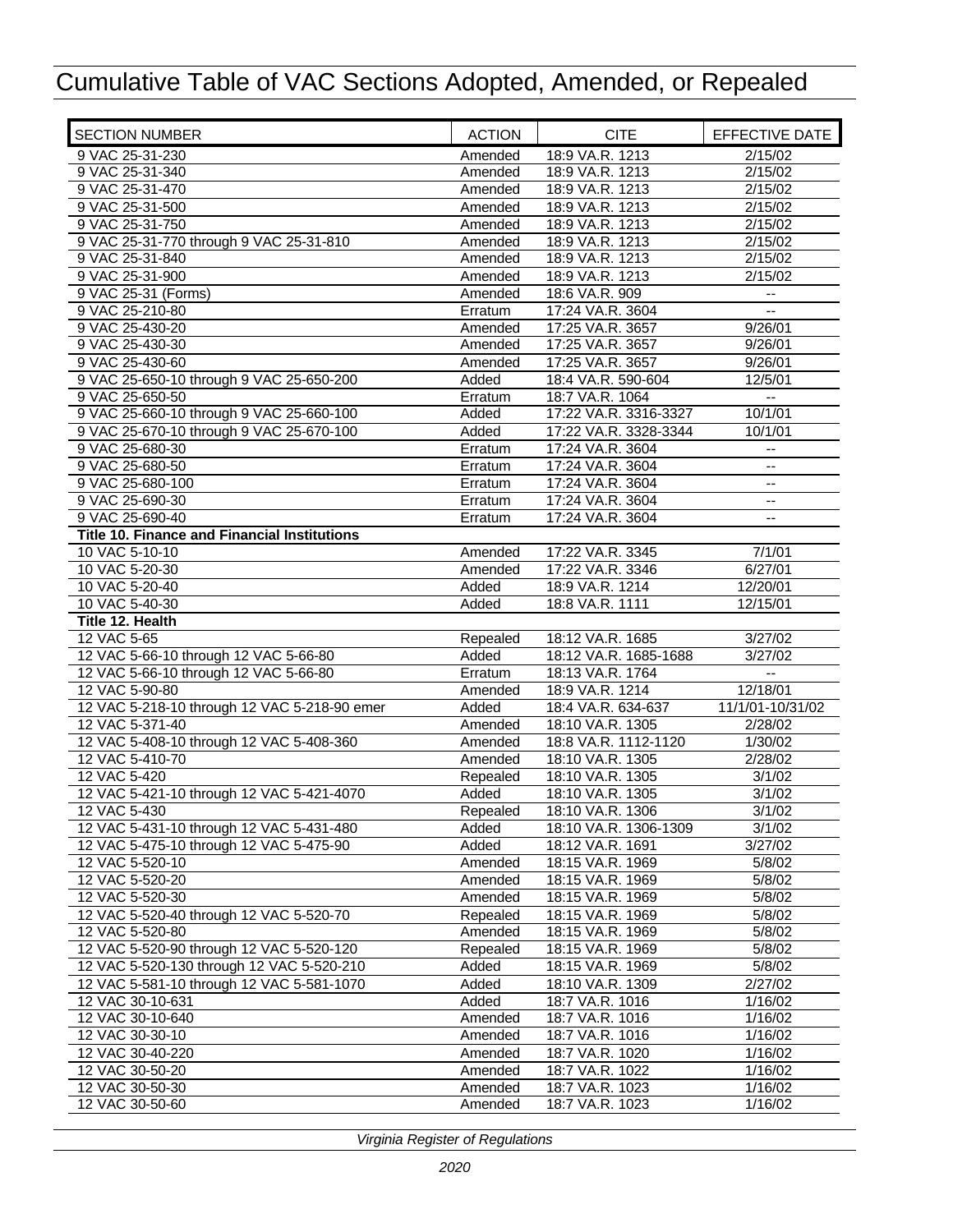# Cumulative Table of VAC Sections Adopted, Amended, or Repealed

| SECTION NUMBER | ACTION | CITE | EFFECTIVE DATE |
|---|---|---|---|
| 9 VAC 25-31-230 | Amended | 18:9 VA.R. 1213 | 2/15/02 |
| 9 VAC 25-31-340 | Amended | 18:9 VA.R. 1213 | 2/15/02 |
| 9 VAC 25-31-470 | Amended | 18:9 VA.R. 1213 | 2/15/02 |
| 9 VAC 25-31-500 | Amended | 18:9 VA.R. 1213 | 2/15/02 |
| 9 VAC 25-31-750 | Amended | 18:9 VA.R. 1213 | 2/15/02 |
| 9 VAC 25-31-770 through 9 VAC 25-31-810 | Amended | 18:9 VA.R. 1213 | 2/15/02 |
| 9 VAC 25-31-840 | Amended | 18:9 VA.R. 1213 | 2/15/02 |
| 9 VAC 25-31-900 | Amended | 18:9 VA.R. 1213 | 2/15/02 |
| 9 VAC 25-31 (Forms) | Amended | 18:6 VA.R. 909 | -- |
| 9 VAC 25-210-80 | Erratum | 17:24 VA.R. 3604 | -- |
| 9 VAC 25-430-20 | Amended | 17:25 VA.R. 3657 | 9/26/01 |
| 9 VAC 25-430-30 | Amended | 17:25 VA.R. 3657 | 9/26/01 |
| 9 VAC 25-430-60 | Amended | 17:25 VA.R. 3657 | 9/26/01 |
| 9 VAC 25-650-10 through 9 VAC 25-650-200 | Added | 18:4 VA.R. 590-604 | 12/5/01 |
| 9 VAC 25-650-50 | Erratum | 18:7 VA.R. 1064 | -- |
| 9 VAC 25-660-10 through 9 VAC 25-660-100 | Added | 17:22 VA.R. 3316-3327 | 10/1/01 |
| 9 VAC 25-670-10 through 9 VAC 25-670-100 | Added | 17:22 VA.R. 3328-3344 | 10/1/01 |
| 9 VAC 25-680-30 | Erratum | 17:24 VA.R. 3604 | -- |
| 9 VAC 25-680-50 | Erratum | 17:24 VA.R. 3604 | -- |
| 9 VAC 25-680-100 | Erratum | 17:24 VA.R. 3604 | -- |
| 9 VAC 25-690-30 | Erratum | 17:24 VA.R. 3604 | -- |
| 9 VAC 25-690-40 | Erratum | 17:24 VA.R. 3604 | -- |
| **Title 10. Finance and Financial Institutions** | | | |
| 10 VAC 5-10-10 | Amended | 17:22 VA.R. 3345 | 7/1/01 |
| 10 VAC 5-20-30 | Amended | 17:22 VA.R. 3346 | 6/27/01 |
| 10 VAC 5-20-40 | Added | 18:9 VA.R. 1214 | 12/20/01 |
| 10 VAC 5-40-30 | Added | 18:8 VA.R. 1111 | 12/15/01 |
| **Title 12. Health** | | | |
| 12 VAC 5-65 | Repealed | 18:12 VA.R. 1685 | 3/27/02 |
| 12 VAC 5-66-10 through 12 VAC 5-66-80 | Added | 18:12 VA.R. 1685-1688 | 3/27/02 |
| 12 VAC 5-66-10 through 12 VAC 5-66-80 | Erratum | 18:13 VA.R. 1764 | -- |
| 12 VAC 5-90-80 | Amended | 18:9 VA.R. 1214 | 12/18/01 |
| 12 VAC 5-218-10 through 12 VAC 5-218-90 emer | Added | 18:4 VA.R. 634-637 | 11/1/01-10/31/02 |
| 12 VAC 5-371-40 | Amended | 18:10 VA.R. 1305 | 2/28/02 |
| 12 VAC 5-408-10 through 12 VAC 5-408-360 | Amended | 18:8 VA.R. 1112-1120 | 1/30/02 |
| 12 VAC 5-410-70 | Amended | 18:10 VA.R. 1305 | 2/28/02 |
| 12 VAC 5-420 | Repealed | 18:10 VA.R. 1305 | 3/1/02 |
| 12 VAC 5-421-10 through 12 VAC 5-421-4070 | Added | 18:10 VA.R. 1305 | 3/1/02 |
| 12 VAC 5-430 | Repealed | 18:10 VA.R. 1306 | 3/1/02 |
| 12 VAC 5-431-10 through 12 VAC 5-431-480 | Added | 18:10 VA.R. 1306-1309 | 3/1/02 |
| 12 VAC 5-475-10 through 12 VAC 5-475-90 | Added | 18:12 VA.R. 1691 | 3/27/02 |
| 12 VAC 5-520-10 | Amended | 18:15 VA.R. 1969 | 5/8/02 |
| 12 VAC 5-520-20 | Amended | 18:15 VA.R. 1969 | 5/8/02 |
| 12 VAC 5-520-30 | Amended | 18:15 VA.R. 1969 | 5/8/02 |
| 12 VAC 5-520-40 through 12 VAC 5-520-70 | Repealed | 18:15 VA.R. 1969 | 5/8/02 |
| 12 VAC 5-520-80 | Amended | 18:15 VA.R. 1969 | 5/8/02 |
| 12 VAC 5-520-90 through 12 VAC 5-520-120 | Repealed | 18:15 VA.R. 1969 | 5/8/02 |
| 12 VAC 5-520-130 through 12 VAC 5-520-210 | Added | 18:15 VA.R. 1969 | 5/8/02 |
| 12 VAC 5-581-10 through 12 VAC 5-581-1070 | Added | 18:10 VA.R. 1309 | 2/27/02 |
| 12 VAC 30-10-631 | Added | 18:7 VA.R. 1016 | 1/16/02 |
| 12 VAC 30-10-640 | Amended | 18:7 VA.R. 1016 | 1/16/02 |
| 12 VAC 30-30-10 | Amended | 18:7 VA.R. 1016 | 1/16/02 |
| 12 VAC 30-40-220 | Amended | 18:7 VA.R. 1020 | 1/16/02 |
| 12 VAC 30-50-20 | Amended | 18:7 VA.R. 1022 | 1/16/02 |
| 12 VAC 30-50-30 | Amended | 18:7 VA.R. 1023 | 1/16/02 |
| 12 VAC 30-50-60 | Amended | 18:7 VA.R. 1023 | 1/16/02 |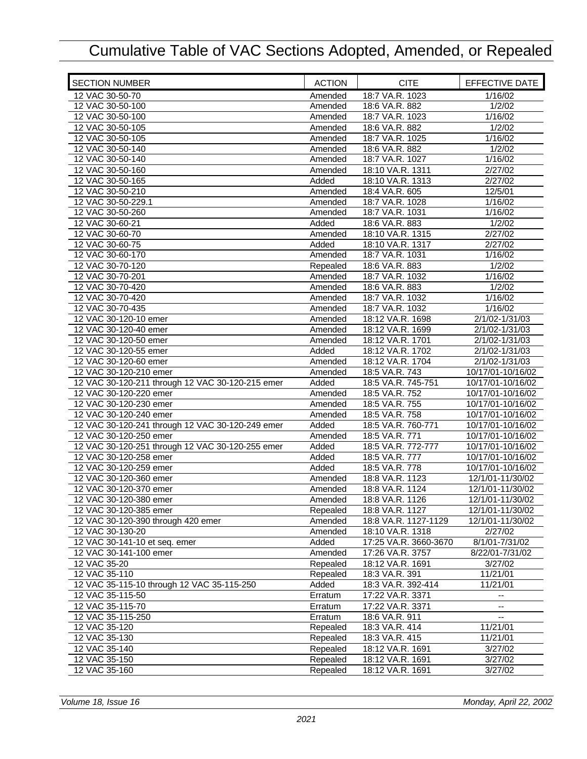# Cumulative Table of VAC Sections Adopted, Amended, or Repealed

| SECTION NUMBER | ACTION | CITE | EFFECTIVE DATE |
|---|---|---|---|
| 12 VAC 30-50-70 | Amended | 18:7 VA.R. 1023 | 1/16/02 |
| 12 VAC 30-50-100 | Amended | 18:6 VA.R. 882 | 1/2/02 |
| 12 VAC 30-50-100 | Amended | 18:7 VA.R. 1023 | 1/16/02 |
| 12 VAC 30-50-105 | Amended | 18:6 VA.R. 882 | 1/2/02 |
| 12 VAC 30-50-105 | Amended | 18:7 VA.R. 1025 | 1/16/02 |
| 12 VAC 30-50-140 | Amended | 18:6 VA.R. 882 | 1/2/02 |
| 12 VAC 30-50-140 | Amended | 18:7 VA.R. 1027 | 1/16/02 |
| 12 VAC 30-50-160 | Amended | 18:10 VA.R. 1311 | 2/27/02 |
| 12 VAC 30-50-165 | Added | 18:10 VA.R. 1313 | 2/27/02 |
| 12 VAC 30-50-210 | Amended | 18:4 VA.R. 605 | 12/5/01 |
| 12 VAC 30-50-229.1 | Amended | 18:7 VA.R. 1028 | 1/16/02 |
| 12 VAC 30-50-260 | Amended | 18:7 VA.R. 1031 | 1/16/02 |
| 12 VAC 30-60-21 | Added | 18:6 VA.R. 883 | 1/2/02 |
| 12 VAC 30-60-70 | Amended | 18:10 VA.R. 1315 | 2/27/02 |
| 12 VAC 30-60-75 | Added | 18:10 VA.R. 1317 | 2/27/02 |
| 12 VAC 30-60-170 | Amended | 18:7 VA.R. 1031 | 1/16/02 |
| 12 VAC 30-70-120 | Repealed | 18:6 VA.R. 883 | 1/2/02 |
| 12 VAC 30-70-201 | Amended | 18:7 VA.R. 1032 | 1/16/02 |
| 12 VAC 30-70-420 | Amended | 18:6 VA.R. 883 | 1/2/02 |
| 12 VAC 30-70-420 | Amended | 18:7 VA.R. 1032 | 1/16/02 |
| 12 VAC 30-70-435 | Amended | 18:7 VA.R. 1032 | 1/16/02 |
| 12 VAC 30-120-10 emer | Amended | 18:12 VA.R. 1698 | 2/1/02-1/31/03 |
| 12 VAC 30-120-40 emer | Amended | 18:12 VA.R. 1699 | 2/1/02-1/31/03 |
| 12 VAC 30-120-50 emer | Amended | 18:12 VA.R. 1701 | 2/1/02-1/31/03 |
| 12 VAC 30-120-55 emer | Added | 18:12 VA.R. 1702 | 2/1/02-1/31/03 |
| 12 VAC 30-120-60 emer | Amended | 18:12 VA.R. 1704 | 2/1/02-1/31/03 |
| 12 VAC 30-120-210 emer | Amended | 18:5 VA.R. 743 | 10/17/01-10/16/02 |
| 12 VAC 30-120-211 through 12 VAC 30-120-215 emer | Added | 18:5 VA.R. 745-751 | 10/17/01-10/16/02 |
| 12 VAC 30-120-220 emer | Amended | 18:5 VA.R. 752 | 10/17/01-10/16/02 |
| 12 VAC 30-120-230 emer | Amended | 18:5 VA.R. 755 | 10/17/01-10/16/02 |
| 12 VAC 30-120-240 emer | Amended | 18:5 VA.R. 758 | 10/17/01-10/16/02 |
| 12 VAC 30-120-241 through 12 VAC 30-120-249 emer | Added | 18:5 VA.R. 760-771 | 10/17/01-10/16/02 |
| 12 VAC 30-120-250 emer | Amended | 18:5 VA.R. 771 | 10/17/01-10/16/02 |
| 12 VAC 30-120-251 through 12 VAC 30-120-255 emer | Added | 18:5 VA.R. 772-777 | 10/17/01-10/16/02 |
| 12 VAC 30-120-258 emer | Added | 18:5 VA.R. 777 | 10/17/01-10/16/02 |
| 12 VAC 30-120-259 emer | Added | 18:5 VA.R. 778 | 10/17/01-10/16/02 |
| 12 VAC 30-120-360 emer | Amended | 18:8 VA.R. 1123 | 12/1/01-11/30/02 |
| 12 VAC 30-120-370 emer | Amended | 18:8 VA.R. 1124 | 12/1/01-11/30/02 |
| 12 VAC 30-120-380 emer | Amended | 18:8 VA.R. 1126 | 12/1/01-11/30/02 |
| 12 VAC 30-120-385 emer | Repealed | 18:8 VA.R. 1127 | 12/1/01-11/30/02 |
| 12 VAC 30-120-390 through 420 emer | Amended | 18:8 VA.R. 1127-1129 | 12/1/01-11/30/02 |
| 12 VAC 30-130-20 | Amended | 18:10 VA.R. 1318 | 2/27/02 |
| 12 VAC 30-141-10 et seq. emer | Added | 17:25 VA.R. 3660-3670 | 8/1/01-7/31/02 |
| 12 VAC 30-141-100 emer | Amended | 17:26 VA.R. 3757 | 8/22/01-7/31/02 |
| 12 VAC 35-20 | Repealed | 18:12 VA.R. 1691 | 3/27/02 |
| 12 VAC 35-110 | Repealed | 18:3 VA.R. 391 | 11/21/01 |
| 12 VAC 35-115-10 through 12 VAC 35-115-250 | Added | 18:3 VA.R. 392-414 | 11/21/01 |
| 12 VAC 35-115-50 | Erratum | 17:22 VA.R. 3371 | -- |
| 12 VAC 35-115-70 | Erratum | 17:22 VA.R. 3371 | -- |
| 12 VAC 35-115-250 | Erratum | 18:6 VA.R. 911 | -- |
| 12 VAC 35-120 | Repealed | 18:3 VA.R. 414 | 11/21/01 |
| 12 VAC 35-130 | Repealed | 18:3 VA.R. 415 | 11/21/01 |
| 12 VAC 35-140 | Repealed | 18:12 VA.R. 1691 | 3/27/02 |
| 12 VAC 35-150 | Repealed | 18:12 VA.R. 1691 | 3/27/02 |
| 12 VAC 35-160 | Repealed | 18:12 VA.R. 1691 | 3/27/02 |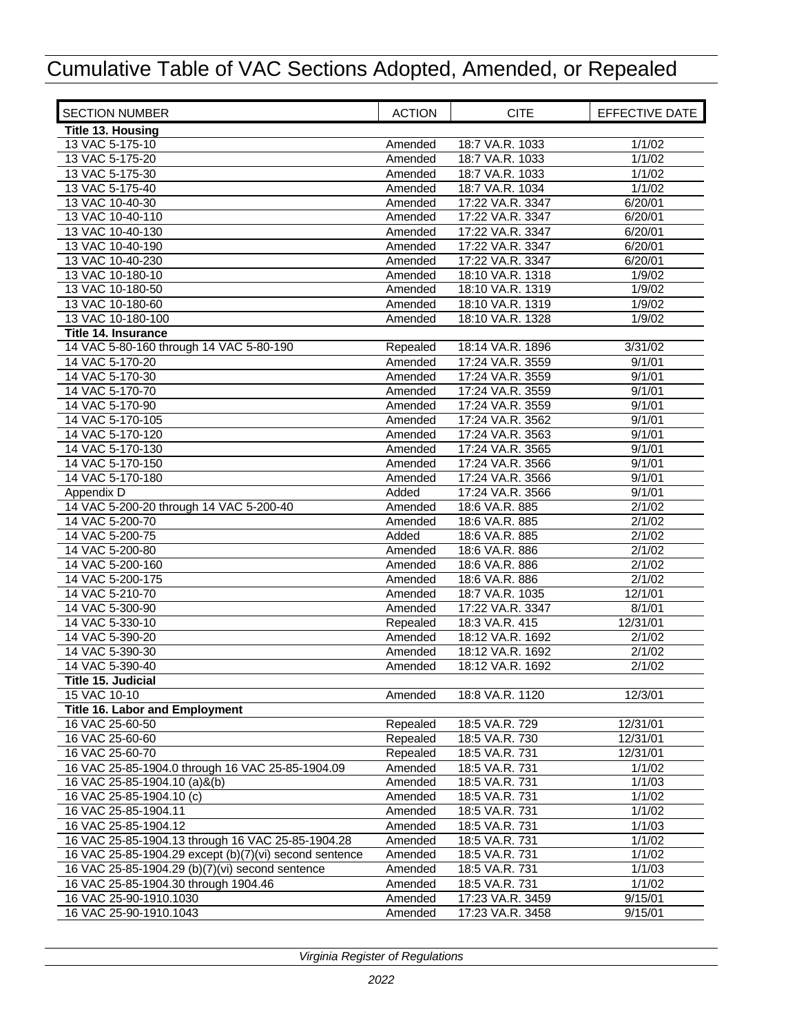# Cumulative Table of VAC Sections Adopted, Amended, or Repealed

| SECTION NUMBER | ACTION | CITE | EFFECTIVE DATE |
|---|---|---|---|
| **Title 13. Housing** | | | |
| 13 VAC 5-175-10 | Amended | 18:7 VA.R. 1033 | 1/1/02 |
| 13 VAC 5-175-20 | Amended | 18:7 VA.R. 1033 | 1/1/02 |
| 13 VAC 5-175-30 | Amended | 18:7 VA.R. 1033 | 1/1/02 |
| 13 VAC 5-175-40 | Amended | 18:7 VA.R. 1034 | 1/1/02 |
| 13 VAC 10-40-30 | Amended | 17:22 VA.R. 3347 | 6/20/01 |
| 13 VAC 10-40-110 | Amended | 17:22 VA.R. 3347 | 6/20/01 |
| 13 VAC 10-40-130 | Amended | 17:22 VA.R. 3347 | 6/20/01 |
| 13 VAC 10-40-190 | Amended | 17:22 VA.R. 3347 | 6/20/01 |
| 13 VAC 10-40-230 | Amended | 17:22 VA.R. 3347 | 6/20/01 |
| 13 VAC 10-180-10 | Amended | 18:10 VA.R. 1318 | 1/9/02 |
| 13 VAC 10-180-50 | Amended | 18:10 VA.R. 1319 | 1/9/02 |
| 13 VAC 10-180-60 | Amended | 18:10 VA.R. 1319 | 1/9/02 |
| 13 VAC 10-180-100 | Amended | 18:10 VA.R. 1328 | 1/9/02 |
| **Title 14. Insurance** | | | |
| 14 VAC 5-80-160 through 14 VAC 5-80-190 | Repealed | 18:14 VA.R. 1896 | 3/31/02 |
| 14 VAC 5-170-20 | Amended | 17:24 VA.R. 3559 | 9/1/01 |
| 14 VAC 5-170-30 | Amended | 17:24 VA.R. 3559 | 9/1/01 |
| 14 VAC 5-170-70 | Amended | 17:24 VA.R. 3559 | 9/1/01 |
| 14 VAC 5-170-90 | Amended | 17:24 VA.R. 3559 | 9/1/01 |
| 14 VAC 5-170-105 | Amended | 17:24 VA.R. 3562 | 9/1/01 |
| 14 VAC 5-170-120 | Amended | 17:24 VA.R. 3563 | 9/1/01 |
| 14 VAC 5-170-130 | Amended | 17:24 VA.R. 3565 | 9/1/01 |
| 14 VAC 5-170-150 | Amended | 17:24 VA.R. 3566 | 9/1/01 |
| 14 VAC 5-170-180 | Amended | 17:24 VA.R. 3566 | 9/1/01 |
| Appendix D | Added | 17:24 VA.R. 3566 | 9/1/01 |
| 14 VAC 5-200-20 through 14 VAC 5-200-40 | Amended | 18:6 VA.R. 885 | 2/1/02 |
| 14 VAC 5-200-70 | Amended | 18:6 VA.R. 885 | 2/1/02 |
| 14 VAC 5-200-75 | Added | 18:6 VA.R. 885 | 2/1/02 |
| 14 VAC 5-200-80 | Amended | 18:6 VA.R. 886 | 2/1/02 |
| 14 VAC 5-200-160 | Amended | 18:6 VA.R. 886 | 2/1/02 |
| 14 VAC 5-200-175 | Amended | 18:6 VA.R. 886 | 2/1/02 |
| 14 VAC 5-210-70 | Amended | 18:7 VA.R. 1035 | 12/1/01 |
| 14 VAC 5-300-90 | Amended | 17:22 VA.R. 3347 | 8/1/01 |
| 14 VAC 5-330-10 | Repealed | 18:3 VA.R. 415 | 12/31/01 |
| 14 VAC 5-390-20 | Amended | 18:12 VA.R. 1692 | 2/1/02 |
| 14 VAC 5-390-30 | Amended | 18:12 VA.R. 1692 | 2/1/02 |
| 14 VAC 5-390-40 | Amended | 18:12 VA.R. 1692 | 2/1/02 |
| **Title 15. Judicial** | | | |
| 15 VAC 10-10 | Amended | 18:8 VA.R. 1120 | 12/3/01 |
| **Title 16. Labor and Employment** | | | |
| 16 VAC 25-60-50 | Repealed | 18:5 VA.R. 729 | 12/31/01 |
| 16 VAC 25-60-60 | Repealed | 18:5 VA.R. 730 | 12/31/01 |
| 16 VAC 25-60-70 | Repealed | 18:5 VA.R. 731 | 12/31/01 |
| 16 VAC 25-85-1904.0 through 16 VAC 25-85-1904.09 | Amended | 18:5 VA.R. 731 | 1/1/02 |
| 16 VAC 25-85-1904.10 (a)&(b) | Amended | 18:5 VA.R. 731 | 1/1/03 |
| 16 VAC 25-85-1904.10 (c) | Amended | 18:5 VA.R. 731 | 1/1/02 |
| 16 VAC 25-85-1904.11 | Amended | 18:5 VA.R. 731 | 1/1/02 |
| 16 VAC 25-85-1904.12 | Amended | 18:5 VA.R. 731 | 1/1/03 |
| 16 VAC 25-85-1904.13 through 16 VAC 25-85-1904.28 | Amended | 18:5 VA.R. 731 | 1/1/02 |
| 16 VAC 25-85-1904.29 except (b)(7)(vi) second sentence | Amended | 18:5 VA.R. 731 | 1/1/02 |
| 16 VAC 25-85-1904.29 (b)(7)(vi) second sentence | Amended | 18:5 VA.R. 731 | 1/1/03 |
| 16 VAC 25-85-1904.30 through 1904.46 | Amended | 18:5 VA.R. 731 | 1/1/02 |
| 16 VAC 25-90-1910.1030 | Amended | 17:23 VA.R. 3459 | 9/15/01 |
| 16 VAC 25-90-1910.1043 | Amended | 17:23 VA.R. 3458 | 9/15/01 |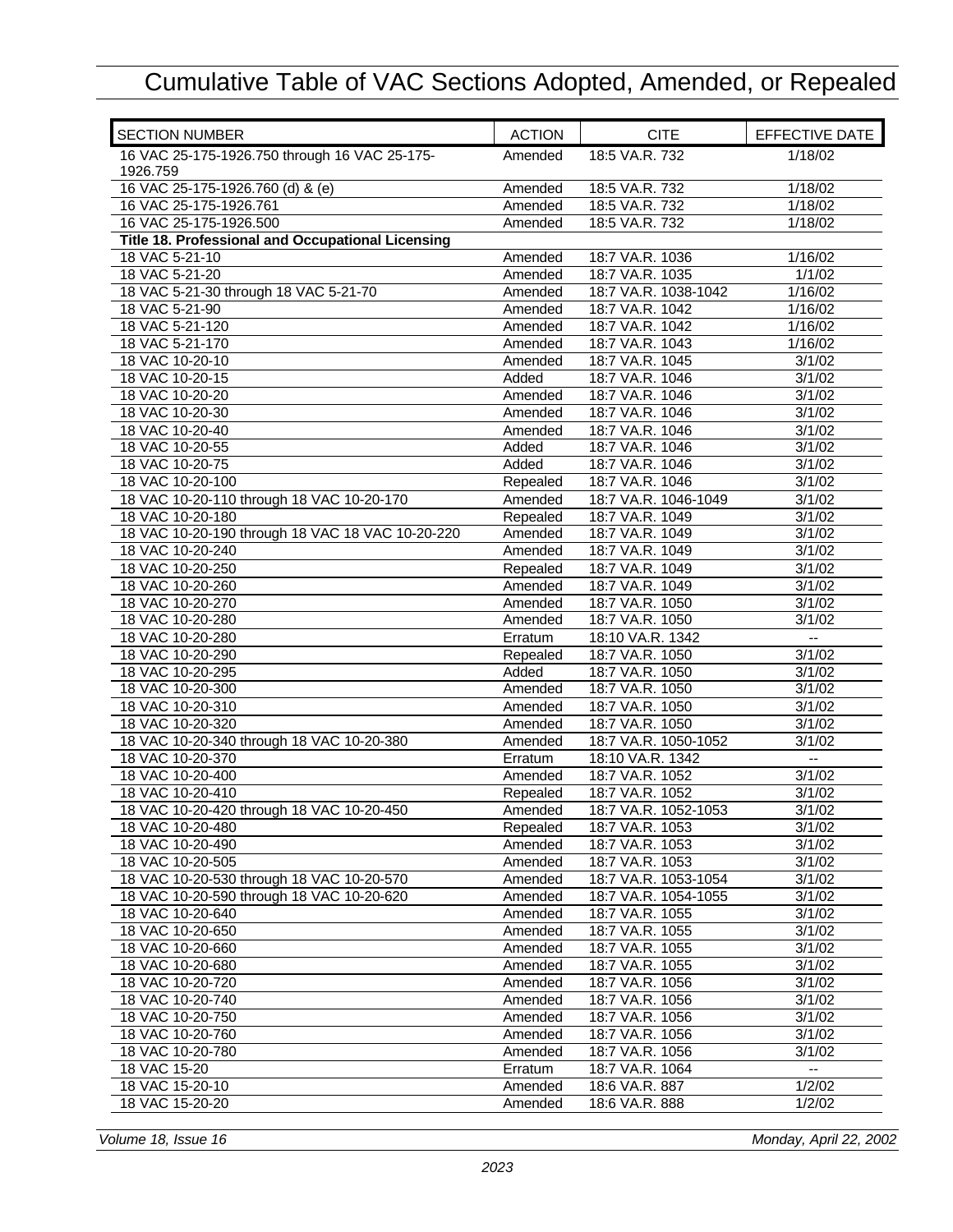# Cumulative Table of VAC Sections Adopted, Amended, or Repealed

| SECTION NUMBER | ACTION | CITE | EFFECTIVE DATE |
|---|---|---|---|
| 16 VAC 25-175-1926.750 through 16 VAC 25-175-1926.759 | Amended | 18:5 VA.R. 732 | 1/18/02 |
| 16 VAC 25-175-1926.760 (d) & (e) | Amended | 18:5 VA.R. 732 | 1/18/02 |
| 16 VAC 25-175-1926.761 | Amended | 18:5 VA.R. 732 | 1/18/02 |
| 16 VAC 25-175-1926.500 | Amended | 18:5 VA.R. 732 | 1/18/02 |
| **Title 18. Professional and Occupational Licensing** | | | |
| 18 VAC 5-21-10 | Amended | 18:7 VA.R. 1036 | 1/16/02 |
| 18 VAC 5-21-20 | Amended | 18:7 VA.R. 1035 | 1/1/02 |
| 18 VAC 5-21-30 through 18 VAC 5-21-70 | Amended | 18:7 VA.R. 1038-1042 | 1/16/02 |
| 18 VAC 5-21-90 | Amended | 18:7 VA.R. 1042 | 1/16/02 |
| 18 VAC 5-21-120 | Amended | 18:7 VA.R. 1042 | 1/16/02 |
| 18 VAC 5-21-170 | Amended | 18:7 VA.R. 1043 | 1/16/02 |
| 18 VAC 10-20-10 | Amended | 18:7 VA.R. 1045 | 3/1/02 |
| 18 VAC 10-20-15 | Added | 18:7 VA.R. 1046 | 3/1/02 |
| 18 VAC 10-20-20 | Amended | 18:7 VA.R. 1046 | 3/1/02 |
| 18 VAC 10-20-30 | Amended | 18:7 VA.R. 1046 | 3/1/02 |
| 18 VAC 10-20-40 | Amended | 18:7 VA.R. 1046 | 3/1/02 |
| 18 VAC 10-20-55 | Added | 18:7 VA.R. 1046 | 3/1/02 |
| 18 VAC 10-20-75 | Added | 18:7 VA.R. 1046 | 3/1/02 |
| 18 VAC 10-20-100 | Repealed | 18:7 VA.R. 1046 | 3/1/02 |
| 18 VAC 10-20-110 through 18 VAC 10-20-170 | Amended | 18:7 VA.R. 1046-1049 | 3/1/02 |
| 18 VAC 10-20-180 | Repealed | 18:7 VA.R. 1049 | 3/1/02 |
| 18 VAC 10-20-190 through 18 VAC 18 VAC 10-20-220 | Amended | 18:7 VA.R. 1049 | 3/1/02 |
| 18 VAC 10-20-240 | Amended | 18:7 VA.R. 1049 | 3/1/02 |
| 18 VAC 10-20-250 | Repealed | 18:7 VA.R. 1049 | 3/1/02 |
| 18 VAC 10-20-260 | Amended | 18:7 VA.R. 1049 | 3/1/02 |
| 18 VAC 10-20-270 | Amended | 18:7 VA.R. 1050 | 3/1/02 |
| 18 VAC 10-20-280 | Amended | 18:7 VA.R. 1050 | 3/1/02 |
| 18 VAC 10-20-280 | Erratum | 18:10 VA.R. 1342 | -- |
| 18 VAC 10-20-290 | Repealed | 18:7 VA.R. 1050 | 3/1/02 |
| 18 VAC 10-20-295 | Added | 18:7 VA.R. 1050 | 3/1/02 |
| 18 VAC 10-20-300 | Amended | 18:7 VA.R. 1050 | 3/1/02 |
| 18 VAC 10-20-310 | Amended | 18:7 VA.R. 1050 | 3/1/02 |
| 18 VAC 10-20-320 | Amended | 18:7 VA.R. 1050 | 3/1/02 |
| 18 VAC 10-20-340 through 18 VAC 10-20-380 | Amended | 18:7 VA.R. 1050-1052 | 3/1/02 |
| 18 VAC 10-20-370 | Erratum | 18:10 VA.R. 1342 | -- |
| 18 VAC 10-20-400 | Amended | 18:7 VA.R. 1052 | 3/1/02 |
| 18 VAC 10-20-410 | Repealed | 18:7 VA.R. 1052 | 3/1/02 |
| 18 VAC 10-20-420 through 18 VAC 10-20-450 | Amended | 18:7 VA.R. 1052-1053 | 3/1/02 |
| 18 VAC 10-20-480 | Repealed | 18:7 VA.R. 1053 | 3/1/02 |
| 18 VAC 10-20-490 | Amended | 18:7 VA.R. 1053 | 3/1/02 |
| 18 VAC 10-20-505 | Amended | 18:7 VA.R. 1053 | 3/1/02 |
| 18 VAC 10-20-530 through 18 VAC 10-20-570 | Amended | 18:7 VA.R. 1053-1054 | 3/1/02 |
| 18 VAC 10-20-590 through 18 VAC 10-20-620 | Amended | 18:7 VA.R. 1054-1055 | 3/1/02 |
| 18 VAC 10-20-640 | Amended | 18:7 VA.R. 1055 | 3/1/02 |
| 18 VAC 10-20-650 | Amended | 18:7 VA.R. 1055 | 3/1/02 |
| 18 VAC 10-20-660 | Amended | 18:7 VA.R. 1055 | 3/1/02 |
| 18 VAC 10-20-680 | Amended | 18:7 VA.R. 1055 | 3/1/02 |
| 18 VAC 10-20-720 | Amended | 18:7 VA.R. 1056 | 3/1/02 |
| 18 VAC 10-20-740 | Amended | 18:7 VA.R. 1056 | 3/1/02 |
| 18 VAC 10-20-750 | Amended | 18:7 VA.R. 1056 | 3/1/02 |
| 18 VAC 10-20-760 | Amended | 18:7 VA.R. 1056 | 3/1/02 |
| 18 VAC 10-20-780 | Amended | 18:7 VA.R. 1056 | 3/1/02 |
| 18 VAC 15-20 | Erratum | 18:7 VA.R. 1064 | -- |
| 18 VAC 15-20-10 | Amended | 18:6 VA.R. 887 | 1/2/02 |
| 18 VAC 15-20-20 | Amended | 18:6 VA.R. 888 | 1/2/02 |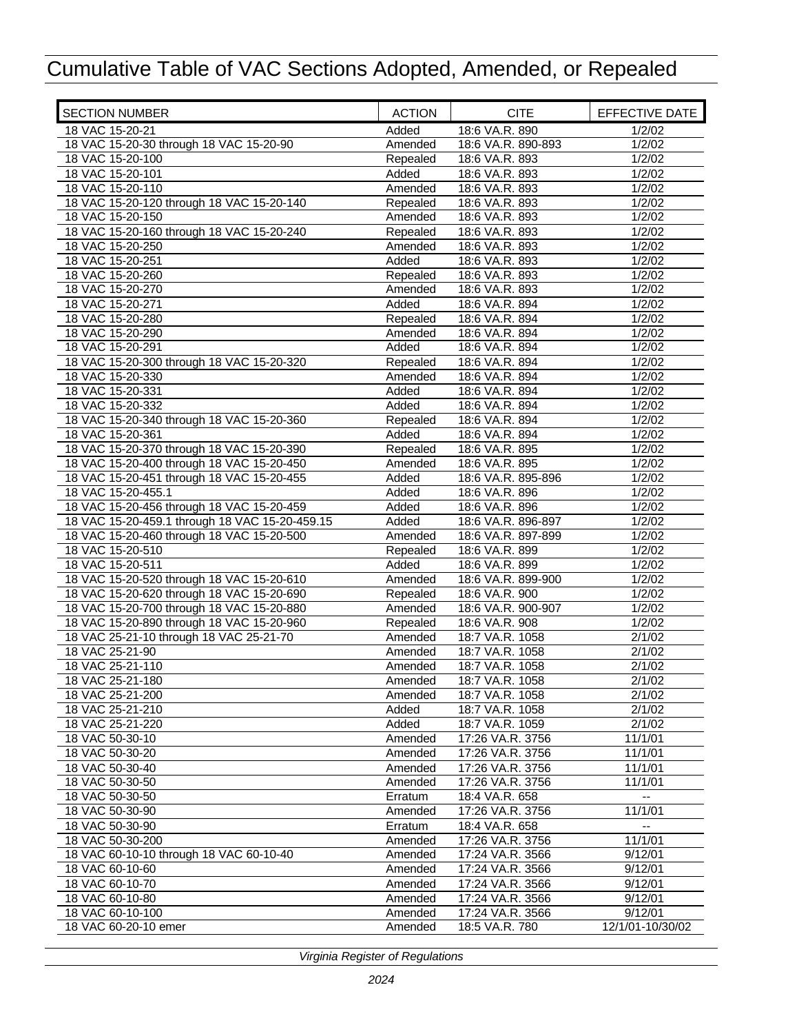# Cumulative Table of VAC Sections Adopted, Amended, or Repealed

| SECTION NUMBER | ACTION | CITE | EFFECTIVE DATE |
|---|---|---|---|
| 18 VAC 15-20-21 | Added | 18:6 VA.R. 890 | 1/2/02 |
| 18 VAC 15-20-30 through 18 VAC 15-20-90 | Amended | 18:6 VA.R. 890-893 | 1/2/02 |
| 18 VAC 15-20-100 | Repealed | 18:6 VA.R. 893 | 1/2/02 |
| 18 VAC 15-20-101 | Added | 18:6 VA.R. 893 | 1/2/02 |
| 18 VAC 15-20-110 | Amended | 18:6 VA.R. 893 | 1/2/02 |
| 18 VAC 15-20-120 through 18 VAC 15-20-140 | Repealed | 18:6 VA.R. 893 | 1/2/02 |
| 18 VAC 15-20-150 | Amended | 18:6 VA.R. 893 | 1/2/02 |
| 18 VAC 15-20-160 through 18 VAC 15-20-240 | Repealed | 18:6 VA.R. 893 | 1/2/02 |
| 18 VAC 15-20-250 | Amended | 18:6 VA.R. 893 | 1/2/02 |
| 18 VAC 15-20-251 | Added | 18:6 VA.R. 893 | 1/2/02 |
| 18 VAC 15-20-260 | Repealed | 18:6 VA.R. 893 | 1/2/02 |
| 18 VAC 15-20-270 | Amended | 18:6 VA.R. 893 | 1/2/02 |
| 18 VAC 15-20-271 | Added | 18:6 VA.R. 894 | 1/2/02 |
| 18 VAC 15-20-280 | Repealed | 18:6 VA.R. 894 | 1/2/02 |
| 18 VAC 15-20-290 | Amended | 18:6 VA.R. 894 | 1/2/02 |
| 18 VAC 15-20-291 | Added | 18:6 VA.R. 894 | 1/2/02 |
| 18 VAC 15-20-300 through 18 VAC 15-20-320 | Repealed | 18:6 VA.R. 894 | 1/2/02 |
| 18 VAC 15-20-330 | Amended | 18:6 VA.R. 894 | 1/2/02 |
| 18 VAC 15-20-331 | Added | 18:6 VA.R. 894 | 1/2/02 |
| 18 VAC 15-20-332 | Added | 18:6 VA.R. 894 | 1/2/02 |
| 18 VAC 15-20-340 through 18 VAC 15-20-360 | Repealed | 18:6 VA.R. 894 | 1/2/02 |
| 18 VAC 15-20-361 | Added | 18:6 VA.R. 894 | 1/2/02 |
| 18 VAC 15-20-370 through 18 VAC 15-20-390 | Repealed | 18:6 VA.R. 895 | 1/2/02 |
| 18 VAC 15-20-400 through 18 VAC 15-20-450 | Amended | 18:6 VA.R. 895 | 1/2/02 |
| 18 VAC 15-20-451 through 18 VAC 15-20-455 | Added | 18:6 VA.R. 895-896 | 1/2/02 |
| 18 VAC 15-20-455.1 | Added | 18:6 VA.R. 896 | 1/2/02 |
| 18 VAC 15-20-456 through 18 VAC 15-20-459 | Added | 18:6 VA.R. 896 | 1/2/02 |
| 18 VAC 15-20-459.1 through 18 VAC 15-20-459.15 | Added | 18:6 VA.R. 896-897 | 1/2/02 |
| 18 VAC 15-20-460 through 18 VAC 15-20-500 | Amended | 18:6 VA.R. 897-899 | 1/2/02 |
| 18 VAC 15-20-510 | Repealed | 18:6 VA.R. 899 | 1/2/02 |
| 18 VAC 15-20-511 | Added | 18:6 VA.R. 899 | 1/2/02 |
| 18 VAC 15-20-520 through 18 VAC 15-20-610 | Amended | 18:6 VA.R. 899-900 | 1/2/02 |
| 18 VAC 15-20-620 through 18 VAC 15-20-690 | Repealed | 18:6 VA.R. 900 | 1/2/02 |
| 18 VAC 15-20-700 through 18 VAC 15-20-880 | Amended | 18:6 VA.R. 900-907 | 1/2/02 |
| 18 VAC 15-20-890 through 18 VAC 15-20-960 | Repealed | 18:6 VA.R. 908 | 1/2/02 |
| 18 VAC 25-21-10 through 18 VAC 25-21-70 | Amended | 18:7 VA.R. 1058 | 2/1/02 |
| 18 VAC 25-21-90 | Amended | 18:7 VA.R. 1058 | 2/1/02 |
| 18 VAC 25-21-110 | Amended | 18:7 VA.R. 1058 | 2/1/02 |
| 18 VAC 25-21-180 | Amended | 18:7 VA.R. 1058 | 2/1/02 |
| 18 VAC 25-21-200 | Amended | 18:7 VA.R. 1058 | 2/1/02 |
| 18 VAC 25-21-210 | Added | 18:7 VA.R. 1058 | 2/1/02 |
| 18 VAC 25-21-220 | Added | 18:7 VA.R. 1059 | 2/1/02 |
| 18 VAC 50-30-10 | Amended | 17:26 VA.R. 3756 | 11/1/01 |
| 18 VAC 50-30-20 | Amended | 17:26 VA.R. 3756 | 11/1/01 |
| 18 VAC 50-30-40 | Amended | 17:26 VA.R. 3756 | 11/1/01 |
| 18 VAC 50-30-50 | Amended | 17:26 VA.R. 3756 | 11/1/01 |
| 18 VAC 50-30-50 | Erratum | 18:4 VA.R. 658 | -- |
| 18 VAC 50-30-90 | Amended | 17:26 VA.R. 3756 | 11/1/01 |
| 18 VAC 50-30-90 | Erratum | 18:4 VA.R. 658 | -- |
| 18 VAC 50-30-200 | Amended | 17:26 VA.R. 3756 | 11/1/01 |
| 18 VAC 60-10-10 through 18 VAC 60-10-40 | Amended | 17:24 VA.R. 3566 | 9/12/01 |
| 18 VAC 60-10-60 | Amended | 17:24 VA.R. 3566 | 9/12/01 |
| 18 VAC 60-10-70 | Amended | 17:24 VA.R. 3566 | 9/12/01 |
| 18 VAC 60-10-80 | Amended | 17:24 VA.R. 3566 | 9/12/01 |
| 18 VAC 60-10-100 | Amended | 17:24 VA.R. 3566 | 9/12/01 |
| 18 VAC 60-20-10 emer | Amended | 18:5 VA.R. 780 | 12/1/01-10/30/02 |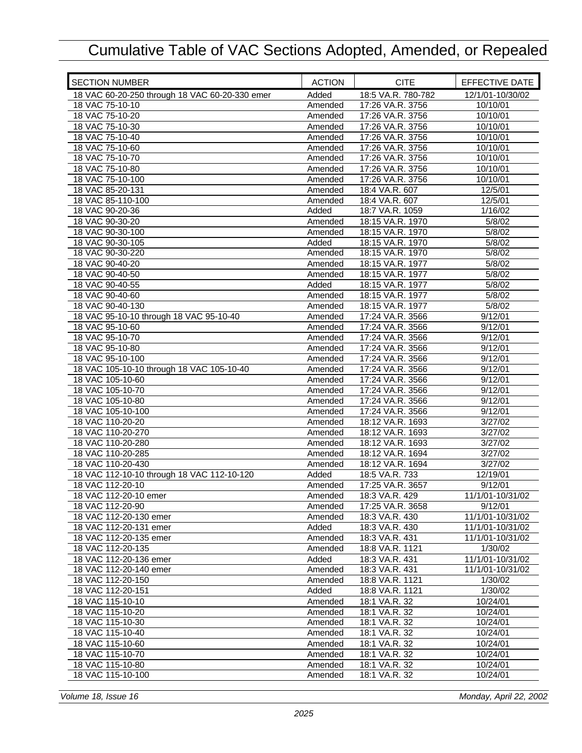# Cumulative Table of VAC Sections Adopted, Amended, or Repealed

| SECTION NUMBER | ACTION | CITE | EFFECTIVE DATE |
|---|---|---|---|
| 18 VAC 60-20-250 through 18 VAC 60-20-330 emer | Added | 18:5 VA.R. 780-782 | 12/1/01-10/30/02 |
| 18 VAC 75-10-10 | Amended | 17:26 VA.R. 3756 | 10/10/01 |
| 18 VAC 75-10-20 | Amended | 17:26 VA.R. 3756 | 10/10/01 |
| 18 VAC 75-10-30 | Amended | 17:26 VA.R. 3756 | 10/10/01 |
| 18 VAC 75-10-40 | Amended | 17:26 VA.R. 3756 | 10/10/01 |
| 18 VAC 75-10-60 | Amended | 17:26 VA.R. 3756 | 10/10/01 |
| 18 VAC 75-10-70 | Amended | 17:26 VA.R. 3756 | 10/10/01 |
| 18 VAC 75-10-80 | Amended | 17:26 VA.R. 3756 | 10/10/01 |
| 18 VAC 75-10-100 | Amended | 17:26 VA.R. 3756 | 10/10/01 |
| 18 VAC 85-20-131 | Amended | 18:4 VA.R. 607 | 12/5/01 |
| 18 VAC 85-110-100 | Amended | 18:4 VA.R. 607 | 12/5/01 |
| 18 VAC 90-20-36 | Added | 18:7 VA.R. 1059 | 1/16/02 |
| 18 VAC 90-30-20 | Amended | 18:15 VA.R. 1970 | 5/8/02 |
| 18 VAC 90-30-100 | Amended | 18:15 VA.R. 1970 | 5/8/02 |
| 18 VAC 90-30-105 | Added | 18:15 VA.R. 1970 | 5/8/02 |
| 18 VAC 90-30-220 | Amended | 18:15 VA.R. 1970 | 5/8/02 |
| 18 VAC 90-40-20 | Amended | 18:15 VA.R. 1977 | 5/8/02 |
| 18 VAC 90-40-50 | Amended | 18:15 VA.R. 1977 | 5/8/02 |
| 18 VAC 90-40-55 | Added | 18:15 VA.R. 1977 | 5/8/02 |
| 18 VAC 90-40-60 | Amended | 18:15 VA.R. 1977 | 5/8/02 |
| 18 VAC 90-40-130 | Amended | 18:15 VA.R. 1977 | 5/8/02 |
| 18 VAC 95-10-10 through 18 VAC 95-10-40 | Amended | 17:24 VA.R. 3566 | 9/12/01 |
| 18 VAC 95-10-60 | Amended | 17:24 VA.R. 3566 | 9/12/01 |
| 18 VAC 95-10-70 | Amended | 17:24 VA.R. 3566 | 9/12/01 |
| 18 VAC 95-10-80 | Amended | 17:24 VA.R. 3566 | 9/12/01 |
| 18 VAC 95-10-100 | Amended | 17:24 VA.R. 3566 | 9/12/01 |
| 18 VAC 105-10-10 through 18 VAC 105-10-40 | Amended | 17:24 VA.R. 3566 | 9/12/01 |
| 18 VAC 105-10-60 | Amended | 17:24 VA.R. 3566 | 9/12/01 |
| 18 VAC 105-10-70 | Amended | 17:24 VA.R. 3566 | 9/12/01 |
| 18 VAC 105-10-80 | Amended | 17:24 VA.R. 3566 | 9/12/01 |
| 18 VAC 105-10-100 | Amended | 17:24 VA.R. 3566 | 9/12/01 |
| 18 VAC 110-20-20 | Amended | 18:12 VA.R. 1693 | 3/27/02 |
| 18 VAC 110-20-270 | Amended | 18:12 VA.R. 1693 | 3/27/02 |
| 18 VAC 110-20-280 | Amended | 18:12 VA.R. 1693 | 3/27/02 |
| 18 VAC 110-20-285 | Amended | 18:12 VA.R. 1694 | 3/27/02 |
| 18 VAC 110-20-430 | Amended | 18:12 VA.R. 1694 | 3/27/02 |
| 18 VAC 112-10-10 through 18 VAC 112-10-120 | Added | 18:5 VA.R. 733 | 12/19/01 |
| 18 VAC 112-20-10 | Amended | 17:25 VA.R. 3657 | 9/12/01 |
| 18 VAC 112-20-10 emer | Amended | 18:3 VA.R. 429 | 11/1/01-10/31/02 |
| 18 VAC 112-20-90 | Amended | 17:25 VA.R. 3658 | 9/12/01 |
| 18 VAC 112-20-130 emer | Amended | 18:3 VA.R. 430 | 11/1/01-10/31/02 |
| 18 VAC 112-20-131 emer | Added | 18:3 VA.R. 430 | 11/1/01-10/31/02 |
| 18 VAC 112-20-135 emer | Amended | 18:3 VA.R. 431 | 11/1/01-10/31/02 |
| 18 VAC 112-20-135 | Amended | 18:8 VA.R. 1121 | 1/30/02 |
| 18 VAC 112-20-136 emer | Added | 18:3 VA.R. 431 | 11/1/01-10/31/02 |
| 18 VAC 112-20-140 emer | Amended | 18:3 VA.R. 431 | 11/1/01-10/31/02 |
| 18 VAC 112-20-150 | Amended | 18:8 VA.R. 1121 | 1/30/02 |
| 18 VAC 112-20-151 | Added | 18:8 VA.R. 1121 | 1/30/02 |
| 18 VAC 115-10-10 | Amended | 18:1 VA.R. 32 | 10/24/01 |
| 18 VAC 115-10-20 | Amended | 18:1 VA.R. 32 | 10/24/01 |
| 18 VAC 115-10-30 | Amended | 18:1 VA.R. 32 | 10/24/01 |
| 18 VAC 115-10-40 | Amended | 18:1 VA.R. 32 | 10/24/01 |
| 18 VAC 115-10-60 | Amended | 18:1 VA.R. 32 | 10/24/01 |
| 18 VAC 115-10-70 | Amended | 18:1 VA.R. 32 | 10/24/01 |
| 18 VAC 115-10-80 | Amended | 18:1 VA.R. 32 | 10/24/01 |
| 18 VAC 115-10-100 | Amended | 18:1 VA.R. 32 | 10/24/01 |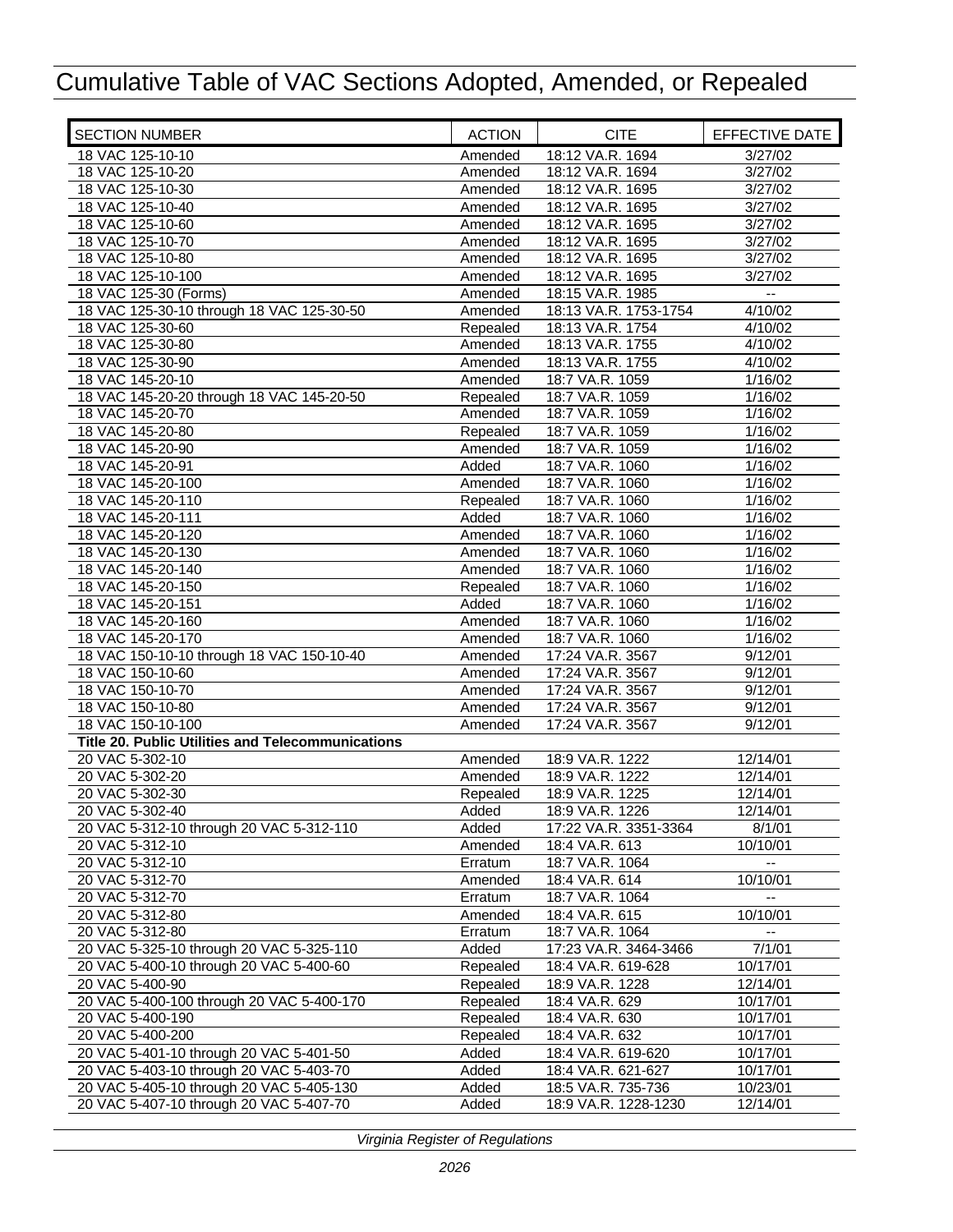# Cumulative Table of VAC Sections Adopted, Amended, or Repealed

| SECTION NUMBER | ACTION | CITE | EFFECTIVE DATE |
|---|---|---|---|
| 18 VAC 125-10-10 | Amended | 18:12 VA.R. 1694 | 3/27/02 |
| 18 VAC 125-10-20 | Amended | 18:12 VA.R. 1694 | 3/27/02 |
| 18 VAC 125-10-30 | Amended | 18:12 VA.R. 1695 | 3/27/02 |
| 18 VAC 125-10-40 | Amended | 18:12 VA.R. 1695 | 3/27/02 |
| 18 VAC 125-10-60 | Amended | 18:12 VA.R. 1695 | 3/27/02 |
| 18 VAC 125-10-70 | Amended | 18:12 VA.R. 1695 | 3/27/02 |
| 18 VAC 125-10-80 | Amended | 18:12 VA.R. 1695 | 3/27/02 |
| 18 VAC 125-10-100 | Amended | 18:12 VA.R. 1695 | 3/27/02 |
| 18 VAC 125-30 (Forms) | Amended | 18:15 VA.R. 1985 | -- |
| 18 VAC 125-30-10 through 18 VAC 125-30-50 | Amended | 18:13 VA.R. 1753-1754 | 4/10/02 |
| 18 VAC 125-30-60 | Repealed | 18:13 VA.R. 1754 | 4/10/02 |
| 18 VAC 125-30-80 | Amended | 18:13 VA.R. 1755 | 4/10/02 |
| 18 VAC 125-30-90 | Amended | 18:13 VA.R. 1755 | 4/10/02 |
| 18 VAC 145-20-10 | Amended | 18:7 VA.R. 1059 | 1/16/02 |
| 18 VAC 145-20-20 through 18 VAC 145-20-50 | Repealed | 18:7 VA.R. 1059 | 1/16/02 |
| 18 VAC 145-20-70 | Amended | 18:7 VA.R. 1059 | 1/16/02 |
| 18 VAC 145-20-80 | Repealed | 18:7 VA.R. 1059 | 1/16/02 |
| 18 VAC 145-20-90 | Amended | 18:7 VA.R. 1059 | 1/16/02 |
| 18 VAC 145-20-91 | Added | 18:7 VA.R. 1060 | 1/16/02 |
| 18 VAC 145-20-100 | Amended | 18:7 VA.R. 1060 | 1/16/02 |
| 18 VAC 145-20-110 | Repealed | 18:7 VA.R. 1060 | 1/16/02 |
| 18 VAC 145-20-111 | Added | 18:7 VA.R. 1060 | 1/16/02 |
| 18 VAC 145-20-120 | Amended | 18:7 VA.R. 1060 | 1/16/02 |
| 18 VAC 145-20-130 | Amended | 18:7 VA.R. 1060 | 1/16/02 |
| 18 VAC 145-20-140 | Amended | 18:7 VA.R. 1060 | 1/16/02 |
| 18 VAC 145-20-150 | Repealed | 18:7 VA.R. 1060 | 1/16/02 |
| 18 VAC 145-20-151 | Added | 18:7 VA.R. 1060 | 1/16/02 |
| 18 VAC 145-20-160 | Amended | 18:7 VA.R. 1060 | 1/16/02 |
| 18 VAC 145-20-170 | Amended | 18:7 VA.R. 1060 | 1/16/02 |
| 18 VAC 150-10-10 through 18 VAC 150-10-40 | Amended | 17:24 VA.R. 3567 | 9/12/01 |
| 18 VAC 150-10-60 | Amended | 17:24 VA.R. 3567 | 9/12/01 |
| 18 VAC 150-10-70 | Amended | 17:24 VA.R. 3567 | 9/12/01 |
| 18 VAC 150-10-80 | Amended | 17:24 VA.R. 3567 | 9/12/01 |
| 18 VAC 150-10-100 | Amended | 17:24 VA.R. 3567 | 9/12/01 |
| **Title 20. Public Utilities and Telecommunications** | | | |
| 20 VAC 5-302-10 | Amended | 18:9 VA.R. 1222 | 12/14/01 |
| 20 VAC 5-302-20 | Amended | 18:9 VA.R. 1222 | 12/14/01 |
| 20 VAC 5-302-30 | Repealed | 18:9 VA.R. 1225 | 12/14/01 |
| 20 VAC 5-302-40 | Added | 18:9 VA.R. 1226 | 12/14/01 |
| 20 VAC 5-312-10 through 20 VAC 5-312-110 | Added | 17:22 VA.R. 3351-3364 | 8/1/01 |
| 20 VAC 5-312-10 | Amended | 18:4 VA.R. 613 | 10/10/01 |
| 20 VAC 5-312-10 | Erratum | 18:7 VA.R. 1064 | -- |
| 20 VAC 5-312-70 | Amended | 18:4 VA.R. 614 | 10/10/01 |
| 20 VAC 5-312-70 | Erratum | 18:7 VA.R. 1064 | -- |
| 20 VAC 5-312-80 | Amended | 18:4 VA.R. 615 | 10/10/01 |
| 20 VAC 5-312-80 | Erratum | 18:7 VA.R. 1064 | -- |
| 20 VAC 5-325-10 through 20 VAC 5-325-110 | Added | 17:23 VA.R. 3464-3466 | 7/1/01 |
| 20 VAC 5-400-10 through 20 VAC 5-400-60 | Repealed | 18:4 VA.R. 619-628 | 10/17/01 |
| 20 VAC 5-400-90 | Repealed | 18:9 VA.R. 1228 | 12/14/01 |
| 20 VAC 5-400-100 through 20 VAC 5-400-170 | Repealed | 18:4 VA.R. 629 | 10/17/01 |
| 20 VAC 5-400-190 | Repealed | 18:4 VA.R. 630 | 10/17/01 |
| 20 VAC 5-400-200 | Repealed | 18:4 VA.R. 632 | 10/17/01 |
| 20 VAC 5-401-10 through 20 VAC 5-401-50 | Added | 18:4 VA.R. 619-620 | 10/17/01 |
| 20 VAC 5-403-10 through 20 VAC 5-403-70 | Added | 18:4 VA.R. 621-627 | 10/17/01 |
| 20 VAC 5-405-10 through 20 VAC 5-405-130 | Added | 18:5 VA.R. 735-736 | 10/23/01 |
| 20 VAC 5-407-10 through 20 VAC 5-407-70 | Added | 18:9 VA.R. 1228-1230 | 12/14/01 |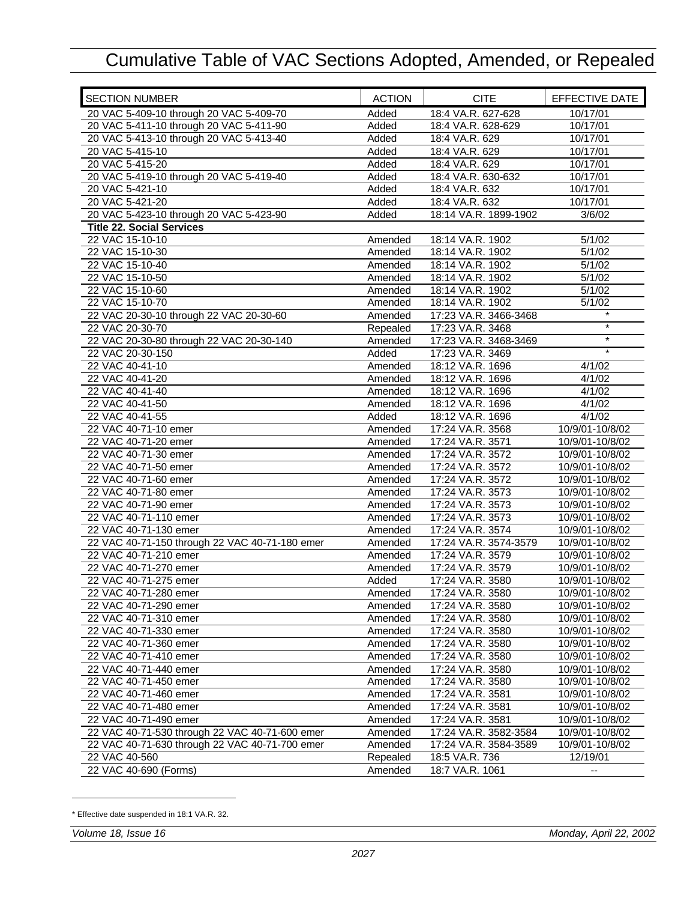# Cumulative Table of VAC Sections Adopted, Amended, or Repealed

| SECTION NUMBER | ACTION | CITE | EFFECTIVE DATE |
|---|---|---|---|
| 20 VAC 5-409-10 through 20 VAC 5-409-70 | Added | 18:4 VA.R. 627-628 | 10/17/01 |
| 20 VAC 5-411-10 through 20 VAC 5-411-90 | Added | 18:4 VA.R. 628-629 | 10/17/01 |
| 20 VAC 5-413-10 through 20 VAC 5-413-40 | Added | 18:4 VA.R. 629 | 10/17/01 |
| 20 VAC 5-415-10 | Added | 18:4 VA.R. 629 | 10/17/01 |
| 20 VAC 5-415-20 | Added | 18:4 VA.R. 629 | 10/17/01 |
| 20 VAC 5-419-10 through 20 VAC 5-419-40 | Added | 18:4 VA.R. 630-632 | 10/17/01 |
| 20 VAC 5-421-10 | Added | 18:4 VA.R. 632 | 10/17/01 |
| 20 VAC 5-421-20 | Added | 18:4 VA.R. 632 | 10/17/01 |
| 20 VAC 5-423-10 through 20 VAC 5-423-90 | Added | 18:14 VA.R. 1899-1902 | 3/6/02 |
| **Title 22. Social Services** | | | |
| 22 VAC 15-10-10 | Amended | 18:14 VA.R. 1902 | 5/1/02 |
| 22 VAC 15-10-30 | Amended | 18:14 VA.R. 1902 | 5/1/02 |
| 22 VAC 15-10-40 | Amended | 18:14 VA.R. 1902 | 5/1/02 |
| 22 VAC 15-10-50 | Amended | 18:14 VA.R. 1902 | 5/1/02 |
| 22 VAC 15-10-60 | Amended | 18:14 VA.R. 1902 | 5/1/02 |
| 22 VAC 15-10-70 | Amended | 18:14 VA.R. 1902 | 5/1/02 |
| 22 VAC 20-30-10 through 22 VAC 20-30-60 | Amended | 17:23 VA.R. 3466-3468 | * |
| 22 VAC 20-30-70 | Repealed | 17:23 VA.R. 3468 | * |
| 22 VAC 20-30-80 through 22 VAC 20-30-140 | Amended | 17:23 VA.R. 3468-3469 | * |
| 22 VAC 20-30-150 | Added | 17:23 VA.R. 3469 | * |
| 22 VAC 40-41-10 | Amended | 18:12 VA.R. 1696 | 4/1/02 |
| 22 VAC 40-41-20 | Amended | 18:12 VA.R. 1696 | 4/1/02 |
| 22 VAC 40-41-40 | Amended | 18:12 VA.R. 1696 | 4/1/02 |
| 22 VAC 40-41-50 | Amended | 18:12 VA.R. 1696 | 4/1/02 |
| 22 VAC 40-41-55 | Added | 18:12 VA.R. 1696 | 4/1/02 |
| 22 VAC 40-71-10 emer | Amended | 17:24 VA.R. 3568 | 10/9/01-10/8/02 |
| 22 VAC 40-71-20 emer | Amended | 17:24 VA.R. 3571 | 10/9/01-10/8/02 |
| 22 VAC 40-71-30 emer | Amended | 17:24 VA.R. 3572 | 10/9/01-10/8/02 |
| 22 VAC 40-71-50 emer | Amended | 17:24 VA.R. 3572 | 10/9/01-10/8/02 |
| 22 VAC 40-71-60 emer | Amended | 17:24 VA.R. 3572 | 10/9/01-10/8/02 |
| 22 VAC 40-71-80 emer | Amended | 17:24 VA.R. 3573 | 10/9/01-10/8/02 |
| 22 VAC 40-71-90 emer | Amended | 17:24 VA.R. 3573 | 10/9/01-10/8/02 |
| 22 VAC 40-71-110 emer | Amended | 17:24 VA.R. 3573 | 10/9/01-10/8/02 |
| 22 VAC 40-71-130 emer | Amended | 17:24 VA.R. 3574 | 10/9/01-10/8/02 |
| 22 VAC 40-71-150 through 22 VAC 40-71-180 emer | Amended | 17:24 VA.R. 3574-3579 | 10/9/01-10/8/02 |
| 22 VAC 40-71-210 emer | Amended | 17:24 VA.R. 3579 | 10/9/01-10/8/02 |
| 22 VAC 40-71-270 emer | Amended | 17:24 VA.R. 3579 | 10/9/01-10/8/02 |
| 22 VAC 40-71-275 emer | Added | 17:24 VA.R. 3580 | 10/9/01-10/8/02 |
| 22 VAC 40-71-280 emer | Amended | 17:24 VA.R. 3580 | 10/9/01-10/8/02 |
| 22 VAC 40-71-290 emer | Amended | 17:24 VA.R. 3580 | 10/9/01-10/8/02 |
| 22 VAC 40-71-310 emer | Amended | 17:24 VA.R. 3580 | 10/9/01-10/8/02 |
| 22 VAC 40-71-330 emer | Amended | 17:24 VA.R. 3580 | 10/9/01-10/8/02 |
| 22 VAC 40-71-360 emer | Amended | 17:24 VA.R. 3580 | 10/9/01-10/8/02 |
| 22 VAC 40-71-410 emer | Amended | 17:24 VA.R. 3580 | 10/9/01-10/8/02 |
| 22 VAC 40-71-440 emer | Amended | 17:24 VA.R. 3580 | 10/9/01-10/8/02 |
| 22 VAC 40-71-450 emer | Amended | 17:24 VA.R. 3580 | 10/9/01-10/8/02 |
| 22 VAC 40-71-460 emer | Amended | 17:24 VA.R. 3581 | 10/9/01-10/8/02 |
| 22 VAC 40-71-480 emer | Amended | 17:24 VA.R. 3581 | 10/9/01-10/8/02 |
| 22 VAC 40-71-490 emer | Amended | 17:24 VA.R. 3581 | 10/9/01-10/8/02 |
| 22 VAC 40-71-530 through 22 VAC 40-71-600 emer | Amended | 17:24 VA.R. 3582-3584 | 10/9/01-10/8/02 |
| 22 VAC 40-71-630 through 22 VAC 40-71-700 emer | Amended | 17:24 VA.R. 3584-3589 | 10/9/01-10/8/02 |
| 22 VAC 40-560 | Repealed | 18:5 VA.R. 736 | 12/19/01 |
| 22 VAC 40-690 (Forms) | Amended | 18:7 VA.R. 1061 | -- |

\* Effective date suspended in 18:1 VA.R. 32.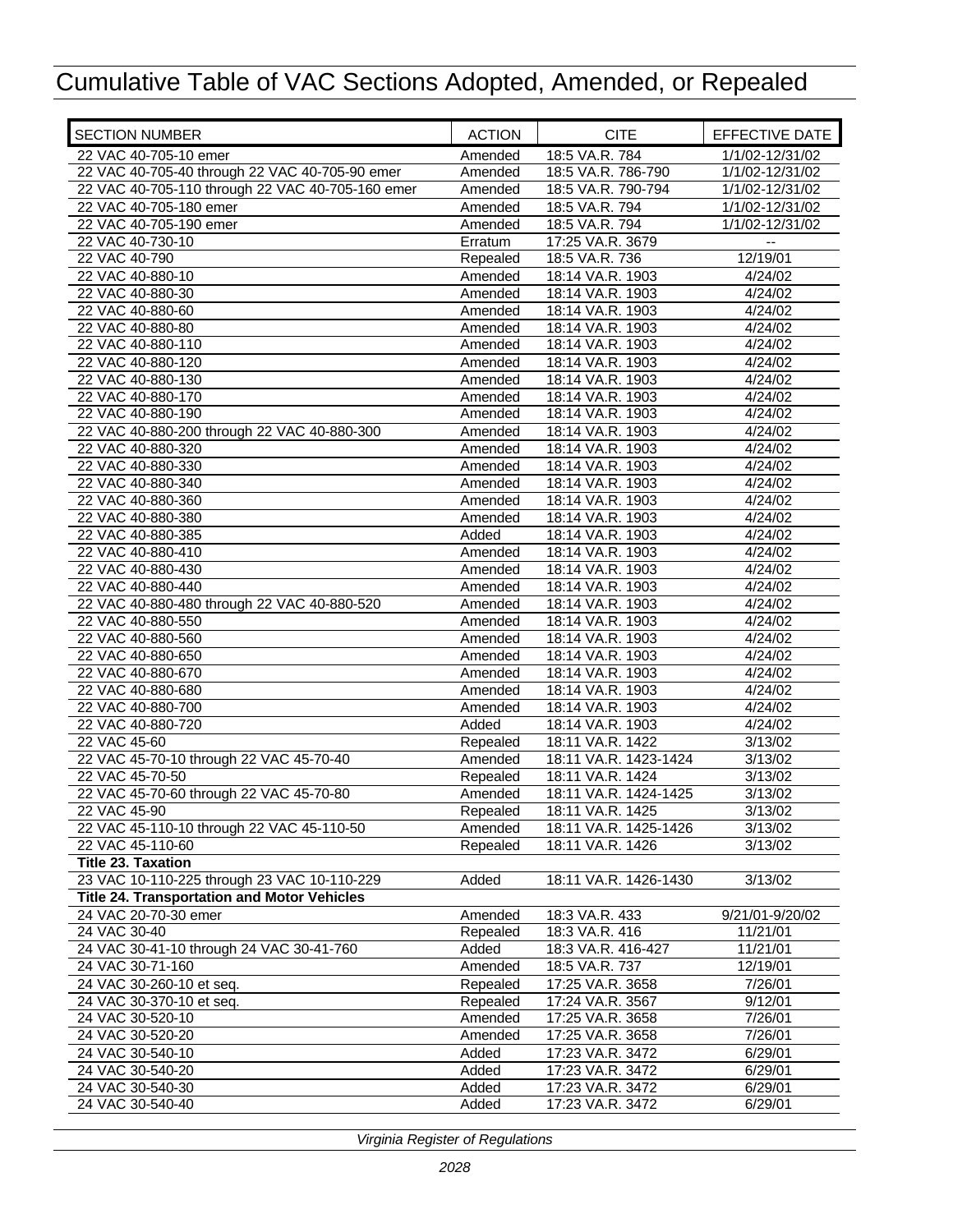# Cumulative Table of VAC Sections Adopted, Amended, or Repealed

| SECTION NUMBER | ACTION | CITE | EFFECTIVE DATE |
|---|---|---|---|
| 22 VAC 40-705-10 emer | Amended | 18:5 VA.R. 784 | 1/1/02-12/31/02 |
| 22 VAC 40-705-40 through 22 VAC 40-705-90 emer | Amended | 18:5 VA.R. 786-790 | 1/1/02-12/31/02 |
| 22 VAC 40-705-110 through 22 VAC 40-705-160 emer | Amended | 18:5 VA.R. 790-794 | 1/1/02-12/31/02 |
| 22 VAC 40-705-180 emer | Amended | 18:5 VA.R. 794 | 1/1/02-12/31/02 |
| 22 VAC 40-705-190 emer | Amended | 18:5 VA.R. 794 | 1/1/02-12/31/02 |
| 22 VAC 40-730-10 | Erratum | 17:25 VA.R. 3679 | -- |
| 22 VAC 40-790 | Repealed | 18:5 VA.R. 736 | 12/19/01 |
| 22 VAC 40-880-10 | Amended | 18:14 VA.R. 1903 | 4/24/02 |
| 22 VAC 40-880-30 | Amended | 18:14 VA.R. 1903 | 4/24/02 |
| 22 VAC 40-880-60 | Amended | 18:14 VA.R. 1903 | 4/24/02 |
| 22 VAC 40-880-80 | Amended | 18:14 VA.R. 1903 | 4/24/02 |
| 22 VAC 40-880-110 | Amended | 18:14 VA.R. 1903 | 4/24/02 |
| 22 VAC 40-880-120 | Amended | 18:14 VA.R. 1903 | 4/24/02 |
| 22 VAC 40-880-130 | Amended | 18:14 VA.R. 1903 | 4/24/02 |
| 22 VAC 40-880-170 | Amended | 18:14 VA.R. 1903 | 4/24/02 |
| 22 VAC 40-880-190 | Amended | 18:14 VA.R. 1903 | 4/24/02 |
| 22 VAC 40-880-200 through 22 VAC 40-880-300 | Amended | 18:14 VA.R. 1903 | 4/24/02 |
| 22 VAC 40-880-320 | Amended | 18:14 VA.R. 1903 | 4/24/02 |
| 22 VAC 40-880-330 | Amended | 18:14 VA.R. 1903 | 4/24/02 |
| 22 VAC 40-880-340 | Amended | 18:14 VA.R. 1903 | 4/24/02 |
| 22 VAC 40-880-360 | Amended | 18:14 VA.R. 1903 | 4/24/02 |
| 22 VAC 40-880-380 | Amended | 18:14 VA.R. 1903 | 4/24/02 |
| 22 VAC 40-880-385 | Added | 18:14 VA.R. 1903 | 4/24/02 |
| 22 VAC 40-880-410 | Amended | 18:14 VA.R. 1903 | 4/24/02 |
| 22 VAC 40-880-430 | Amended | 18:14 VA.R. 1903 | 4/24/02 |
| 22 VAC 40-880-440 | Amended | 18:14 VA.R. 1903 | 4/24/02 |
| 22 VAC 40-880-480 through 22 VAC 40-880-520 | Amended | 18:14 VA.R. 1903 | 4/24/02 |
| 22 VAC 40-880-550 | Amended | 18:14 VA.R. 1903 | 4/24/02 |
| 22 VAC 40-880-560 | Amended | 18:14 VA.R. 1903 | 4/24/02 |
| 22 VAC 40-880-650 | Amended | 18:14 VA.R. 1903 | 4/24/02 |
| 22 VAC 40-880-670 | Amended | 18:14 VA.R. 1903 | 4/24/02 |
| 22 VAC 40-880-680 | Amended | 18:14 VA.R. 1903 | 4/24/02 |
| 22 VAC 40-880-700 | Amended | 18:14 VA.R. 1903 | 4/24/02 |
| 22 VAC 40-880-720 | Added | 18:14 VA.R. 1903 | 4/24/02 |
| 22 VAC 45-60 | Repealed | 18:11 VA.R. 1422 | 3/13/02 |
| 22 VAC 45-70-10 through 22 VAC 45-70-40 | Amended | 18:11 VA.R. 1423-1424 | 3/13/02 |
| 22 VAC 45-70-50 | Repealed | 18:11 VA.R. 1424 | 3/13/02 |
| 22 VAC 45-70-60 through 22 VAC 45-70-80 | Amended | 18:11 VA.R. 1424-1425 | 3/13/02 |
| 22 VAC 45-90 | Repealed | 18:11 VA.R. 1425 | 3/13/02 |
| 22 VAC 45-110-10 through 22 VAC 45-110-50 | Amended | 18:11 VA.R. 1425-1426 | 3/13/02 |
| 22 VAC 45-110-60 | Repealed | 18:11 VA.R. 1426 | 3/13/02 |
| **Title 23. Taxation** | | | |
| 23 VAC 10-110-225 through 23 VAC 10-110-229 | Added | 18:11 VA.R. 1426-1430 | 3/13/02 |
| **Title 24. Transportation and Motor Vehicles** | | | |
| 24 VAC 20-70-30 emer | Amended | 18:3 VA.R. 433 | 9/21/01-9/20/02 |
| 24 VAC 30-40 | Repealed | 18:3 VA.R. 416 | 11/21/01 |
| 24 VAC 30-41-10 through 24 VAC 30-41-760 | Added | 18:3 VA.R. 416-427 | 11/21/01 |
| 24 VAC 30-71-160 | Amended | 18:5 VA.R. 737 | 12/19/01 |
| 24 VAC 30-260-10 et seq. | Repealed | 17:25 VA.R. 3658 | 7/26/01 |
| 24 VAC 30-370-10 et seq. | Repealed | 17:24 VA.R. 3567 | 9/12/01 |
| 24 VAC 30-520-10 | Amended | 17:25 VA.R. 3658 | 7/26/01 |
| 24 VAC 30-520-20 | Amended | 17:25 VA.R. 3658 | 7/26/01 |
| 24 VAC 30-540-10 | Added | 17:23 VA.R. 3472 | 6/29/01 |
| 24 VAC 30-540-20 | Added | 17:23 VA.R. 3472 | 6/29/01 |
| 24 VAC 30-540-30 | Added | 17:23 VA.R. 3472 | 6/29/01 |
| 24 VAC 30-540-40 | Added | 17:23 VA.R. 3472 | 6/29/01 |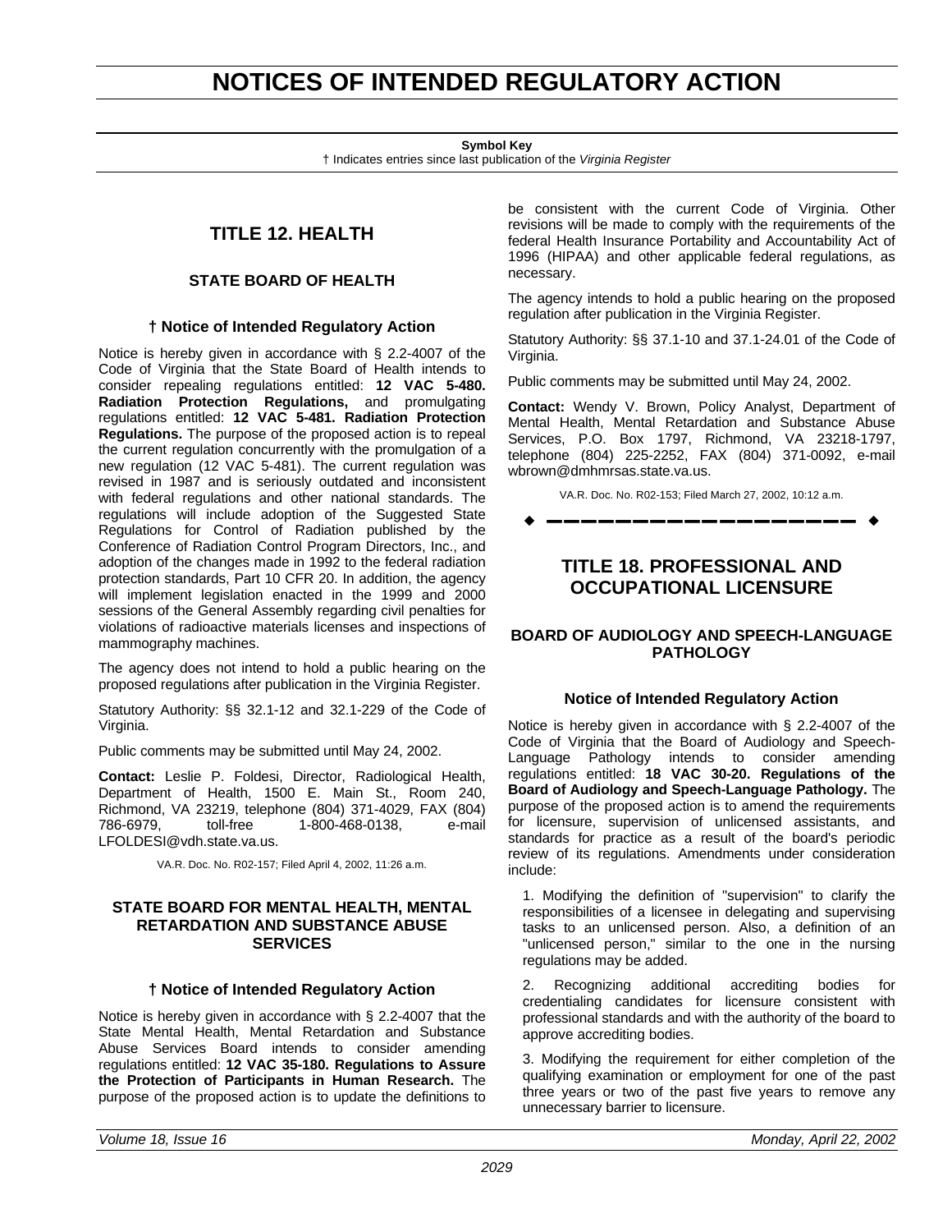# NOTICES OF INTENDED REGULATORY ACTION

**Symbol Key**
† Indicates entries since last publication of the *Virginia Register*

## TITLE 12. HEALTH

### STATE BOARD OF HEALTH

#### † Notice of Intended Regulatory Action

Notice is hereby given in accordance with § 2.2-4007 of the Code of Virginia that the State Board of Health intends to consider repealing regulations entitled: **12 VAC 5-480. Radiation Protection Regulations,** and promulgating regulations entitled: **12 VAC 5-481. Radiation Protection Regulations.** The purpose of the proposed action is to repeal the current regulation concurrently with the promulgation of a new regulation (12 VAC 5-481). The current regulation was revised in 1987 and is seriously outdated and inconsistent with federal regulations and other national standards. The regulations will include adoption of the Suggested State Regulations for Control of Radiation published by the Conference of Radiation Control Program Directors, Inc., and adoption of the changes made in 1992 to the federal radiation protection standards, Part 10 CFR 20. In addition, the agency will implement legislation enacted in the 1999 and 2000 sessions of the General Assembly regarding civil penalties for violations of radioactive materials licenses and inspections of mammography machines.

The agency does not intend to hold a public hearing on the proposed regulations after publication in the Virginia Register.

Statutory Authority: §§ 32.1-12 and 32.1-229 of the Code of Virginia.

Public comments may be submitted until May 24, 2002.

**Contact:** Leslie P. Foldesi, Director, Radiological Health, Department of Health, 1500 E. Main St., Room 240, Richmond, VA 23219, telephone (804) 371-4029, FAX (804) 786-6979, toll-free 1-800-468-0138, e-mail LFOLDESI@vdh.state.va.us.

VA.R. Doc. No. R02-157; Filed April 4, 2002, 11:26 a.m.

### STATE BOARD FOR MENTAL HEALTH, MENTAL RETARDATION AND SUBSTANCE ABUSE SERVICES

#### † Notice of Intended Regulatory Action

Notice is hereby given in accordance with § 2.2-4007 that the State Mental Health, Mental Retardation and Substance Abuse Services Board intends to consider amending regulations entitled: **12 VAC 35-180. Regulations to Assure the Protection of Participants in Human Research.** The purpose of the proposed action is to update the definitions to be consistent with the current Code of Virginia. Other revisions will be made to comply with the requirements of the federal Health Insurance Portability and Accountability Act of 1996 (HIPAA) and other applicable federal regulations, as necessary.

The agency intends to hold a public hearing on the proposed regulation after publication in the Virginia Register.

Statutory Authority: §§ 37.1-10 and 37.1-24.01 of the Code of Virginia.

Public comments may be submitted until May 24, 2002.

**Contact:** Wendy V. Brown, Policy Analyst, Department of Mental Health, Mental Retardation and Substance Abuse Services, P.O. Box 1797, Richmond, VA 23218-1797, telephone (804) 225-2252, FAX (804) 371-0092, e-mail wbrown@dmhmrsas.state.va.us.

VA.R. Doc. No. R02-153; Filed March 27, 2002, 10:12 a.m.

## TITLE 18. PROFESSIONAL AND OCCUPATIONAL LICENSURE

### BOARD OF AUDIOLOGY AND SPEECH-LANGUAGE PATHOLOGY

#### Notice of Intended Regulatory Action

Notice is hereby given in accordance with § 2.2-4007 of the Code of Virginia that the Board of Audiology and Speech-Language Pathology intends to consider amending regulations entitled: **18 VAC 30-20. Regulations of the Board of Audiology and Speech-Language Pathology.** The purpose of the proposed action is to amend the requirements for licensure, supervision of unlicensed assistants, and standards for practice as a result of the board's periodic review of its regulations. Amendments under consideration include:

1. Modifying the definition of "supervision" to clarify the responsibilities of a licensee in delegating and supervising tasks to an unlicensed person. Also, a definition of an "unlicensed person," similar to the one in the nursing regulations may be added.

2. Recognizing additional accrediting bodies for credentialing candidates for licensure consistent with professional standards and with the authority of the board to approve accrediting bodies.

3. Modifying the requirement for either completion of the qualifying examination or employment for one of the past three years or two of the past five years to remove any unnecessary barrier to licensure.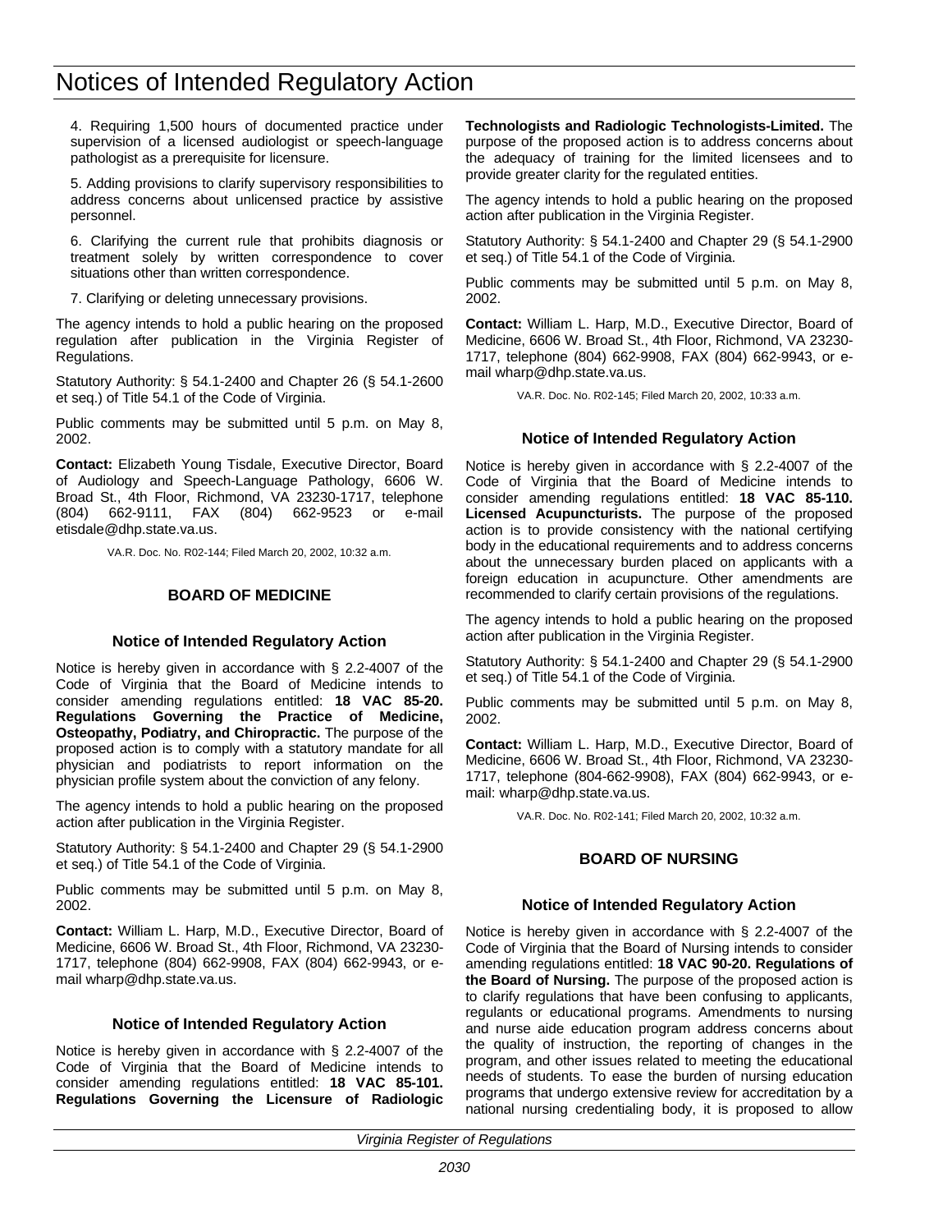4. Requiring 1,500 hours of documented practice under supervision of a licensed audiologist or speech-language pathologist as a prerequisite for licensure.

5. Adding provisions to clarify supervisory responsibilities to address concerns about unlicensed practice by assistive personnel.

6. Clarifying the current rule that prohibits diagnosis or treatment solely by written correspondence to cover situations other than written correspondence.

7. Clarifying or deleting unnecessary provisions.

The agency intends to hold a public hearing on the proposed regulation after publication in the Virginia Register of Regulations.

Statutory Authority: § 54.1-2400 and Chapter 26 (§ 54.1-2600 et seq.) of Title 54.1 of the Code of Virginia.

Public comments may be submitted until 5 p.m. on May 8, 2002.

**Contact:** Elizabeth Young Tisdale, Executive Director, Board of Audiology and Speech-Language Pathology, 6606 W. Broad St., 4th Floor, Richmond, VA 23230-1717, telephone (804) 662-9111, FAX (804) 662-9523 or e-mail etisdale@dhp.state.va.us.

VA.R. Doc. No. R02-144; Filed March 20, 2002, 10:32 a.m.

## BOARD OF MEDICINE

### Notice of Intended Regulatory Action

Notice is hereby given in accordance with § 2.2-4007 of the Code of Virginia that the Board of Medicine intends to consider amending regulations entitled: **18 VAC 85-20. Regulations Governing the Practice of Medicine, Osteopathy, Podiatry, and Chiropractic.** The purpose of the proposed action is to comply with a statutory mandate for all physician and podiatrists to report information on the physician profile system about the conviction of any felony.

The agency intends to hold a public hearing on the proposed action after publication in the Virginia Register.

Statutory Authority: § 54.1-2400 and Chapter 29 (§ 54.1-2900 et seq.) of Title 54.1 of the Code of Virginia.

Public comments may be submitted until 5 p.m. on May 8, 2002.

**Contact:** William L. Harp, M.D., Executive Director, Board of Medicine, 6606 W. Broad St., 4th Floor, Richmond, VA 23230-1717, telephone (804) 662-9908, FAX (804) 662-9943, or e-mail wharp@dhp.state.va.us.

### Notice of Intended Regulatory Action

Notice is hereby given in accordance with § 2.2-4007 of the Code of Virginia that the Board of Medicine intends to consider amending regulations entitled: **18 VAC 85-101. Regulations Governing the Licensure of Radiologic Technologists and Radiologic Technologists-Limited.** The purpose of the proposed action is to address concerns about the adequacy of training for the limited licensees and to provide greater clarity for the regulated entities.

The agency intends to hold a public hearing on the proposed action after publication in the Virginia Register.

Statutory Authority: § 54.1-2400 and Chapter 29 (§ 54.1-2900 et seq.) of Title 54.1 of the Code of Virginia.

Public comments may be submitted until 5 p.m. on May 8, 2002.

**Contact:** William L. Harp, M.D., Executive Director, Board of Medicine, 6606 W. Broad St., 4th Floor, Richmond, VA 23230-1717, telephone (804) 662-9908, FAX (804) 662-9943, or e-mail wharp@dhp.state.va.us.

VA.R. Doc. No. R02-145; Filed March 20, 2002, 10:33 a.m.

### Notice of Intended Regulatory Action

Notice is hereby given in accordance with § 2.2-4007 of the Code of Virginia that the Board of Medicine intends to consider amending regulations entitled: **18 VAC 85-110. Licensed Acupuncturists.** The purpose of the proposed action is to provide consistency with the national certifying body in the educational requirements and to address concerns about the unnecessary burden placed on applicants with a foreign education in acupuncture. Other amendments are recommended to clarify certain provisions of the regulations.

The agency intends to hold a public hearing on the proposed action after publication in the Virginia Register.

Statutory Authority: § 54.1-2400 and Chapter 29 (§ 54.1-2900 et seq.) of Title 54.1 of the Code of Virginia.

Public comments may be submitted until 5 p.m. on May 8, 2002.

**Contact:** William L. Harp, M.D., Executive Director, Board of Medicine, 6606 W. Broad St., 4th Floor, Richmond, VA 23230-1717, telephone (804-662-9908), FAX (804) 662-9943, or e-mail: wharp@dhp.state.va.us.

VA.R. Doc. No. R02-141; Filed March 20, 2002, 10:32 a.m.

## BOARD OF NURSING

### Notice of Intended Regulatory Action

Notice is hereby given in accordance with § 2.2-4007 of the Code of Virginia that the Board of Nursing intends to consider amending regulations entitled: **18 VAC 90-20. Regulations of the Board of Nursing.** The purpose of the proposed action is to clarify regulations that have been confusing to applicants, regulants or educational programs. Amendments to nursing and nurse aide education program address concerns about the quality of instruction, the reporting of changes in the program, and other issues related to meeting the educational needs of students. To ease the burden of nursing education programs that undergo extensive review for accreditation by a national nursing credentialing body, it is proposed to allow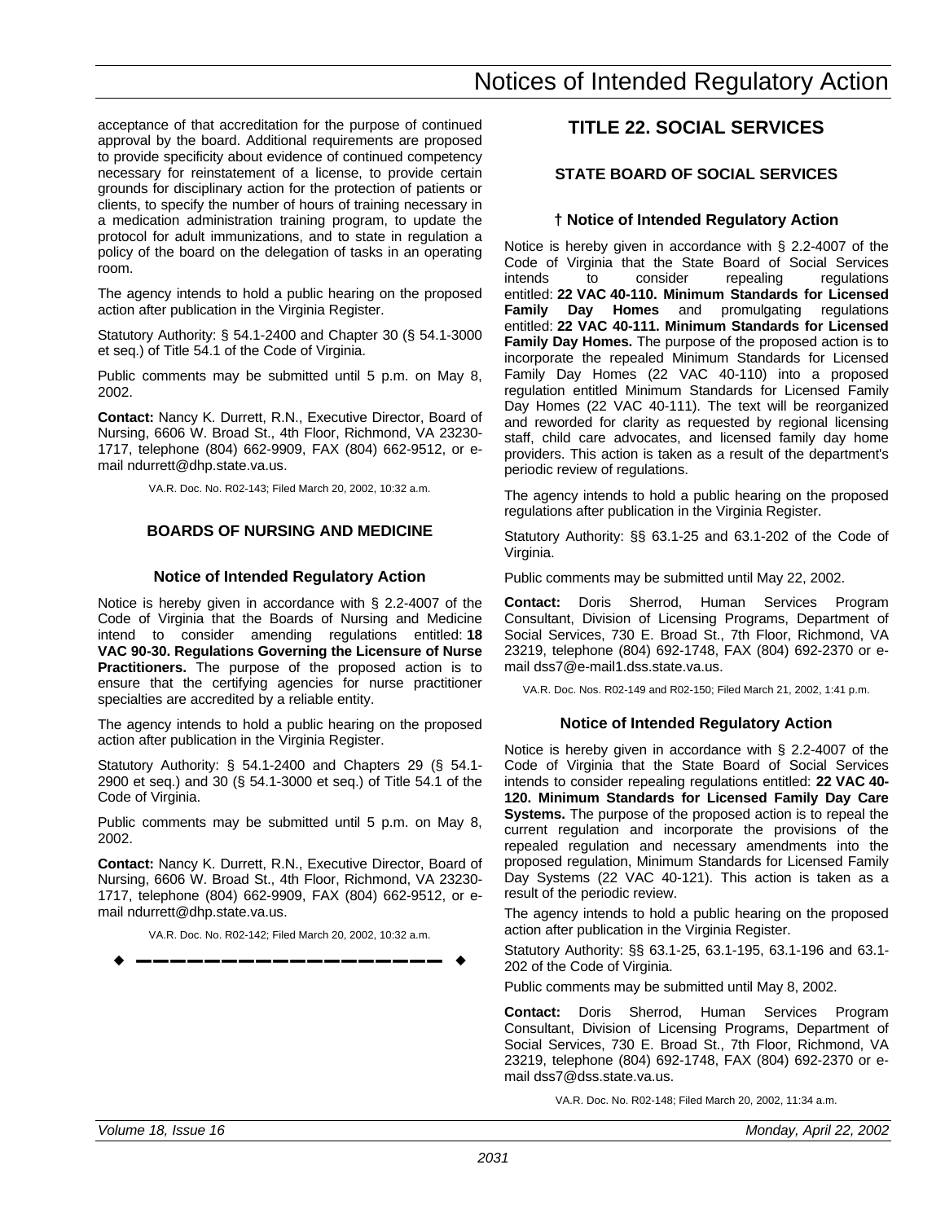acceptance of that accreditation for the purpose of continued approval by the board. Additional requirements are proposed to provide specificity about evidence of continued competency necessary for reinstatement of a license, to provide certain grounds for disciplinary action for the protection of patients or clients, to specify the number of hours of training necessary in a medication administration training program, to update the protocol for adult immunizations, and to state in regulation a policy of the board on the delegation of tasks in an operating room.

The agency intends to hold a public hearing on the proposed action after publication in the Virginia Register.

Statutory Authority: § 54.1-2400 and Chapter 30 (§ 54.1-3000 et seq.) of Title 54.1 of the Code of Virginia.

Public comments may be submitted until 5 p.m. on May 8, 2002.

**Contact:** Nancy K. Durrett, R.N., Executive Director, Board of Nursing, 6606 W. Broad St., 4th Floor, Richmond, VA 23230-1717, telephone (804) 662-9909, FAX (804) 662-9512, or e-mail ndurrett@dhp.state.va.us.

VA.R. Doc. No. R02-143; Filed March 20, 2002, 10:32 a.m.

### BOARDS OF NURSING AND MEDICINE

#### Notice of Intended Regulatory Action

Notice is hereby given in accordance with § 2.2-4007 of the Code of Virginia that the Boards of Nursing and Medicine intend to consider amending regulations entitled: **18 VAC 90-30. Regulations Governing the Licensure of Nurse Practitioners.** The purpose of the proposed action is to ensure that the certifying agencies for nurse practitioner specialties are accredited by a reliable entity.

The agency intends to hold a public hearing on the proposed action after publication in the Virginia Register.

Statutory Authority: § 54.1-2400 and Chapters 29 (§ 54.1-2900 et seq.) and 30 (§ 54.1-3000 et seq.) of Title 54.1 of the Code of Virginia.

Public comments may be submitted until 5 p.m. on May 8, 2002.

**Contact:** Nancy K. Durrett, R.N., Executive Director, Board of Nursing, 6606 W. Broad St., 4th Floor, Richmond, VA 23230-1717, telephone (804) 662-9909, FAX (804) 662-9512, or e-mail ndurrett@dhp.state.va.us.

VA.R. Doc. No. R02-142; Filed March 20, 2002, 10:32 a.m.

◆ ━━━━━━━━━━━━━━━━━━ ◆

## TITLE 22. SOCIAL SERVICES

### STATE BOARD OF SOCIAL SERVICES

#### † Notice of Intended Regulatory Action

Notice is hereby given in accordance with § 2.2-4007 of the Code of Virginia that the State Board of Social Services intends to consider repealing regulations entitled: **22 VAC 40-110. Minimum Standards for Licensed Family Day Homes** and promulgating regulations entitled: **22 VAC 40-111. Minimum Standards for Licensed Family Day Homes.** The purpose of the proposed action is to incorporate the repealed Minimum Standards for Licensed Family Day Homes (22 VAC 40-110) into a proposed regulation entitled Minimum Standards for Licensed Family Day Homes (22 VAC 40-111). The text will be reorganized and reworded for clarity as requested by regional licensing staff, child care advocates, and licensed family day home providers. This action is taken as a result of the department's periodic review of regulations.

The agency intends to hold a public hearing on the proposed regulations after publication in the Virginia Register.

Statutory Authority: §§ 63.1-25 and 63.1-202 of the Code of Virginia.

Public comments may be submitted until May 22, 2002.

**Contact:** Doris Sherrod, Human Services Program Consultant, Division of Licensing Programs, Department of Social Services, 730 E. Broad St., 7th Floor, Richmond, VA 23219, telephone (804) 692-1748, FAX (804) 692-2370 or e-mail dss7@e-mail1.dss.state.va.us.

VA.R. Doc. Nos. R02-149 and R02-150; Filed March 21, 2002, 1:41 p.m.

#### Notice of Intended Regulatory Action

Notice is hereby given in accordance with § 2.2-4007 of the Code of Virginia that the State Board of Social Services intends to consider repealing regulations entitled: **22 VAC 40-120. Minimum Standards for Licensed Family Day Care Systems.** The purpose of the proposed action is to repeal the current regulation and incorporate the provisions of the repealed regulation and necessary amendments into the proposed regulation, Minimum Standards for Licensed Family Day Systems (22 VAC 40-121). This action is taken as a result of the periodic review.

The agency intends to hold a public hearing on the proposed action after publication in the Virginia Register.

Statutory Authority: §§ 63.1-25, 63.1-195, 63.1-196 and 63.1-202 of the Code of Virginia.

Public comments may be submitted until May 8, 2002.

**Contact:** Doris Sherrod, Human Services Program Consultant, Division of Licensing Programs, Department of Social Services, 730 E. Broad St., 7th Floor, Richmond, VA 23219, telephone (804) 692-1748, FAX (804) 692-2370 or e-mail dss7@dss.state.va.us.

VA.R. Doc. No. R02-148; Filed March 20, 2002, 11:34 a.m.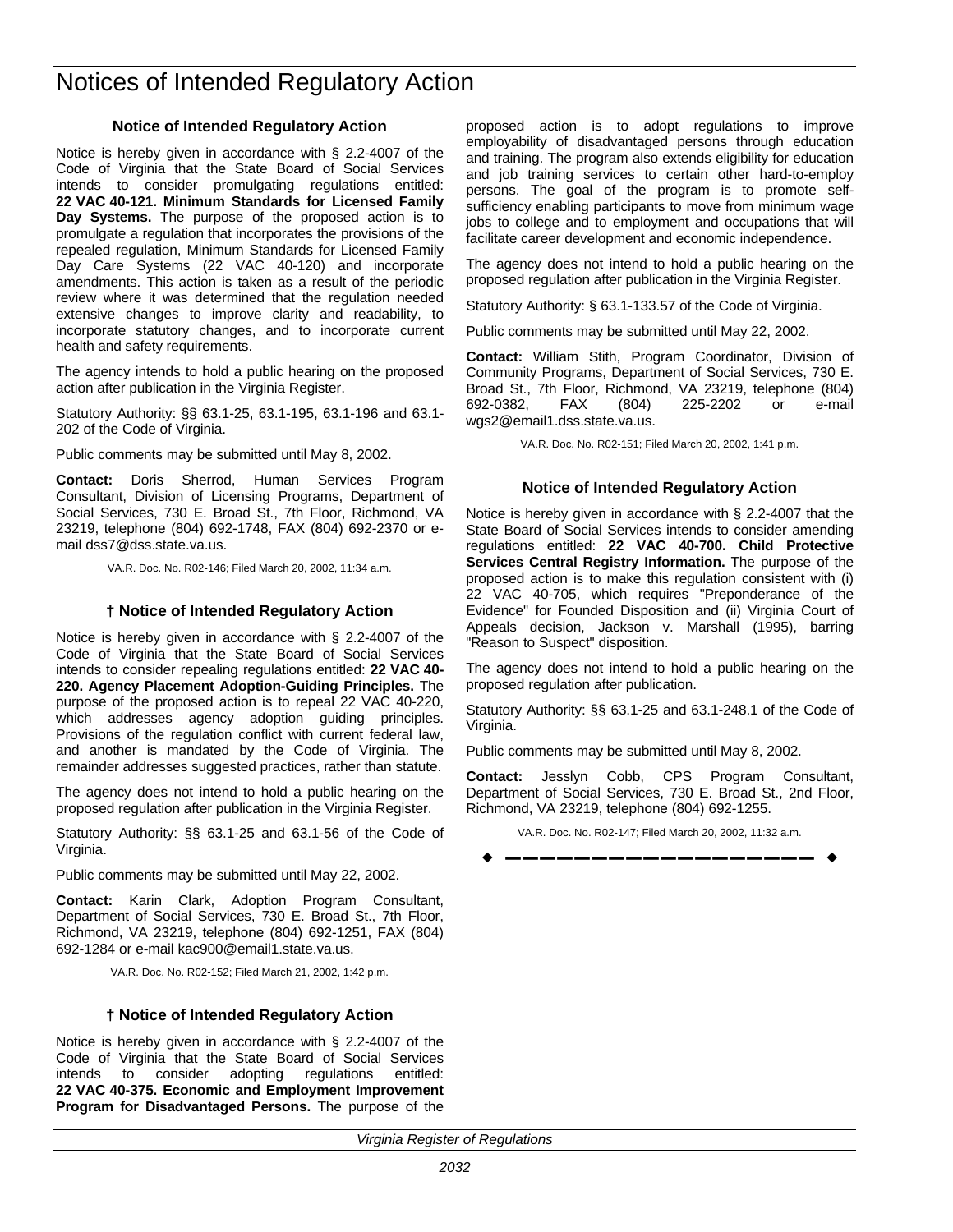# Notices of Intended Regulatory Action

### Notice of Intended Regulatory Action

Notice is hereby given in accordance with § 2.2-4007 of the Code of Virginia that the State Board of Social Services intends to consider promulgating regulations entitled: **22 VAC 40-121. Minimum Standards for Licensed Family Day Systems.** The purpose of the proposed action is to promulgate a regulation that incorporates the provisions of the repealed regulation, Minimum Standards for Licensed Family Day Care Systems (22 VAC 40-120) and incorporate amendments. This action is taken as a result of the periodic review where it was determined that the regulation needed extensive changes to improve clarity and readability, to incorporate statutory changes, and to incorporate current health and safety requirements.

The agency intends to hold a public hearing on the proposed action after publication in the Virginia Register.

Statutory Authority: §§ 63.1-25, 63.1-195, 63.1-196 and 63.1-202 of the Code of Virginia.

Public comments may be submitted until May 8, 2002.

**Contact:** Doris Sherrod, Human Services Program Consultant, Division of Licensing Programs, Department of Social Services, 730 E. Broad St., 7th Floor, Richmond, VA 23219, telephone (804) 692-1748, FAX (804) 692-2370 or e-mail dss7@dss.state.va.us.

VA.R. Doc. No. R02-146; Filed March 20, 2002, 11:34 a.m.

### † Notice of Intended Regulatory Action

Notice is hereby given in accordance with § 2.2-4007 of the Code of Virginia that the State Board of Social Services intends to consider repealing regulations entitled: **22 VAC 40-220. Agency Placement Adoption-Guiding Principles.** The purpose of the proposed action is to repeal 22 VAC 40-220, which addresses agency adoption guiding principles. Provisions of the regulation conflict with current federal law, and another is mandated by the Code of Virginia. The remainder addresses suggested practices, rather than statute.

The agency does not intend to hold a public hearing on the proposed regulation after publication in the Virginia Register.

Statutory Authority: §§ 63.1-25 and 63.1-56 of the Code of Virginia.

Public comments may be submitted until May 22, 2002.

**Contact:** Karin Clark, Adoption Program Consultant, Department of Social Services, 730 E. Broad St., 7th Floor, Richmond, VA 23219, telephone (804) 692-1251, FAX (804) 692-1284 or e-mail kac900@email1.state.va.us.

VA.R. Doc. No. R02-152; Filed March 21, 2002, 1:42 p.m.

### † Notice of Intended Regulatory Action

Notice is hereby given in accordance with § 2.2-4007 of the Code of Virginia that the State Board of Social Services intends to consider adopting regulations entitled: **22 VAC 40-375. Economic and Employment Improvement Program for Disadvantaged Persons.** The purpose of the proposed action is to adopt regulations to improve employability of disadvantaged persons through education and training. The program also extends eligibility for education and job training services to certain other hard-to-employ persons. The goal of the program is to promote self-sufficiency enabling participants to move from minimum wage jobs to college and to employment and occupations that will facilitate career development and economic independence.

The agency does not intend to hold a public hearing on the proposed regulation after publication in the Virginia Register.

Statutory Authority: § 63.1-133.57 of the Code of Virginia.

Public comments may be submitted until May 22, 2002.

**Contact:** William Stith, Program Coordinator, Division of Community Programs, Department of Social Services, 730 E. Broad St., 7th Floor, Richmond, VA 23219, telephone (804) 692-0382, FAX (804) 225-2202 or e-mail wgs2@email1.dss.state.va.us.

VA.R. Doc. No. R02-151; Filed March 20, 2002, 1:41 p.m.

### Notice of Intended Regulatory Action

Notice is hereby given in accordance with § 2.2-4007 that the State Board of Social Services intends to consider amending regulations entitled: **22 VAC 40-700. Child Protective Services Central Registry Information.** The purpose of the proposed action is to make this regulation consistent with (i) 22 VAC 40-705, which requires "Preponderance of the Evidence" for Founded Disposition and (ii) Virginia Court of Appeals decision, Jackson v. Marshall (1995), barring "Reason to Suspect" disposition.

The agency does not intend to hold a public hearing on the proposed regulation after publication.

Statutory Authority: §§ 63.1-25 and 63.1-248.1 of the Code of Virginia.

Public comments may be submitted until May 8, 2002.

**Contact:** Jesslyn Cobb, CPS Program Consultant, Department of Social Services, 730 E. Broad St., 2nd Floor, Richmond, VA 23219, telephone (804) 692-1255.

VA.R. Doc. No. R02-147; Filed March 20, 2002, 11:32 a.m.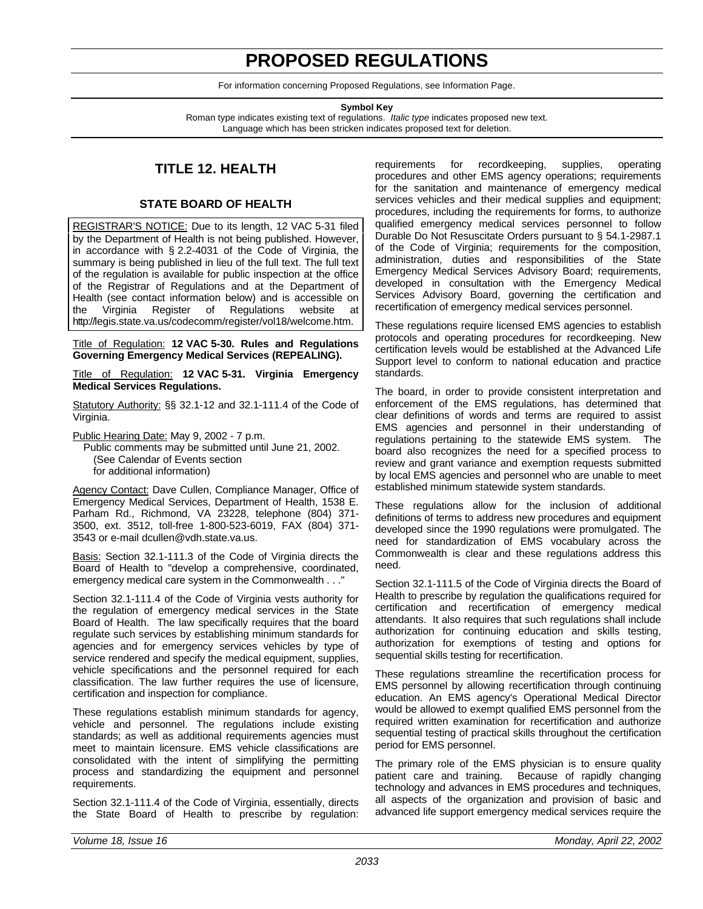# PROPOSED REGULATIONS

For information concerning Proposed Regulations, see Information Page.

**Symbol Key**

Roman type indicates existing text of regulations. *Italic type* indicates proposed new text. Language which has been stricken indicates proposed text for deletion.

## TITLE 12. HEALTH

### STATE BOARD OF HEALTH

REGISTRAR'S NOTICE: Due to its length, 12 VAC 5-31 filed by the Department of Health is not being published. However, in accordance with § 2.2-4031 of the Code of Virginia, the summary is being published in lieu of the full text. The full text of the regulation is available for public inspection at the office of the Registrar of Regulations and at the Department of Health (see contact information below) and is accessible on the Virginia Register of Regulations website at http://legis.state.va.us/codecomm/register/vol18/welcome.htm.

Title of Regulation: **12 VAC 5-30. Rules and Regulations Governing Emergency Medical Services (REPEALING).**

Title of Regulation: **12 VAC 5-31. Virginia Emergency Medical Services Regulations.**

Statutory Authority: §§ 32.1-12 and 32.1-111.4 of the Code of Virginia.

Public Hearing Date: May 9, 2002 - 7 p.m.
Public comments may be submitted until June 21, 2002.
(See Calendar of Events section for additional information)

Agency Contact: Dave Cullen, Compliance Manager, Office of Emergency Medical Services, Department of Health, 1538 E. Parham Rd., Richmond, VA 23228, telephone (804) 371-3500, ext. 3512, toll-free 1-800-523-6019, FAX (804) 371-3543 or e-mail dcullen@vdh.state.va.us.

Basis: Section 32.1-111.3 of the Code of Virginia directs the Board of Health to "develop a comprehensive, coordinated, emergency medical care system in the Commonwealth . . ."

Section 32.1-111.4 of the Code of Virginia vests authority for the regulation of emergency medical services in the State Board of Health. The law specifically requires that the board regulate such services by establishing minimum standards for agencies and for emergency services vehicles by type of service rendered and specify the medical equipment, supplies, vehicle specifications and the personnel required for each classification. The law further requires the use of licensure, certification and inspection for compliance.

These regulations establish minimum standards for agency, vehicle and personnel. The regulations include existing standards; as well as additional requirements agencies must meet to maintain licensure. EMS vehicle classifications are consolidated with the intent of simplifying the permitting process and standardizing the equipment and personnel requirements.

Section 32.1-111.4 of the Code of Virginia, essentially, directs the State Board of Health to prescribe by regulation: requirements for recordkeeping, supplies, operating procedures and other EMS agency operations; requirements for the sanitation and maintenance of emergency medical services vehicles and their medical supplies and equipment; procedures, including the requirements for forms, to authorize qualified emergency medical services personnel to follow Durable Do Not Resuscitate Orders pursuant to § 54.1-2987.1 of the Code of Virginia; requirements for the composition, administration, duties and responsibilities of the State Emergency Medical Services Advisory Board; requirements, developed in consultation with the Emergency Medical Services Advisory Board, governing the certification and recertification of emergency medical services personnel.

These regulations require licensed EMS agencies to establish protocols and operating procedures for recordkeeping. New certification levels would be established at the Advanced Life Support level to conform to national education and practice standards.

The board, in order to provide consistent interpretation and enforcement of the EMS regulations, has determined that clear definitions of words and terms are required to assist EMS agencies and personnel in their understanding of regulations pertaining to the statewide EMS system. The board also recognizes the need for a specified process to review and grant variance and exemption requests submitted by local EMS agencies and personnel who are unable to meet established minimum statewide system standards.

These regulations allow for the inclusion of additional definitions of terms to address new procedures and equipment developed since the 1990 regulations were promulgated. The need for standardization of EMS vocabulary across the Commonwealth is clear and these regulations address this need.

Section 32.1-111.5 of the Code of Virginia directs the Board of Health to prescribe by regulation the qualifications required for certification and recertification of emergency medical attendants. It also requires that such regulations shall include authorization for continuing education and skills testing, authorization for exemptions of testing and options for sequential skills testing for recertification.

These regulations streamline the recertification process for EMS personnel by allowing recertification through continuing education. An EMS agency's Operational Medical Director would be allowed to exempt qualified EMS personnel from the required written examination for recertification and authorize sequential testing of practical skills throughout the certification period for EMS personnel.

The primary role of the EMS physician is to ensure quality patient care and training. Because of rapidly changing technology and advances in EMS procedures and techniques, all aspects of the organization and provision of basic and advanced life support emergency medical services require the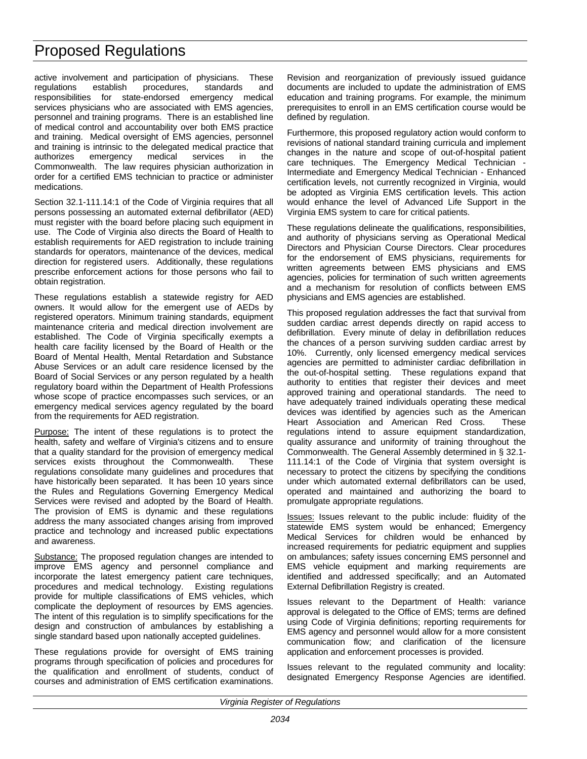active involvement and participation of physicians. These regulations establish procedures, standards and responsibilities for state-endorsed emergency medical services physicians who are associated with EMS agencies, personnel and training programs. There is an established line of medical control and accountability over both EMS practice and training. Medical oversight of EMS agencies, personnel and training is intrinsic to the delegated medical practice that authorizes emergency medical services in the Commonwealth. The law requires physician authorization in order for a certified EMS technician to practice or administer medications.

Section 32.1-111.14:1 of the Code of Virginia requires that all persons possessing an automated external defibrillator (AED) must register with the board before placing such equipment in use. The Code of Virginia also directs the Board of Health to establish requirements for AED registration to include training standards for operators, maintenance of the devices, medical direction for registered users. Additionally, these regulations prescribe enforcement actions for those persons who fail to obtain registration.

These regulations establish a statewide registry for AED owners. It would allow for the emergent use of AEDs by registered operators. Minimum training standards, equipment maintenance criteria and medical direction involvement are established. The Code of Virginia specifically exempts a health care facility licensed by the Board of Health or the Board of Mental Health, Mental Retardation and Substance Abuse Services or an adult care residence licensed by the Board of Social Services or any person regulated by a health regulatory board within the Department of Health Professions whose scope of practice encompasses such services, or an emergency medical services agency regulated by the board from the requirements for AED registration.

Purpose: The intent of these regulations is to protect the health, safety and welfare of Virginia's citizens and to ensure that a quality standard for the provision of emergency medical services exists throughout the Commonwealth. These regulations consolidate many guidelines and procedures that have historically been separated. It has been 10 years since the Rules and Regulations Governing Emergency Medical Services were revised and adopted by the Board of Health. The provision of EMS is dynamic and these regulations address the many associated changes arising from improved practice and technology and increased public expectations and awareness.

Substance: The proposed regulation changes are intended to improve EMS agency and personnel compliance and incorporate the latest emergency patient care techniques, procedures and medical technology. Existing regulations provide for multiple classifications of EMS vehicles, which complicate the deployment of resources by EMS agencies. The intent of this regulation is to simplify specifications for the design and construction of ambulances by establishing a single standard based upon nationally accepted guidelines.

These regulations provide for oversight of EMS training programs through specification of policies and procedures for the qualification and enrollment of students, conduct of courses and administration of EMS certification examinations. Revision and reorganization of previously issued guidance documents are included to update the administration of EMS education and training programs. For example, the minimum prerequisites to enroll in an EMS certification course would be defined by regulation.

Furthermore, this proposed regulatory action would conform to revisions of national standard training curricula and implement changes in the nature and scope of out-of-hospital patient care techniques. The Emergency Medical Technician - Intermediate and Emergency Medical Technician - Enhanced certification levels, not currently recognized in Virginia, would be adopted as Virginia EMS certification levels. This action would enhance the level of Advanced Life Support in the Virginia EMS system to care for critical patients.

These regulations delineate the qualifications, responsibilities, and authority of physicians serving as Operational Medical Directors and Physician Course Directors. Clear procedures for the endorsement of EMS physicians, requirements for written agreements between EMS physicians and EMS agencies, policies for termination of such written agreements and a mechanism for resolution of conflicts between EMS physicians and EMS agencies are established.

This proposed regulation addresses the fact that survival from sudden cardiac arrest depends directly on rapid access to defibrillation. Every minute of delay in defibrillation reduces the chances of a person surviving sudden cardiac arrest by 10%. Currently, only licensed emergency medical services agencies are permitted to administer cardiac defibrillation in the out-of-hospital setting. These regulations expand that authority to entities that register their devices and meet approved training and operational standards. The need to have adequately trained individuals operating these medical devices was identified by agencies such as the American Heart Association and American Red Cross. These regulations intend to assure equipment standardization, quality assurance and uniformity of training throughout the Commonwealth. The General Assembly determined in § 32.1-111.14:1 of the Code of Virginia that system oversight is necessary to protect the citizens by specifying the conditions under which automated external defibrillators can be used, operated and maintained and authorizing the board to promulgate appropriate regulations.

Issues: Issues relevant to the public include: fluidity of the statewide EMS system would be enhanced; Emergency Medical Services for children would be enhanced by increased requirements for pediatric equipment and supplies on ambulances; safety issues concerning EMS personnel and EMS vehicle equipment and marking requirements are identified and addressed specifically; and an Automated External Defibrillation Registry is created.

Issues relevant to the Department of Health: variance approval is delegated to the Office of EMS; terms are defined using Code of Virginia definitions; reporting requirements for EMS agency and personnel would allow for a more consistent communication flow; and clarification of the licensure application and enforcement processes is provided.

Issues relevant to the regulated community and locality: designated Emergency Response Agencies are identified.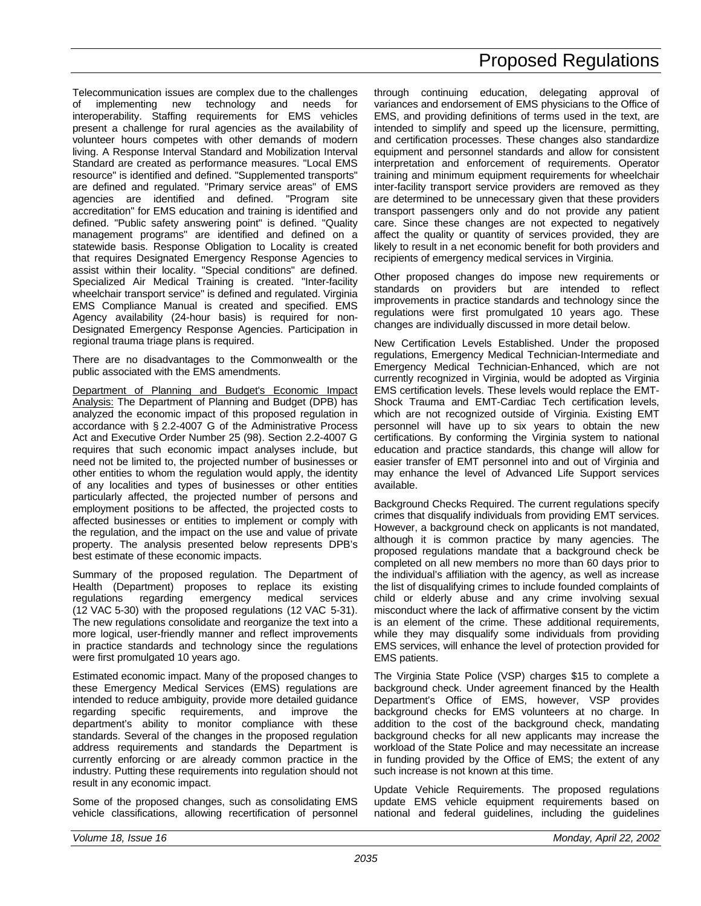Telecommunication issues are complex due to the challenges of implementing new technology and needs for interoperability. Staffing requirements for EMS vehicles present a challenge for rural agencies as the availability of volunteer hours competes with other demands of modern living. A Response Interval Standard and Mobilization Interval Standard are created as performance measures. "Local EMS resource" is identified and defined. "Supplemented transports" are defined and regulated. "Primary service areas" of EMS agencies are identified and defined. "Program site accreditation" for EMS education and training is identified and defined. "Public safety answering point" is defined. "Quality management programs" are identified and defined on a statewide basis. Response Obligation to Locality is created that requires Designated Emergency Response Agencies to assist within their locality. "Special conditions" are defined. Specialized Air Medical Training is created. "Inter-facility wheelchair transport service" is defined and regulated. Virginia EMS Compliance Manual is created and specified. EMS Agency availability (24-hour basis) is required for non-Designated Emergency Response Agencies. Participation in regional trauma triage plans is required.

There are no disadvantages to the Commonwealth or the public associated with the EMS amendments.

Department of Planning and Budget's Economic Impact Analysis: The Department of Planning and Budget (DPB) has analyzed the economic impact of this proposed regulation in accordance with § 2.2-4007 G of the Administrative Process Act and Executive Order Number 25 (98). Section 2.2-4007 G requires that such economic impact analyses include, but need not be limited to, the projected number of businesses or other entities to whom the regulation would apply, the identity of any localities and types of businesses or other entities particularly affected, the projected number of persons and employment positions to be affected, the projected costs to affected businesses or entities to implement or comply with the regulation, and the impact on the use and value of private property. The analysis presented below represents DPB's best estimate of these economic impacts.

Summary of the proposed regulation. The Department of Health (Department) proposes to replace its existing regulations regarding emergency medical services (12 VAC 5-30) with the proposed regulations (12 VAC 5-31). The new regulations consolidate and reorganize the text into a more logical, user-friendly manner and reflect improvements in practice standards and technology since the regulations were first promulgated 10 years ago.

Estimated economic impact. Many of the proposed changes to these Emergency Medical Services (EMS) regulations are intended to reduce ambiguity, provide more detailed guidance regarding specific requirements, and improve the department's ability to monitor compliance with these standards. Several of the changes in the proposed regulation address requirements and standards the Department is currently enforcing or are already common practice in the industry. Putting these requirements into regulation should not result in any economic impact.

Some of the proposed changes, such as consolidating EMS vehicle classifications, allowing recertification of personnel through continuing education, delegating approval of variances and endorsement of EMS physicians to the Office of EMS, and providing definitions of terms used in the text, are intended to simplify and speed up the licensure, permitting, and certification processes. These changes also standardize equipment and personnel standards and allow for consistent interpretation and enforcement of requirements. Operator training and minimum equipment requirements for wheelchair inter-facility transport service providers are removed as they are determined to be unnecessary given that these providers transport passengers only and do not provide any patient care. Since these changes are not expected to negatively affect the quality or quantity of services provided, they are likely to result in a net economic benefit for both providers and recipients of emergency medical services in Virginia.

Other proposed changes do impose new requirements or standards on providers but are intended to reflect improvements in practice standards and technology since the regulations were first promulgated 10 years ago. These changes are individually discussed in more detail below.

New Certification Levels Established. Under the proposed regulations, Emergency Medical Technician-Intermediate and Emergency Medical Technician-Enhanced, which are not currently recognized in Virginia, would be adopted as Virginia EMS certification levels. These levels would replace the EMT-Shock Trauma and EMT-Cardiac Tech certification levels, which are not recognized outside of Virginia. Existing EMT personnel will have up to six years to obtain the new certifications. By conforming the Virginia system to national education and practice standards, this change will allow for easier transfer of EMT personnel into and out of Virginia and may enhance the level of Advanced Life Support services available.

Background Checks Required. The current regulations specify crimes that disqualify individuals from providing EMT services. However, a background check on applicants is not mandated, although it is common practice by many agencies. The proposed regulations mandate that a background check be completed on all new members no more than 60 days prior to the individual's affiliation with the agency, as well as increase the list of disqualifying crimes to include founded complaints of child or elderly abuse and any crime involving sexual misconduct where the lack of affirmative consent by the victim is an element of the crime. These additional requirements, while they may disqualify some individuals from providing EMS services, will enhance the level of protection provided for EMS patients.

The Virginia State Police (VSP) charges $15 to complete a background check. Under agreement financed by the Health Department's Office of EMS, however, VSP provides background checks for EMS volunteers at no charge. In addition to the cost of the background check, mandating background checks for all new applicants may increase the workload of the State Police and may necessitate an increase in funding provided by the Office of EMS; the extent of any such increase is not known at this time.

Update Vehicle Requirements. The proposed regulations update EMS vehicle equipment requirements based on national and federal guidelines, including the guidelines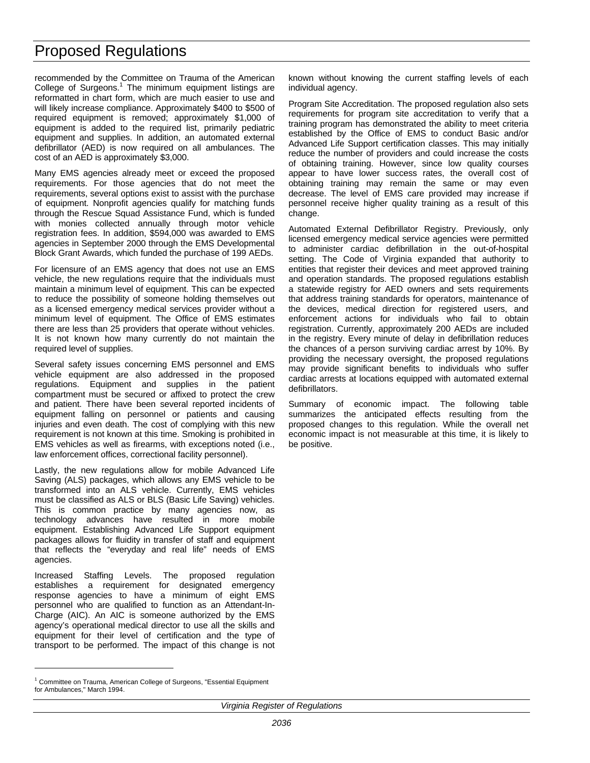recommended by the Committee on Trauma of the American College of Surgeons.[1] The minimum equipment listings are reformatted in chart form, which are much easier to use and will likely increase compliance. Approximately $400 to $500 of required equipment is removed; approximately $1,000 of equipment is added to the required list, primarily pediatric equipment and supplies. In addition, an automated external defibrillator (AED) is now required on all ambulances. The cost of an AED is approximately $3,000.

Many EMS agencies already meet or exceed the proposed requirements. For those agencies that do not meet the requirements, several options exist to assist with the purchase of equipment. Nonprofit agencies qualify for matching funds through the Rescue Squad Assistance Fund, which is funded with monies collected annually through motor vehicle registration fees. In addition, $594,000 was awarded to EMS agencies in September 2000 through the EMS Developmental Block Grant Awards, which funded the purchase of 199 AEDs.

For licensure of an EMS agency that does not use an EMS vehicle, the new regulations require that the individuals must maintain a minimum level of equipment. This can be expected to reduce the possibility of someone holding themselves out as a licensed emergency medical services provider without a minimum level of equipment. The Office of EMS estimates there are less than 25 providers that operate without vehicles. It is not known how many currently do not maintain the required level of supplies.

Several safety issues concerning EMS personnel and EMS vehicle equipment are also addressed in the proposed regulations. Equipment and supplies in the patient compartment must be secured or affixed to protect the crew and patient. There have been several reported incidents of equipment falling on personnel or patients and causing injuries and even death. The cost of complying with this new requirement is not known at this time. Smoking is prohibited in EMS vehicles as well as firearms, with exceptions noted (i.e., law enforcement offices, correctional facility personnel).

Lastly, the new regulations allow for mobile Advanced Life Saving (ALS) packages, which allows any EMS vehicle to be transformed into an ALS vehicle. Currently, EMS vehicles must be classified as ALS or BLS (Basic Life Saving) vehicles. This is common practice by many agencies now, as technology advances have resulted in more mobile equipment. Establishing Advanced Life Support equipment packages allows for fluidity in transfer of staff and equipment that reflects the "everyday and real life" needs of EMS agencies.

Increased Staffing Levels. The proposed regulation establishes a requirement for designated emergency response agencies to have a minimum of eight EMS personnel who are qualified to function as an Attendant-In-Charge (AIC). An AIC is someone authorized by the EMS agency's operational medical director to use all the skills and equipment for their level of certification and the type of transport to be performed. The impact of this change is not known without knowing the current staffing levels of each individual agency.

Program Site Accreditation. The proposed regulation also sets requirements for program site accreditation to verify that a training program has demonstrated the ability to meet criteria established by the Office of EMS to conduct Basic and/or Advanced Life Support certification classes. This may initially reduce the number of providers and could increase the costs of obtaining training. However, since low quality courses appear to have lower success rates, the overall cost of obtaining training may remain the same or may even decrease. The level of EMS care provided may increase if personnel receive higher quality training as a result of this change.

Automated External Defibrillator Registry. Previously, only licensed emergency medical service agencies were permitted to administer cardiac defibrillation in the out-of-hospital setting. The Code of Virginia expanded that authority to entities that register their devices and meet approved training and operation standards. The proposed regulations establish a statewide registry for AED owners and sets requirements that address training standards for operators, maintenance of the devices, medical direction for registered users, and enforcement actions for individuals who fail to obtain registration. Currently, approximately 200 AEDs are included in the registry. Every minute of delay in defibrillation reduces the chances of a person surviving cardiac arrest by 10%. By providing the necessary oversight, the proposed regulations may provide significant benefits to individuals who suffer cardiac arrests at locations equipped with automated external defibrillators.

Summary of economic impact. The following table summarizes the anticipated effects resulting from the proposed changes to this regulation. While the overall net economic impact is not measurable at this time, it is likely to be positive.

---

[1] Committee on Trauma, American College of Surgeons, "Essential Equipment for Ambulances," March 1994.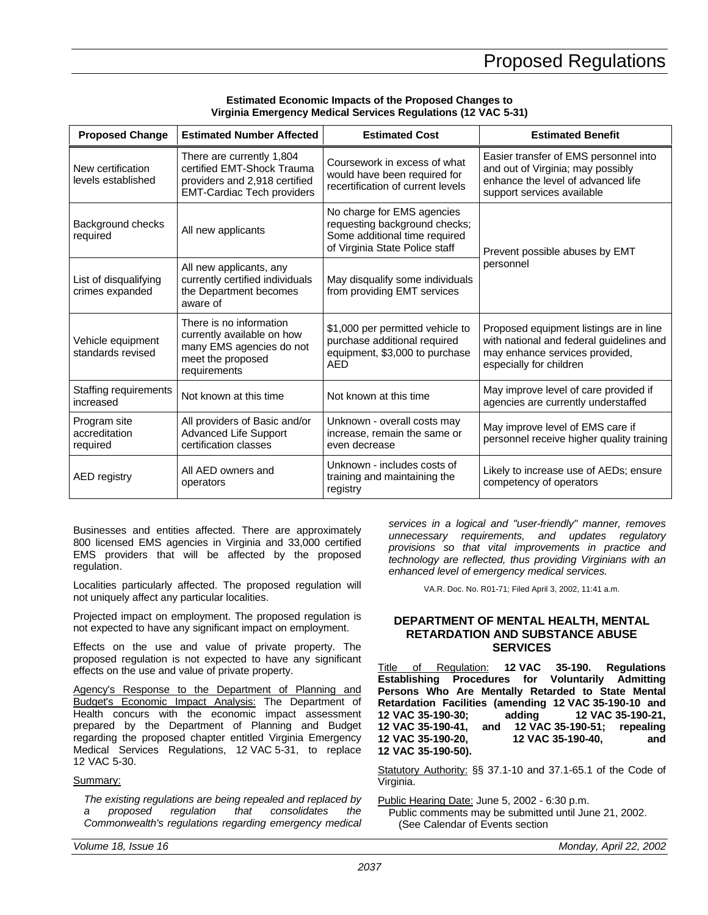**Estimated Economic Impacts of the Proposed Changes to Virginia Emergency Medical Services Regulations (12 VAC 5-31)**

| Proposed Change | Estimated Number Affected | Estimated Cost | Estimated Benefit |
|---|---|---|---|
| New certification levels established | There are currently 1,804 certified EMT-Shock Trauma providers and 2,918 certified EMT-Cardiac Tech providers | Coursework in excess of what would have been required for recertification of current levels | Easier transfer of EMS personnel into and out of Virginia; may possibly enhance the level of advanced life support services available |
| Background checks required | All new applicants | No charge for EMS agencies requesting background checks; Some additional time required of Virginia State Police staff | Prevent possible abuses by EMT personnel |
| List of disqualifying crimes expanded | All new applicants, any currently certified individuals the Department becomes aware of | May disqualify some individuals from providing EMT services | |
| Vehicle equipment standards revised | There is no information currently available on how many EMS agencies do not meet the proposed requirements | $1,000 per permitted vehicle to purchase additional required equipment, $3,000 to purchase AED | Proposed equipment listings are in line with national and federal guidelines and may enhance services provided, especially for children |
| Staffing requirements increased | Not known at this time | Not known at this time | May improve level of care provided if agencies are currently understaffed |
| Program site accreditation required | All providers of Basic and/or Advanced Life Support certification classes | Unknown - overall costs may increase, remain the same or even decrease | May improve level of EMS care if personnel receive higher quality training |
| AED registry | All AED owners and operators | Unknown - includes costs of training and maintaining the registry | Likely to increase use of AEDs; ensure competency of operators |

Businesses and entities affected. There are approximately 800 licensed EMS agencies in Virginia and 33,000 certified EMS providers that will be affected by the proposed regulation.

Localities particularly affected. The proposed regulation will not uniquely affect any particular localities.

Projected impact on employment. The proposed regulation is not expected to have any significant impact on employment.

Effects on the use and value of private property. The proposed regulation is not expected to have any significant effects on the use and value of private property.

Agency's Response to the Department of Planning and Budget's Economic Impact Analysis: The Department of Health concurs with the economic impact assessment prepared by the Department of Planning and Budget regarding the proposed chapter entitled Virginia Emergency Medical Services Regulations, 12 VAC 5-31, to replace 12 VAC 5-30.

Summary:

*The existing regulations are being repealed and replaced by a proposed regulation that consolidates the Commonwealth's regulations regarding emergency medical services in a logical and "user-friendly" manner, removes unnecessary requirements, and updates regulatory provisions so that vital improvements in practice and technology are reflected, thus providing Virginians with an enhanced level of emergency medical services.*

VA.R. Doc. No. R01-71; Filed April 3, 2002, 11:41 a.m.

## DEPARTMENT OF MENTAL HEALTH, MENTAL RETARDATION AND SUBSTANCE ABUSE SERVICES

Title of Regulation: **12 VAC 35-190. Regulations Establishing Procedures for Voluntarily Admitting Persons Who Are Mentally Retarded to State Mental Retardation Facilities (amending 12 VAC 35-190-10 and 12 VAC 35-190-30; adding 12 VAC 35-190-21, 12 VAC 35-190-41, and 12 VAC 35-190-51; repealing 12 VAC 35-190-20, 12 VAC 35-190-40, and 12 VAC 35-190-50).**

Statutory Authority: §§ 37.1-10 and 37.1-65.1 of the Code of Virginia.

Public Hearing Date: June 5, 2002 - 6:30 p.m.
Public comments may be submitted until June 21, 2002.
(See Calendar of Events section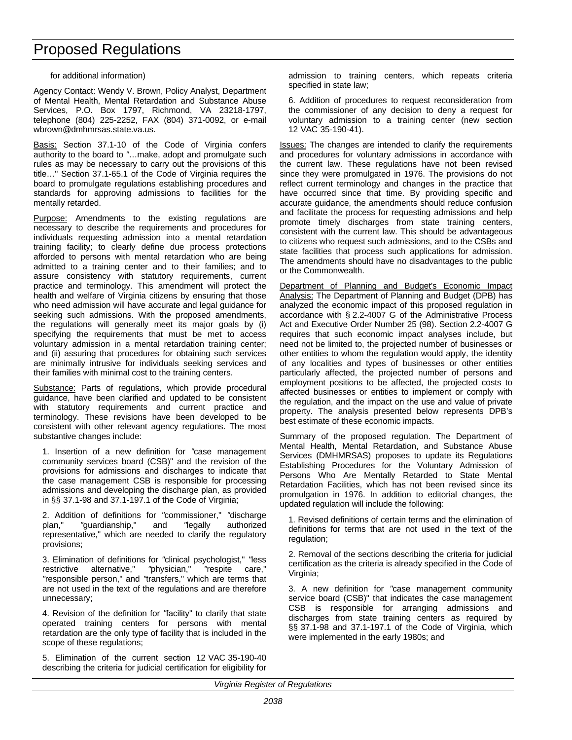for additional information)

Agency Contact: Wendy V. Brown, Policy Analyst, Department of Mental Health, Mental Retardation and Substance Abuse Services, P.O. Box 1797, Richmond, VA 23218-1797, telephone (804) 225-2252, FAX (804) 371-0092, or e-mail wbrown@dmhmrsas.state.va.us.

Basis: Section 37.1-10 of the Code of Virginia confers authority to the board to "…make, adopt and promulgate such rules as may be necessary to carry out the provisions of this title…" Section 37.1-65.1 of the Code of Virginia requires the board to promulgate regulations establishing procedures and standards for approving admissions to facilities for the mentally retarded.

Purpose: Amendments to the existing regulations are necessary to describe the requirements and procedures for individuals requesting admission into a mental retardation training facility; to clearly define due process protections afforded to persons with mental retardation who are being admitted to a training center and to their families; and to assure consistency with statutory requirements, current practice and terminology. This amendment will protect the health and welfare of Virginia citizens by ensuring that those who need admission will have accurate and legal guidance for seeking such admissions. With the proposed amendments, the regulations will generally meet its major goals by (i) specifying the requirements that must be met to access voluntary admission in a mental retardation training center; and (ii) assuring that procedures for obtaining such services are minimally intrusive for individuals seeking services and their families with minimal cost to the training centers.

Substance: Parts of regulations, which provide procedural guidance, have been clarified and updated to be consistent with statutory requirements and current practice and terminology. These revisions have been developed to be consistent with other relevant agency regulations. The most substantive changes include:

1. Insertion of a new definition for "case management community services board (CSB)" and the revision of the provisions for admissions and discharges to indicate that the case management CSB is responsible for processing admissions and developing the discharge plan, as provided in §§ 37.1-98 and 37.1-197.1 of the Code of Virginia;

2. Addition of definitions for "commissioner," "discharge plan," "guardianship," and "legally authorized representative," which are needed to clarify the regulatory provisions;

3. Elimination of definitions for "clinical psychologist," "less restrictive alternative," "physician," "respite care," "responsible person," and "transfers," which are terms that are not used in the text of the regulations and are therefore unnecessary;

4. Revision of the definition for "facility" to clarify that state operated training centers for persons with mental retardation are the only type of facility that is included in the scope of these regulations;

5. Elimination of the current section 12 VAC 35-190-40 describing the criteria for judicial certification for eligibility for admission to training centers, which repeats criteria specified in state law;

6. Addition of procedures to request reconsideration from the commissioner of any decision to deny a request for voluntary admission to a training center (new section 12 VAC 35-190-41).

Issues: The changes are intended to clarify the requirements and procedures for voluntary admissions in accordance with the current law. These regulations have not been revised since they were promulgated in 1976. The provisions do not reflect current terminology and changes in the practice that have occurred since that time. By providing specific and accurate guidance, the amendments should reduce confusion and facilitate the process for requesting admissions and help promote timely discharges from state training centers, consistent with the current law. This should be advantageous to citizens who request such admissions, and to the CSBs and state facilities that process such applications for admission. The amendments should have no disadvantages to the public or the Commonwealth.

Department of Planning and Budget's Economic Impact Analysis: The Department of Planning and Budget (DPB) has analyzed the economic impact of this proposed regulation in accordance with § 2.2-4007 G of the Administrative Process Act and Executive Order Number 25 (98). Section 2.2-4007 G requires that such economic impact analyses include, but need not be limited to, the projected number of businesses or other entities to whom the regulation would apply, the identity of any localities and types of businesses or other entities particularly affected, the projected number of persons and employment positions to be affected, the projected costs to affected businesses or entities to implement or comply with the regulation, and the impact on the use and value of private property. The analysis presented below represents DPB's best estimate of these economic impacts.

Summary of the proposed regulation. The Department of Mental Health, Mental Retardation, and Substance Abuse Services (DMHMRSAS) proposes to update its Regulations Establishing Procedures for the Voluntary Admission of Persons Who Are Mentally Retarded to State Mental Retardation Facilities, which has not been revised since its promulgation in 1976. In addition to editorial changes, the updated regulation will include the following:

1. Revised definitions of certain terms and the elimination of definitions for terms that are not used in the text of the regulation;

2. Removal of the sections describing the criteria for judicial certification as the criteria is already specified in the Code of Virginia;

3. A new definition for "case management community service board (CSB)" that indicates the case management CSB is responsible for arranging admissions and discharges from state training centers as required by §§ 37.1-98 and 37.1-197.1 of the Code of Virginia, which were implemented in the early 1980s; and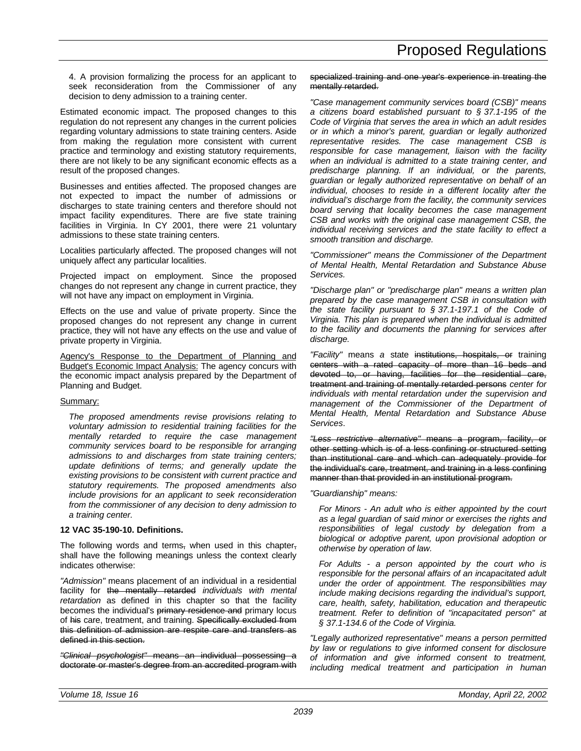4. A provision formalizing the process for an applicant to seek reconsideration from the Commissioner of any decision to deny admission to a training center.

Estimated economic impact. The proposed changes to this regulation do not represent any changes in the current policies regarding voluntary admissions to state training centers. Aside from making the regulation more consistent with current practice and terminology and existing statutory requirements, there are not likely to be any significant economic effects as a result of the proposed changes.

Businesses and entities affected. The proposed changes are not expected to impact the number of admissions or discharges to state training centers and therefore should not impact facility expenditures. There are five state training facilities in Virginia. In CY 2001, there were 21 voluntary admissions to these state training centers.

Localities particularly affected. The proposed changes will not uniquely affect any particular localities.

Projected impact on employment. Since the proposed changes do not represent any change in current practice, they will not have any impact on employment in Virginia.

Effects on the use and value of private property. Since the proposed changes do not represent any change in current practice, they will not have any effects on the use and value of private property in Virginia.

Agency's Response to the Department of Planning and Budget's Economic Impact Analysis: The agency concurs with the economic impact analysis prepared by the Department of Planning and Budget.

Summary:

*The proposed amendments revise provisions relating to voluntary admission to residential training facilities for the mentally retarded to require the case management community services board to be responsible for arranging admissions to and discharges from state training centers; update definitions of terms; and generally update the existing provisions to be consistent with current practice and statutory requirements. The proposed amendments also include provisions for an applicant to seek reconsideration from the commissioner of any decision to deny admission to a training center.*

**12 VAC 35-190-10. Definitions.**

The following words and terms~~,~~ when used in this chapter~~,~~ shall have the following meanings unless the context clearly indicates otherwise:

*"Admission"* means placement of an individual in a residential facility for ~~the mentally retarded~~ *individuals with mental retardation* as defined in this chapter so that the facility becomes the individual's ~~primary residence and~~ primary locus of ~~his~~ care, treatment, and training. ~~Specifically excluded from this definition of admission are respite care and transfers as defined in this section.~~

~~*"Clinical psychologist"* means an individual possessing a doctorate or master's degree from an accredited program with specialized training and one year's experience in treating the mentally retarded.~~

*"Case management community services board (CSB)" means a citizens board established pursuant to § 37.1-195 of the Code of Virginia that serves the area in which an adult resides or in which a minor's parent, guardian or legally authorized representative resides. The case management CSB is responsible for case management, liaison with the facility when an individual is admitted to a state training center, and predischarge planning. If an individual, or the parents, guardian or legally authorized representative on behalf of an individual, chooses to reside in a different locality after the individual's discharge from the facility, the community services board serving that locality becomes the case management CSB and works with the original case management CSB, the individual receiving services and the state facility to effect a smooth transition and discharge.*

*"Commissioner" means the Commissioner of the Department of Mental Health, Mental Retardation and Substance Abuse Services.*

*"Discharge plan" or "predischarge plan" means a written plan prepared by the case management CSB in consultation with the state facility pursuant to § 37.1-197.1 of the Code of Virginia. This plan is prepared when the individual is admitted to the facility and documents the planning for services after discharge.*

*"Facility"* means *a* state ~~institutions, hospitals, or~~ training ~~centers with a rated capacity of more than 16 beds and devoted to, or having, facilities for the residential care, treatment and training of mentally retarded persons~~ *center for individuals with mental retardation under the supervision and management of the Commissioner of the Department of Mental Health, Mental Retardation and Substance Abuse Services*.

~~*"Less restrictive alternative"* means a program, facility, or other setting which is of a less confining or structured setting than institutional care and which can adequately provide for the individual's care, treatment, and training in a less confining manner than that provided in an institutional program.~~

*"Guardianship" means:*

*For Minors - An adult who is either appointed by the court as a legal guardian of said minor or exercises the rights and responsibilities of legal custody by delegation from a biological or adoptive parent, upon provisional adoption or otherwise by operation of law.*

*For Adults - a person appointed by the court who is responsible for the personal affairs of an incapacitated adult under the order of appointment. The responsibilities may include making decisions regarding the individual's support, care, health, safety, habilitation, education and therapeutic treatment. Refer to definition of "incapacitated person" at § 37.1-134.6 of the Code of Virginia.*

*"Legally authorized representative" means a person permitted by law or regulations to give informed consent for disclosure of information and give informed consent to treatment, including medical treatment and participation in human*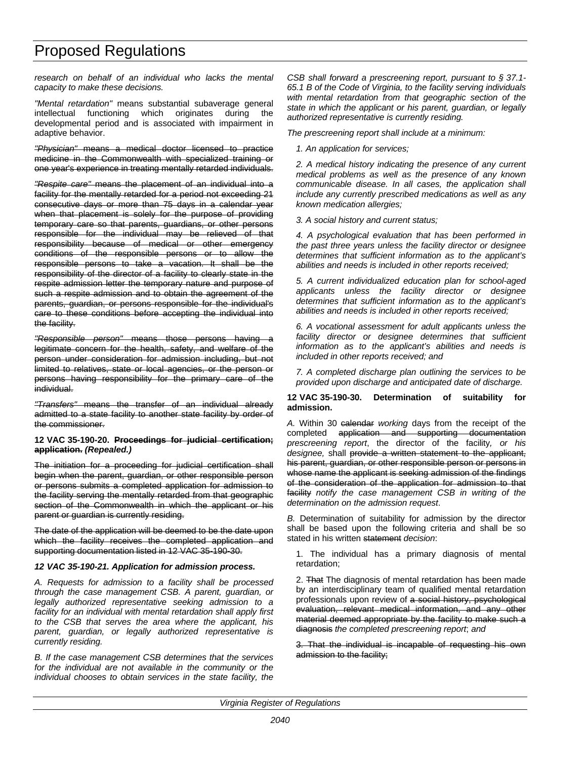research on behalf of an individual who lacks the mental capacity to make these decisions.

*"Mental retardation"* means substantial subaverage general intellectual functioning which originates during the developmental period and is associated with impairment in adaptive behavior.

~~*"Physician"* means a medical doctor licensed to practice medicine in the Commonwealth with specialized training or one year's experience in treating mentally retarded individuals.~~

~~*"Respite care"* means the placement of an individual into a facility for the mentally retarded for a period not exceeding 21 consecutive days or more than 75 days in a calendar year when that placement is solely for the purpose of providing temporary care so that parents, guardians, or other persons responsible for the individual may be relieved of that responsibility because of medical or other emergency conditions of the responsible persons or to allow the responsible persons to take a vacation. It shall be the responsibility of the director of a facility to clearly state in the respite admission letter the temporary nature and purpose of such a respite admission and to obtain the agreement of the parents, guardian, or persons responsible for the individual's care to these conditions before accepting the individual into the facility.~~

~~*"Responsible person"* means those persons having a legitimate concern for the health, safety, and welfare of the person under consideration for admission including, but not limited to relatives, state or local agencies, or the person or persons having responsibility for the primary care of the individual.~~

~~*"Transfers"* means the transfer of an individual already admitted to a state facility to another state facility by order of the commissioner.~~

**12 VAC 35-190-20. ~~Proceedings for judicial certification; application.~~ *(Repealed.)***

~~The initiation for a proceeding for judicial certification shall begin when the parent, guardian, or other responsible person or persons submits a completed application for admission to the facility serving the mentally retarded from that geographic section of the Commonwealth in which the applicant or his parent or guardian is currently residing.~~

~~The date of the application will be deemed to be the date upon which the facility receives the completed application and supporting documentation listed in 12 VAC 35-190-30.~~

***12 VAC 35-190-21. Application for admission process.***

*A. Requests for admission to a facility shall be processed through the case management CSB. A parent, guardian, or legally authorized representative seeking admission to a facility for an individual with mental retardation shall apply first to the CSB that serves the area where the applicant, his parent, guardian, or legally authorized representative is currently residing.*

*B. If the case management CSB determines that the services for the individual are not available in the community or the individual chooses to obtain services in the state facility, the CSB shall forward a prescreening report, pursuant to § 37.1-65.1 B of the Code of Virginia, to the facility serving individuals with mental retardation from that geographic section of the state in which the applicant or his parent, guardian, or legally authorized representative is currently residing.*

*The prescreening report shall include at a minimum:*

*1. An application for services;*

*2. A medical history indicating the presence of any current medical problems as well as the presence of any known communicable disease. In all cases, the application shall include any currently prescribed medications as well as any known medication allergies;*

*3. A social history and current status;*

*4. A psychological evaluation that has been performed in the past three years unless the facility director or designee determines that sufficient information as to the applicant's abilities and needs is included in other reports received;*

*5. A current individualized education plan for school-aged applicants unless the facility director or designee determines that sufficient information as to the applicant's abilities and needs is included in other reports received;*

*6. A vocational assessment for adult applicants unless the facility director or designee determines that sufficient information as to the applicant's abilities and needs is included in other reports received; and*

*7. A completed discharge plan outlining the services to be provided upon discharge and anticipated date of discharge.*

**12 VAC 35-190-30. Determination of suitability for admission.**

*A.* Within 30 ~~calendar~~ *working* days from the receipt of the completed ~~application and supporting documentation~~ *prescreening report*, the director of the facility*, or his designee,* shall ~~provide a written statement to the applicant, his parent, guardian, or other responsible person or persons in whose name the applicant is seeking admission of the findings of the consideration of the application for admission to that facility~~ *notify the case management CSB in writing of the determination on the admission request*.

*B.* Determination of suitability for admission by the director shall be based upon the following criteria and shall be so stated in his written ~~statement~~ *decision*:

1. The individual has a primary diagnosis of mental retardation;

2. ~~That~~ The diagnosis of mental retardation has been made by an interdisciplinary team of qualified mental retardation professionals upon review of ~~a social history, psychological evaluation, relevant medical information, and any other material deemed appropriate by the facility to make such a diagnosis~~ *the completed prescreening report*; *and*

~~3. That the individual is incapable of requesting his own admission to the facility;~~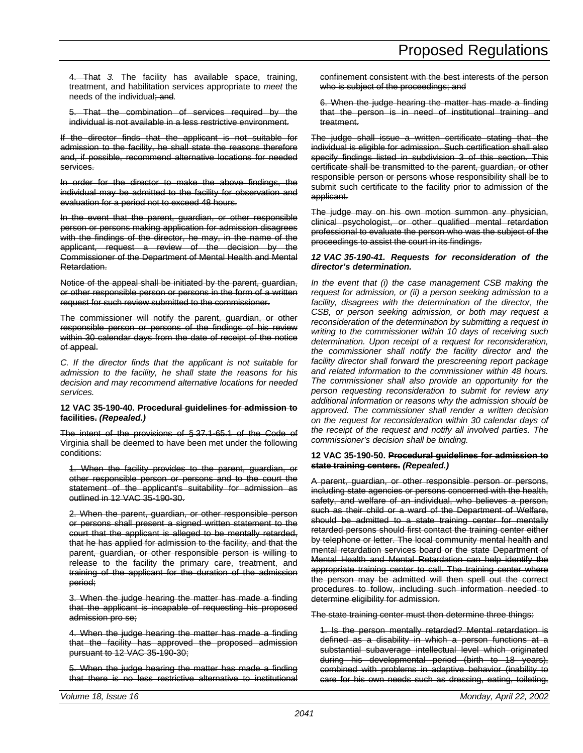4. That *3.* The facility has available space, training, treatment, and habilitation services appropriate to *meet* the needs of the individual; and*.*

5. That the combination of services required by the individual is not available in a less restrictive environment.

If the director finds that the applicant is not suitable for admission to the facility, he shall state the reasons therefore and, if possible, recommend alternative locations for needed services.

In order for the director to make the above findings, the individual may be admitted to the facility for observation and evaluation for a period not to exceed 48 hours.

In the event that the parent, guardian, or other responsible person or persons making application for admission disagrees with the findings of the director, he may, in the name of the applicant, request a review of the decision by the Commissioner of the Department of Mental Health and Mental Retardation.

Notice of the appeal shall be initiated by the parent, guardian, or other responsible person or persons in the form of a written request for such review submitted to the commissioner.

The commissioner will notify the parent, guardian, or other responsible person or persons of the findings of his review within 30 calendar days from the date of receipt of the notice of appeal.

*C. If the director finds that the applicant is not suitable for admission to the facility, he shall state the reasons for his decision and may recommend alternative locations for needed services.*

**12 VAC 35-190-40. Procedural guidelines for admission to facilities.** ***(Repealed.)***

The intent of the provisions of § 37.1-65.1 of the Code of Virginia shall be deemed to have been met under the following conditions:

1. When the facility provides to the parent, guardian, or other responsible person or persons and to the court the statement of the applicant's suitability for admission as outlined in 12 VAC 35-190-30.

2. When the parent, guardian, or other responsible person or persons shall present a signed written statement to the court that the applicant is alleged to be mentally retarded, that he has applied for admission to the facility, and that the parent, guardian, or other responsible person is willing to release to the facility the primary care, treatment, and training of the applicant for the duration of the admission period;

3. When the judge hearing the matter has made a finding that the applicant is incapable of requesting his proposed admission pro se;

4. When the judge hearing the matter has made a finding that the facility has approved the proposed admission pursuant to 12 VAC 35-190-30;

5. When the judge hearing the matter has made a finding that there is no less restrictive alternative to institutional confinement consistent with the best interests of the person who is subject of the proceedings; and

6. When the judge hearing the matter has made a finding that the person is in need of institutional training and treatment.

The judge shall issue a written certificate stating that the individual is eligible for admission. Such certification shall also specify findings listed in subdivision 3 of this section. This certificate shall be transmitted to the parent, guardian, or other responsible person or persons whose responsibility shall be to submit such certificate to the facility prior to admission of the applicant.

The judge may on his own motion summon any physician, clinical psychologist, or other qualified mental retardation professional to evaluate the person who was the subject of the proceedings to assist the court in its findings.

***12 VAC 35-190-41. Requests for reconsideration of the director's determination.***

*In the event that (i) the case management CSB making the request for admission, or (ii) a person seeking admission to a facility, disagrees with the determination of the director, the CSB, or person seeking admission, or both may request a reconsideration of the determination by submitting a request in writing to the commissioner within 10 days of receiving such determination. Upon receipt of a request for reconsideration, the commissioner shall notify the facility director and the facility director shall forward the prescreening report package and related information to the commissioner within 48 hours. The commissioner shall also provide an opportunity for the person requesting reconsideration to submit for review any additional information or reasons why the admission should be approved. The commissioner shall render a written decision on the request for reconsideration within 30 calendar days of the receipt of the request and notify all involved parties. The commissioner's decision shall be binding.*

**12 VAC 35-190-50. Procedural guidelines for admission to state training centers.** ***(Repealed.)***

A parent, guardian, or other responsible person or persons, including state agencies or persons concerned with the health, safety, and welfare of an individual, who believes a person, such as their child or a ward of the Department of Welfare, should be admitted to a state training center for mentally retarded persons should first contact the training center either by telephone or letter. The local community mental health and mental retardation services board or the state Department of Mental Health and Mental Retardation can help identify the appropriate training center to call. The training center where the person may be admitted will then spell out the correct procedures to follow, including such information needed to determine eligibility for admission.

The state training center must then determine three things:

1. Is the person mentally retarded? Mental retardation is defined as a disability in which a person functions at a substantial subaverage intellectual level which originated during his developmental period (birth to 18 years), combined with problems in adaptive behavior (inability to care for his own needs such as dressing, eating, toileting,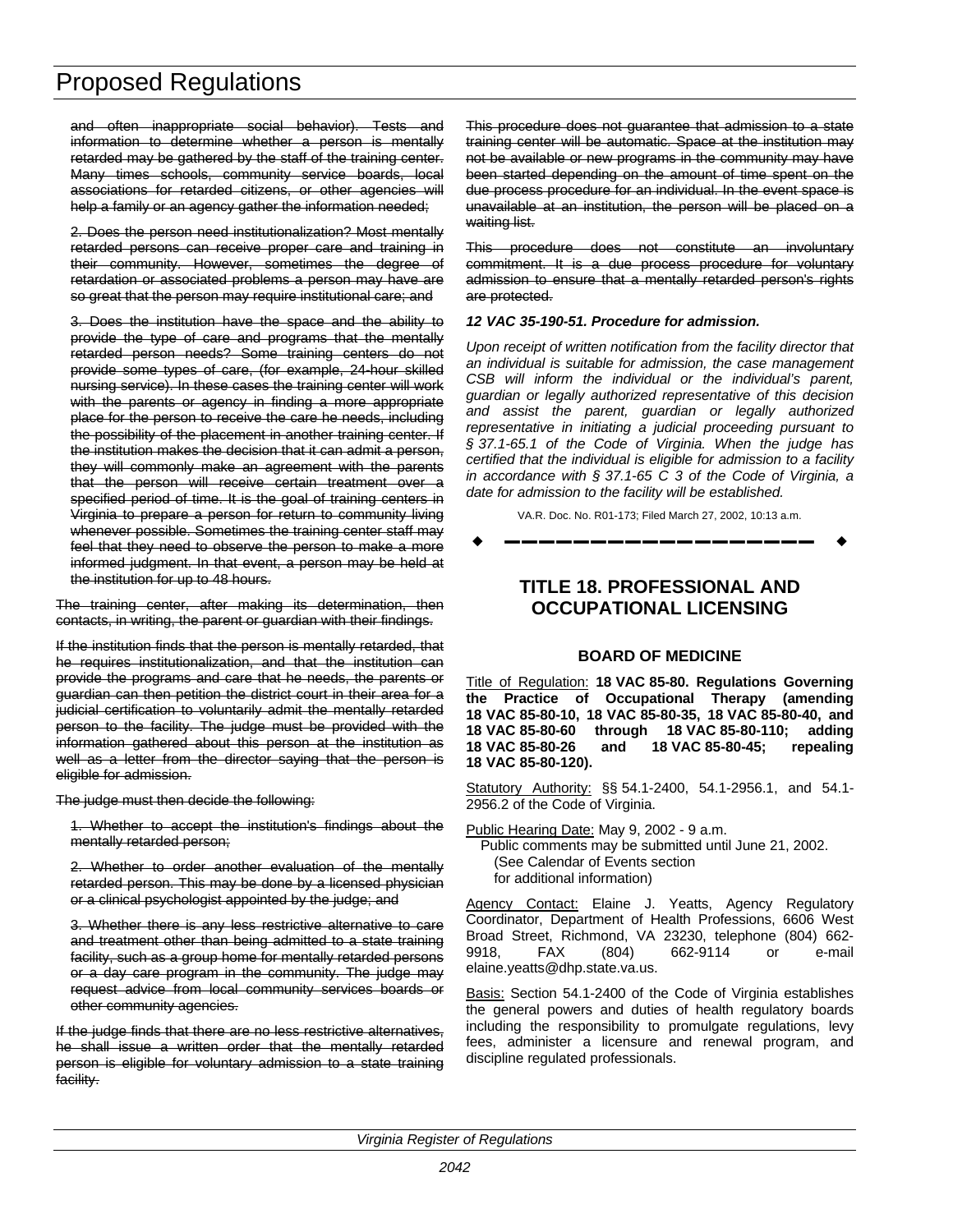and often inappropriate social behavior). Tests and information to determine whether a person is mentally retarded may be gathered by the staff of the training center. Many times schools, community service boards, local associations for retarded citizens, or other agencies will help a family or an agency gather the information needed;

2. Does the person need institutionalization? Most mentally retarded persons can receive proper care and training in their community. However, sometimes the degree of retardation or associated problems a person may have are so great that the person may require institutional care; and

3. Does the institution have the space and the ability to provide the type of care and programs that the mentally retarded person needs? Some training centers do not provide some types of care, (for example, 24-hour skilled nursing service). In these cases the training center will work with the parents or agency in finding a more appropriate place for the person to receive the care he needs, including the possibility of the placement in another training center. If the institution makes the decision that it can admit a person, they will commonly make an agreement with the parents that the person will receive certain treatment over a specified period of time. It is the goal of training centers in Virginia to prepare a person for return to community living whenever possible. Sometimes the training center staff may feel that they need to observe the person to make a more informed judgment. In that event, a person may be held at the institution for up to 48 hours.

The training center, after making its determination, then contacts, in writing, the parent or guardian with their findings.

If the institution finds that the person is mentally retarded, that he requires institutionalization, and that the institution can provide the programs and care that he needs, the parents or guardian can then petition the district court in their area for a judicial certification to voluntarily admit the mentally retarded person to the facility. The judge must be provided with the information gathered about this person at the institution as well as a letter from the director saying that the person is eligible for admission.

The judge must then decide the following:

1. Whether to accept the institution's findings about the mentally retarded person;

2. Whether to order another evaluation of the mentally retarded person. This may be done by a licensed physician or a clinical psychologist appointed by the judge; and

3. Whether there is any less restrictive alternative to care and treatment other than being admitted to a state training facility, such as a group home for mentally retarded persons or a day care program in the community. The judge may request advice from local community services boards or other community agencies.

If the judge finds that there are no less restrictive alternatives, he shall issue a written order that the mentally retarded person is eligible for voluntary admission to a state training facility.

This procedure does not guarantee that admission to a state training center will be automatic. Space at the institution may not be available or new programs in the community may have been started depending on the amount of time spent on the due process procedure for an individual. In the event space is unavailable at an institution, the person will be placed on a waiting list.

This procedure does not constitute an involuntary commitment. It is a due process procedure for voluntary admission to ensure that a mentally retarded person's rights are protected.

***12 VAC 35-190-51. Procedure for admission.***

*Upon receipt of written notification from the facility director that an individual is suitable for admission, the case management CSB will inform the individual or the individual's parent, guardian or legally authorized representative of this decision and assist the parent, guardian or legally authorized representative in initiating a judicial proceeding pursuant to § 37.1-65.1 of the Code of Virginia. When the judge has certified that the individual is eligible for admission to a facility in accordance with § 37.1-65 C 3 of the Code of Virginia, a date for admission to the facility will be established.*

VA.R. Doc. No. R01-173; Filed March 27, 2002, 10:13 a.m.

---

# TITLE 18. PROFESSIONAL AND OCCUPATIONAL LICENSING

## BOARD OF MEDICINE

Title of Regulation: **18 VAC 85-80. Regulations Governing the Practice of Occupational Therapy (amending 18 VAC 85-80-10, 18 VAC 85-80-35, 18 VAC 85-80-40, and 18 VAC 85-80-60 through 18 VAC 85-80-110; adding 18 VAC 85-80-26 and 18 VAC 85-80-45; repealing 18 VAC 85-80-120).**

Statutory Authority: §§ 54.1-2400, 54.1-2956.1, and 54.1-2956.2 of the Code of Virginia.

Public Hearing Date: May 9, 2002 - 9 a.m.
Public comments may be submitted until June 21, 2002.
(See Calendar of Events section for additional information)

Agency Contact: Elaine J. Yeatts, Agency Regulatory Coordinator, Department of Health Professions, 6606 West Broad Street, Richmond, VA 23230, telephone (804) 662-9918, FAX (804) 662-9114 or e-mail elaine.yeatts@dhp.state.va.us.

Basis: Section 54.1-2400 of the Code of Virginia establishes the general powers and duties of health regulatory boards including the responsibility to promulgate regulations, levy fees, administer a licensure and renewal program, and discipline regulated professionals.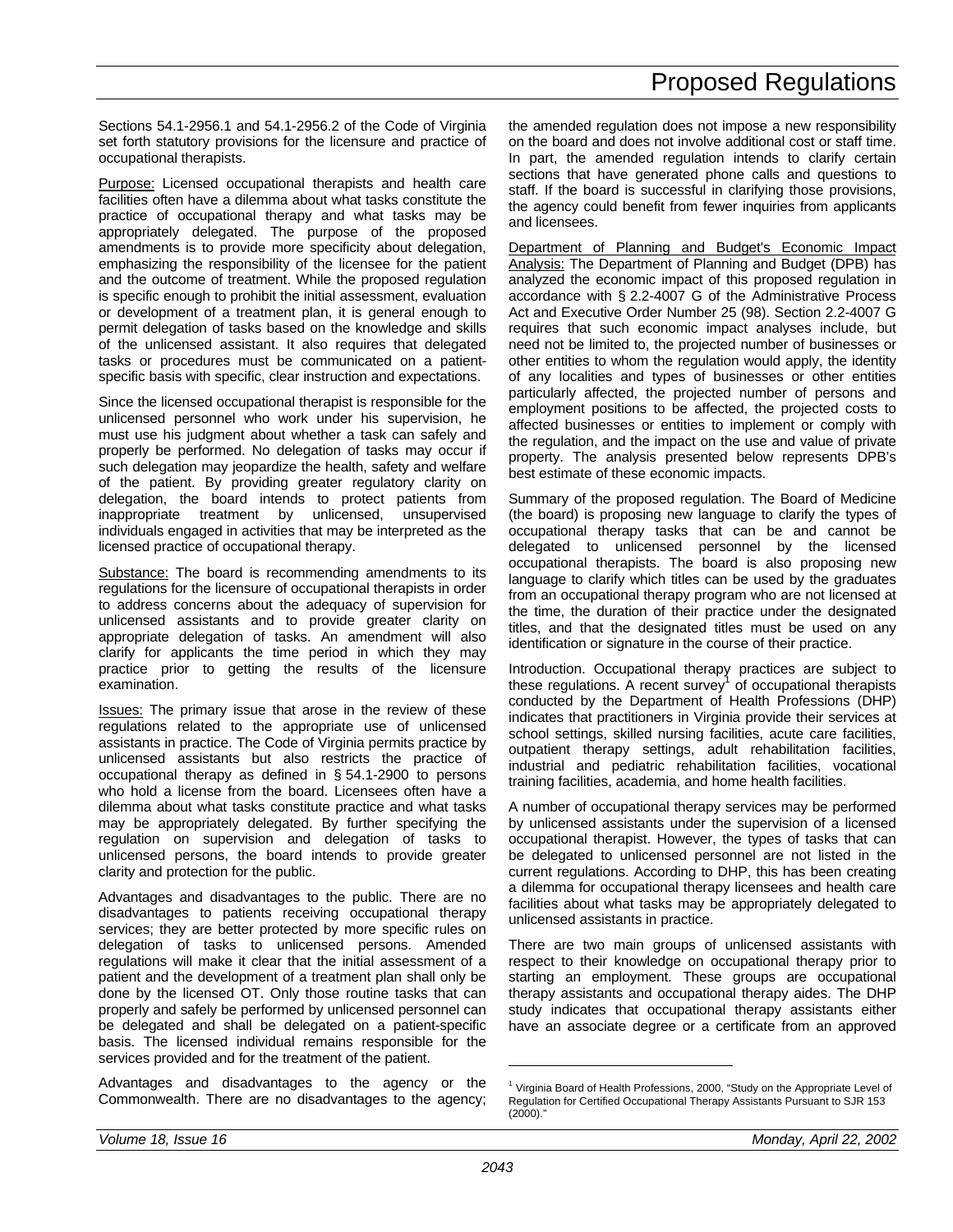Sections 54.1-2956.1 and 54.1-2956.2 of the Code of Virginia set forth statutory provisions for the licensure and practice of occupational therapists.

Purpose: Licensed occupational therapists and health care facilities often have a dilemma about what tasks constitute the practice of occupational therapy and what tasks may be appropriately delegated. The purpose of the proposed amendments is to provide more specificity about delegation, emphasizing the responsibility of the licensee for the patient and the outcome of treatment. While the proposed regulation is specific enough to prohibit the initial assessment, evaluation or development of a treatment plan, it is general enough to permit delegation of tasks based on the knowledge and skills of the unlicensed assistant. It also requires that delegated tasks or procedures must be communicated on a patient-specific basis with specific, clear instruction and expectations.

Since the licensed occupational therapist is responsible for the unlicensed personnel who work under his supervision, he must use his judgment about whether a task can safely and properly be performed. No delegation of tasks may occur if such delegation may jeopardize the health, safety and welfare of the patient. By providing greater regulatory clarity on delegation, the board intends to protect patients from inappropriate treatment by unlicensed, unsupervised individuals engaged in activities that may be interpreted as the licensed practice of occupational therapy.

Substance: The board is recommending amendments to its regulations for the licensure of occupational therapists in order to address concerns about the adequacy of supervision for unlicensed assistants and to provide greater clarity on appropriate delegation of tasks. An amendment will also clarify for applicants the time period in which they may practice prior to getting the results of the licensure examination.

Issues: The primary issue that arose in the review of these regulations related to the appropriate use of unlicensed assistants in practice. The Code of Virginia permits practice by unlicensed assistants but also restricts the practice of occupational therapy as defined in § 54.1-2900 to persons who hold a license from the board. Licensees often have a dilemma about what tasks constitute practice and what tasks may be appropriately delegated. By further specifying the regulation on supervision and delegation of tasks to unlicensed persons, the board intends to provide greater clarity and protection for the public.

Advantages and disadvantages to the public. There are no disadvantages to patients receiving occupational therapy services; they are better protected by more specific rules on delegation of tasks to unlicensed persons. Amended regulations will make it clear that the initial assessment of a patient and the development of a treatment plan shall only be done by the licensed OT. Only those routine tasks that can properly and safely be performed by unlicensed personnel can be delegated and shall be delegated on a patient-specific basis. The licensed individual remains responsible for the services provided and for the treatment of the patient.

Advantages and disadvantages to the agency or the Commonwealth. There are no disadvantages to the agency; the amended regulation does not impose a new responsibility on the board and does not involve additional cost or staff time. In part, the amended regulation intends to clarify certain sections that have generated phone calls and questions to staff. If the board is successful in clarifying those provisions, the agency could benefit from fewer inquiries from applicants and licensees.

Department of Planning and Budget's Economic Impact Analysis: The Department of Planning and Budget (DPB) has analyzed the economic impact of this proposed regulation in accordance with § 2.2-4007 G of the Administrative Process Act and Executive Order Number 25 (98). Section 2.2-4007 G requires that such economic impact analyses include, but need not be limited to, the projected number of businesses or other entities to whom the regulation would apply, the identity of any localities and types of businesses or other entities particularly affected, the projected number of persons and employment positions to be affected, the projected costs to affected businesses or entities to implement or comply with the regulation, and the impact on the use and value of private property. The analysis presented below represents DPB's best estimate of these economic impacts.

Summary of the proposed regulation. The Board of Medicine (the board) is proposing new language to clarify the types of occupational therapy tasks that can be and cannot be delegated to unlicensed personnel by the licensed occupational therapists. The board is also proposing new language to clarify which titles can be used by the graduates from an occupational therapy program who are not licensed at the time, the duration of their practice under the designated titles, and that the designated titles must be used on any identification or signature in the course of their practice.

Introduction. Occupational therapy practices are subject to these regulations. A recent survey[1] of occupational therapists conducted by the Department of Health Professions (DHP) indicates that practitioners in Virginia provide their services at school settings, skilled nursing facilities, acute care facilities, outpatient therapy settings, adult rehabilitation facilities, industrial and pediatric rehabilitation facilities, vocational training facilities, academia, and home health facilities.

A number of occupational therapy services may be performed by unlicensed assistants under the supervision of a licensed occupational therapist. However, the types of tasks that can be delegated to unlicensed personnel are not listed in the current regulations. According to DHP, this has been creating a dilemma for occupational therapy licensees and health care facilities about what tasks may be appropriately delegated to unlicensed assistants in practice.

There are two main groups of unlicensed assistants with respect to their knowledge on occupational therapy prior to starting an employment. These groups are occupational therapy assistants and occupational therapy aides. The DHP study indicates that occupational therapy assistants either have an associate degree or a certificate from an approved

[1] Virginia Board of Health Professions, 2000, "Study on the Appropriate Level of Regulation for Certified Occupational Therapy Assistants Pursuant to SJR 153 (2000)."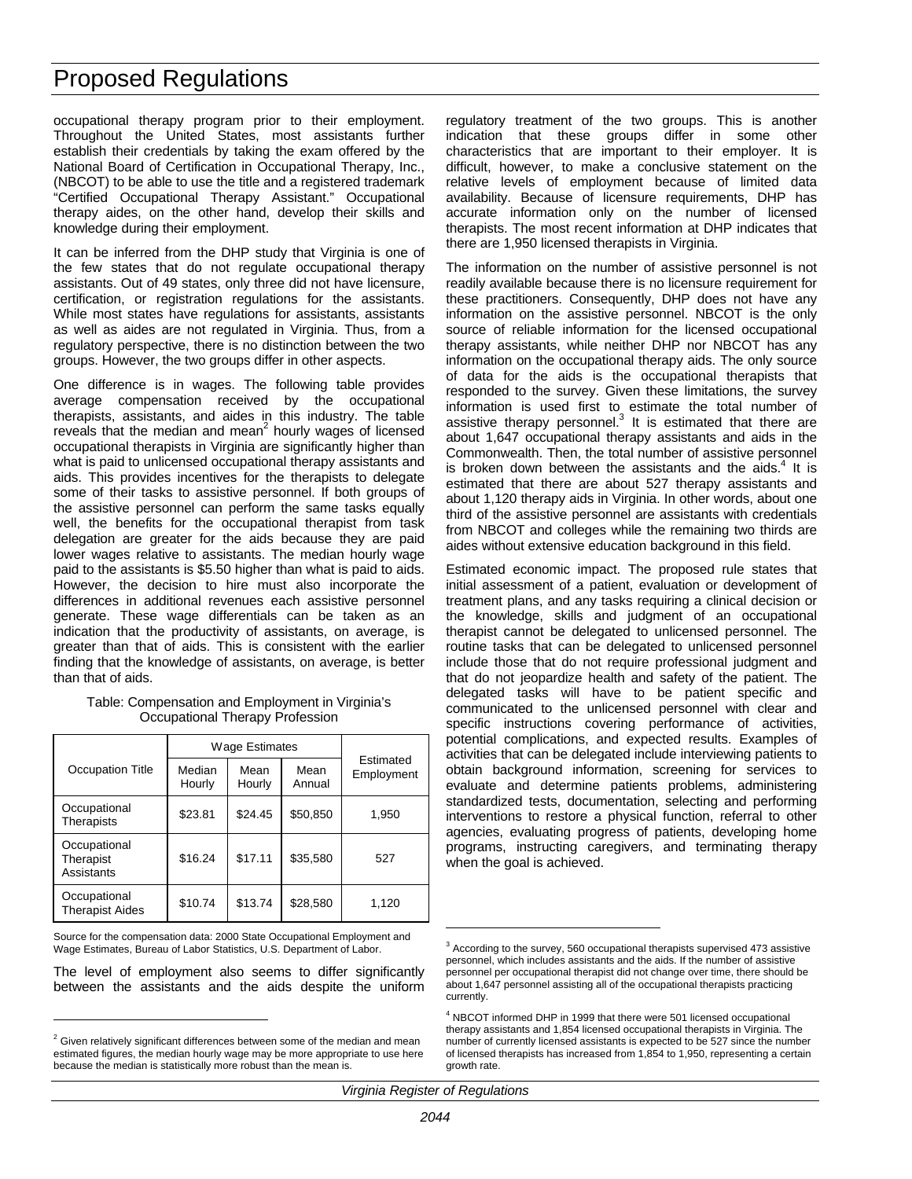occupational therapy program prior to their employment. Throughout the United States, most assistants further establish their credentials by taking the exam offered by the National Board of Certification in Occupational Therapy, Inc., (NBCOT) to be able to use the title and a registered trademark "Certified Occupational Therapy Assistant." Occupational therapy aides, on the other hand, develop their skills and knowledge during their employment.

It can be inferred from the DHP study that Virginia is one of the few states that do not regulate occupational therapy assistants. Out of 49 states, only three did not have licensure, certification, or registration regulations for the assistants. While most states have regulations for assistants, assistants as well as aides are not regulated in Virginia. Thus, from a regulatory perspective, there is no distinction between the two groups. However, the two groups differ in other aspects.

One difference is in wages. The following table provides average compensation received by the occupational therapists, assistants, and aides in this industry. The table reveals that the median and mean[2] hourly wages of licensed occupational therapists in Virginia are significantly higher than what is paid to unlicensed occupational therapy assistants and aids. This provides incentives for the therapists to delegate some of their tasks to assistive personnel. If both groups of the assistive personnel can perform the same tasks equally well, the benefits for the occupational therapist from task delegation are greater for the aids because they are paid lower wages relative to assistants. The median hourly wage paid to the assistants is $5.50 higher than what is paid to aids. However, the decision to hire must also incorporate the differences in additional revenues each assistive personnel generate. These wage differentials can be taken as an indication that the productivity of assistants, on average, is greater than that of aids. This is consistent with the earlier finding that the knowledge of assistants, on average, is better than that of aids.

Table: Compensation and Employment in Virginia's Occupational Therapy Profession

| Occupation Title | Wage Estimates | | | Estimated Employment |
|---|---|---|---|---|
| | Median Hourly | Mean Hourly | Mean Annual | |
| Occupational Therapists | $23.81 | $24.45 | $50,850 | 1,950 |
| Occupational Therapist Assistants | $16.24 | $17.11 | $35,580 | 527 |
| Occupational Therapist Aides | $10.74 | $13.74 | $28,580 | 1,120 |

Source for the compensation data: 2000 State Occupational Employment and Wage Estimates, Bureau of Labor Statistics, U.S. Department of Labor.

The level of employment also seems to differ significantly between the assistants and the aids despite the uniform regulatory treatment of the two groups. This is another indication that these groups differ in some other characteristics that are important to their employer. It is difficult, however, to make a conclusive statement on the relative levels of employment because of limited data availability. Because of licensure requirements, DHP has accurate information only on the number of licensed therapists. The most recent information at DHP indicates that there are 1,950 licensed therapists in Virginia.

The information on the number of assistive personnel is not readily available because there is no licensure requirement for these practitioners. Consequently, DHP does not have any information on the assistive personnel. NBCOT is the only source of reliable information for the licensed occupational therapy assistants, while neither DHP nor NBCOT has any information on the occupational therapy aids. The only source of data for the aids is the occupational therapists that responded to the survey. Given these limitations, the survey information is used first to estimate the total number of assistive therapy personnel.[3] It is estimated that there are about 1,647 occupational therapy assistants and aids in the Commonwealth. Then, the total number of assistive personnel is broken down between the assistants and the aids.[4] It is estimated that there are about 527 therapy assistants and about 1,120 therapy aids in Virginia. In other words, about one third of the assistive personnel are assistants with credentials from NBCOT and colleges while the remaining two thirds are aides without extensive education background in this field.

Estimated economic impact. The proposed rule states that initial assessment of a patient, evaluation or development of treatment plans, and any tasks requiring a clinical decision or the knowledge, skills and judgment of an occupational therapist cannot be delegated to unlicensed personnel. The routine tasks that can be delegated to unlicensed personnel include those that do not require professional judgment and that do not jeopardize health and safety of the patient. The delegated tasks will have to be patient specific and communicated to the unlicensed personnel with clear and specific instructions covering performance of activities, potential complications, and expected results. Examples of activities that can be delegated include interviewing patients to obtain background information, screening for services to evaluate and determine patients problems, administering standardized tests, documentation, selecting and performing interventions to restore a physical function, referral to other agencies, evaluating progress of patients, developing home programs, instructing caregivers, and terminating therapy when the goal is achieved.

---

[2] Given relatively significant differences between some of the median and mean estimated figures, the median hourly wage may be more appropriate to use here because the median is statistically more robust than the mean is.

[3] According to the survey, 560 occupational therapists supervised 473 assistive personnel, which includes assistants and the aids. If the number of assistive personnel per occupational therapist did not change over time, there should be about 1,647 personnel assisting all of the occupational therapists practicing currently.

[4] NBCOT informed DHP in 1999 that there were 501 licensed occupational therapy assistants and 1,854 licensed occupational therapists in Virginia. The number of currently licensed assistants is expected to be 527 since the number of licensed therapists has increased from 1,854 to 1,950, representing a certain growth rate.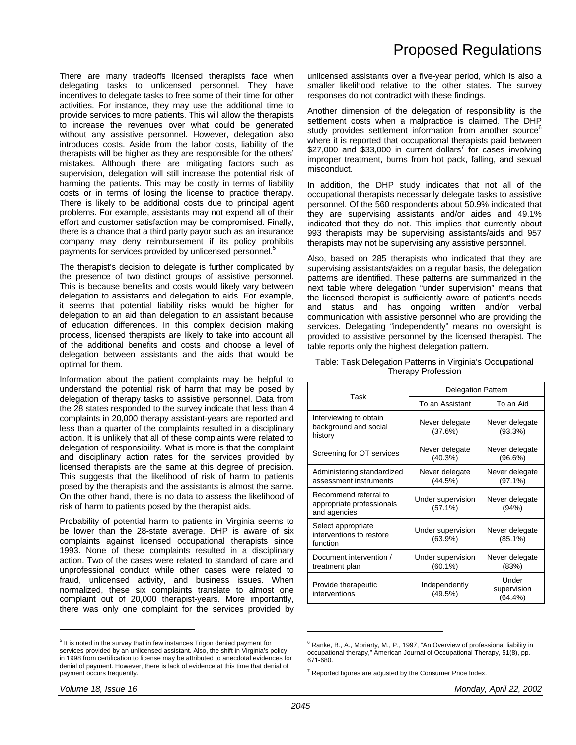There are many tradeoffs licensed therapists face when delegating tasks to unlicensed personnel. They have incentives to delegate tasks to free some of their time for other activities. For instance, they may use the additional time to provide services to more patients. This will allow the therapists to increase the revenues over what could be generated without any assistive personnel. However, delegation also introduces costs. Aside from the labor costs, liability of the therapists will be higher as they are responsible for the others' mistakes. Although there are mitigating factors such as supervision, delegation will still increase the potential risk of harming the patients. This may be costly in terms of liability costs or in terms of losing the license to practice therapy. There is likely to be additional costs due to principal agent problems. For example, assistants may not expend all of their effort and customer satisfaction may be compromised. Finally, there is a chance that a third party payor such as an insurance company may deny reimbursement if its policy prohibits payments for services provided by unlicensed personnel.[5]

The therapist's decision to delegate is further complicated by the presence of two distinct groups of assistive personnel. This is because benefits and costs would likely vary between delegation to assistants and delegation to aids. For example, it seems that potential liability risks would be higher for delegation to an aid than delegation to an assistant because of education differences. In this complex decision making process, licensed therapists are likely to take into account all of the additional benefits and costs and choose a level of delegation between assistants and the aids that would be optimal for them.

Information about the patient complaints may be helpful to understand the potential risk of harm that may be posed by delegation of therapy tasks to assistive personnel. Data from the 28 states responded to the survey indicate that less than 4 complaints in 20,000 therapy assistant-years are reported and less than a quarter of the complaints resulted in a disciplinary action. It is unlikely that all of these complaints were related to delegation of responsibility. What is more is that the complaint and disciplinary action rates for the services provided by licensed therapists are the same at this degree of precision. This suggests that the likelihood of risk of harm to patients posed by the therapists and the assistants is almost the same. On the other hand, there is no data to assess the likelihood of risk of harm to patients posed by the therapist aids.

Probability of potential harm to patients in Virginia seems to be lower than the 28-state average. DHP is aware of six complaints against licensed occupational therapists since 1993. None of these complaints resulted in a disciplinary action. Two of the cases were related to standard of care and unprofessional conduct while other cases were related to fraud, unlicensed activity, and business issues. When normalized, these six complaints translate to almost one complaint out of 20,000 therapist-years. More importantly, there was only one complaint for the services provided by unlicensed assistants over a five-year period, which is also a smaller likelihood relative to the other states. The survey responses do not contradict with these findings.

Another dimension of the delegation of responsibility is the settlement costs when a malpractice is claimed. The DHP study provides settlement information from another source[6] where it is reported that occupational therapists paid between \$27,000 and \$33,000 in current dollars[7] for cases involving improper treatment, burns from hot pack, falling, and sexual misconduct.

In addition, the DHP study indicates that not all of the occupational therapists necessarily delegate tasks to assistive personnel. Of the 560 respondents about 50.9% indicated that they are supervising assistants and/or aides and 49.1% indicated that they do not. This implies that currently about 993 therapists may be supervising assistants/aids and 957 therapists may not be supervising any assistive personnel.

Also, based on 285 therapists who indicated that they are supervising assistants/aides on a regular basis, the delegation patterns are identified. These patterns are summarized in the next table where delegation "under supervision" means that the licensed therapist is sufficiently aware of patient's needs and status and has ongoing written and/or verbal communication with assistive personnel who are providing the services. Delegating "independently" means no oversight is provided to assistive personnel by the licensed therapist. The table reports only the highest delegation pattern.

Table: Task Delegation Patterns in Virginia's Occupational Therapy Profession

| Task | Delegation Pattern | |
|---|---|---|
| | To an Assistant | To an Aid |
| Interviewing to obtain background and social history | Never delegate (37.6%) | Never delegate (93.3%) |
| Screening for OT services | Never delegate (40.3%) | Never delegate (96.6%) |
| Administering standardized assessment instruments | Never delegate (44.5%) | Never delegate (97.1%) |
| Recommend referral to appropriate professionals and agencies | Under supervision (57.1%) | Never delegate (94%) |
| Select appropriate interventions to restore function | Under supervision (63.9%) | Never delegate (85.1%) |
| Document intervention / treatment plan | Under supervision (60.1%) | Never delegate (83%) |
| Provide therapeutic interventions | Independently (49.5%) | Under supervision (64.4%) |

---

[5] It is noted in the survey that in few instances Trigon denied payment for services provided by an unlicensed assistant. Also, the shift in Virginia's policy in 1998 from certification to license may be attributed to anecdotal evidences for denial of payment. However, there is lack of evidence at this time that denial of payment occurs frequently.

[6] Ranke, B., A., Moriarty, M., P., 1997, "An Overview of professional liability in occupational therapy," American Journal of Occupational Therapy, 51(8), pp. 671-680.

[7] Reported figures are adjusted by the Consumer Price Index.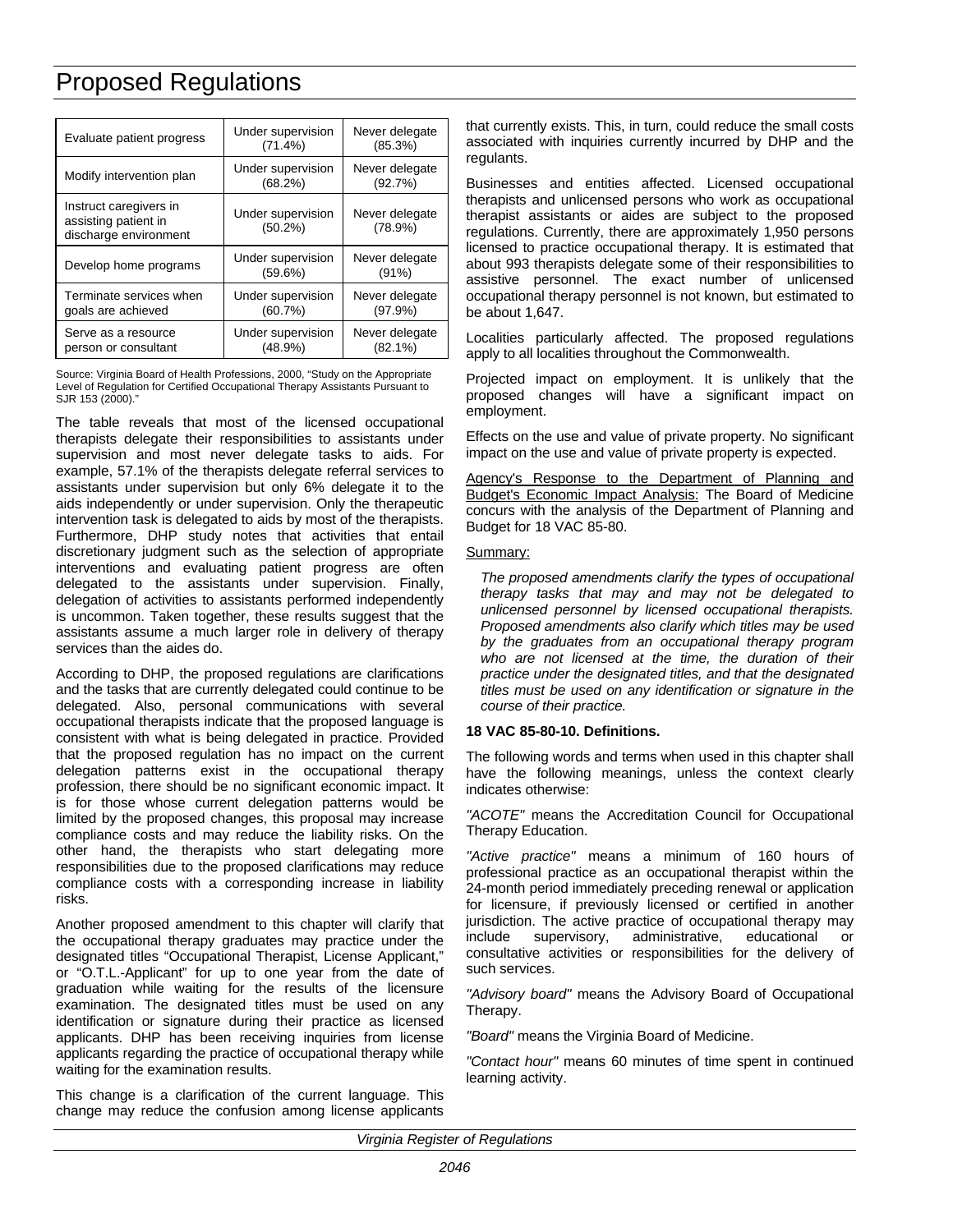| Evaluate patient progress | Under supervision (71.4%) | Never delegate (85.3%) |
|---|---|---|
| Modify intervention plan | Under supervision (68.2%) | Never delegate (92.7%) |
| Instruct caregivers in assisting patient in discharge environment | Under supervision (50.2%) | Never delegate (78.9%) |
| Develop home programs | Under supervision (59.6%) | Never delegate (91%) |
| Terminate services when goals are achieved | Under supervision (60.7%) | Never delegate (97.9%) |
| Serve as a resource person or consultant | Under supervision (48.9%) | Never delegate (82.1%) |

Source: Virginia Board of Health Professions, 2000, "Study on the Appropriate Level of Regulation for Certified Occupational Therapy Assistants Pursuant to SJR 153 (2000)."

The table reveals that most of the licensed occupational therapists delegate their responsibilities to assistants under supervision and most never delegate tasks to aids. For example, 57.1% of the therapists delegate referral services to assistants under supervision but only 6% delegate it to the aids independently or under supervision. Only the therapeutic intervention task is delegated to aids by most of the therapists. Furthermore, DHP study notes that activities that entail discretionary judgment such as the selection of appropriate interventions and evaluating patient progress are often delegated to the assistants under supervision. Finally, delegation of activities to assistants performed independently is uncommon. Taken together, these results suggest that the assistants assume a much larger role in delivery of therapy services than the aides do.

According to DHP, the proposed regulations are clarifications and the tasks that are currently delegated could continue to be delegated. Also, personal communications with several occupational therapists indicate that the proposed language is consistent with what is being delegated in practice. Provided that the proposed regulation has no impact on the current delegation patterns exist in the occupational therapy profession, there should be no significant economic impact. It is for those whose current delegation patterns would be limited by the proposed changes, this proposal may increase compliance costs and may reduce the liability risks. On the other hand, the therapists who start delegating more responsibilities due to the proposed clarifications may reduce compliance costs with a corresponding increase in liability risks.

Another proposed amendment to this chapter will clarify that the occupational therapy graduates may practice under the designated titles "Occupational Therapist, License Applicant," or "O.T.L.-Applicant" for up to one year from the date of graduation while waiting for the results of the licensure examination. The designated titles must be used on any identification or signature during their practice as licensed applicants. DHP has been receiving inquiries from license applicants regarding the practice of occupational therapy while waiting for the examination results.

This change is a clarification of the current language. This change may reduce the confusion among license applicants that currently exists. This, in turn, could reduce the small costs associated with inquiries currently incurred by DHP and the regulants.

Businesses and entities affected. Licensed occupational therapists and unlicensed persons who work as occupational therapist assistants or aides are subject to the proposed regulations. Currently, there are approximately 1,950 persons licensed to practice occupational therapy. It is estimated that about 993 therapists delegate some of their responsibilities to assistive personnel. The exact number of unlicensed occupational therapy personnel is not known, but estimated to be about 1,647.

Localities particularly affected. The proposed regulations apply to all localities throughout the Commonwealth.

Projected impact on employment. It is unlikely that the proposed changes will have a significant impact on employment.

Effects on the use and value of private property. No significant impact on the use and value of private property is expected.

Agency's Response to the Department of Planning and Budget's Economic Impact Analysis: The Board of Medicine concurs with the analysis of the Department of Planning and Budget for 18 VAC 85-80.

Summary:

*The proposed amendments clarify the types of occupational therapy tasks that may and may not be delegated to unlicensed personnel by licensed occupational therapists. Proposed amendments also clarify which titles may be used by the graduates from an occupational therapy program who are not licensed at the time, the duration of their practice under the designated titles, and that the designated titles must be used on any identification or signature in the course of their practice.*

**18 VAC 85-80-10. Definitions.**

The following words and terms when used in this chapter shall have the following meanings, unless the context clearly indicates otherwise:

*"ACOTE"* means the Accreditation Council for Occupational Therapy Education.

*"Active practice"* means a minimum of 160 hours of professional practice as an occupational therapist within the 24-month period immediately preceding renewal or application for licensure, if previously licensed or certified in another jurisdiction. The active practice of occupational therapy may include supervisory, administrative, educational or consultative activities or responsibilities for the delivery of such services.

*"Advisory board"* means the Advisory Board of Occupational Therapy.

*"Board"* means the Virginia Board of Medicine.

*"Contact hour"* means 60 minutes of time spent in continued learning activity.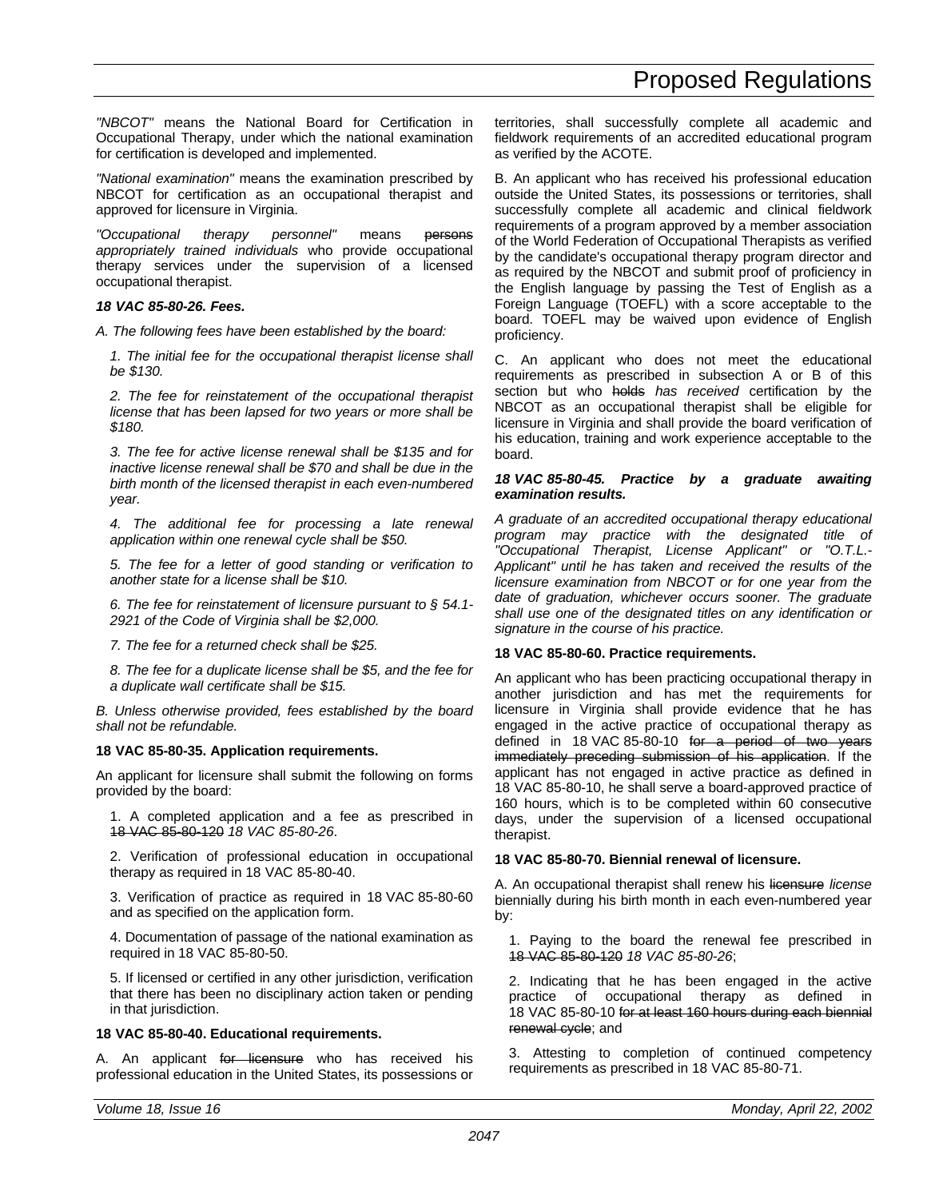*"NBCOT"* means the National Board for Certification in Occupational Therapy, under which the national examination for certification is developed and implemented.

*"National examination"* means the examination prescribed by NBCOT for certification as an occupational therapist and approved for licensure in Virginia.

*"Occupational therapy personnel"* means ~~persons~~ *appropriately trained individuals* who provide occupational therapy services under the supervision of a licensed occupational therapist.

***18 VAC 85-80-26. Fees.***

*A. The following fees have been established by the board:*

*1. The initial fee for the occupational therapist license shall be $130.*

*2. The fee for reinstatement of the occupational therapist license that has been lapsed for two years or more shall be $180.*

*3. The fee for active license renewal shall be $135 and for inactive license renewal shall be $70 and shall be due in the birth month of the licensed therapist in each even-numbered year.*

*4. The additional fee for processing a late renewal application within one renewal cycle shall be $50.*

*5. The fee for a letter of good standing or verification to another state for a license shall be $10.*

*6. The fee for reinstatement of licensure pursuant to § 54.1-2921 of the Code of Virginia shall be $2,000.*

*7. The fee for a returned check shall be $25.*

*8. The fee for a duplicate license shall be $5, and the fee for a duplicate wall certificate shall be $15.*

*B. Unless otherwise provided, fees established by the board shall not be refundable.*

**18 VAC 85-80-35. Application requirements.**

An applicant for licensure shall submit the following on forms provided by the board:

1. A completed application and a fee as prescribed in ~~18 VAC 85-80-120~~ *18 VAC 85-80-26*.

2. Verification of professional education in occupational therapy as required in 18 VAC 85-80-40.

3. Verification of practice as required in 18 VAC 85-80-60 and as specified on the application form.

4. Documentation of passage of the national examination as required in 18 VAC 85-80-50.

5. If licensed or certified in any other jurisdiction, verification that there has been no disciplinary action taken or pending in that jurisdiction.

**18 VAC 85-80-40. Educational requirements.**

A. An applicant ~~for licensure~~ who has received his professional education in the United States, its possessions or territories, shall successfully complete all academic and fieldwork requirements of an accredited educational program as verified by the ACOTE.

B. An applicant who has received his professional education outside the United States, its possessions or territories, shall successfully complete all academic and clinical fieldwork requirements of a program approved by a member association of the World Federation of Occupational Therapists as verified by the candidate's occupational therapy program director and as required by the NBCOT and submit proof of proficiency in the English language by passing the Test of English as a Foreign Language (TOEFL) with a score acceptable to the board. TOEFL may be waived upon evidence of English proficiency.

C. An applicant who does not meet the educational requirements as prescribed in subsection A or B of this section but who ~~holds~~ *has received* certification by the NBCOT as an occupational therapist shall be eligible for licensure in Virginia and shall provide the board verification of his education, training and work experience acceptable to the board.

***18 VAC 85-80-45. Practice by a graduate awaiting examination results.***

*A graduate of an accredited occupational therapy educational program may practice with the designated title of "Occupational Therapist, License Applicant" or "O.T.L.-Applicant" until he has taken and received the results of the licensure examination from NBCOT or for one year from the date of graduation, whichever occurs sooner. The graduate shall use one of the designated titles on any identification or signature in the course of his practice.*

**18 VAC 85-80-60. Practice requirements.**

An applicant who has been practicing occupational therapy in another jurisdiction and has met the requirements for licensure in Virginia shall provide evidence that he has engaged in the active practice of occupational therapy as defined in 18 VAC 85-80-10 ~~for a period of two years immediately preceding submission of his application~~. If the applicant has not engaged in active practice as defined in 18 VAC 85-80-10, he shall serve a board-approved practice of 160 hours, which is to be completed within 60 consecutive days, under the supervision of a licensed occupational therapist.

**18 VAC 85-80-70. Biennial renewal of licensure.**

A. An occupational therapist shall renew his ~~licensure~~ *license* biennially during his birth month in each even-numbered year by:

1. Paying to the board the renewal fee prescribed in ~~18 VAC 85-80-120~~ *18 VAC 85-80-26*;

2. Indicating that he has been engaged in the active practice of occupational therapy as defined in 18 VAC 85-80-10 ~~for at least 160 hours during each biennial renewal cycle~~; and

3. Attesting to completion of continued competency requirements as prescribed in 18 VAC 85-80-71.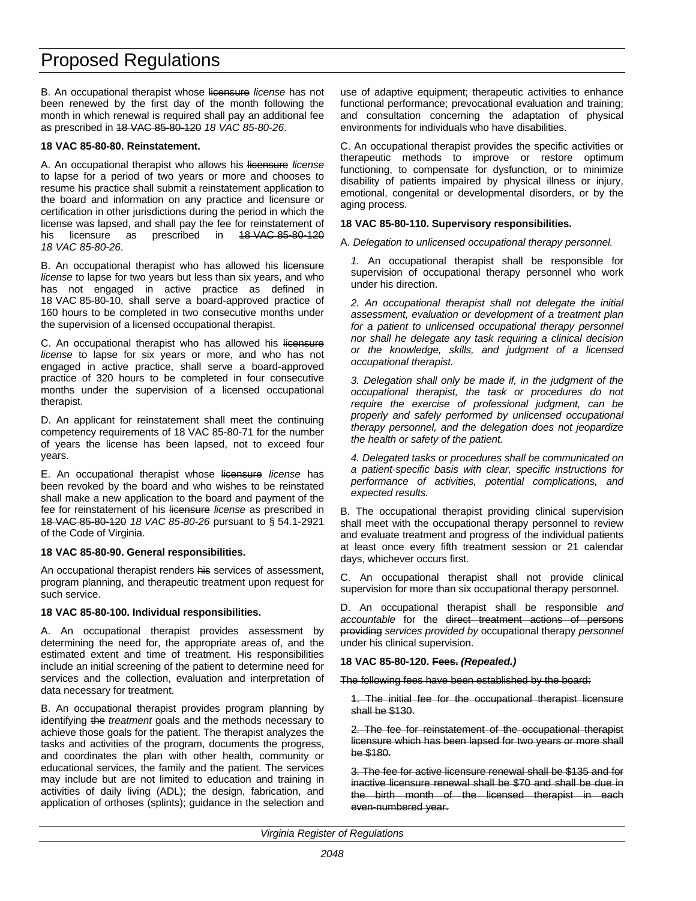B. An occupational therapist whose ~~licensure~~ *license* has not been renewed by the first day of the month following the month in which renewal is required shall pay an additional fee as prescribed in ~~18 VAC 85-80-120~~ *18 VAC 85-80-26*.

**18 VAC 85-80-80. Reinstatement.**

A. An occupational therapist who allows his ~~licensure~~ *license* to lapse for a period of two years or more and chooses to resume his practice shall submit a reinstatement application to the board and information on any practice and licensure or certification in other jurisdictions during the period in which the license was lapsed, and shall pay the fee for reinstatement of his licensure as prescribed in ~~18 VAC 85-80-120~~ *18 VAC 85-80-26*.

B. An occupational therapist who has allowed his ~~licensure~~ *license* to lapse for two years but less than six years, and who has not engaged in active practice as defined in 18 VAC 85-80-10, shall serve a board-approved practice of 160 hours to be completed in two consecutive months under the supervision of a licensed occupational therapist.

C. An occupational therapist who has allowed his ~~licensure~~ *license* to lapse for six years or more, and who has not engaged in active practice, shall serve a board-approved practice of 320 hours to be completed in four consecutive months under the supervision of a licensed occupational therapist.

D. An applicant for reinstatement shall meet the continuing competency requirements of 18 VAC 85-80-71 for the number of years the license has been lapsed, not to exceed four years.

E. An occupational therapist whose ~~licensure~~ *license* has been revoked by the board and who wishes to be reinstated shall make a new application to the board and payment of the fee for reinstatement of his ~~licensure~~ *license* as prescribed in ~~18 VAC 85-80-120~~ *18 VAC 85-80-26* pursuant to § 54.1-2921 of the Code of Virginia.

**18 VAC 85-80-90. General responsibilities.**

An occupational therapist renders ~~his~~ services of assessment, program planning, and therapeutic treatment upon request for such service.

**18 VAC 85-80-100. Individual responsibilities.**

A. An occupational therapist provides assessment by determining the need for, the appropriate areas of, and the estimated extent and time of treatment. His responsibilities include an initial screening of the patient to determine need for services and the collection, evaluation and interpretation of data necessary for treatment.

B. An occupational therapist provides program planning by identifying ~~the~~ *treatment* goals and the methods necessary to achieve those goals for the patient. The therapist analyzes the tasks and activities of the program, documents the progress, and coordinates the plan with other health, community or educational services, the family and the patient. The services may include but are not limited to education and training in activities of daily living (ADL); the design, fabrication, and application of orthoses (splints); guidance in the selection and use of adaptive equipment; therapeutic activities to enhance functional performance; prevocational evaluation and training; and consultation concerning the adaptation of physical environments for individuals who have disabilities.

C. An occupational therapist provides the specific activities or therapeutic methods to improve or restore optimum functioning, to compensate for dysfunction, or to minimize disability of patients impaired by physical illness or injury, emotional, congenital or developmental disorders, or by the aging process.

**18 VAC 85-80-110. Supervisory responsibilities.**

A. *Delegation to unlicensed occupational therapy personnel.*

*1.* An occupational therapist shall be responsible for supervision of occupational therapy personnel who work under his direction.

*2. An occupational therapist shall not delegate the initial assessment, evaluation or development of a treatment plan for a patient to unlicensed occupational therapy personnel nor shall he delegate any task requiring a clinical decision or the knowledge, skills, and judgment of a licensed occupational therapist.*

*3. Delegation shall only be made if, in the judgment of the occupational therapist, the task or procedures do not require the exercise of professional judgment, can be properly and safely performed by unlicensed occupational therapy personnel, and the delegation does not jeopardize the health or safety of the patient.*

*4. Delegated tasks or procedures shall be communicated on a patient-specific basis with clear, specific instructions for performance of activities, potential complications, and expected results.*

B. The occupational therapist providing clinical supervision shall meet with the occupational therapy personnel to review and evaluate treatment and progress of the individual patients at least once every fifth treatment session or 21 calendar days, whichever occurs first.

C. An occupational therapist shall not provide clinical supervision for more than six occupational therapy personnel.

D. An occupational therapist shall be responsible *and accountable* for the ~~direct treatment actions of persons providing~~ *services provided by* occupational therapy *personnel* under his clinical supervision.

**18 VAC 85-80-120. ~~Fees.~~ *(Repealed.)***

~~The following fees have been established by the board:~~

~~1. The initial fee for the occupational therapist licensure shall be $130.~~

~~2. The fee for reinstatement of the occupational therapist licensure which has been lapsed for two years or more shall be $180.~~

~~3. The fee for active licensure renewal shall be $135 and for inactive licensure renewal shall be $70 and shall be due in the birth month of the licensed therapist in each even-numbered year.~~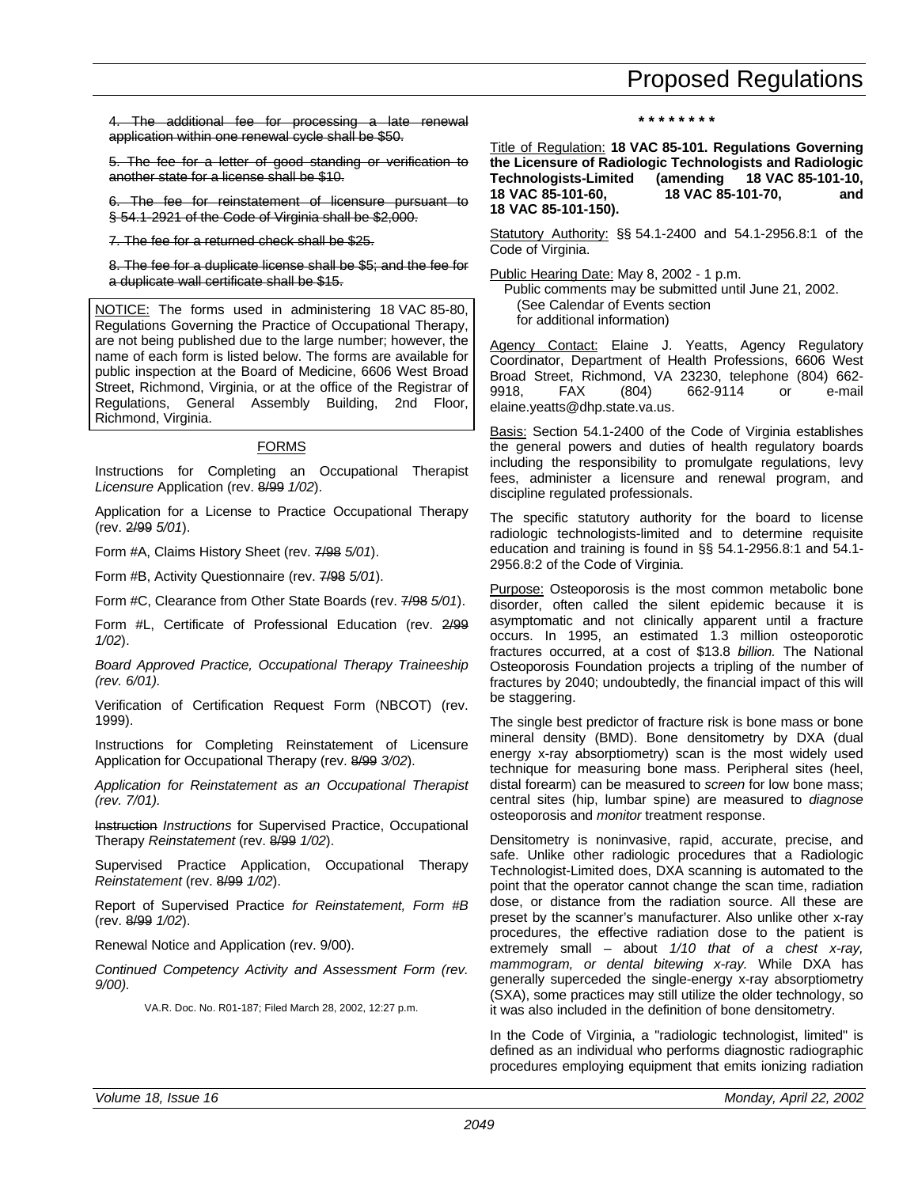4. The additional fee for processing a late renewal application within one renewal cycle shall be $50.

5. The fee for a letter of good standing or verification to another state for a license shall be $10.

6. The fee for reinstatement of licensure pursuant to § 54.1-2921 of the Code of Virginia shall be $2,000.

7. The fee for a returned check shall be $25.

8. The fee for a duplicate license shall be $5; and the fee for a duplicate wall certificate shall be $15.

NOTICE: The forms used in administering 18 VAC 85-80, Regulations Governing the Practice of Occupational Therapy, are not being published due to the large number; however, the name of each form is listed below. The forms are available for public inspection at the Board of Medicine, 6606 West Broad Street, Richmond, Virginia, or at the office of the Registrar of Regulations, General Assembly Building, 2nd Floor, Richmond, Virginia.

FORMS

Instructions for Completing an Occupational Therapist *Licensure* Application (rev. 8/99 *1/02*).

Application for a License to Practice Occupational Therapy (rev. 2/99 *5/01*).

Form #A, Claims History Sheet (rev. 7/98 *5/01*).

Form #B, Activity Questionnaire (rev. 7/98 *5/01*).

Form #C, Clearance from Other State Boards (rev. 7/98 *5/01*).

Form #L, Certificate of Professional Education (rev. 2/99 *1/02*).

*Board Approved Practice, Occupational Therapy Traineeship (rev. 6/01).*

Verification of Certification Request Form (NBCOT) (rev. 1999).

Instructions for Completing Reinstatement of Licensure Application for Occupational Therapy (rev. 8/99 *3/02*).

*Application for Reinstatement as an Occupational Therapist (rev. 7/01).*

Instruction *Instructions* for Supervised Practice, Occupational Therapy *Reinstatement* (rev. 8/99 *1/02*).

Supervised Practice Application, Occupational Therapy *Reinstatement* (rev. 8/99 *1/02*).

Report of Supervised Practice *for Reinstatement, Form #B* (rev. 8/99 *1/02*).

Renewal Notice and Application (rev. 9/00).

*Continued Competency Activity and Assessment Form (rev. 9/00).*

VA.R. Doc. No. R01-187; Filed March 28, 2002, 12:27 p.m.

\* \* \* \* \* \* \* \*

Title of Regulation: **18 VAC 85-101. Regulations Governing the Licensure of Radiologic Technologists and Radiologic Technologists-Limited (amending 18 VAC 85-101-10, 18 VAC 85-101-60, 18 VAC 85-101-70, and 18 VAC 85-101-150).**

Statutory Authority: §§ 54.1-2400 and 54.1-2956.8:1 of the Code of Virginia.

Public Hearing Date: May 8, 2002 - 1 p.m.
Public comments may be submitted until June 21, 2002.
(See Calendar of Events section for additional information)

Agency Contact: Elaine J. Yeatts, Agency Regulatory Coordinator, Department of Health Professions, 6606 West Broad Street, Richmond, VA 23230, telephone (804) 662-9918, FAX (804) 662-9114 or e-mail elaine.yeatts@dhp.state.va.us.

Basis: Section 54.1-2400 of the Code of Virginia establishes the general powers and duties of health regulatory boards including the responsibility to promulgate regulations, levy fees, administer a licensure and renewal program, and discipline regulated professionals.

The specific statutory authority for the board to license radiologic technologists-limited and to determine requisite education and training is found in §§ 54.1-2956.8:1 and 54.1-2956.8:2 of the Code of Virginia.

Purpose: Osteoporosis is the most common metabolic bone disorder, often called the silent epidemic because it is asymptomatic and not clinically apparent until a fracture occurs. In 1995, an estimated 1.3 million osteoporotic fractures occurred, at a cost of $13.8 *billion.* The National Osteoporosis Foundation projects a tripling of the number of fractures by 2040; undoubtedly, the financial impact of this will be staggering.

The single best predictor of fracture risk is bone mass or bone mineral density (BMD). Bone densitometry by DXA (dual energy x-ray absorptiometry) scan is the most widely used technique for measuring bone mass. Peripheral sites (heel, distal forearm) can be measured to *screen* for low bone mass; central sites (hip, lumbar spine) are measured to *diagnose* osteoporosis and *monitor* treatment response.

Densitometry is noninvasive, rapid, accurate, precise, and safe. Unlike other radiologic procedures that a Radiologic Technologist-Limited does, DXA scanning is automated to the point that the operator cannot change the scan time, radiation dose, or distance from the radiation source. All these are preset by the scanner's manufacturer. Also unlike other x-ray procedures, the effective radiation dose to the patient is extremely small – about *1/10 that of a chest x-ray, mammogram, or dental bitewing x-ray.* While DXA has generally superceded the single-energy x-ray absorptiometry (SXA), some practices may still utilize the older technology, so it was also included in the definition of bone densitometry.

In the Code of Virginia, a "radiologic technologist, limited" is defined as an individual who performs diagnostic radiographic procedures employing equipment that emits ionizing radiation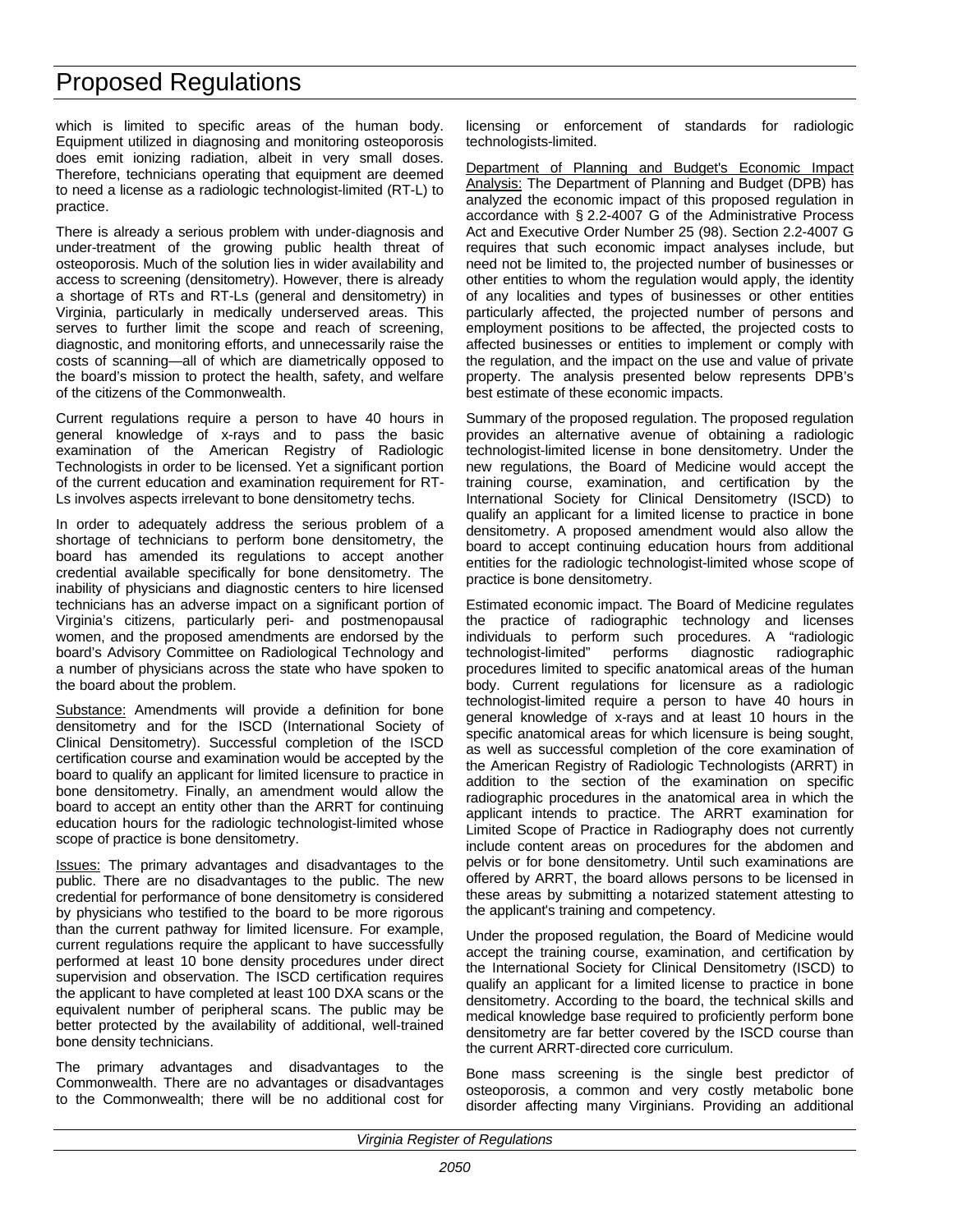which is limited to specific areas of the human body. Equipment utilized in diagnosing and monitoring osteoporosis does emit ionizing radiation, albeit in very small doses. Therefore, technicians operating that equipment are deemed to need a license as a radiologic technologist-limited (RT-L) to practice.

There is already a serious problem with under-diagnosis and under-treatment of the growing public health threat of osteoporosis. Much of the solution lies in wider availability and access to screening (densitometry). However, there is already a shortage of RTs and RT-Ls (general and densitometry) in Virginia, particularly in medically underserved areas. This serves to further limit the scope and reach of screening, diagnostic, and monitoring efforts, and unnecessarily raise the costs of scanning—all of which are diametrically opposed to the board's mission to protect the health, safety, and welfare of the citizens of the Commonwealth.

Current regulations require a person to have 40 hours in general knowledge of x-rays and to pass the basic examination of the American Registry of Radiologic Technologists in order to be licensed. Yet a significant portion of the current education and examination requirement for RT-Ls involves aspects irrelevant to bone densitometry techs.

In order to adequately address the serious problem of a shortage of technicians to perform bone densitometry, the board has amended its regulations to accept another credential available specifically for bone densitometry. The inability of physicians and diagnostic centers to hire licensed technicians has an adverse impact on a significant portion of Virginia's citizens, particularly peri- and postmenopausal women, and the proposed amendments are endorsed by the board's Advisory Committee on Radiological Technology and a number of physicians across the state who have spoken to the board about the problem.

Substance: Amendments will provide a definition for bone densitometry and for the ISCD (International Society of Clinical Densitometry). Successful completion of the ISCD certification course and examination would be accepted by the board to qualify an applicant for limited licensure to practice in bone densitometry. Finally, an amendment would allow the board to accept an entity other than the ARRT for continuing education hours for the radiologic technologist-limited whose scope of practice is bone densitometry.

Issues: The primary advantages and disadvantages to the public. There are no disadvantages to the public. The new credential for performance of bone densitometry is considered by physicians who testified to the board to be more rigorous than the current pathway for limited licensure. For example, current regulations require the applicant to have successfully performed at least 10 bone density procedures under direct supervision and observation. The ISCD certification requires the applicant to have completed at least 100 DXA scans or the equivalent number of peripheral scans. The public may be better protected by the availability of additional, well-trained bone density technicians.

The primary advantages and disadvantages to the Commonwealth. There are no advantages or disadvantages to the Commonwealth; there will be no additional cost for licensing or enforcement of standards for radiologic technologists-limited.

Department of Planning and Budget's Economic Impact Analysis: The Department of Planning and Budget (DPB) has analyzed the economic impact of this proposed regulation in accordance with § 2.2-4007 G of the Administrative Process Act and Executive Order Number 25 (98). Section 2.2-4007 G requires that such economic impact analyses include, but need not be limited to, the projected number of businesses or other entities to whom the regulation would apply, the identity of any localities and types of businesses or other entities particularly affected, the projected number of persons and employment positions to be affected, the projected costs to affected businesses or entities to implement or comply with the regulation, and the impact on the use and value of private property. The analysis presented below represents DPB's best estimate of these economic impacts.

Summary of the proposed regulation. The proposed regulation provides an alternative avenue of obtaining a radiologic technologist-limited license in bone densitometry. Under the new regulations, the Board of Medicine would accept the training course, examination, and certification by the International Society for Clinical Densitometry (ISCD) to qualify an applicant for a limited license to practice in bone densitometry. A proposed amendment would also allow the board to accept continuing education hours from additional entities for the radiologic technologist-limited whose scope of practice is bone densitometry.

Estimated economic impact. The Board of Medicine regulates the practice of radiographic technology and licenses individuals to perform such procedures. A "radiologic technologist-limited" performs diagnostic radiographic procedures limited to specific anatomical areas of the human body. Current regulations for licensure as a radiologic technologist-limited require a person to have 40 hours in general knowledge of x-rays and at least 10 hours in the specific anatomical areas for which licensure is being sought, as well as successful completion of the core examination of the American Registry of Radiologic Technologists (ARRT) in addition to the section of the examination on specific radiographic procedures in the anatomical area in which the applicant intends to practice. The ARRT examination for Limited Scope of Practice in Radiography does not currently include content areas on procedures for the abdomen and pelvis or for bone densitometry. Until such examinations are offered by ARRT, the board allows persons to be licensed in these areas by submitting a notarized statement attesting to the applicant's training and competency.

Under the proposed regulation, the Board of Medicine would accept the training course, examination, and certification by the International Society for Clinical Densitometry (ISCD) to qualify an applicant for a limited license to practice in bone densitometry. According to the board, the technical skills and medical knowledge base required to proficiently perform bone densitometry are far better covered by the ISCD course than the current ARRT-directed core curriculum.

Bone mass screening is the single best predictor of osteoporosis, a common and very costly metabolic bone disorder affecting many Virginians. Providing an additional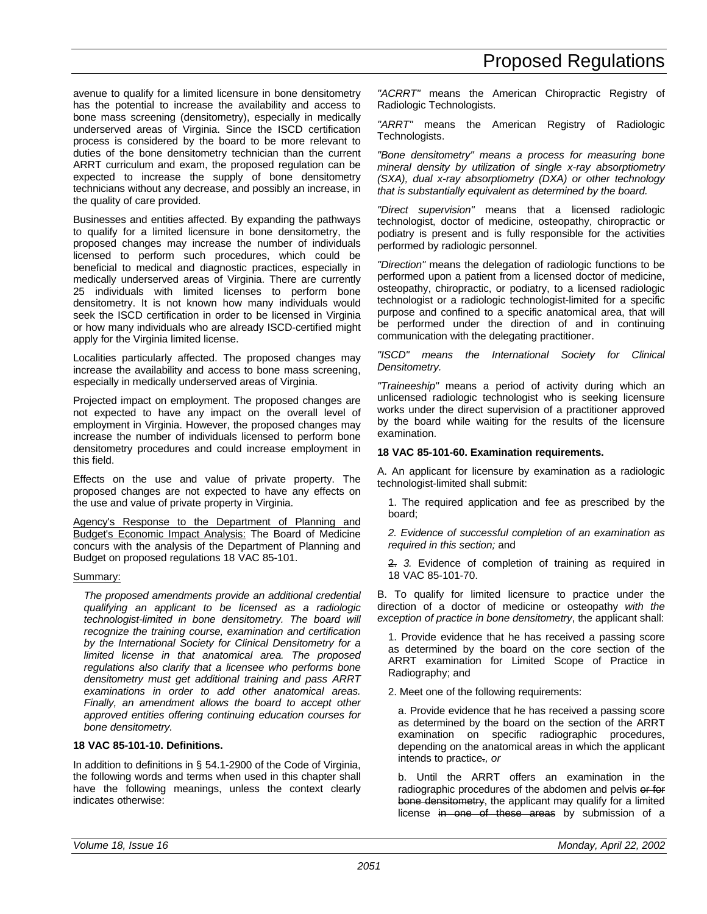avenue to qualify for a limited licensure in bone densitometry has the potential to increase the availability and access to bone mass screening (densitometry), especially in medically underserved areas of Virginia. Since the ISCD certification process is considered by the board to be more relevant to duties of the bone densitometry technician than the current ARRT curriculum and exam, the proposed regulation can be expected to increase the supply of bone densitometry technicians without any decrease, and possibly an increase, in the quality of care provided.

Businesses and entities affected. By expanding the pathways to qualify for a limited licensure in bone densitometry, the proposed changes may increase the number of individuals licensed to perform such procedures, which could be beneficial to medical and diagnostic practices, especially in medically underserved areas of Virginia. There are currently 25 individuals with limited licenses to perform bone densitometry. It is not known how many individuals would seek the ISCD certification in order to be licensed in Virginia or how many individuals who are already ISCD-certified might apply for the Virginia limited license.

Localities particularly affected. The proposed changes may increase the availability and access to bone mass screening, especially in medically underserved areas of Virginia.

Projected impact on employment. The proposed changes are not expected to have any impact on the overall level of employment in Virginia. However, the proposed changes may increase the number of individuals licensed to perform bone densitometry procedures and could increase employment in this field.

Effects on the use and value of private property. The proposed changes are not expected to have any effects on the use and value of private property in Virginia.

Agency's Response to the Department of Planning and Budget's Economic Impact Analysis: The Board of Medicine concurs with the analysis of the Department of Planning and Budget on proposed regulations 18 VAC 85-101.

Summary:

*The proposed amendments provide an additional credential qualifying an applicant to be licensed as a radiologic technologist-limited in bone densitometry. The board will recognize the training course, examination and certification by the International Society for Clinical Densitometry for a limited license in that anatomical area. The proposed regulations also clarify that a licensee who performs bone densitometry must get additional training and pass ARRT examinations in order to add other anatomical areas. Finally, an amendment allows the board to accept other approved entities offering continuing education courses for bone densitometry.*

**18 VAC 85-101-10. Definitions.**

In addition to definitions in § 54.1-2900 of the Code of Virginia, the following words and terms when used in this chapter shall have the following meanings, unless the context clearly indicates otherwise:

*"ACRRT"* means the American Chiropractic Registry of Radiologic Technologists.

*"ARRT"* means the American Registry of Radiologic Technologists.

*"Bone densitometry" means a process for measuring bone mineral density by utilization of single x-ray absorptiometry (SXA), dual x-ray absorptiometry (DXA) or other technology that is substantially equivalent as determined by the board.*

*"Direct supervision"* means that a licensed radiologic technologist, doctor of medicine, osteopathy, chiropractic or podiatry is present and is fully responsible for the activities performed by radiologic personnel.

*"Direction"* means the delegation of radiologic functions to be performed upon a patient from a licensed doctor of medicine, osteopathy, chiropractic, or podiatry, to a licensed radiologic technologist or a radiologic technologist-limited for a specific purpose and confined to a specific anatomical area, that will be performed under the direction of and in continuing communication with the delegating practitioner.

*"ISCD" means the International Society for Clinical Densitometry.*

*"Traineeship"* means a period of activity during which an unlicensed radiologic technologist who is seeking licensure works under the direct supervision of a practitioner approved by the board while waiting for the results of the licensure examination.

**18 VAC 85-101-60. Examination requirements.**

A. An applicant for licensure by examination as a radiologic technologist-limited shall submit:

1. The required application and fee as prescribed by the board;

*2. Evidence of successful completion of an examination as required in this section;* and

~~2.~~ *3.* Evidence of completion of training as required in 18 VAC 85-101-70.

B. To qualify for limited licensure to practice under the direction of a doctor of medicine or osteopathy *with the exception of practice in bone densitometry*, the applicant shall:

1. Provide evidence that he has received a passing score as determined by the board on the core section of the ARRT examination for Limited Scope of Practice in Radiography; and

2. Meet one of the following requirements:

a. Provide evidence that he has received a passing score as determined by the board on the section of the ARRT examination on specific radiographic procedures, depending on the anatomical areas in which the applicant intends to practice~~.~~*, or*

b. Until the ARRT offers an examination in the radiographic procedures of the abdomen and pelvis ~~or for bone densitometry~~, the applicant may qualify for a limited license ~~in one of these areas~~ by submission of a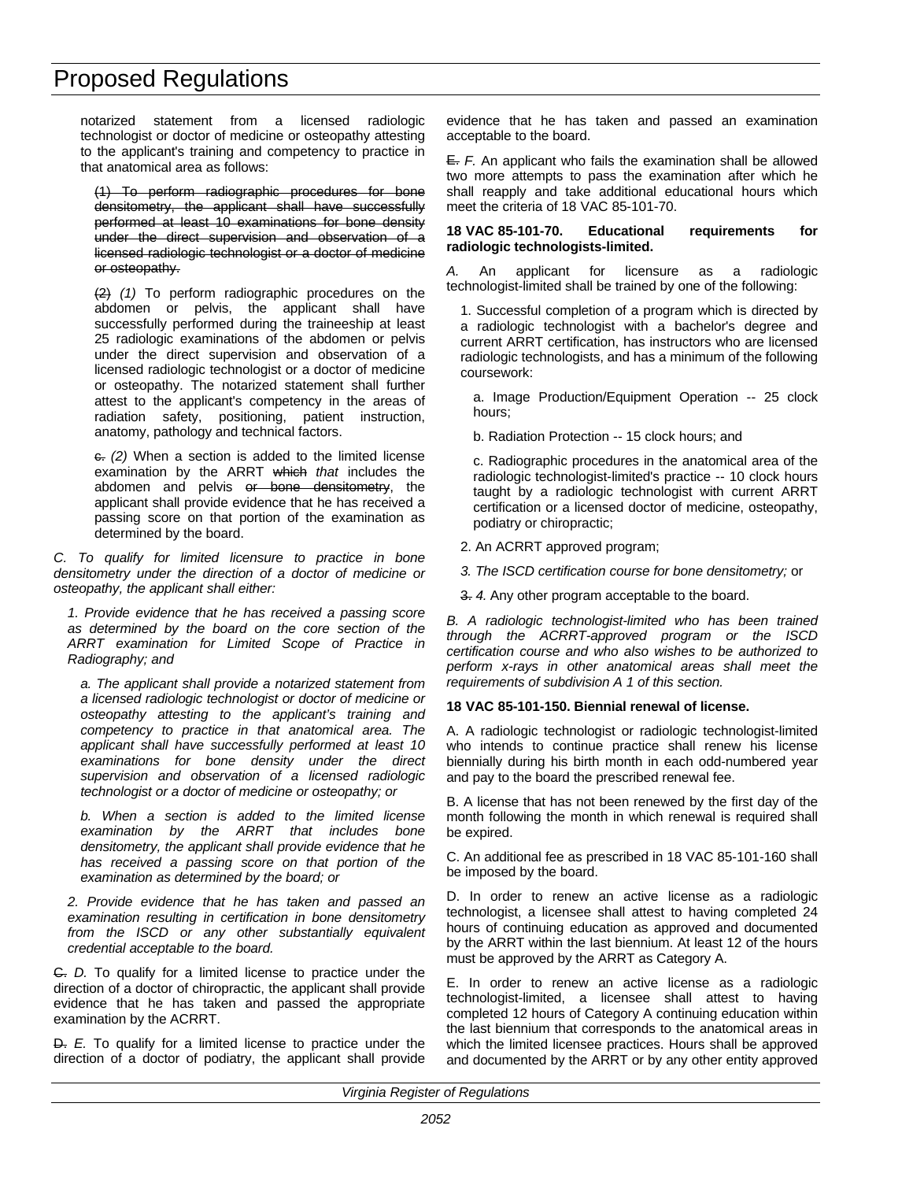notarized statement from a licensed radiologic technologist or doctor of medicine or osteopathy attesting to the applicant's training and competency to practice in that anatomical area as follows:

~~(1) To perform radiographic procedures for bone densitometry, the applicant shall have successfully performed at least 10 examinations for bone density under the direct supervision and observation of a licensed radiologic technologist or a doctor of medicine or osteopathy.~~

~~(2)~~ *(1)* To perform radiographic procedures on the abdomen or pelvis, the applicant shall have successfully performed during the traineeship at least 25 radiologic examinations of the abdomen or pelvis under the direct supervision and observation of a licensed radiologic technologist or a doctor of medicine or osteopathy. The notarized statement shall further attest to the applicant's competency in the areas of radiation safety, positioning, patient instruction, anatomy, pathology and technical factors.

~~c.~~ *(2)* When a section is added to the limited license examination by the ARRT ~~which~~ *that* includes the abdomen and pelvis ~~or bone densitometry~~, the applicant shall provide evidence that he has received a passing score on that portion of the examination as determined by the board.

*C. To qualify for limited licensure to practice in bone densitometry under the direction of a doctor of medicine or osteopathy, the applicant shall either:*

*1. Provide evidence that he has received a passing score as determined by the board on the core section of the ARRT examination for Limited Scope of Practice in Radiography; and*

*a. The applicant shall provide a notarized statement from a licensed radiologic technologist or doctor of medicine or osteopathy attesting to the applicant's training and competency to practice in that anatomical area. The applicant shall have successfully performed at least 10 examinations for bone density under the direct supervision and observation of a licensed radiologic technologist or a doctor of medicine or osteopathy; or*

*b. When a section is added to the limited license examination by the ARRT that includes bone densitometry, the applicant shall provide evidence that he has received a passing score on that portion of the examination as determined by the board; or*

*2. Provide evidence that he has taken and passed an examination resulting in certification in bone densitometry from the ISCD or any other substantially equivalent credential acceptable to the board.*

~~C.~~ *D.* To qualify for a limited license to practice under the direction of a doctor of chiropractic, the applicant shall provide evidence that he has taken and passed the appropriate examination by the ACRRT.

~~D.~~ *E.* To qualify for a limited license to practice under the direction of a doctor of podiatry, the applicant shall provide evidence that he has taken and passed an examination acceptable to the board.

~~E.~~ *F.* An applicant who fails the examination shall be allowed two more attempts to pass the examination after which he shall reapply and take additional educational hours which meet the criteria of 18 VAC 85-101-70.

**18 VAC 85-101-70. Educational requirements for radiologic technologists-limited.**

*A.* An applicant for licensure as a radiologic technologist-limited shall be trained by one of the following:

1. Successful completion of a program which is directed by a radiologic technologist with a bachelor's degree and current ARRT certification, has instructors who are licensed radiologic technologists, and has a minimum of the following coursework:

a. Image Production/Equipment Operation -- 25 clock hours;

b. Radiation Protection -- 15 clock hours; and

c. Radiographic procedures in the anatomical area of the radiologic technologist-limited's practice -- 10 clock hours taught by a radiologic technologist with current ARRT certification or a licensed doctor of medicine, osteopathy, podiatry or chiropractic;

2. An ACRRT approved program;

*3. The ISCD certification course for bone densitometry;* or

~~3.~~ *4.* Any other program acceptable to the board.

*B. A radiologic technologist-limited who has been trained through the ACRRT-approved program or the ISCD certification course and who also wishes to be authorized to perform x-rays in other anatomical areas shall meet the requirements of subdivision A 1 of this section.*

**18 VAC 85-101-150. Biennial renewal of license.**

A. A radiologic technologist or radiologic technologist-limited who intends to continue practice shall renew his license biennially during his birth month in each odd-numbered year and pay to the board the prescribed renewal fee.

B. A license that has not been renewed by the first day of the month following the month in which renewal is required shall be expired.

C. An additional fee as prescribed in 18 VAC 85-101-160 shall be imposed by the board.

D. In order to renew an active license as a radiologic technologist, a licensee shall attest to having completed 24 hours of continuing education as approved and documented by the ARRT within the last biennium. At least 12 of the hours must be approved by the ARRT as Category A.

E. In order to renew an active license as a radiologic technologist-limited, a licensee shall attest to having completed 12 hours of Category A continuing education within the last biennium that corresponds to the anatomical areas in which the limited licensee practices. Hours shall be approved and documented by the ARRT or by any other entity approved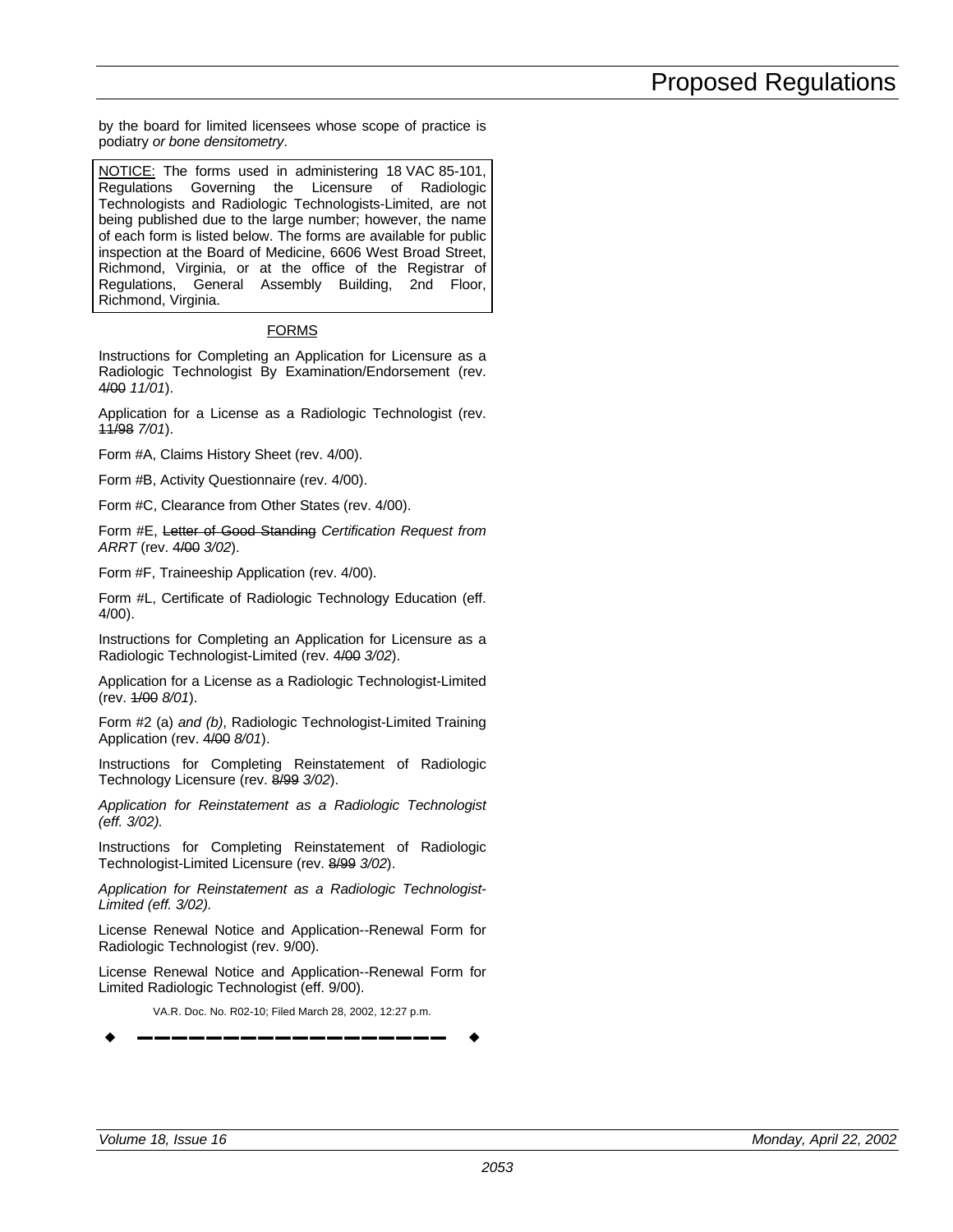by the board for limited licensees whose scope of practice is podiatry *or bone densitometry*.

NOTICE: The forms used in administering 18 VAC 85-101, Regulations Governing the Licensure of Radiologic Technologists and Radiologic Technologists-Limited, are not being published due to the large number; however, the name of each form is listed below. The forms are available for public inspection at the Board of Medicine, 6606 West Broad Street, Richmond, Virginia, or at the office of the Registrar of Regulations, General Assembly Building, 2nd Floor, Richmond, Virginia.

FORMS

Instructions for Completing an Application for Licensure as a Radiologic Technologist By Examination/Endorsement (rev. ~~4/00~~ *11/01*).

Application for a License as a Radiologic Technologist (rev. ~~11/98~~ *7/01*).

Form #A, Claims History Sheet (rev. 4/00).

Form #B, Activity Questionnaire (rev. 4/00).

Form #C, Clearance from Other States (rev. 4/00).

Form #E, ~~Letter of Good Standing~~ *Certification Request from ARRT* (rev. ~~4/00~~ *3/02*).

Form #F, Traineeship Application (rev. 4/00).

Form #L, Certificate of Radiologic Technology Education (eff. 4/00).

Instructions for Completing an Application for Licensure as a Radiologic Technologist-Limited (rev. ~~4/00~~ *3/02*).

Application for a License as a Radiologic Technologist-Limited (rev. ~~1/00~~ *8/01*).

Form #2 (a) *and (b)*, Radiologic Technologist-Limited Training Application (rev. ~~4/00~~ *8/01*).

Instructions for Completing Reinstatement of Radiologic Technology Licensure (rev. ~~8/99~~ *3/02*).

*Application for Reinstatement as a Radiologic Technologist (eff. 3/02).*

Instructions for Completing Reinstatement of Radiologic Technologist-Limited Licensure (rev. ~~8/99~~ *3/02*).

*Application for Reinstatement as a Radiologic Technologist-Limited (eff. 3/02).*

License Renewal Notice and Application--Renewal Form for Radiologic Technologist (rev. 9/00).

License Renewal Notice and Application--Renewal Form for Limited Radiologic Technologist (eff. 9/00).

VA.R. Doc. No. R02-10; Filed March 28, 2002, 12:27 p.m.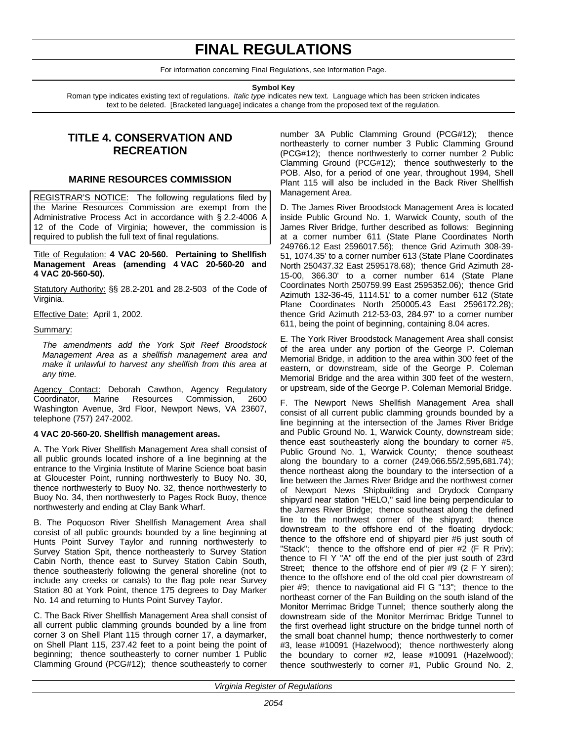# FINAL REGULATIONS

For information concerning Final Regulations, see Information Page.

**Symbol Key**

Roman type indicates existing text of regulations. *Italic type* indicates new text. Language which has been stricken indicates text to be deleted. [Bracketed language] indicates a change from the proposed text of the regulation.

## TITLE 4. CONSERVATION AND RECREATION

### MARINE RESOURCES COMMISSION

REGISTRAR'S NOTICE: The following regulations filed by the Marine Resources Commission are exempt from the Administrative Process Act in accordance with § 2.2-4006 A 12 of the Code of Virginia; however, the commission is required to publish the full text of final regulations.

Title of Regulation: **4 VAC 20-560. Pertaining to Shellfish Management Areas (amending 4 VAC 20-560-20 and 4 VAC 20-560-50).**

Statutory Authority: §§ 28.2-201 and 28.2-503 of the Code of Virginia.

Effective Date: April 1, 2002.

Summary:

*The amendments add the York Spit Reef Broodstock Management Area as a shellfish management area and make it unlawful to harvest any shellfish from this area at any time.*

Agency Contact: Deborah Cawthon, Agency Regulatory Coordinator, Marine Resources Commission, 2600 Washington Avenue, 3rd Floor, Newport News, VA 23607, telephone (757) 247-2002.

**4 VAC 20-560-20. Shellfish management areas.**

A. The York River Shellfish Management Area shall consist of all public grounds located inshore of a line beginning at the entrance to the Virginia Institute of Marine Science boat basin at Gloucester Point, running northwesterly to Buoy No. 30, thence northwesterly to Buoy No. 32, thence northwesterly to Buoy No. 34, then northwesterly to Pages Rock Buoy, thence northwesterly and ending at Clay Bank Wharf.

B. The Poquoson River Shellfish Management Area shall consist of all public grounds bounded by a line beginning at Hunts Point Survey Taylor and running northwesterly to Survey Station Spit, thence northeasterly to Survey Station Cabin North, thence east to Survey Station Cabin South, thence southeasterly following the general shoreline (not to include any creeks or canals) to the flag pole near Survey Station 80 at York Point, thence 175 degrees to Day Marker No. 14 and returning to Hunts Point Survey Taylor.

C. The Back River Shellfish Management Area shall consist of all current public clamming grounds bounded by a line from corner 3 on Shell Plant 115 through corner 17, a daymarker, on Shell Plant 115, 237.42 feet to a point being the point of beginning; thence southeasterly to corner number 1 Public Clamming Ground (PCG#12); thence southeasterly to corner number 3A Public Clamming Ground (PCG#12); thence northeasterly to corner number 3 Public Clamming Ground (PCG#12); thence northwesterly to corner number 2 Public Clamming Ground (PCG#12); thence southwesterly to the POB. Also, for a period of one year, throughout 1994, Shell Plant 115 will also be included in the Back River Shellfish Management Area.

D. The James River Broodstock Management Area is located inside Public Ground No. 1, Warwick County, south of the James River Bridge, further described as follows: Beginning at a corner number 611 (State Plane Coordinates North 249766.12 East 2596017.56); thence Grid Azimuth 308-39-51, 1074.35' to a corner number 613 (State Plane Coordinates North 250437.32 East 2595178.68); thence Grid Azimuth 28-15-00, 366.30' to a corner number 614 (State Plane Coordinates North 250759.99 East 2595352.06); thence Grid Azimuth 132-36-45, 1114.51' to a corner number 612 (State Plane Coordinates North 250005.43 East 2596172.28); thence Grid Azimuth 212-53-03, 284.97' to a corner number 611, being the point of beginning, containing 8.04 acres.

E. The York River Broodstock Management Area shall consist of the area under any portion of the George P. Coleman Memorial Bridge, in addition to the area within 300 feet of the eastern, or downstream, side of the George P. Coleman Memorial Bridge and the area within 300 feet of the western, or upstream, side of the George P. Coleman Memorial Bridge.

F. The Newport News Shellfish Management Area shall consist of all current public clamming grounds bounded by a line beginning at the intersection of the James River Bridge and Public Ground No. 1, Warwick County, downstream side; thence east southeasterly along the boundary to corner #5, Public Ground No. 1, Warwick County; thence southeast along the boundary to a corner (249,066.55/2,595,681.74); thence northeast along the boundary to the intersection of a line between the James River Bridge and the northwest corner of Newport News Shipbuilding and Drydock Company shipyard near station "HELO," said line being perpendicular to the James River Bridge; thence southeast along the defined line to the northwest corner of the shipyard; thence downstream to the offshore end of the floating drydock; thence to the offshore end of shipyard pier #6 just south of "Stack"; thence to the offshore end of pier #2 (F R Priv); thence to Fl Y "A" off the end of the pier just south of 23rd Street; thence to the offshore end of pier #9 (2 F Y siren); thence to the offshore end of the old coal pier downstream of pier #9; thence to navigational aid Fl G "13"; thence to the northeast corner of the Fan Building on the south island of the Monitor Merrimac Bridge Tunnel; thence southerly along the downstream side of the Monitor Merrimac Bridge Tunnel to the first overhead light structure on the bridge tunnel north of the small boat channel hump; thence northwesterly to corner #3, lease #10091 (Hazelwood); thence northwesterly along the boundary to corner #2, lease #10091 (Hazelwood); thence southwesterly to corner #1, Public Ground No. 2,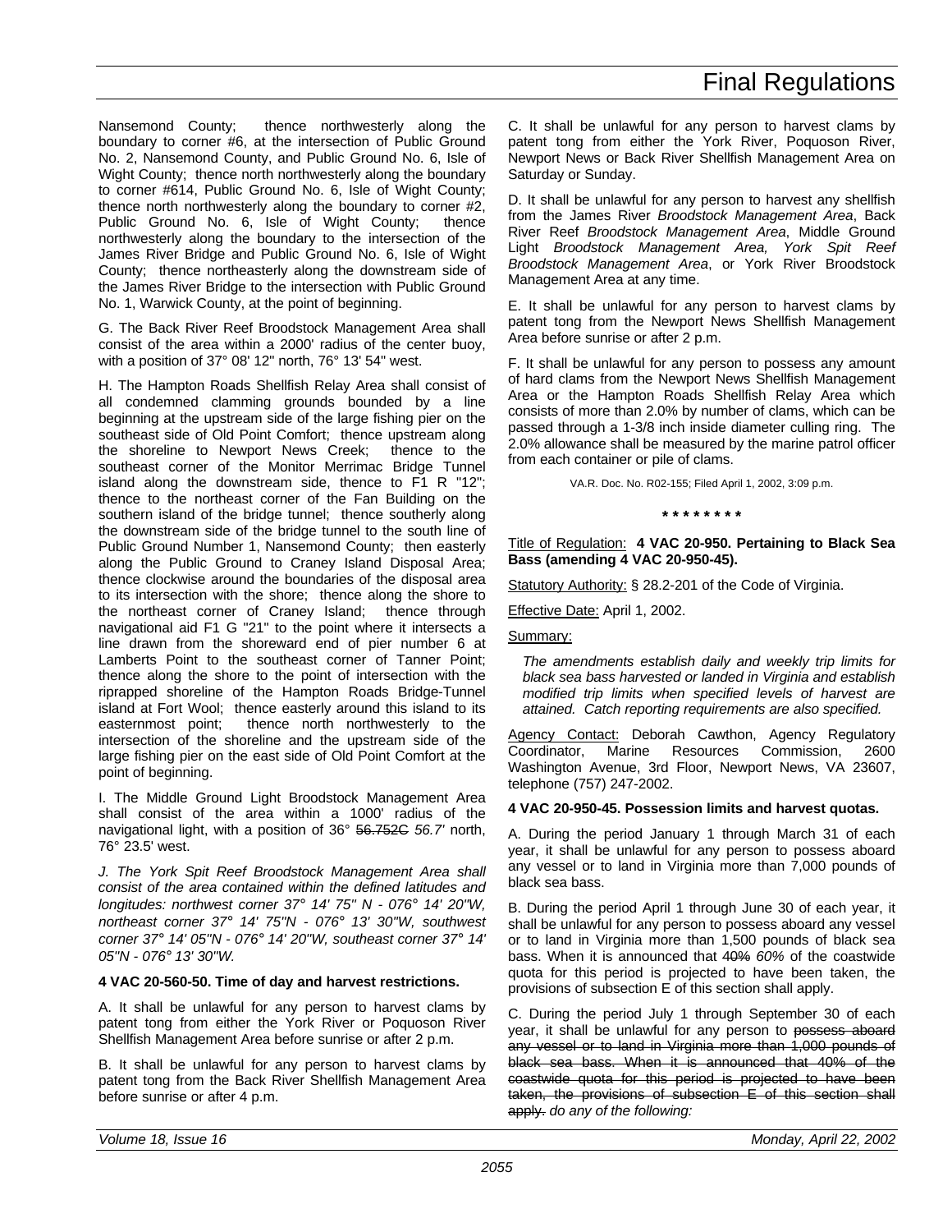Nansemond County; thence northwesterly along the boundary to corner #6, at the intersection of Public Ground No. 2, Nansemond County, and Public Ground No. 6, Isle of Wight County; thence north northwesterly along the boundary to corner #614, Public Ground No. 6, Isle of Wight County; thence north northwesterly along the boundary to corner #2, Public Ground No. 6, Isle of Wight County; thence northwesterly along the boundary to the intersection of the James River Bridge and Public Ground No. 6, Isle of Wight County; thence northeasterly along the downstream side of the James River Bridge to the intersection with Public Ground No. 1, Warwick County, at the point of beginning.

G. The Back River Reef Broodstock Management Area shall consist of the area within a 2000' radius of the center buoy, with a position of 37° 08' 12" north, 76° 13' 54" west.

H. The Hampton Roads Shellfish Relay Area shall consist of all condemned clamming grounds bounded by a line beginning at the upstream side of the large fishing pier on the southeast side of Old Point Comfort; thence upstream along the shoreline to Newport News Creek; thence to the southeast corner of the Monitor Merrimac Bridge Tunnel island along the downstream side, thence to F1 R "12"; thence to the northeast corner of the Fan Building on the southern island of the bridge tunnel; thence southerly along the downstream side of the bridge tunnel to the south line of Public Ground Number 1, Nansemond County; then easterly along the Public Ground to Craney Island Disposal Area; thence clockwise around the boundaries of the disposal area to its intersection with the shore; thence along the shore to the northeast corner of Craney Island; thence through navigational aid F1 G "21" to the point where it intersects a line drawn from the shoreward end of pier number 6 at Lamberts Point to the southeast corner of Tanner Point; thence along the shore to the point of intersection with the riprapped shoreline of the Hampton Roads Bridge-Tunnel island at Fort Wool; thence easterly around this island to its easternmost point; thence north northwesterly to the intersection of the shoreline and the upstream side of the large fishing pier on the east side of Old Point Comfort at the point of beginning.

I. The Middle Ground Light Broodstock Management Area shall consist of the area within a 1000' radius of the navigational light, with a position of 36° ~~56.752C~~ *56.7'* north, 76° 23.5' west.

*J. The York Spit Reef Broodstock Management Area shall consist of the area contained within the defined latitudes and longitudes: northwest corner 37° 14' 75" N - 076° 14' 20"W, northeast corner 37° 14' 75"N - 076° 13' 30"W, southwest corner 37° 14' 05"N - 076° 14' 20"W, southeast corner 37° 14' 05"N - 076° 13' 30"W.*

**4 VAC 20-560-50. Time of day and harvest restrictions.**

A. It shall be unlawful for any person to harvest clams by patent tong from either the York River or Poquoson River Shellfish Management Area before sunrise or after 2 p.m.

B. It shall be unlawful for any person to harvest clams by patent tong from the Back River Shellfish Management Area before sunrise or after 4 p.m.

C. It shall be unlawful for any person to harvest clams by patent tong from either the York River, Poquoson River, Newport News or Back River Shellfish Management Area on Saturday or Sunday.

D. It shall be unlawful for any person to harvest any shellfish from the James River *Broodstock Management Area*, Back River Reef *Broodstock Management Area*, Middle Ground Light *Broodstock Management Area, York Spit Reef Broodstock Management Area*, or York River Broodstock Management Area at any time.

E. It shall be unlawful for any person to harvest clams by patent tong from the Newport News Shellfish Management Area before sunrise or after 2 p.m.

F. It shall be unlawful for any person to possess any amount of hard clams from the Newport News Shellfish Management Area or the Hampton Roads Shellfish Relay Area which consists of more than 2.0% by number of clams, which can be passed through a 1-3/8 inch inside diameter culling ring. The 2.0% allowance shall be measured by the marine patrol officer from each container or pile of clams.

VA.R. Doc. No. R02-155; Filed April 1, 2002, 3:09 p.m.

\* \* \* \* \* \* \* \*

Title of Regulation: **4 VAC 20-950. Pertaining to Black Sea Bass (amending 4 VAC 20-950-45).**

Statutory Authority: § 28.2-201 of the Code of Virginia.

Effective Date: April 1, 2002.

Summary:

*The amendments establish daily and weekly trip limits for black sea bass harvested or landed in Virginia and establish modified trip limits when specified levels of harvest are attained. Catch reporting requirements are also specified.*

Agency Contact: Deborah Cawthon, Agency Regulatory Coordinator, Marine Resources Commission, 2600 Washington Avenue, 3rd Floor, Newport News, VA 23607, telephone (757) 247-2002.

**4 VAC 20-950-45. Possession limits and harvest quotas.**

A. During the period January 1 through March 31 of each year, it shall be unlawful for any person to possess aboard any vessel or to land in Virginia more than 7,000 pounds of black sea bass.

B. During the period April 1 through June 30 of each year, it shall be unlawful for any person to possess aboard any vessel or to land in Virginia more than 1,500 pounds of black sea bass. When it is announced that ~~40%~~ *60%* of the coastwide quota for this period is projected to have been taken, the provisions of subsection E of this section shall apply.

C. During the period July 1 through September 30 of each year, it shall be unlawful for any person to ~~possess aboard any vessel or to land in Virginia more than 1,000 pounds of black sea bass. When it is announced that 40% of the coastwide quota for this period is projected to have been taken, the provisions of subsection E of this section shall apply.~~ *do any of the following:*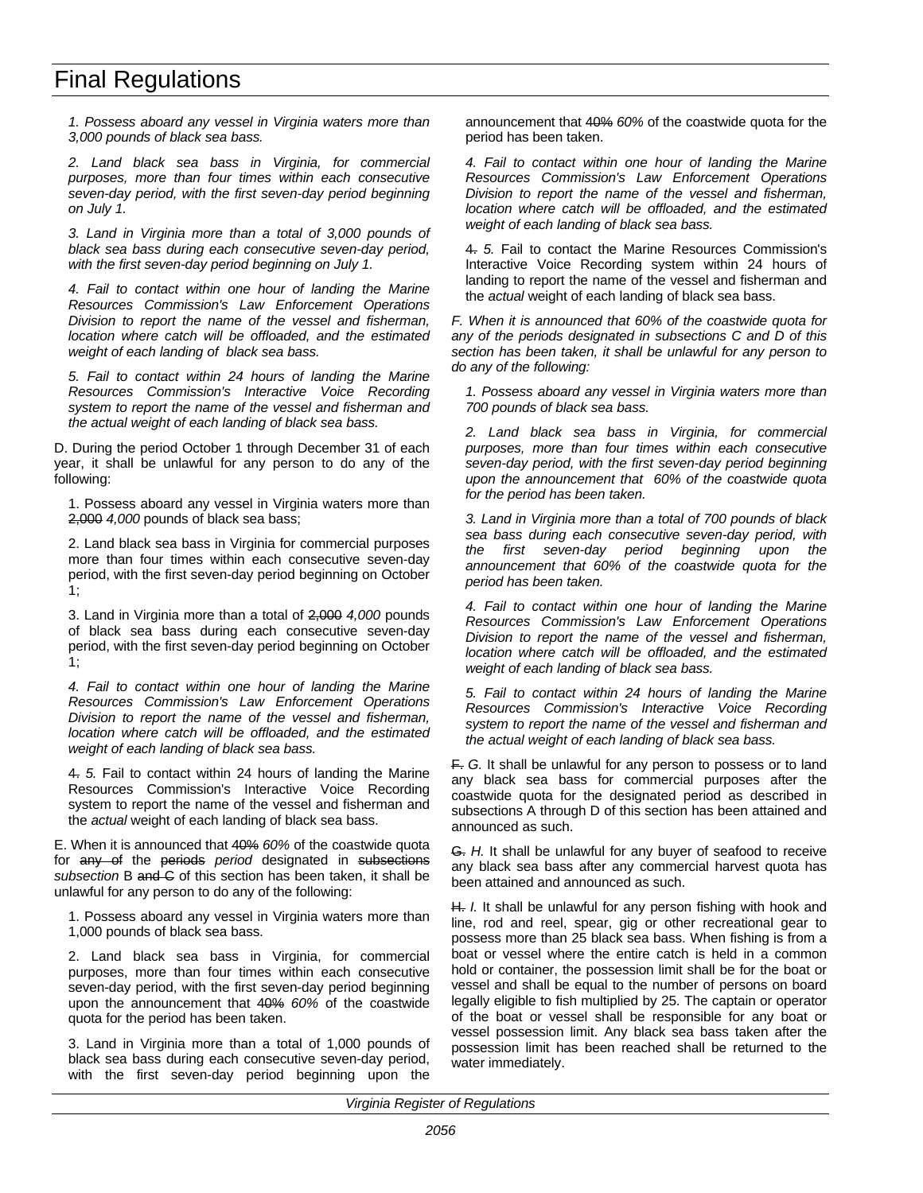*1. Possess aboard any vessel in Virginia waters more than 3,000 pounds of black sea bass.*

*2. Land black sea bass in Virginia, for commercial purposes, more than four times within each consecutive seven-day period, with the first seven-day period beginning on July 1.*

*3. Land in Virginia more than a total of 3,000 pounds of black sea bass during each consecutive seven-day period, with the first seven-day period beginning on July 1.*

*4. Fail to contact within one hour of landing the Marine Resources Commission's Law Enforcement Operations Division to report the name of the vessel and fisherman, location where catch will be offloaded, and the estimated weight of each landing of black sea bass.*

*5. Fail to contact within 24 hours of landing the Marine Resources Commission's Interactive Voice Recording system to report the name of the vessel and fisherman and the actual weight of each landing of black sea bass.*

D. During the period October 1 through December 31 of each year, it shall be unlawful for any person to do any of the following:

1. Possess aboard any vessel in Virginia waters more than ~~2,000~~ *4,000* pounds of black sea bass;

2. Land black sea bass in Virginia for commercial purposes more than four times within each consecutive seven-day period, with the first seven-day period beginning on October 1;

3. Land in Virginia more than a total of ~~2,000~~ *4,000* pounds of black sea bass during each consecutive seven-day period, with the first seven-day period beginning on October 1;

*4. Fail to contact within one hour of landing the Marine Resources Commission's Law Enforcement Operations Division to report the name of the vessel and fisherman, location where catch will be offloaded, and the estimated weight of each landing of black sea bass.*

~~4.~~ *5.* Fail to contact within 24 hours of landing the Marine Resources Commission's Interactive Voice Recording system to report the name of the vessel and fisherman and the *actual* weight of each landing of black sea bass.

E. When it is announced that ~~40%~~ *60%* of the coastwide quota for ~~any of~~ the ~~periods~~ *period* designated in ~~subsections~~ *subsection* B ~~and C~~ of this section has been taken, it shall be unlawful for any person to do any of the following:

1. Possess aboard any vessel in Virginia waters more than 1,000 pounds of black sea bass.

2. Land black sea bass in Virginia, for commercial purposes, more than four times within each consecutive seven-day period, with the first seven-day period beginning upon the announcement that ~~40%~~ *60%* of the coastwide quota for the period has been taken.

3. Land in Virginia more than a total of 1,000 pounds of black sea bass during each consecutive seven-day period, with the first seven-day period beginning upon the announcement that ~~40%~~ *60%* of the coastwide quota for the period has been taken.

*4. Fail to contact within one hour of landing the Marine Resources Commission's Law Enforcement Operations Division to report the name of the vessel and fisherman, location where catch will be offloaded, and the estimated weight of each landing of black sea bass.*

~~4.~~ *5.* Fail to contact the Marine Resources Commission's Interactive Voice Recording system within 24 hours of landing to report the name of the vessel and fisherman and the *actual* weight of each landing of black sea bass.

*F. When it is announced that 60% of the coastwide quota for any of the periods designated in subsections C and D of this section has been taken, it shall be unlawful for any person to do any of the following:*

*1. Possess aboard any vessel in Virginia waters more than 700 pounds of black sea bass.*

*2. Land black sea bass in Virginia, for commercial purposes, more than four times within each consecutive seven-day period, with the first seven-day period beginning upon the announcement that 60% of the coastwide quota for the period has been taken.*

*3. Land in Virginia more than a total of 700 pounds of black sea bass during each consecutive seven-day period, with the first seven-day period beginning upon the announcement that 60% of the coastwide quota for the period has been taken.*

*4. Fail to contact within one hour of landing the Marine Resources Commission's Law Enforcement Operations Division to report the name of the vessel and fisherman, location where catch will be offloaded, and the estimated weight of each landing of black sea bass.*

*5. Fail to contact within 24 hours of landing the Marine Resources Commission's Interactive Voice Recording system to report the name of the vessel and fisherman and the actual weight of each landing of black sea bass.*

~~F.~~ *G.* It shall be unlawful for any person to possess or to land any black sea bass for commercial purposes after the coastwide quota for the designated period as described in subsections A through D of this section has been attained and announced as such.

~~G.~~ *H.* It shall be unlawful for any buyer of seafood to receive any black sea bass after any commercial harvest quota has been attained and announced as such.

~~H.~~ *I.* It shall be unlawful for any person fishing with hook and line, rod and reel, spear, gig or other recreational gear to possess more than 25 black sea bass. When fishing is from a boat or vessel where the entire catch is held in a common hold or container, the possession limit shall be for the boat or vessel and shall be equal to the number of persons on board legally eligible to fish multiplied by 25. The captain or operator of the boat or vessel shall be responsible for any boat or vessel possession limit. Any black sea bass taken after the possession limit has been reached shall be returned to the water immediately.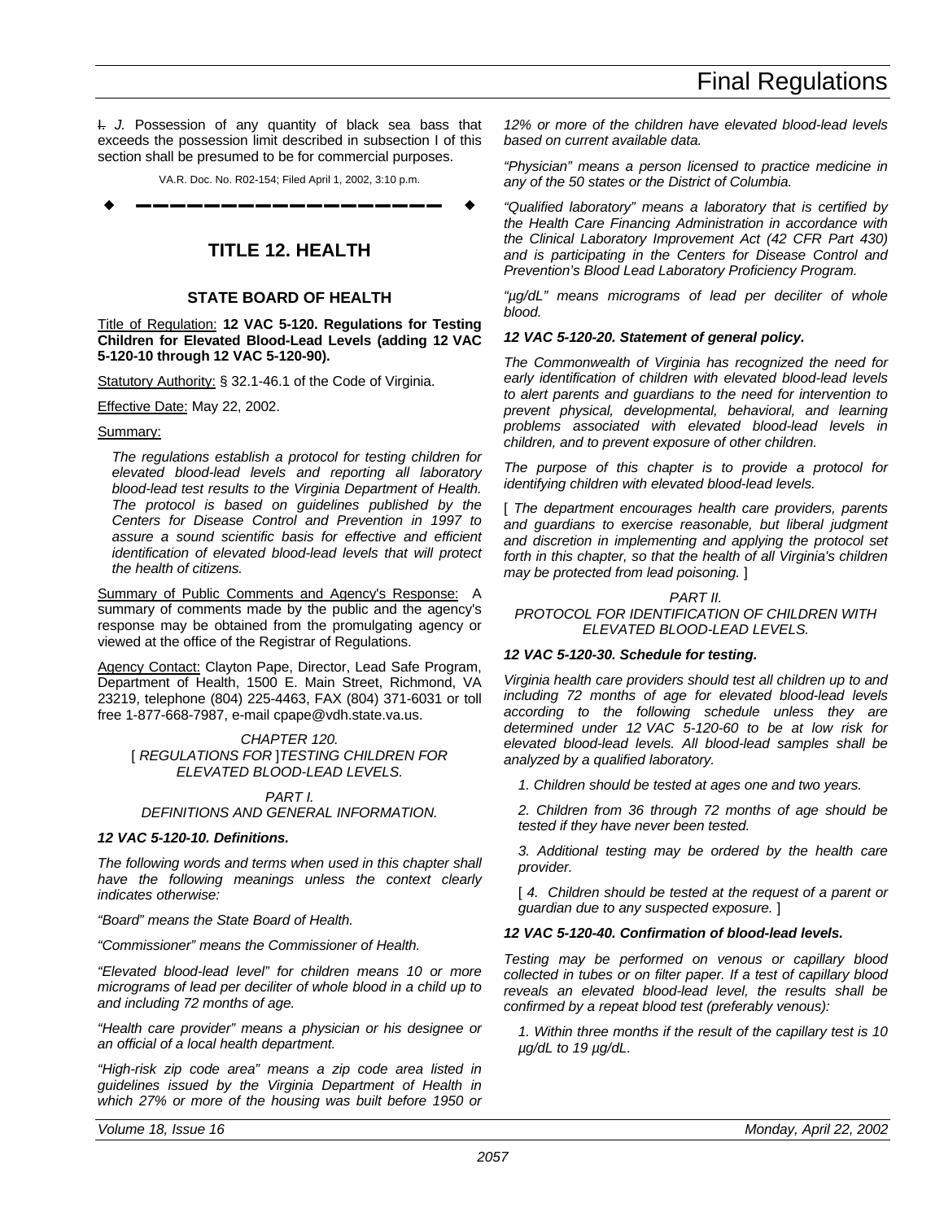~~I.~~ *J.* Possession of any quantity of black sea bass that exceeds the possession limit described in subsection I of this section shall be presumed to be for commercial purposes.

VA.R. Doc. No. R02-154; Filed April 1, 2002, 3:10 p.m.

# TITLE 12. HEALTH

## STATE BOARD OF HEALTH

Title of Regulation: **12 VAC 5-120. Regulations for Testing Children for Elevated Blood-Lead Levels (adding 12 VAC 5-120-10 through 12 VAC 5-120-90).**

Statutory Authority: § 32.1-46.1 of the Code of Virginia.

Effective Date: May 22, 2002.

Summary:

*The regulations establish a protocol for testing children for elevated blood-lead levels and reporting all laboratory blood-lead test results to the Virginia Department of Health. The protocol is based on guidelines published by the Centers for Disease Control and Prevention in 1997 to assure a sound scientific basis for effective and efficient identification of elevated blood-lead levels that will protect the health of citizens.*

Summary of Public Comments and Agency's Response: A summary of comments made by the public and the agency's response may be obtained from the promulgating agency or viewed at the office of the Registrar of Regulations.

Agency Contact: Clayton Pape, Director, Lead Safe Program, Department of Health, 1500 E. Main Street, Richmond, VA 23219, telephone (804) 225-4463, FAX (804) 371-6031 or toll free 1-877-668-7987, e-mail cpape@vdh.state.va.us.

*CHAPTER 120.*
[ *REGULATIONS FOR* ]*TESTING CHILDREN FOR ELEVATED BLOOD-LEAD LEVELS.*

*PART I.*
*DEFINITIONS AND GENERAL INFORMATION.*

***12 VAC 5-120-10. Definitions.***

*The following words and terms when used in this chapter shall have the following meanings unless the context clearly indicates otherwise:*

*"Board" means the State Board of Health.*

*"Commissioner" means the Commissioner of Health.*

*"Elevated blood-lead level" for children means 10 or more micrograms of lead per deciliter of whole blood in a child up to and including 72 months of age.*

*"Health care provider" means a physician or his designee or an official of a local health department.*

*"High-risk zip code area" means a zip code area listed in guidelines issued by the Virginia Department of Health in which 27% or more of the housing was built before 1950 or 12% or more of the children have elevated blood-lead levels based on current available data.*

*"Physician" means a person licensed to practice medicine in any of the 50 states or the District of Columbia.*

*"Qualified laboratory" means a laboratory that is certified by the Health Care Financing Administration in accordance with the Clinical Laboratory Improvement Act (42 CFR Part 430) and is participating in the Centers for Disease Control and Prevention's Blood Lead Laboratory Proficiency Program.*

*"µg/dL" means micrograms of lead per deciliter of whole blood.*

***12 VAC 5-120-20. Statement of general policy.***

*The Commonwealth of Virginia has recognized the need for early identification of children with elevated blood-lead levels to alert parents and guardians to the need for intervention to prevent physical, developmental, behavioral, and learning problems associated with elevated blood-lead levels in children, and to prevent exposure of other children.*

*The purpose of this chapter is to provide a protocol for identifying children with elevated blood-lead levels.*

[ *The department encourages health care providers, parents and guardians to exercise reasonable, but liberal judgment and discretion in implementing and applying the protocol set forth in this chapter, so that the health of all Virginia's children may be protected from lead poisoning.* ]

*PART II.*
*PROTOCOL FOR IDENTIFICATION OF CHILDREN WITH ELEVATED BLOOD-LEAD LEVELS.*

***12 VAC 5-120-30. Schedule for testing.***

*Virginia health care providers should test all children up to and including 72 months of age for elevated blood-lead levels according to the following schedule unless they are determined under 12 VAC 5-120-60 to be at low risk for elevated blood-lead levels. All blood-lead samples shall be analyzed by a qualified laboratory.*

*1. Children should be tested at ages one and two years.*

*2. Children from 36 through 72 months of age should be tested if they have never been tested.*

*3. Additional testing may be ordered by the health care provider.*

[ *4. Children should be tested at the request of a parent or guardian due to any suspected exposure.* ]

***12 VAC 5-120-40. Confirmation of blood-lead levels.***

*Testing may be performed on venous or capillary blood collected in tubes or on filter paper. If a test of capillary blood reveals an elevated blood-lead level, the results shall be confirmed by a repeat blood test (preferably venous):*

*1. Within three months if the result of the capillary test is 10 µg/dL to 19 µg/dL.*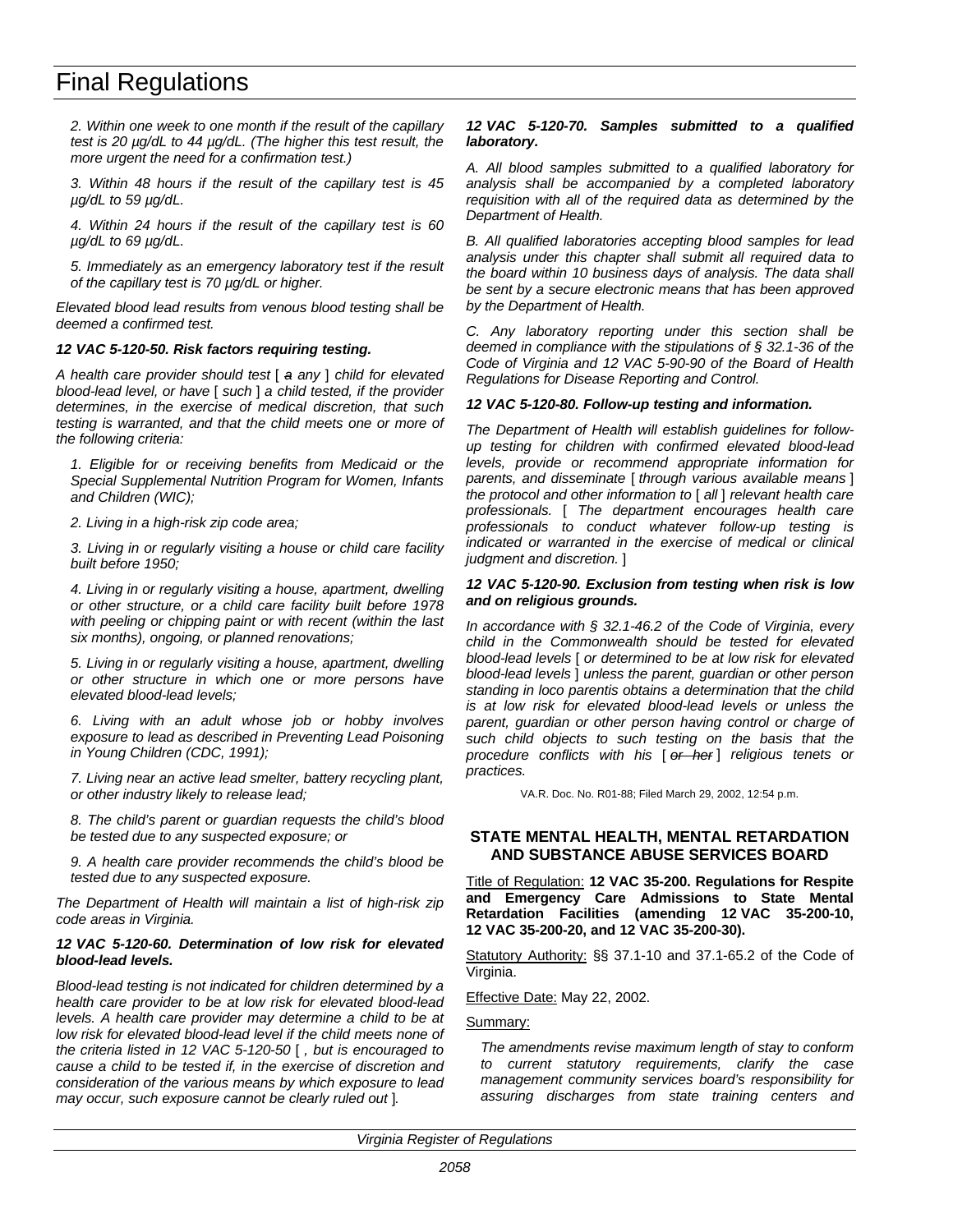*2. Within one week to one month if the result of the capillary test is 20 µg/dL to 44 µg/dL. (The higher this test result, the more urgent the need for a confirmation test.)*

*3. Within 48 hours if the result of the capillary test is 45 µg/dL to 59 µg/dL.*

*4. Within 24 hours if the result of the capillary test is 60 µg/dL to 69 µg/dL.*

*5. Immediately as an emergency laboratory test if the result of the capillary test is 70 µg/dL or higher.*

*Elevated blood lead results from venous blood testing shall be deemed a confirmed test.*

***12 VAC 5-120-50. Risk factors requiring testing.***

*A health care provider should test [ ~~a~~ any ] child for elevated blood-lead level, or have [ such ] a child tested, if the provider determines, in the exercise of medical discretion, that such testing is warranted, and that the child meets one or more of the following criteria:*

*1. Eligible for or receiving benefits from Medicaid or the Special Supplemental Nutrition Program for Women, Infants and Children (WIC);*

*2. Living in a high-risk zip code area;*

*3. Living in or regularly visiting a house or child care facility built before 1950;*

*4. Living in or regularly visiting a house, apartment, dwelling or other structure, or a child care facility built before 1978 with peeling or chipping paint or with recent (within the last six months), ongoing, or planned renovations;*

*5. Living in or regularly visiting a house, apartment, dwelling or other structure in which one or more persons have elevated blood-lead levels;*

*6. Living with an adult whose job or hobby involves exposure to lead as described in Preventing Lead Poisoning in Young Children (CDC, 1991);*

*7. Living near an active lead smelter, battery recycling plant, or other industry likely to release lead;*

*8. The child's parent or guardian requests the child's blood be tested due to any suspected exposure; or*

*9. A health care provider recommends the child's blood be tested due to any suspected exposure.*

*The Department of Health will maintain a list of high-risk zip code areas in Virginia.*

***12 VAC 5-120-60. Determination of low risk for elevated blood-lead levels.***

*Blood-lead testing is not indicated for children determined by a health care provider to be at low risk for elevated blood-lead levels. A health care provider may determine a child to be at low risk for elevated blood-lead level if the child meets none of the criteria listed in 12 VAC 5-120-50 [ , but is encouraged to cause a child to be tested if, in the exercise of discretion and consideration of the various means by which exposure to lead may occur, such exposure cannot be clearly ruled out ].*

***12 VAC 5-120-70. Samples submitted to a qualified laboratory.***

*A. All blood samples submitted to a qualified laboratory for analysis shall be accompanied by a completed laboratory requisition with all of the required data as determined by the Department of Health.*

*B. All qualified laboratories accepting blood samples for lead analysis under this chapter shall submit all required data to the board within 10 business days of analysis. The data shall be sent by a secure electronic means that has been approved by the Department of Health.*

*C. Any laboratory reporting under this section shall be deemed in compliance with the stipulations of § 32.1-36 of the Code of Virginia and 12 VAC 5-90-90 of the Board of Health Regulations for Disease Reporting and Control.*

***12 VAC 5-120-80. Follow-up testing and information.***

*The Department of Health will establish guidelines for follow-up testing for children with confirmed elevated blood-lead levels, provide or recommend appropriate information for parents, and disseminate [ through various available means ] the protocol and other information to [ all ] relevant health care professionals. [ The department encourages health care professionals to conduct whatever follow-up testing is indicated or warranted in the exercise of medical or clinical judgment and discretion. ]*

***12 VAC 5-120-90. Exclusion from testing when risk is low and on religious grounds.***

*In accordance with § 32.1-46.2 of the Code of Virginia, every child in the Commonwealth should be tested for elevated blood-lead levels [ or determined to be at low risk for elevated blood-lead levels ] unless the parent, guardian or other person standing in loco parentis obtains a determination that the child is at low risk for elevated blood-lead levels or unless the parent, guardian or other person having control or charge of such child objects to such testing on the basis that the procedure conflicts with his [ ~~or her~~ ] religious tenets or practices.*

VA.R. Doc. No. R01-88; Filed March 29, 2002, 12:54 p.m.

## STATE MENTAL HEALTH, MENTAL RETARDATION AND SUBSTANCE ABUSE SERVICES BOARD

Title of Regulation: **12 VAC 35-200. Regulations for Respite and Emergency Care Admissions to State Mental Retardation Facilities (amending 12 VAC 35-200-10, 12 VAC 35-200-20, and 12 VAC 35-200-30).**

Statutory Authority: §§ 37.1-10 and 37.1-65.2 of the Code of Virginia.

Effective Date: May 22, 2002.

Summary:

*The amendments revise maximum length of stay to conform to current statutory requirements, clarify the case management community services board's responsibility for assuring discharges from state training centers and*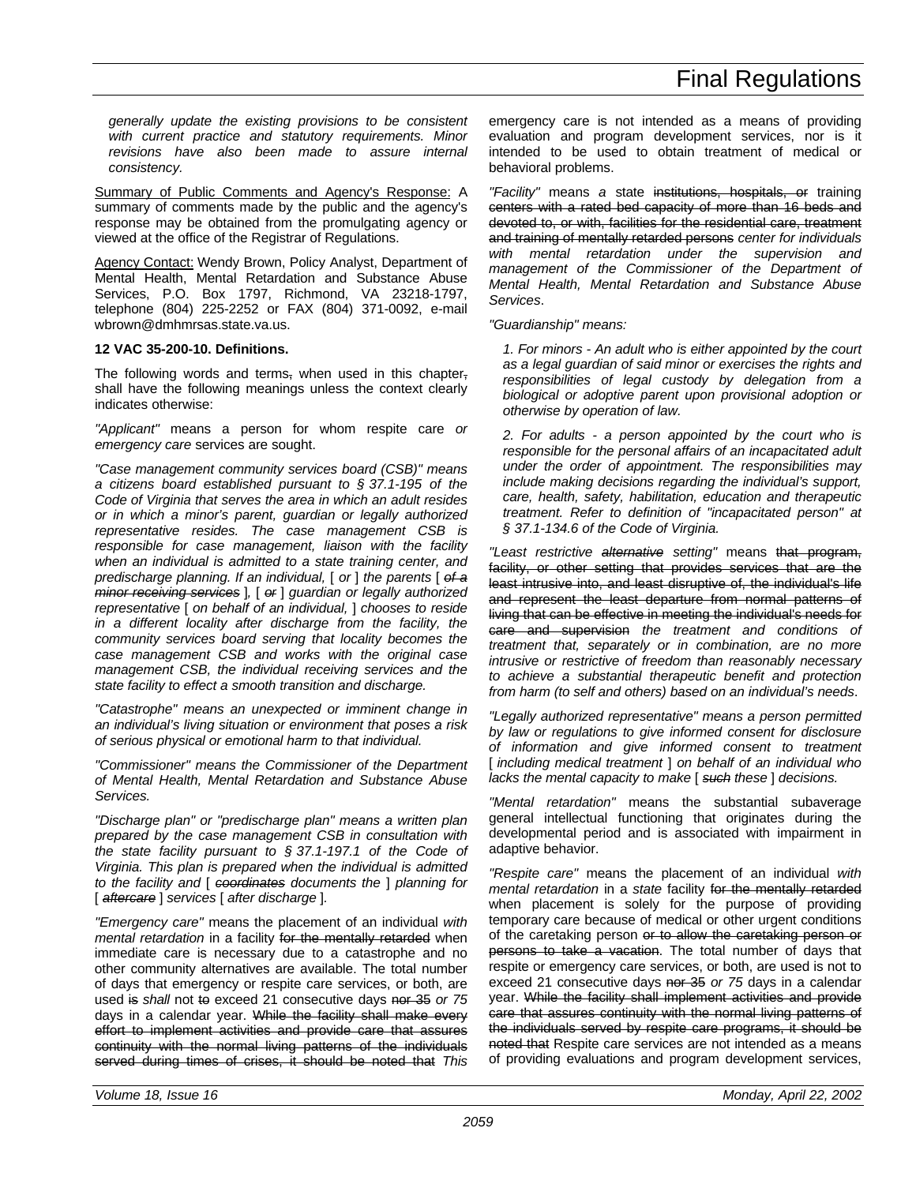*generally update the existing provisions to be consistent with current practice and statutory requirements. Minor revisions have also been made to assure internal consistency.*

Summary of Public Comments and Agency's Response: A summary of comments made by the public and the agency's response may be obtained from the promulgating agency or viewed at the office of the Registrar of Regulations.

Agency Contact: Wendy Brown, Policy Analyst, Department of Mental Health, Mental Retardation and Substance Abuse Services, P.O. Box 1797, Richmond, VA 23218-1797, telephone (804) 225-2252 or FAX (804) 371-0092, e-mail wbrown@dmhmrsas.state.va.us.

**12 VAC 35-200-10. Definitions.**

The following words and terms~~,~~ when used in this chapter~~,~~ shall have the following meanings unless the context clearly indicates otherwise:

*"Applicant"* means a person for whom respite care *or emergency care* services are sought.

*"Case management community services board (CSB)" means a citizens board established pursuant to § 37.1-195 of the Code of Virginia that serves the area in which an adult resides or in which a minor's parent, guardian or legally authorized representative resides. The case management CSB is responsible for case management, liaison with the facility when an individual is admitted to a state training center, and predischarge planning. If an individual,* [ *or* ] *the parents* [ ~~*of a minor receiving services*~~ ]*,* [ ~~*or*~~ ] *guardian or legally authorized representative* [ *on behalf of an individual,* ] *chooses to reside in a different locality after discharge from the facility, the community services board serving that locality becomes the case management CSB and works with the original case management CSB, the individual receiving services and the state facility to effect a smooth transition and discharge.*

*"Catastrophe" means an unexpected or imminent change in an individual's living situation or environment that poses a risk of serious physical or emotional harm to that individual.*

*"Commissioner" means the Commissioner of the Department of Mental Health, Mental Retardation and Substance Abuse Services.*

*"Discharge plan" or "predischarge plan" means a written plan prepared by the case management CSB in consultation with the state facility pursuant to § 37.1-197.1 of the Code of Virginia. This plan is prepared when the individual is admitted to the facility and* [ ~~*coordinates*~~ *documents the* ] *planning for* [ ~~*aftercare*~~ ] *services* [ *after discharge* ]*.*

*"Emergency care"* means the placement of an individual *with mental retardation* in a facility ~~for the mentally retarded~~ when immediate care is necessary due to a catastrophe and no other community alternatives are available. The total number of days that emergency or respite care services, or both, are used ~~is~~ *shall* not ~~to~~ exceed 21 consecutive days ~~nor 35~~ *or 75* days in a calendar year. ~~While the facility shall make every effort to implement activities and provide care that assures continuity with the normal living patterns of the individuals served during times of crises, it should be noted that~~ *This* emergency care is not intended as a means of providing evaluation and program development services, nor is it intended to be used to obtain treatment of medical or behavioral problems.

*"Facility"* means *a* state ~~institutions, hospitals, or~~ training ~~centers with a rated bed capacity of more than 16 beds and devoted to, or with, facilities for the residential care, treatment and training of mentally retarded persons~~ *center for individuals with mental retardation under the supervision and management of the Commissioner of the Department of Mental Health, Mental Retardation and Substance Abuse Services*.

*"Guardianship" means:*

*1. For minors - An adult who is either appointed by the court as a legal guardian of said minor or exercises the rights and responsibilities of legal custody by delegation from a biological or adoptive parent upon provisional adoption or otherwise by operation of law.*

*2. For adults - a person appointed by the court who is responsible for the personal affairs of an incapacitated adult under the order of appointment. The responsibilities may include making decisions regarding the individual's support, care, health, safety, habilitation, education and therapeutic treatment. Refer to definition of "incapacitated person" at § 37.1-134.6 of the Code of Virginia.*

*"Least restrictive* ~~*alternative*~~ *setting"* means ~~that program, facility, or other setting that provides services that are the least intrusive into, and least disruptive of, the individual's life and represent the least departure from normal patterns of living that can be effective in meeting the individual's needs for care and supervision~~ *the treatment and conditions of treatment that, separately or in combination, are no more intrusive or restrictive of freedom than reasonably necessary to achieve a substantial therapeutic benefit and protection from harm (to self and others) based on an individual's needs.*

*"Legally authorized representative" means a person permitted by law or regulations to give informed consent for disclosure of information and give informed consent to treatment* [ *including medical treatment* ] *on behalf of an individual who lacks the mental capacity to make* [ ~~*such*~~ *these* ] *decisions.*

*"Mental retardation"* means the substantial subaverage general intellectual functioning that originates during the developmental period and is associated with impairment in adaptive behavior.

*"Respite care"* means the placement of an individual *with mental retardation* in a *state* facility ~~for the mentally retarded~~ when placement is solely for the purpose of providing temporary care because of medical or other urgent conditions of the caretaking person ~~or to allow the caretaking person or persons to take a vacation~~. The total number of days that respite or emergency care services, or both, are used is not to exceed 21 consecutive days ~~nor 35~~ *or 75* days in a calendar year. ~~While the facility shall implement activities and provide care that assures continuity with the normal living patterns of the individuals served by respite care programs, it should be noted that~~ Respite care services are not intended as a means of providing evaluations and program development services,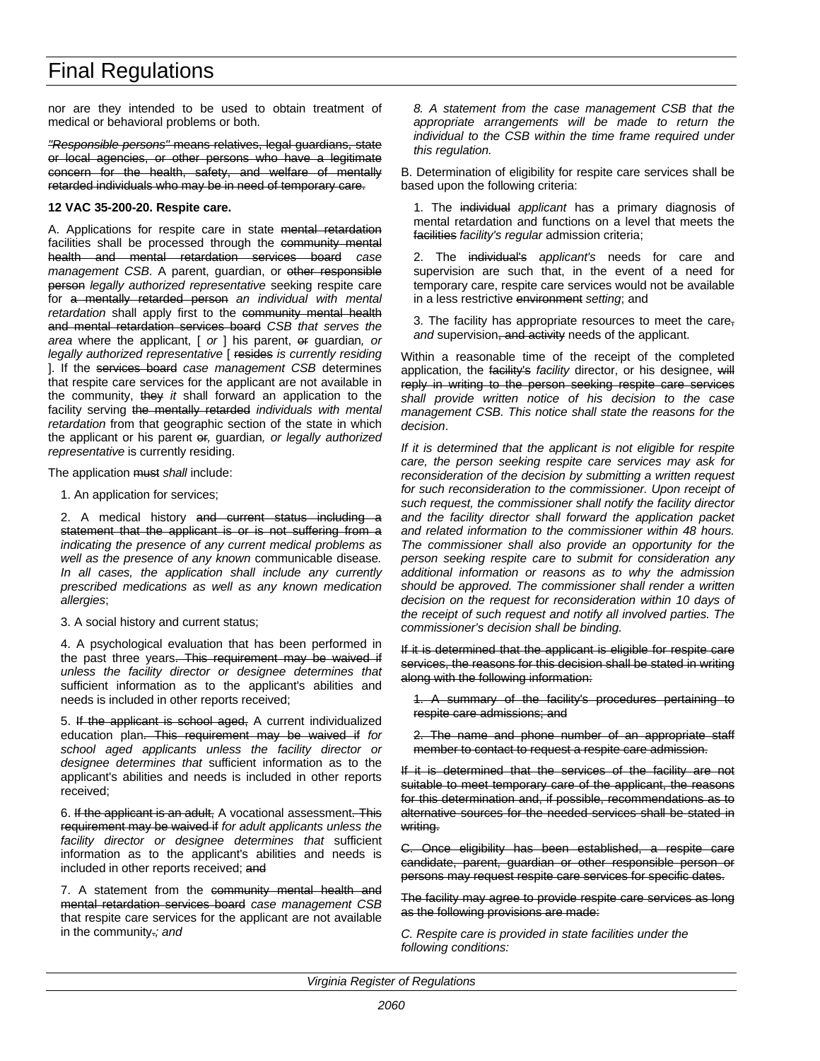nor are they intended to be used to obtain treatment of medical or behavioral problems or both.

~~*"Responsible persons"* means relatives, legal guardians, state or local agencies, or other persons who have a legitimate concern for the health, safety, and welfare of mentally retarded individuals who may be in need of temporary care.~~

**12 VAC 35-200-20. Respite care.**

A. Applications for respite care in state ~~mental retardation~~ facilities shall be processed through the ~~community mental health and mental retardation services board~~ *case management CSB*. A parent, guardian, or ~~other responsible person~~ *legally authorized representative* seeking respite care for ~~a mentally retarded person~~ *an individual with mental retardation* shall apply first to the ~~community mental health and mental retardation services board~~ *CSB that serves the area* where the applicant, [ *or* ] his parent, ~~or~~ guardian*, or legally authorized representative* [ ~~resides~~ *is currently residing* ]. If the ~~services board~~ *case management CSB* determines that respite care services for the applicant are not available in the community, ~~they~~ *it* shall forward an application to the facility serving ~~the mentally retarded~~ *individuals with mental retardation* from that geographic section of the state in which the applicant or his parent ~~or~~*,* guardian*, or legally authorized representative* is currently residing.

The application ~~must~~ *shall* include:

1. An application for services;

2. A medical history ~~and current status including a statement that the applicant is or is not suffering from a~~ *indicating the presence of any current medical problems as well as the presence of any known* communicable disease*. In all cases, the application shall include any currently prescribed medications as well as any known medication allergies*;

3. A social history and current status;

4. A psychological evaluation that has been performed in the past three years~~. This requirement may be waived if~~ *unless the facility director or designee determines that* sufficient information as to the applicant's abilities and needs is included in other reports received;

5. ~~If the applicant is school aged,~~ A current individualized education plan~~. This requirement may be waived if~~ *for school aged applicants unless the facility director or designee determines that* sufficient information as to the applicant's abilities and needs is included in other reports received;

6. ~~If the applicant is an adult,~~ A vocational assessment~~. This requirement may be waived if~~ *for adult applicants unless the facility director or designee determines that* sufficient information as to the applicant's abilities and needs is included in other reports received; ~~and~~

7. A statement from the ~~community mental health and mental retardation services board~~ *case management CSB* that respite care services for the applicant are not available in the community~~.~~*; and*

*8. A statement from the case management CSB that the appropriate arrangements will be made to return the individual to the CSB within the time frame required under this regulation.*

B. Determination of eligibility for respite care services shall be based upon the following criteria:

1. The ~~individual~~ *applicant* has a primary diagnosis of mental retardation and functions on a level that meets the ~~facilities~~ *facility's regular* admission criteria;

2. The ~~individual's~~ *applicant's* needs for care and supervision are such that, in the event of a need for temporary care, respite care services would not be available in a less restrictive ~~environment~~ *setting*; and

3. The facility has appropriate resources to meet the care~~,~~ *and* supervision~~, and activity~~ needs of the applicant.

Within a reasonable time of the receipt of the completed application, the ~~facility's~~ *facility* director, or his designee, ~~will reply in writing to the person seeking respite care services~~ *shall provide written notice of his decision to the case management CSB. This notice shall state the reasons for the decision*.

*If it is determined that the applicant is not eligible for respite care, the person seeking respite care services may ask for reconsideration of the decision by submitting a written request for such reconsideration to the commissioner. Upon receipt of such request, the commissioner shall notify the facility director and the facility director shall forward the application packet and related information to the commissioner within 48 hours. The commissioner shall also provide an opportunity for the person seeking respite care to submit for consideration any additional information or reasons as to why the admission should be approved. The commissioner shall render a written decision on the request for reconsideration within 10 days of the receipt of such request and notify all involved parties. The commissioner's decision shall be binding.*

~~If it is determined that the applicant is eligible for respite care services, the reasons for this decision shall be stated in writing along with the following information:~~

~~1. A summary of the facility's procedures pertaining to respite care admissions; and~~

~~2. The name and phone number of an appropriate staff member to contact to request a respite care admission.~~

~~If it is determined that the services of the facility are not suitable to meet temporary care of the applicant, the reasons for this determination and, if possible, recommendations as to alternative sources for the needed services shall be stated in writing.~~

~~C. Once eligibility has been established, a respite care candidate, parent, guardian or other responsible person or persons may request respite care services for specific dates.~~

~~The facility may agree to provide respite care services as long as the following provisions are made:~~

*C. Respite care is provided in state facilities under the following conditions:*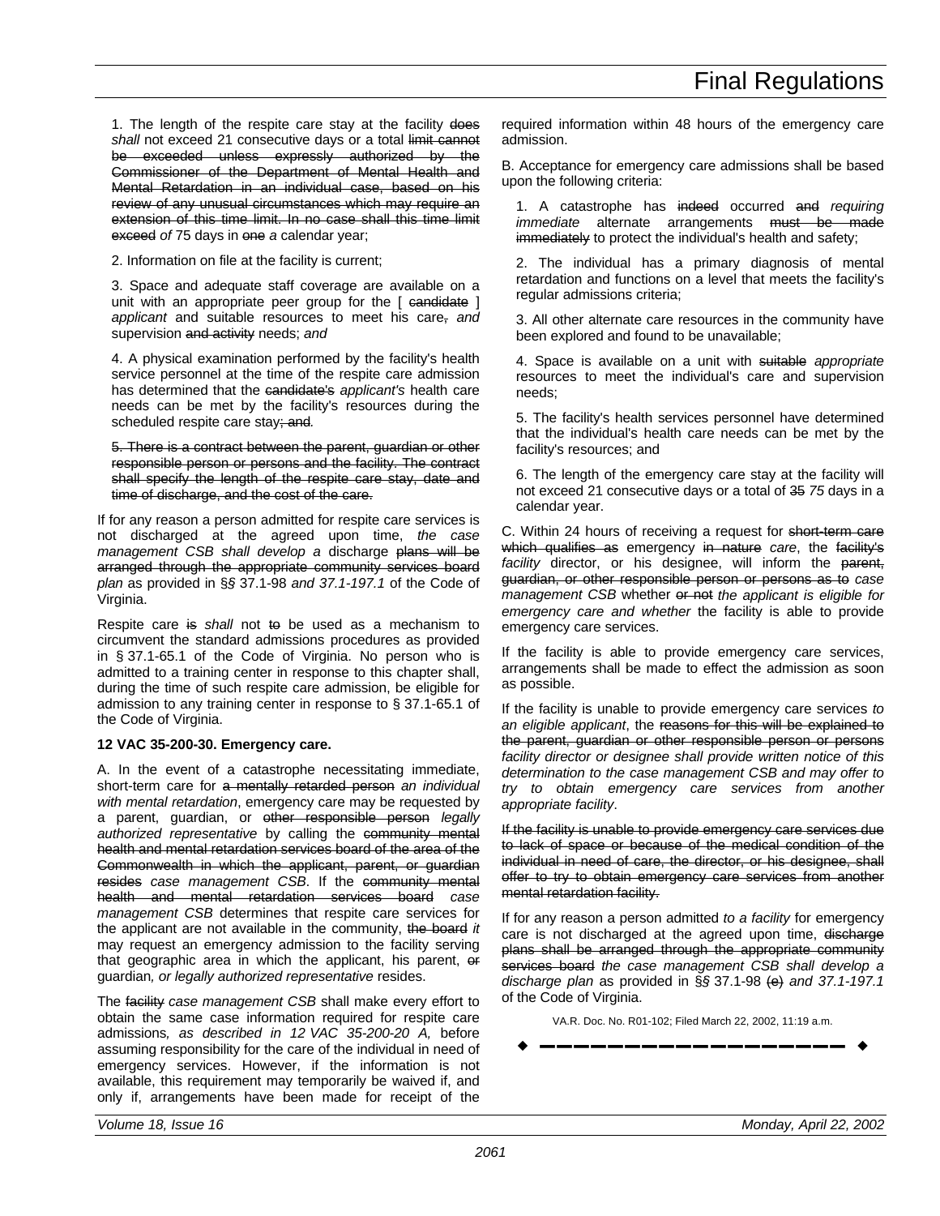1. The length of the respite care stay at the facility ~~does~~ *shall* not exceed 21 consecutive days or a total ~~limit cannot be exceeded unless expressly authorized by the Commissioner of the Department of Mental Health and Mental Retardation in an individual case, based on his review of any unusual circumstances which may require an extension of this time limit. In no case shall this time limit exceed~~ *of* 75 days in ~~one~~ *a* calendar year;

2. Information on file at the facility is current;

3. Space and adequate staff coverage are available on a unit with an appropriate peer group for the [ ~~candidate~~ ] *applicant* and suitable resources to meet his care~~,~~ *and* supervision ~~and activity~~ needs; *and*

4. A physical examination performed by the facility's health service personnel at the time of the respite care admission has determined that the ~~candidate's~~ *applicant's* health care needs can be met by the facility's resources during the scheduled respite care stay~~; and~~.

~~5. There is a contract between the parent, guardian or other responsible person or persons and the facility. The contract shall specify the length of the respite care stay, date and time of discharge, and the cost of the care.~~

If for any reason a person admitted for respite care services is not discharged at the agreed upon time, *the case management CSB shall develop a* discharge ~~plans will be arranged through the appropriate community services board~~ *plan* as provided in §*§* 37.1-98 *and 37.1-197.1* of the Code of Virginia.

Respite care ~~is~~ *shall* not ~~to~~ be used as a mechanism to circumvent the standard admissions procedures as provided in § 37.1-65.1 of the Code of Virginia. No person who is admitted to a training center in response to this chapter shall, during the time of such respite care admission, be eligible for admission to any training center in response to § 37.1-65.1 of the Code of Virginia.

**12 VAC 35-200-30. Emergency care.**

A. In the event of a catastrophe necessitating immediate, short-term care for ~~a mentally retarded person~~ *an individual with mental retardation*, emergency care may be requested by a parent, guardian, or ~~other responsible person~~ *legally authorized representative* by calling the ~~community mental health and mental retardation services board of the area of the Commonwealth in which the applicant, parent, or guardian resides~~ *case management CSB*. If the ~~community mental health and mental retardation services board~~ *case management CSB* determines that respite care services for the applicant are not available in the community, ~~the board~~ *it* may request an emergency admission to the facility serving that geographic area in which the applicant, his parent, ~~or~~ guardian*, or legally authorized representative* resides.

The ~~facility~~ *case management CSB* shall make every effort to obtain the same case information required for respite care admissions*, as described in 12 VAC 35-200-20 A,* before assuming responsibility for the care of the individual in need of emergency services. However, if the information is not available, this requirement may temporarily be waived if, and only if, arrangements have been made for receipt of the required information within 48 hours of the emergency care admission.

B. Acceptance for emergency care admissions shall be based upon the following criteria:

1. A catastrophe has ~~indeed~~ occurred ~~and~~ *requiring immediate* alternate arrangements ~~must be made immediately~~ to protect the individual's health and safety;

2. The individual has a primary diagnosis of mental retardation and functions on a level that meets the facility's regular admissions criteria;

3. All other alternate care resources in the community have been explored and found to be unavailable;

4. Space is available on a unit with ~~suitable~~ *appropriate* resources to meet the individual's care and supervision needs;

5. The facility's health services personnel have determined that the individual's health care needs can be met by the facility's resources; and

6. The length of the emergency care stay at the facility will not exceed 21 consecutive days or a total of ~~35~~ *75* days in a calendar year.

C. Within 24 hours of receiving a request for ~~short-term care which qualifies as~~ emergency ~~in nature~~ *care*, the ~~facility's~~ *facility* director, or his designee, will inform the ~~parent, guardian, or other responsible person or persons as to~~ *case management CSB* whether ~~or not~~ *the applicant is eligible for emergency care and whether* the facility is able to provide emergency care services.

If the facility is able to provide emergency care services, arrangements shall be made to effect the admission as soon as possible.

If the facility is unable to provide emergency care services *to an eligible applicant*, the ~~reasons for this will be explained to the parent, guardian or other responsible person or persons~~ *facility director or designee shall provide written notice of this determination to the case management CSB and may offer to try to obtain emergency care services from another appropriate facility*.

~~If the facility is unable to provide emergency care services due to lack of space or because of the medical condition of the individual in need of care, the director, or his designee, shall offer to try to obtain emergency care services from another mental retardation facility.~~

If for any reason a person admitted *to a facility* for emergency care is not discharged at the agreed upon time, ~~discharge plans shall be arranged through the appropriate community services board~~ *the case management CSB shall develop a discharge plan* as provided in §*§* 37.1-98 ~~(e)~~ *and 37.1-197.1* of the Code of Virginia.

VA.R. Doc. No. R01-102; Filed March 22, 2002, 11:19 a.m.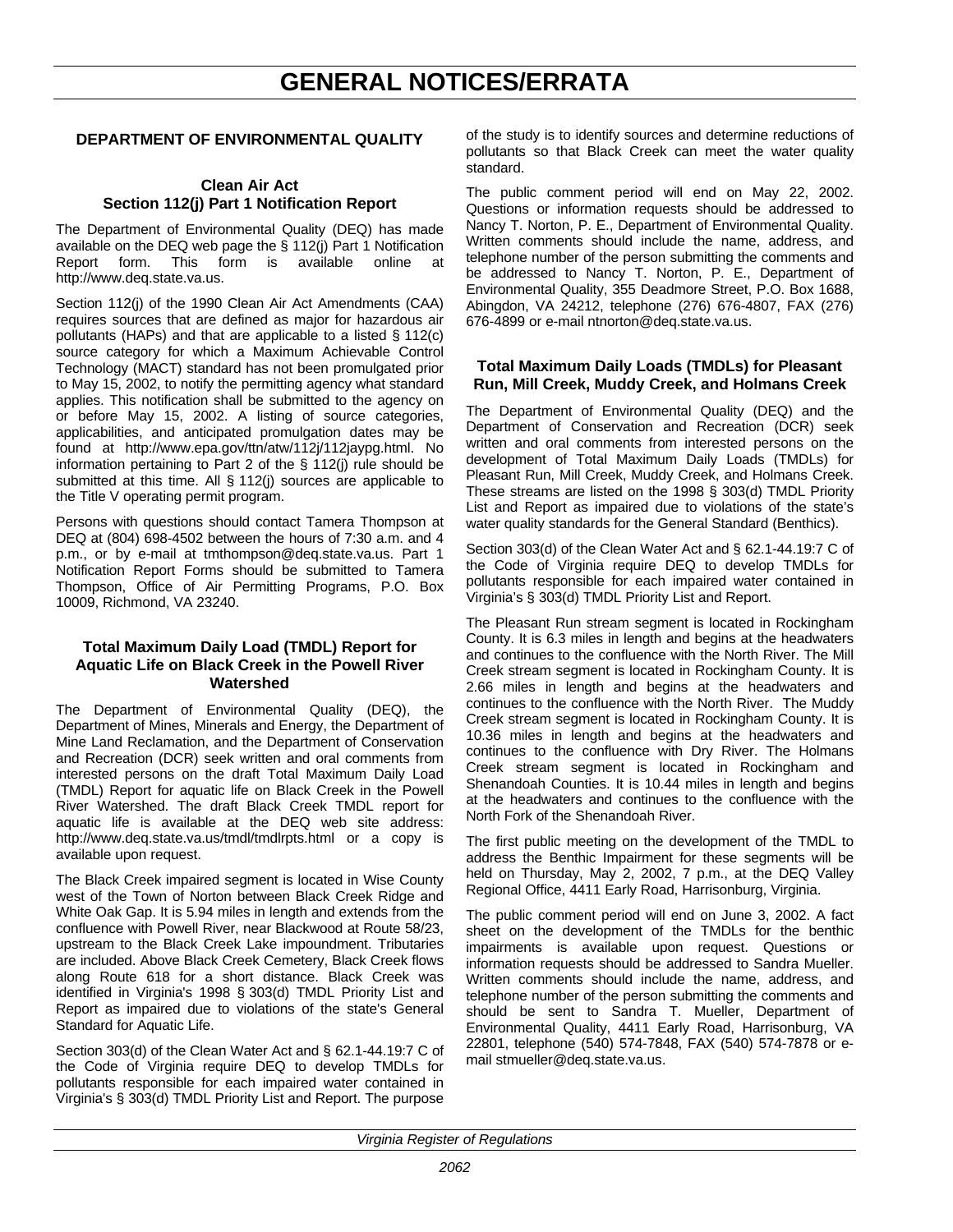# GENERAL NOTICES/ERRATA

## DEPARTMENT OF ENVIRONMENTAL QUALITY

### Clean Air Act
### Section 112(j) Part 1 Notification Report

The Department of Environmental Quality (DEQ) has made available on the DEQ web page the § 112(j) Part 1 Notification Report form. This form is available online at http://www.deq.state.va.us.

Section 112(j) of the 1990 Clean Air Act Amendments (CAA) requires sources that are defined as major for hazardous air pollutants (HAPs) and that are applicable to a listed § 112(c) source category for which a Maximum Achievable Control Technology (MACT) standard has not been promulgated prior to May 15, 2002, to notify the permitting agency what standard applies. This notification shall be submitted to the agency on or before May 15, 2002. A listing of source categories, applicabilities, and anticipated promulgation dates may be found at http://www.epa.gov/ttn/atw/112j/112jaypg.html. No information pertaining to Part 2 of the § 112(j) rule should be submitted at this time. All § 112(j) sources are applicable to the Title V operating permit program.

Persons with questions should contact Tamera Thompson at DEQ at (804) 698-4502 between the hours of 7:30 a.m. and 4 p.m., or by e-mail at tmthompson@deq.state.va.us. Part 1 Notification Report Forms should be submitted to Tamera Thompson, Office of Air Permitting Programs, P.O. Box 10009, Richmond, VA 23240.

### Total Maximum Daily Load (TMDL) Report for Aquatic Life on Black Creek in the Powell River Watershed

The Department of Environmental Quality (DEQ), the Department of Mines, Minerals and Energy, the Department of Mine Land Reclamation, and the Department of Conservation and Recreation (DCR) seek written and oral comments from interested persons on the draft Total Maximum Daily Load (TMDL) Report for aquatic life on Black Creek in the Powell River Watershed. The draft Black Creek TMDL report for aquatic life is available at the DEQ web site address: http://www.deq.state.va.us/tmdl/tmdlrpts.html or a copy is available upon request.

The Black Creek impaired segment is located in Wise County west of the Town of Norton between Black Creek Ridge and White Oak Gap. It is 5.94 miles in length and extends from the confluence with Powell River, near Blackwood at Route 58/23, upstream to the Black Creek Lake impoundment. Tributaries are included. Above Black Creek Cemetery, Black Creek flows along Route 618 for a short distance. Black Creek was identified in Virginia's 1998 § 303(d) TMDL Priority List and Report as impaired due to violations of the state's General Standard for Aquatic Life.

Section 303(d) of the Clean Water Act and § 62.1-44.19:7 C of the Code of Virginia require DEQ to develop TMDLs for pollutants responsible for each impaired water contained in Virginia's § 303(d) TMDL Priority List and Report. The purpose of the study is to identify sources and determine reductions of pollutants so that Black Creek can meet the water quality standard.

The public comment period will end on May 22, 2002. Questions or information requests should be addressed to Nancy T. Norton, P. E., Department of Environmental Quality. Written comments should include the name, address, and telephone number of the person submitting the comments and be addressed to Nancy T. Norton, P. E., Department of Environmental Quality, 355 Deadmore Street, P.O. Box 1688, Abingdon, VA 24212, telephone (276) 676-4807, FAX (276) 676-4899 or e-mail ntnorton@deq.state.va.us.

### Total Maximum Daily Loads (TMDLs) for Pleasant Run, Mill Creek, Muddy Creek, and Holmans Creek

The Department of Environmental Quality (DEQ) and the Department of Conservation and Recreation (DCR) seek written and oral comments from interested persons on the development of Total Maximum Daily Loads (TMDLs) for Pleasant Run, Mill Creek, Muddy Creek, and Holmans Creek. These streams are listed on the 1998 § 303(d) TMDL Priority List and Report as impaired due to violations of the state's water quality standards for the General Standard (Benthics).

Section 303(d) of the Clean Water Act and § 62.1-44.19:7 C of the Code of Virginia require DEQ to develop TMDLs for pollutants responsible for each impaired water contained in Virginia's § 303(d) TMDL Priority List and Report.

The Pleasant Run stream segment is located in Rockingham County. It is 6.3 miles in length and begins at the headwaters and continues to the confluence with the North River. The Mill Creek stream segment is located in Rockingham County. It is 2.66 miles in length and begins at the headwaters and continues to the confluence with the North River. The Muddy Creek stream segment is located in Rockingham County. It is 10.36 miles in length and begins at the headwaters and continues to the confluence with Dry River. The Holmans Creek stream segment is located in Rockingham and Shenandoah Counties. It is 10.44 miles in length and begins at the headwaters and continues to the confluence with the North Fork of the Shenandoah River.

The first public meeting on the development of the TMDL to address the Benthic Impairment for these segments will be held on Thursday, May 2, 2002, 7 p.m., at the DEQ Valley Regional Office, 4411 Early Road, Harrisonburg, Virginia.

The public comment period will end on June 3, 2002. A fact sheet on the development of the TMDLs for the benthic impairments is available upon request. Questions or information requests should be addressed to Sandra Mueller. Written comments should include the name, address, and telephone number of the person submitting the comments and should be sent to Sandra T. Mueller, Department of Environmental Quality, 4411 Early Road, Harrisonburg, VA 22801, telephone (540) 574-7848, FAX (540) 574-7878 or e-mail stmueller@deq.state.va.us.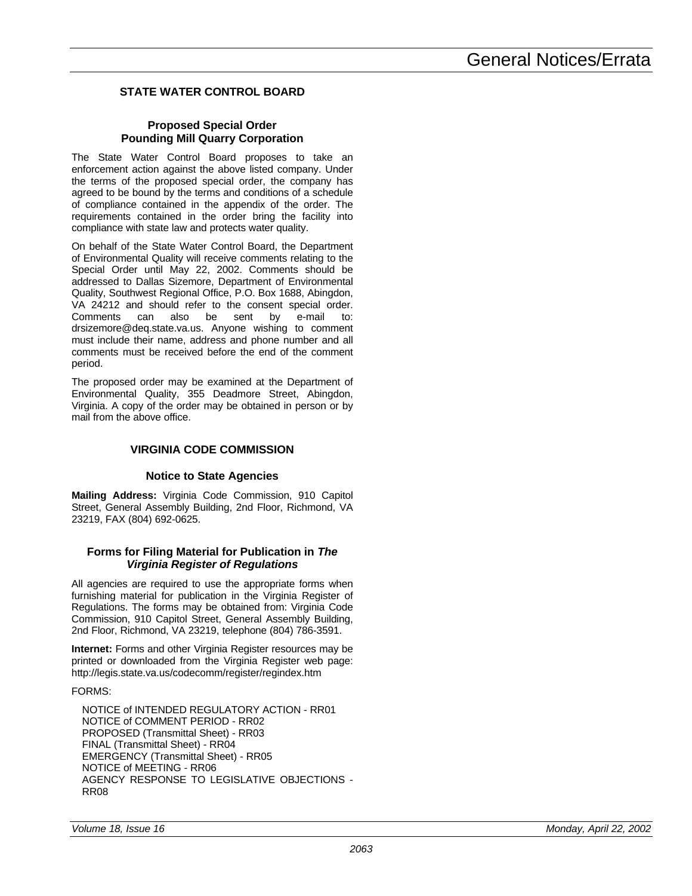# General Notices/Errata

## STATE WATER CONTROL BOARD

### Proposed Special Order
### Pounding Mill Quarry Corporation

The State Water Control Board proposes to take an enforcement action against the above listed company. Under the terms of the proposed special order, the company has agreed to be bound by the terms and conditions of a schedule of compliance contained in the appendix of the order. The requirements contained in the order bring the facility into compliance with state law and protects water quality.

On behalf of the State Water Control Board, the Department of Environmental Quality will receive comments relating to the Special Order until May 22, 2002. Comments should be addressed to Dallas Sizemore, Department of Environmental Quality, Southwest Regional Office, P.O. Box 1688, Abingdon, VA 24212 and should refer to the consent special order. Comments can also be sent by e-mail to: drsizemore@deq.state.va.us. Anyone wishing to comment must include their name, address and phone number and all comments must be received before the end of the comment period.

The proposed order may be examined at the Department of Environmental Quality, 355 Deadmore Street, Abingdon, Virginia. A copy of the order may be obtained in person or by mail from the above office.

## VIRGINIA CODE COMMISSION

### Notice to State Agencies

**Mailing Address:** Virginia Code Commission, 910 Capitol Street, General Assembly Building, 2nd Floor, Richmond, VA 23219, FAX (804) 692-0625.

### Forms for Filing Material for Publication in *The Virginia Register of Regulations*

All agencies are required to use the appropriate forms when furnishing material for publication in the Virginia Register of Regulations. The forms may be obtained from: Virginia Code Commission, 910 Capitol Street, General Assembly Building, 2nd Floor, Richmond, VA 23219, telephone (804) 786-3591.

**Internet:** Forms and other Virginia Register resources may be printed or downloaded from the Virginia Register web page: http://legis.state.va.us/codecomm/register/regindex.htm

FORMS:

NOTICE of INTENDED REGULATORY ACTION - RR01
NOTICE of COMMENT PERIOD - RR02
PROPOSED (Transmittal Sheet) - RR03
FINAL (Transmittal Sheet) - RR04
EMERGENCY (Transmittal Sheet) - RR05
NOTICE of MEETING - RR06
AGENCY RESPONSE TO LEGISLATIVE OBJECTIONS - RR08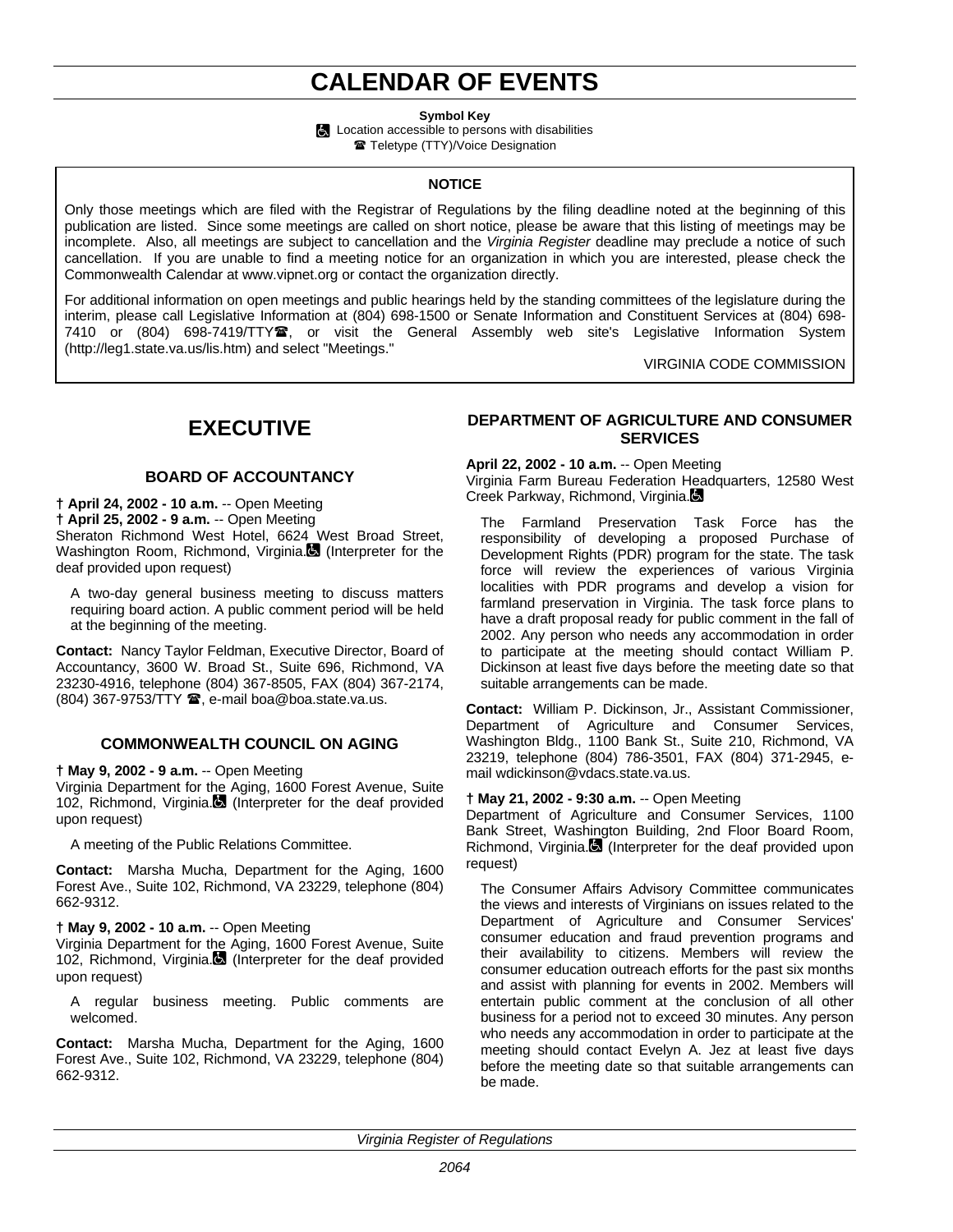# CALENDAR OF EVENTS

**Symbol Key**

♿ Location accessible to persons with disabilities

☎ Teletype (TTY)/Voice Designation

**NOTICE**

Only those meetings which are filed with the Registrar of Regulations by the filing deadline noted at the beginning of this publication are listed. Since some meetings are called on short notice, please be aware that this listing of meetings may be incomplete. Also, all meetings are subject to cancellation and the *Virginia Register* deadline may preclude a notice of such cancellation. If you are unable to find a meeting notice for an organization in which you are interested, please check the Commonwealth Calendar at www.vipnet.org or contact the organization directly.

For additional information on open meetings and public hearings held by the standing committees of the legislature during the interim, please call Legislative Information at (804) 698-1500 or Senate Information and Constituent Services at (804) 698-7410 or (804) 698-7419/TTY☎, or visit the General Assembly web site's Legislative Information System (http://leg1.state.va.us/lis.htm) and select "Meetings."

VIRGINIA CODE COMMISSION

## EXECUTIVE

### BOARD OF ACCOUNTANCY

**† April 24, 2002 - 10 a.m.** -- Open Meeting
**† April 25, 2002 - 9 a.m.** -- Open Meeting
Sheraton Richmond West Hotel, 6624 West Broad Street, Washington Room, Richmond, Virginia.♿ (Interpreter for the deaf provided upon request)

A two-day general business meeting to discuss matters requiring board action. A public comment period will be held at the beginning of the meeting.

**Contact:** Nancy Taylor Feldman, Executive Director, Board of Accountancy, 3600 W. Broad St., Suite 696, Richmond, VA 23230-4916, telephone (804) 367-8505, FAX (804) 367-2174, (804) 367-9753/TTY ☎, e-mail boa@boa.state.va.us.

### COMMONWEALTH COUNCIL ON AGING

**† May 9, 2002 - 9 a.m.** -- Open Meeting
Virginia Department for the Aging, 1600 Forest Avenue, Suite 102, Richmond, Virginia.♿ (Interpreter for the deaf provided upon request)

A meeting of the Public Relations Committee.

**Contact:** Marsha Mucha, Department for the Aging, 1600 Forest Ave., Suite 102, Richmond, VA 23229, telephone (804) 662-9312.

**† May 9, 2002 - 10 a.m.** -- Open Meeting
Virginia Department for the Aging, 1600 Forest Avenue, Suite 102, Richmond, Virginia.♿ (Interpreter for the deaf provided upon request)

A regular business meeting. Public comments are welcomed.

**Contact:** Marsha Mucha, Department for the Aging, 1600 Forest Ave., Suite 102, Richmond, VA 23229, telephone (804) 662-9312.

### DEPARTMENT OF AGRICULTURE AND CONSUMER SERVICES

**April 22, 2002 - 10 a.m.** -- Open Meeting
Virginia Farm Bureau Federation Headquarters, 12580 West Creek Parkway, Richmond, Virginia.♿

The Farmland Preservation Task Force has the responsibility of developing a proposed Purchase of Development Rights (PDR) program for the state. The task force will review the experiences of various Virginia localities with PDR programs and develop a vision for farmland preservation in Virginia. The task force plans to have a draft proposal ready for public comment in the fall of 2002. Any person who needs any accommodation in order to participate at the meeting should contact William P. Dickinson at least five days before the meeting date so that suitable arrangements can be made.

**Contact:** William P. Dickinson, Jr., Assistant Commissioner, Department of Agriculture and Consumer Services, Washington Bldg., 1100 Bank St., Suite 210, Richmond, VA 23219, telephone (804) 786-3501, FAX (804) 371-2945, e-mail wdickinson@vdacs.state.va.us.

**† May 21, 2002 - 9:30 a.m.** -- Open Meeting
Department of Agriculture and Consumer Services, 1100 Bank Street, Washington Building, 2nd Floor Board Room, Richmond, Virginia.♿ (Interpreter for the deaf provided upon request)

The Consumer Affairs Advisory Committee communicates the views and interests of Virginians on issues related to the Department of Agriculture and Consumer Services' consumer education and fraud prevention programs and their availability to citizens. Members will review the consumer education outreach efforts for the past six months and assist with planning for events in 2002. Members will entertain public comment at the conclusion of all other business for a period not to exceed 30 minutes. Any person who needs any accommodation in order to participate at the meeting should contact Evelyn A. Jez at least five days before the meeting date so that suitable arrangements can be made.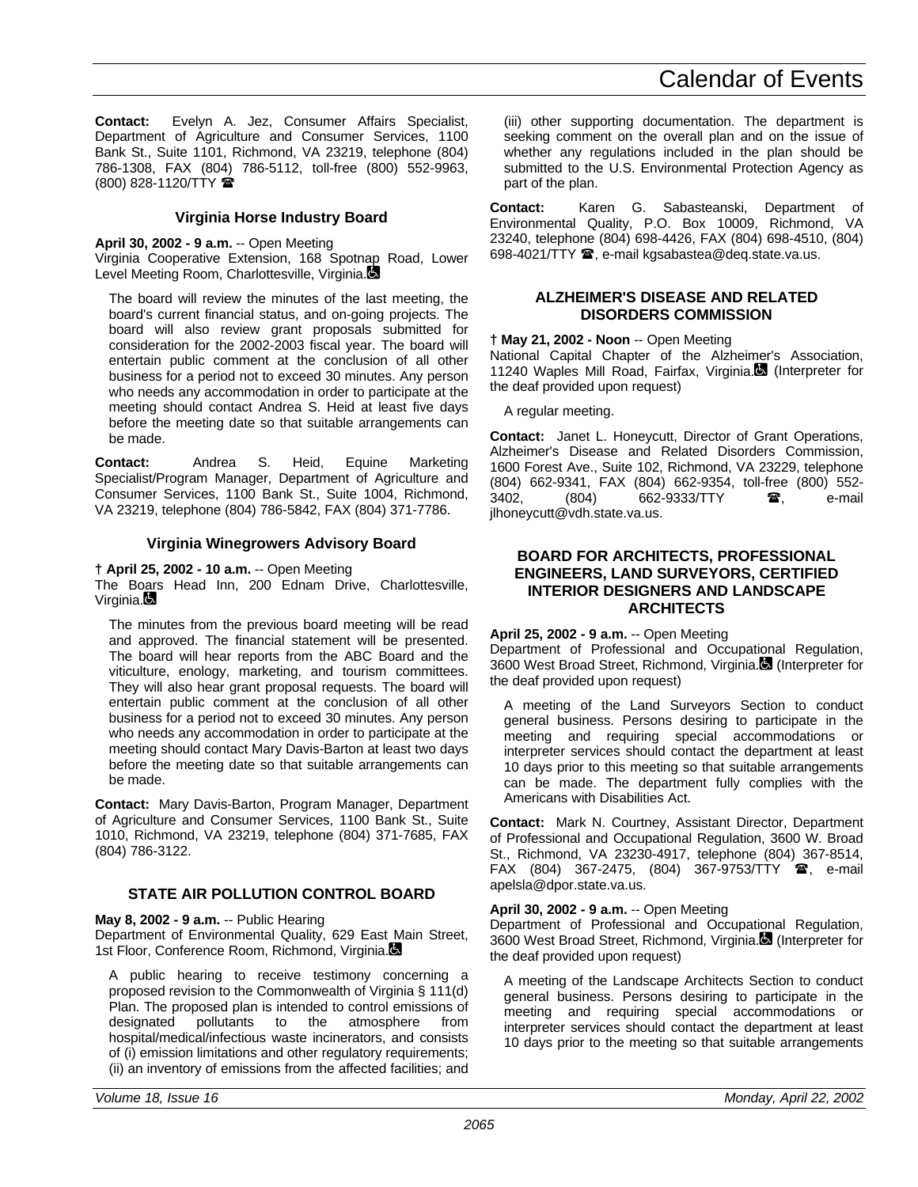**Contact:** Evelyn A. Jez, Consumer Affairs Specialist, Department of Agriculture and Consumer Services, 1100 Bank St., Suite 1101, Richmond, VA 23219, telephone (804) 786-1308, FAX (804) 786-5112, toll-free (800) 552-9963, (800) 828-1120/TTY ☎

### Virginia Horse Industry Board

**April 30, 2002 - 9 a.m.** -- Open Meeting
Virginia Cooperative Extension, 168 Spotnap Road, Lower Level Meeting Room, Charlottesville, Virginia.♿

The board will review the minutes of the last meeting, the board's current financial status, and on-going projects. The board will also review grant proposals submitted for consideration for the 2002-2003 fiscal year. The board will entertain public comment at the conclusion of all other business for a period not to exceed 30 minutes. Any person who needs any accommodation in order to participate at the meeting should contact Andrea S. Heid at least five days before the meeting date so that suitable arrangements can be made.

**Contact:** Andrea S. Heid, Equine Marketing Specialist/Program Manager, Department of Agriculture and Consumer Services, 1100 Bank St., Suite 1004, Richmond, VA 23219, telephone (804) 786-5842, FAX (804) 371-7786.

### Virginia Winegrowers Advisory Board

**† April 25, 2002 - 10 a.m.** -- Open Meeting
The Boars Head Inn, 200 Ednam Drive, Charlottesville, Virginia.♿

The minutes from the previous board meeting will be read and approved. The financial statement will be presented. The board will hear reports from the ABC Board and the viticulture, enology, marketing, and tourism committees. They will also hear grant proposal requests. The board will entertain public comment at the conclusion of all other business for a period not to exceed 30 minutes. Any person who needs any accommodation in order to participate at the meeting should contact Mary Davis-Barton at least two days before the meeting date so that suitable arrangements can be made.

**Contact:** Mary Davis-Barton, Program Manager, Department of Agriculture and Consumer Services, 1100 Bank St., Suite 1010, Richmond, VA 23219, telephone (804) 371-7685, FAX (804) 786-3122.

## STATE AIR POLLUTION CONTROL BOARD

**May 8, 2002 - 9 a.m.** -- Public Hearing
Department of Environmental Quality, 629 East Main Street, 1st Floor, Conference Room, Richmond, Virginia.♿

A public hearing to receive testimony concerning a proposed revision to the Commonwealth of Virginia § 111(d) Plan. The proposed plan is intended to control emissions of designated pollutants to the atmosphere from hospital/medical/infectious waste incinerators, and consists of (i) emission limitations and other regulatory requirements; (ii) an inventory of emissions from the affected facilities; and (iii) other supporting documentation. The department is seeking comment on the overall plan and on the issue of whether any regulations included in the plan should be submitted to the U.S. Environmental Protection Agency as part of the plan.

**Contact:** Karen G. Sabasteanski, Department of Environmental Quality, P.O. Box 10009, Richmond, VA 23240, telephone (804) 698-4426, FAX (804) 698-4510, (804) 698-4021/TTY ☎, e-mail kgsabastea@deq.state.va.us.

## ALZHEIMER'S DISEASE AND RELATED DISORDERS COMMISSION

**† May 21, 2002 - Noon** -- Open Meeting
National Capital Chapter of the Alzheimer's Association, 11240 Waples Mill Road, Fairfax, Virginia.♿ (Interpreter for the deaf provided upon request)

A regular meeting.

**Contact:** Janet L. Honeycutt, Director of Grant Operations, Alzheimer's Disease and Related Disorders Commission, 1600 Forest Ave., Suite 102, Richmond, VA 23229, telephone (804) 662-9341, FAX (804) 662-9354, toll-free (800) 552-3402, (804) 662-9333/TTY ☎, e-mail jlhoneycutt@vdh.state.va.us.

## BOARD FOR ARCHITECTS, PROFESSIONAL ENGINEERS, LAND SURVEYORS, CERTIFIED INTERIOR DESIGNERS AND LANDSCAPE ARCHITECTS

**April 25, 2002 - 9 a.m.** -- Open Meeting
Department of Professional and Occupational Regulation, 3600 West Broad Street, Richmond, Virginia.♿ (Interpreter for the deaf provided upon request)

A meeting of the Land Surveyors Section to conduct general business. Persons desiring to participate in the meeting and requiring special accommodations or interpreter services should contact the department at least 10 days prior to this meeting so that suitable arrangements can be made. The department fully complies with the Americans with Disabilities Act.

**Contact:** Mark N. Courtney, Assistant Director, Department of Professional and Occupational Regulation, 3600 W. Broad St., Richmond, VA 23230-4917, telephone (804) 367-8514, FAX (804) 367-2475, (804) 367-9753/TTY ☎, e-mail apelsla@dpor.state.va.us.

**April 30, 2002 - 9 a.m.** -- Open Meeting
Department of Professional and Occupational Regulation, 3600 West Broad Street, Richmond, Virginia.♿ (Interpreter for the deaf provided upon request)

A meeting of the Landscape Architects Section to conduct general business. Persons desiring to participate in the meeting and requiring special accommodations or interpreter services should contact the department at least 10 days prior to the meeting so that suitable arrangements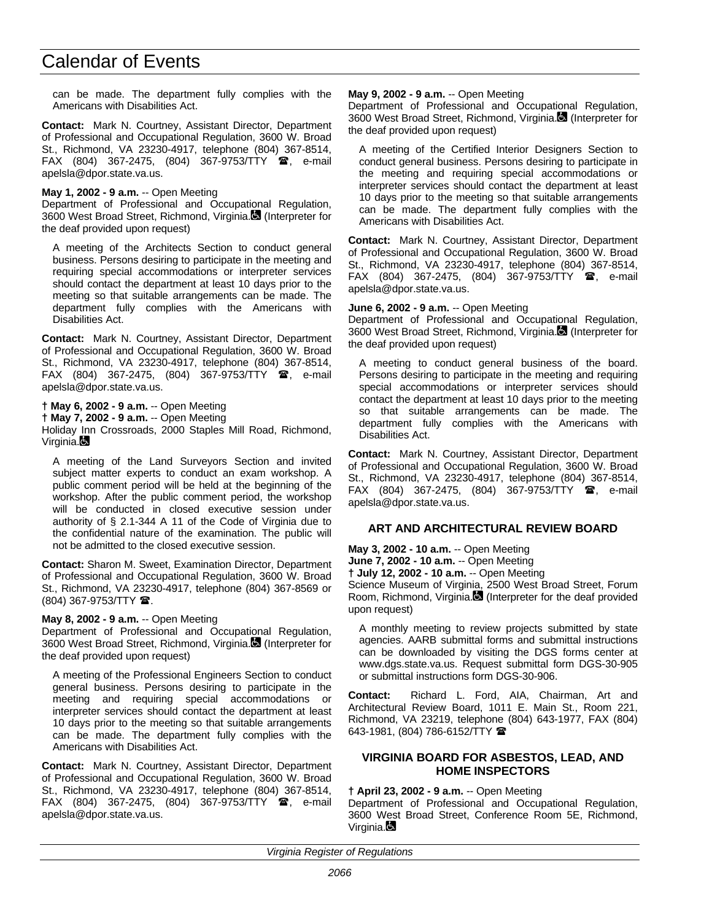can be made. The department fully complies with the Americans with Disabilities Act.

**Contact:** Mark N. Courtney, Assistant Director, Department of Professional and Occupational Regulation, 3600 W. Broad St., Richmond, VA 23230-4917, telephone (804) 367-8514, FAX (804) 367-2475, (804) 367-9753/TTY ☎, e-mail apelsla@dpor.state.va.us.

**May 1, 2002 - 9 a.m.** -- Open Meeting
Department of Professional and Occupational Regulation, 3600 West Broad Street, Richmond, Virginia. (Interpreter for the deaf provided upon request)

A meeting of the Architects Section to conduct general business. Persons desiring to participate in the meeting and requiring special accommodations or interpreter services should contact the department at least 10 days prior to the meeting so that suitable arrangements can be made. The department fully complies with the Americans with Disabilities Act.

**Contact:** Mark N. Courtney, Assistant Director, Department of Professional and Occupational Regulation, 3600 W. Broad St., Richmond, VA 23230-4917, telephone (804) 367-8514, FAX (804) 367-2475, (804) 367-9753/TTY ☎, e-mail apelsla@dpor.state.va.us.

† **May 6, 2002 - 9 a.m.** -- Open Meeting
† **May 7, 2002 - 9 a.m.** -- Open Meeting
Holiday Inn Crossroads, 2000 Staples Mill Road, Richmond, Virginia.

A meeting of the Land Surveyors Section and invited subject matter experts to conduct an exam workshop. A public comment period will be held at the beginning of the workshop. After the public comment period, the workshop will be conducted in closed executive session under authority of § 2.1-344 A 11 of the Code of Virginia due to the confidential nature of the examination. The public will not be admitted to the closed executive session.

**Contact:** Sharon M. Sweet, Examination Director, Department of Professional and Occupational Regulation, 3600 W. Broad St., Richmond, VA 23230-4917, telephone (804) 367-8569 or (804) 367-9753/TTY ☎.

**May 8, 2002 - 9 a.m.** -- Open Meeting
Department of Professional and Occupational Regulation, 3600 West Broad Street, Richmond, Virginia. (Interpreter for the deaf provided upon request)

A meeting of the Professional Engineers Section to conduct general business. Persons desiring to participate in the meeting and requiring special accommodations or interpreter services should contact the department at least 10 days prior to the meeting so that suitable arrangements can be made. The department fully complies with the Americans with Disabilities Act.

**Contact:** Mark N. Courtney, Assistant Director, Department of Professional and Occupational Regulation, 3600 W. Broad St., Richmond, VA 23230-4917, telephone (804) 367-8514, FAX (804) 367-2475, (804) 367-9753/TTY ☎, e-mail apelsla@dpor.state.va.us.

**May 9, 2002 - 9 a.m.** -- Open Meeting
Department of Professional and Occupational Regulation, 3600 West Broad Street, Richmond, Virginia. (Interpreter for the deaf provided upon request)

A meeting of the Certified Interior Designers Section to conduct general business. Persons desiring to participate in the meeting and requiring special accommodations or interpreter services should contact the department at least 10 days prior to the meeting so that suitable arrangements can be made. The department fully complies with the Americans with Disabilities Act.

**Contact:** Mark N. Courtney, Assistant Director, Department of Professional and Occupational Regulation, 3600 W. Broad St., Richmond, VA 23230-4917, telephone (804) 367-8514, FAX (804) 367-2475, (804) 367-9753/TTY ☎, e-mail apelsla@dpor.state.va.us.

**June 6, 2002 - 9 a.m.** -- Open Meeting
Department of Professional and Occupational Regulation, 3600 West Broad Street, Richmond, Virginia. (Interpreter for the deaf provided upon request)

A meeting to conduct general business of the board. Persons desiring to participate in the meeting and requiring special accommodations or interpreter services should contact the department at least 10 days prior to the meeting so that suitable arrangements can be made. The department fully complies with the Americans with Disabilities Act.

**Contact:** Mark N. Courtney, Assistant Director, Department of Professional and Occupational Regulation, 3600 W. Broad St., Richmond, VA 23230-4917, telephone (804) 367-8514, FAX (804) 367-2475, (804) 367-9753/TTY ☎, e-mail apelsla@dpor.state.va.us.

## ART AND ARCHITECTURAL REVIEW BOARD

**May 3, 2002 - 10 a.m.** -- Open Meeting
**June 7, 2002 - 10 a.m.** -- Open Meeting
† **July 12, 2002 - 10 a.m.** -- Open Meeting
Science Museum of Virginia, 2500 West Broad Street, Forum Room, Richmond, Virginia. (Interpreter for the deaf provided upon request)

A monthly meeting to review projects submitted by state agencies. AARB submittal forms and submittal instructions can be downloaded by visiting the DGS forms center at www.dgs.state.va.us. Request submittal form DGS-30-905 or submittal instructions form DGS-30-906.

**Contact:** Richard L. Ford, AIA, Chairman, Art and Architectural Review Board, 1011 E. Main St., Room 221, Richmond, VA 23219, telephone (804) 643-1977, FAX (804) 643-1981, (804) 786-6152/TTY ☎

## VIRGINIA BOARD FOR ASBESTOS, LEAD, AND HOME INSPECTORS

† **April 23, 2002 - 9 a.m.** -- Open Meeting
Department of Professional and Occupational Regulation, 3600 West Broad Street, Conference Room 5E, Richmond, Virginia.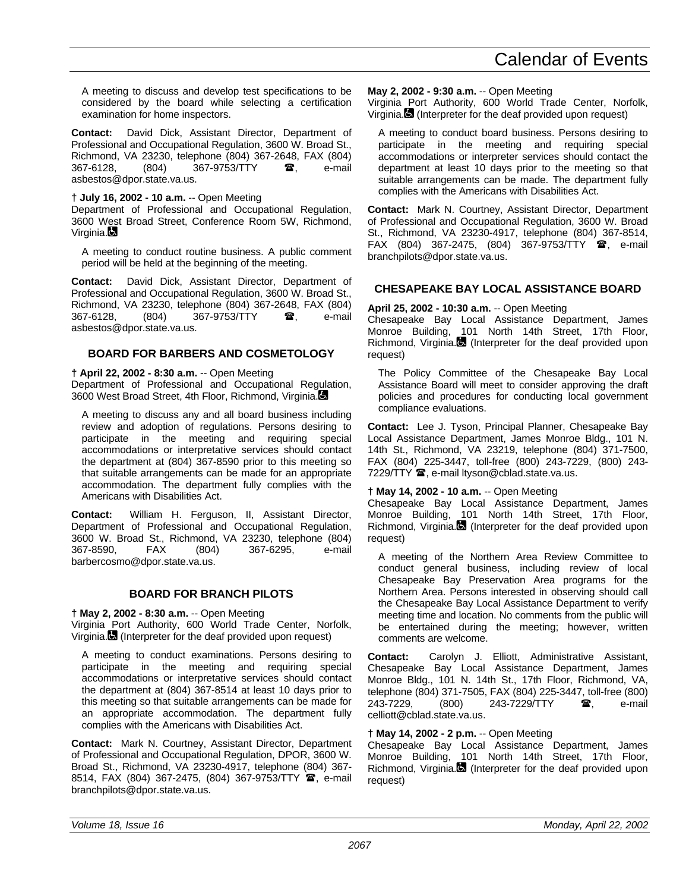A meeting to discuss and develop test specifications to be considered by the board while selecting a certification examination for home inspectors.

**Contact:** David Dick, Assistant Director, Department of Professional and Occupational Regulation, 3600 W. Broad St., Richmond, VA 23230, telephone (804) 367-2648, FAX (804) 367-6128, (804) 367-9753/TTY ☎, e-mail asbestos@dpor.state.va.us.

**† July 16, 2002 - 10 a.m.** -- Open Meeting
Department of Professional and Occupational Regulation, 3600 West Broad Street, Conference Room 5W, Richmond, Virginia.♿

A meeting to conduct routine business. A public comment period will be held at the beginning of the meeting.

**Contact:** David Dick, Assistant Director, Department of Professional and Occupational Regulation, 3600 W. Broad St., Richmond, VA 23230, telephone (804) 367-2648, FAX (804) 367-6128, (804) 367-9753/TTY ☎, e-mail asbestos@dpor.state.va.us.

### BOARD FOR BARBERS AND COSMETOLOGY

**† April 22, 2002 - 8:30 a.m.** -- Open Meeting
Department of Professional and Occupational Regulation, 3600 West Broad Street, 4th Floor, Richmond, Virginia.♿

A meeting to discuss any and all board business including review and adoption of regulations. Persons desiring to participate in the meeting and requiring special accommodations or interpretative services should contact the department at (804) 367-8590 prior to this meeting so that suitable arrangements can be made for an appropriate accommodation. The department fully complies with the Americans with Disabilities Act.

**Contact:** William H. Ferguson, II, Assistant Director, Department of Professional and Occupational Regulation, 3600 W. Broad St., Richmond, VA 23230, telephone (804) 367-8590, FAX (804) 367-6295, e-mail barbercosmo@dpor.state.va.us.

### BOARD FOR BRANCH PILOTS

**† May 2, 2002 - 8:30 a.m.** -- Open Meeting
Virginia Port Authority, 600 World Trade Center, Norfolk, Virginia.♿ (Interpreter for the deaf provided upon request)

A meeting to conduct examinations. Persons desiring to participate in the meeting and requiring special accommodations or interpretative services should contact the department at (804) 367-8514 at least 10 days prior to this meeting so that suitable arrangements can be made for an appropriate accommodation. The department fully complies with the Americans with Disabilities Act.

**Contact:** Mark N. Courtney, Assistant Director, Department of Professional and Occupational Regulation, DPOR, 3600 W. Broad St., Richmond, VA 23230-4917, telephone (804) 367-8514, FAX (804) 367-2475, (804) 367-9753/TTY ☎, e-mail branchpilots@dpor.state.va.us.

**May 2, 2002 - 9:30 a.m.** -- Open Meeting
Virginia Port Authority, 600 World Trade Center, Norfolk, Virginia.♿ (Interpreter for the deaf provided upon request)

A meeting to conduct board business. Persons desiring to participate in the meeting and requiring special accommodations or interpreter services should contact the department at least 10 days prior to the meeting so that suitable arrangements can be made. The department fully complies with the Americans with Disabilities Act.

**Contact:** Mark N. Courtney, Assistant Director, Department of Professional and Occupational Regulation, 3600 W. Broad St., Richmond, VA 23230-4917, telephone (804) 367-8514, FAX (804) 367-2475, (804) 367-9753/TTY ☎, e-mail branchpilots@dpor.state.va.us.

### CHESAPEAKE BAY LOCAL ASSISTANCE BOARD

**April 25, 2002 - 10:30 a.m.** -- Open Meeting
Chesapeake Bay Local Assistance Department, James Monroe Building, 101 North 14th Street, 17th Floor, Richmond, Virginia.♿ (Interpreter for the deaf provided upon request)

The Policy Committee of the Chesapeake Bay Local Assistance Board will meet to consider approving the draft policies and procedures for conducting local government compliance evaluations.

**Contact:** Lee J. Tyson, Principal Planner, Chesapeake Bay Local Assistance Department, James Monroe Bldg., 101 N. 14th St., Richmond, VA 23219, telephone (804) 371-7500, FAX (804) 225-3447, toll-free (800) 243-7229, (800) 243-7229/TTY ☎, e-mail ltyson@cblad.state.va.us.

**† May 14, 2002 - 10 a.m.** -- Open Meeting
Chesapeake Bay Local Assistance Department, James Monroe Building, 101 North 14th Street, 17th Floor, Richmond, Virginia.♿ (Interpreter for the deaf provided upon request)

A meeting of the Northern Area Review Committee to conduct general business, including review of local Chesapeake Bay Preservation Area programs for the Northern Area. Persons interested in observing should call the Chesapeake Bay Local Assistance Department to verify meeting time and location. No comments from the public will be entertained during the meeting; however, written comments are welcome.

**Contact:** Carolyn J. Elliott, Administrative Assistant, Chesapeake Bay Local Assistance Department, James Monroe Bldg., 101 N. 14th St., 17th Floor, Richmond, VA, telephone (804) 371-7505, FAX (804) 225-3447, toll-free (800) 243-7229, (800) 243-7229/TTY ☎, e-mail celliott@cblad.state.va.us.

**† May 14, 2002 - 2 p.m.** -- Open Meeting
Chesapeake Bay Local Assistance Department, James Monroe Building, 101 North 14th Street, 17th Floor, Richmond, Virginia.♿ (Interpreter for the deaf provided upon request)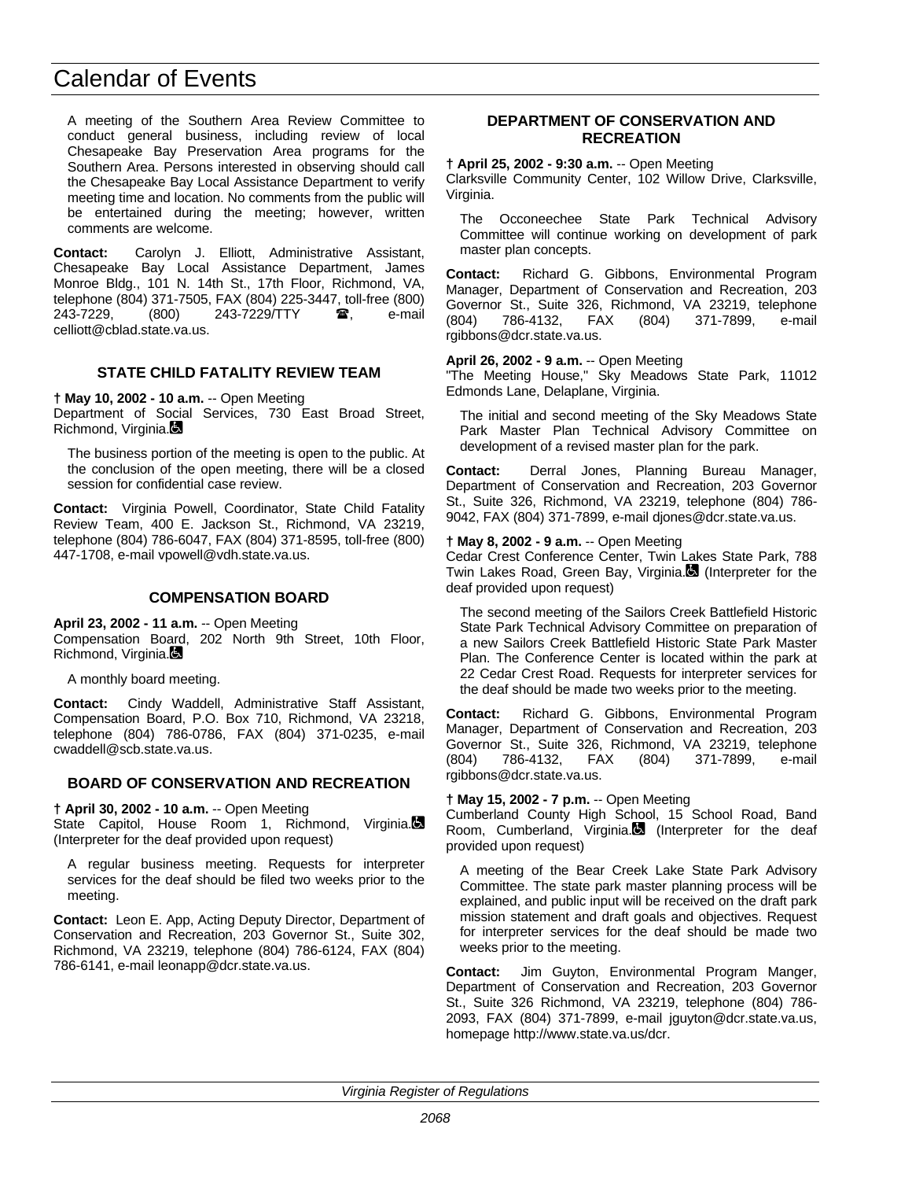A meeting of the Southern Area Review Committee to conduct general business, including review of local Chesapeake Bay Preservation Area programs for the Southern Area. Persons interested in observing should call the Chesapeake Bay Local Assistance Department to verify meeting time and location. No comments from the public will be entertained during the meeting; however, written comments are welcome.

**Contact:** Carolyn J. Elliott, Administrative Assistant, Chesapeake Bay Local Assistance Department, James Monroe Bldg., 101 N. 14th St., 17th Floor, Richmond, VA, telephone (804) 371-7505, FAX (804) 225-3447, toll-free (800) 243-7229, (800) 243-7229/TTY ☎, e-mail celliott@cblad.state.va.us.

### STATE CHILD FATALITY REVIEW TEAM

**† May 10, 2002 - 10 a.m.** -- Open Meeting
Department of Social Services, 730 East Broad Street, Richmond, Virginia.

The business portion of the meeting is open to the public. At the conclusion of the open meeting, there will be a closed session for confidential case review.

**Contact:** Virginia Powell, Coordinator, State Child Fatality Review Team, 400 E. Jackson St., Richmond, VA 23219, telephone (804) 786-6047, FAX (804) 371-8595, toll-free (800) 447-1708, e-mail vpowell@vdh.state.va.us.

### COMPENSATION BOARD

**April 23, 2002 - 11 a.m.** -- Open Meeting
Compensation Board, 202 North 9th Street, 10th Floor, Richmond, Virginia.

A monthly board meeting.

**Contact:** Cindy Waddell, Administrative Staff Assistant, Compensation Board, P.O. Box 710, Richmond, VA 23218, telephone (804) 786-0786, FAX (804) 371-0235, e-mail cwaddell@scb.state.va.us.

### BOARD OF CONSERVATION AND RECREATION

**† April 30, 2002 - 10 a.m.** -- Open Meeting
State Capitol, House Room 1, Richmond, Virginia. (Interpreter for the deaf provided upon request)

A regular business meeting. Requests for interpreter services for the deaf should be filed two weeks prior to the meeting.

**Contact:** Leon E. App, Acting Deputy Director, Department of Conservation and Recreation, 203 Governor St., Suite 302, Richmond, VA 23219, telephone (804) 786-6124, FAX (804) 786-6141, e-mail leonapp@dcr.state.va.us.

### DEPARTMENT OF CONSERVATION AND RECREATION

**† April 25, 2002 - 9:30 a.m.** -- Open Meeting
Clarksville Community Center, 102 Willow Drive, Clarksville, Virginia.

The Occoneechee State Park Technical Advisory Committee will continue working on development of park master plan concepts.

**Contact:** Richard G. Gibbons, Environmental Program Manager, Department of Conservation and Recreation, 203 Governor St., Suite 326, Richmond, VA 23219, telephone (804) 786-4132, FAX (804) 371-7899, e-mail rgibbons@dcr.state.va.us.

**April 26, 2002 - 9 a.m.** -- Open Meeting
"The Meeting House," Sky Meadows State Park, 11012 Edmonds Lane, Delaplane, Virginia.

The initial and second meeting of the Sky Meadows State Park Master Plan Technical Advisory Committee on development of a revised master plan for the park.

**Contact:** Derral Jones, Planning Bureau Manager, Department of Conservation and Recreation, 203 Governor St., Suite 326, Richmond, VA 23219, telephone (804) 786-9042, FAX (804) 371-7899, e-mail djones@dcr.state.va.us.

**† May 8, 2002 - 9 a.m.** -- Open Meeting
Cedar Crest Conference Center, Twin Lakes State Park, 788 Twin Lakes Road, Green Bay, Virginia. (Interpreter for the deaf provided upon request)

The second meeting of the Sailors Creek Battlefield Historic State Park Technical Advisory Committee on preparation of a new Sailors Creek Battlefield Historic State Park Master Plan. The Conference Center is located within the park at 22 Cedar Crest Road. Requests for interpreter services for the deaf should be made two weeks prior to the meeting.

**Contact:** Richard G. Gibbons, Environmental Program Manager, Department of Conservation and Recreation, 203 Governor St., Suite 326, Richmond, VA 23219, telephone (804) 786-4132, FAX (804) 371-7899, e-mail rgibbons@dcr.state.va.us.

**† May 15, 2002 - 7 p.m.** -- Open Meeting
Cumberland County High School, 15 School Road, Band Room, Cumberland, Virginia. (Interpreter for the deaf provided upon request)

A meeting of the Bear Creek Lake State Park Advisory Committee. The state park master planning process will be explained, and public input will be received on the draft park mission statement and draft goals and objectives. Request for interpreter services for the deaf should be made two weeks prior to the meeting.

**Contact:** Jim Guyton, Environmental Program Manger, Department of Conservation and Recreation, 203 Governor St., Suite 326 Richmond, VA 23219, telephone (804) 786-2093, FAX (804) 371-7899, e-mail jguyton@dcr.state.va.us, homepage http://www.state.va.us/dcr.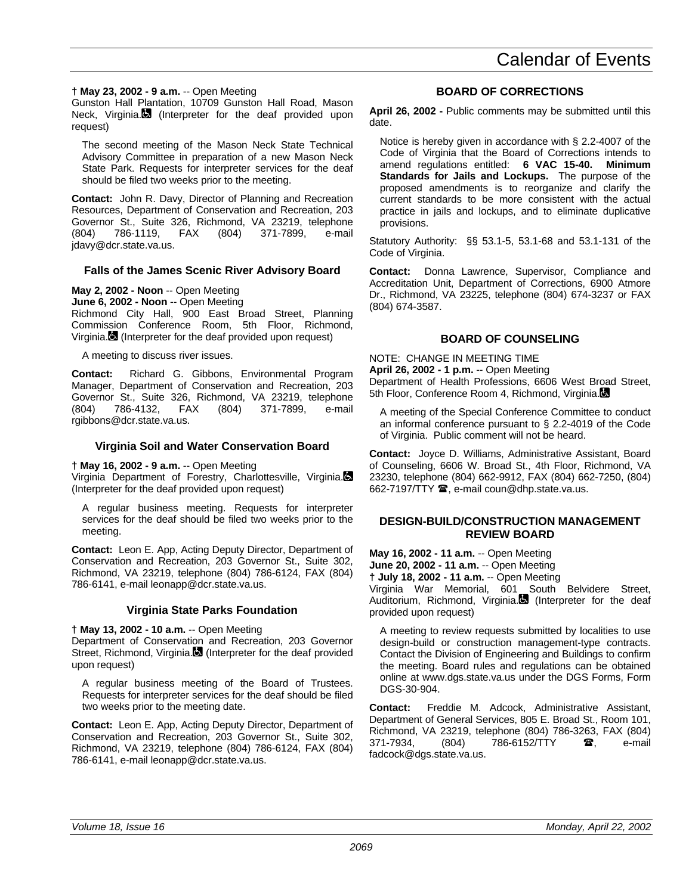**† May 23, 2002 - 9 a.m.** -- Open Meeting
Gunston Hall Plantation, 10709 Gunston Hall Road, Mason Neck, Virginia. (Interpreter for the deaf provided upon request)

The second meeting of the Mason Neck State Technical Advisory Committee in preparation of a new Mason Neck State Park. Requests for interpreter services for the deaf should be filed two weeks prior to the meeting.

**Contact:** John R. Davy, Director of Planning and Recreation Resources, Department of Conservation and Recreation, 203 Governor St., Suite 326, Richmond, VA 23219, telephone (804) 786-1119, FAX (804) 371-7899, e-mail jdavy@dcr.state.va.us.

### Falls of the James Scenic River Advisory Board

**May 2, 2002 - Noon** -- Open Meeting
**June 6, 2002 - Noon** -- Open Meeting
Richmond City Hall, 900 East Broad Street, Planning Commission Conference Room, 5th Floor, Richmond, Virginia. (Interpreter for the deaf provided upon request)

A meeting to discuss river issues.

**Contact:** Richard G. Gibbons, Environmental Program Manager, Department of Conservation and Recreation, 203 Governor St., Suite 326, Richmond, VA 23219, telephone (804) 786-4132, FAX (804) 371-7899, e-mail rgibbons@dcr.state.va.us.

### Virginia Soil and Water Conservation Board

**† May 16, 2002 - 9 a.m.** -- Open Meeting
Virginia Department of Forestry, Charlottesville, Virginia. (Interpreter for the deaf provided upon request)

A regular business meeting. Requests for interpreter services for the deaf should be filed two weeks prior to the meeting.

**Contact:** Leon E. App, Acting Deputy Director, Department of Conservation and Recreation, 203 Governor St., Suite 302, Richmond, VA 23219, telephone (804) 786-6124, FAX (804) 786-6141, e-mail leonapp@dcr.state.va.us.

### Virginia State Parks Foundation

**† May 13, 2002 - 10 a.m.** -- Open Meeting
Department of Conservation and Recreation, 203 Governor Street, Richmond, Virginia. (Interpreter for the deaf provided upon request)

A regular business meeting of the Board of Trustees. Requests for interpreter services for the deaf should be filed two weeks prior to the meeting date.

**Contact:** Leon E. App, Acting Deputy Director, Department of Conservation and Recreation, 203 Governor St., Suite 302, Richmond, VA 23219, telephone (804) 786-6124, FAX (804) 786-6141, e-mail leonapp@dcr.state.va.us.

## BOARD OF CORRECTIONS

**April 26, 2002 -** Public comments may be submitted until this date.

Notice is hereby given in accordance with § 2.2-4007 of the Code of Virginia that the Board of Corrections intends to amend regulations entitled: **6 VAC 15-40. Minimum Standards for Jails and Lockups.** The purpose of the proposed amendments is to reorganize and clarify the current standards to be more consistent with the actual practice in jails and lockups, and to eliminate duplicative provisions.

Statutory Authority: §§ 53.1-5, 53.1-68 and 53.1-131 of the Code of Virginia.

**Contact:** Donna Lawrence, Supervisor, Compliance and Accreditation Unit, Department of Corrections, 6900 Atmore Dr., Richmond, VA 23225, telephone (804) 674-3237 or FAX (804) 674-3587.

## BOARD OF COUNSELING

NOTE: CHANGE IN MEETING TIME
**April 26, 2002 - 1 p.m.** -- Open Meeting
Department of Health Professions, 6606 West Broad Street, 5th Floor, Conference Room 4, Richmond, Virginia.

A meeting of the Special Conference Committee to conduct an informal conference pursuant to § 2.2-4019 of the Code of Virginia. Public comment will not be heard.

**Contact:** Joyce D. Williams, Administrative Assistant, Board of Counseling, 6606 W. Broad St., 4th Floor, Richmond, VA 23230, telephone (804) 662-9912, FAX (804) 662-7250, (804) 662-7197/TTY ☎, e-mail coun@dhp.state.va.us.

## DESIGN-BUILD/CONSTRUCTION MANAGEMENT REVIEW BOARD

**May 16, 2002 - 11 a.m.** -- Open Meeting
**June 20, 2002 - 11 a.m.** -- Open Meeting
**† July 18, 2002 - 11 a.m.** -- Open Meeting
Virginia War Memorial, 601 South Belvidere Street, Auditorium, Richmond, Virginia. (Interpreter for the deaf provided upon request)

A meeting to review requests submitted by localities to use design-build or construction management-type contracts. Contact the Division of Engineering and Buildings to confirm the meeting. Board rules and regulations can be obtained online at www.dgs.state.va.us under the DGS Forms, Form DGS-30-904.

**Contact:** Freddie M. Adcock, Administrative Assistant, Department of General Services, 805 E. Broad St., Room 101, Richmond, VA 23219, telephone (804) 786-3263, FAX (804) 371-7934, (804) 786-6152/TTY ☎, e-mail fadcock@dgs.state.va.us.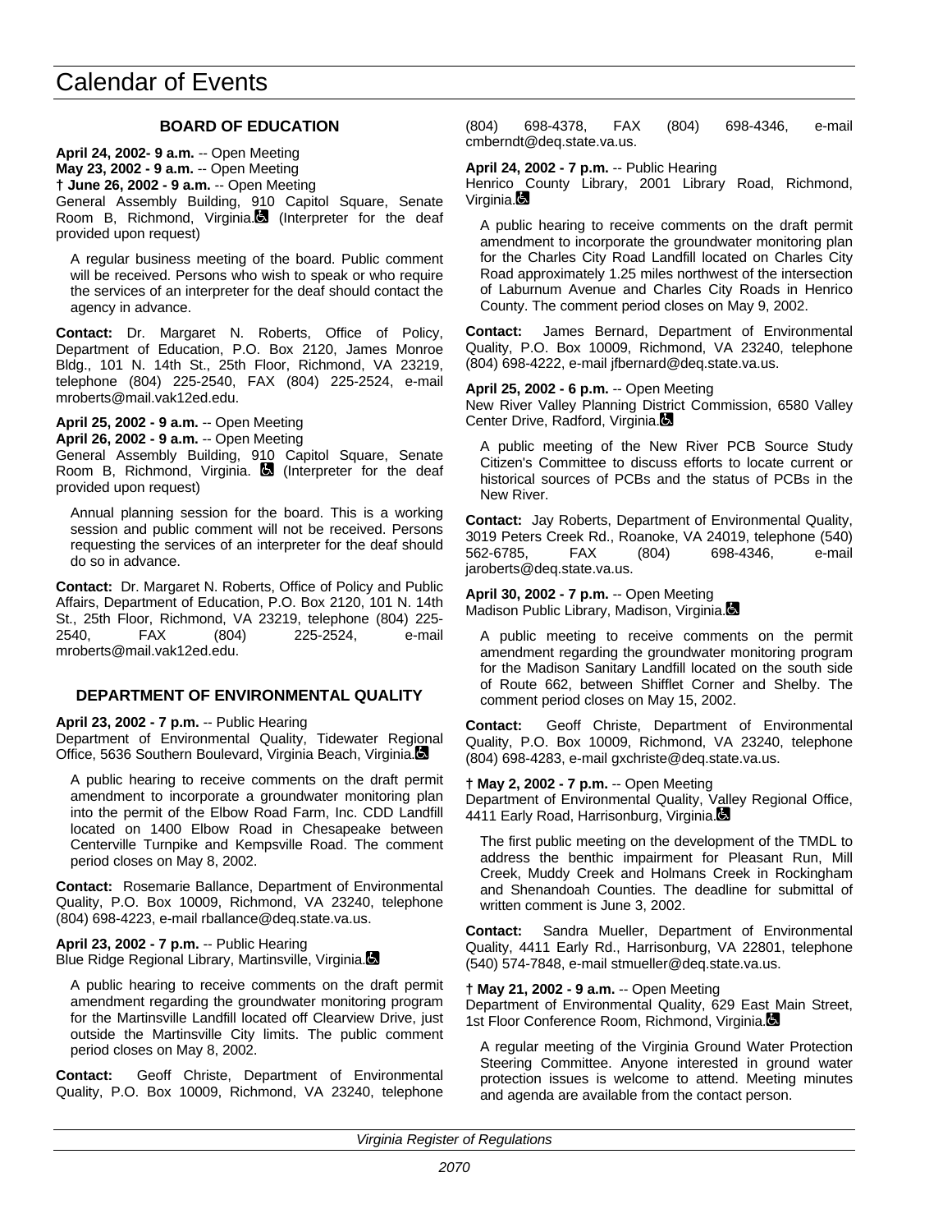# Calendar of Events

## BOARD OF EDUCATION

**April 24, 2002- 9 a.m.** -- Open Meeting
**May 23, 2002 - 9 a.m.** -- Open Meeting
**† June 26, 2002 - 9 a.m.** -- Open Meeting
General Assembly Building, 910 Capitol Square, Senate Room B, Richmond, Virginia. (Interpreter for the deaf provided upon request)

A regular business meeting of the board. Public comment will be received. Persons who wish to speak or who require the services of an interpreter for the deaf should contact the agency in advance.

**Contact:** Dr. Margaret N. Roberts, Office of Policy, Department of Education, P.O. Box 2120, James Monroe Bldg., 101 N. 14th St., 25th Floor, Richmond, VA 23219, telephone (804) 225-2540, FAX (804) 225-2524, e-mail mroberts@mail.vak12ed.edu.

**April 25, 2002 - 9 a.m.** -- Open Meeting
**April 26, 2002 - 9 a.m.** -- Open Meeting
General Assembly Building, 910 Capitol Square, Senate Room B, Richmond, Virginia. (Interpreter for the deaf provided upon request)

Annual planning session for the board. This is a working session and public comment will not be received. Persons requesting the services of an interpreter for the deaf should do so in advance.

**Contact:** Dr. Margaret N. Roberts, Office of Policy and Public Affairs, Department of Education, P.O. Box 2120, 101 N. 14th St., 25th Floor, Richmond, VA 23219, telephone (804) 225-2540, FAX (804) 225-2524, e-mail mroberts@mail.vak12ed.edu.

## DEPARTMENT OF ENVIRONMENTAL QUALITY

**April 23, 2002 - 7 p.m.** -- Public Hearing
Department of Environmental Quality, Tidewater Regional Office, 5636 Southern Boulevard, Virginia Beach, Virginia.

A public hearing to receive comments on the draft permit amendment to incorporate a groundwater monitoring plan into the permit of the Elbow Road Farm, Inc. CDD Landfill located on 1400 Elbow Road in Chesapeake between Centerville Turnpike and Kempsville Road. The comment period closes on May 8, 2002.

**Contact:** Rosemarie Ballance, Department of Environmental Quality, P.O. Box 10009, Richmond, VA 23240, telephone (804) 698-4223, e-mail rballance@deq.state.va.us.

**April 23, 2002 - 7 p.m.** -- Public Hearing
Blue Ridge Regional Library, Martinsville, Virginia.

A public hearing to receive comments on the draft permit amendment regarding the groundwater monitoring program for the Martinsville Landfill located off Clearview Drive, just outside the Martinsville City limits. The public comment period closes on May 8, 2002.

**Contact:** Geoff Christe, Department of Environmental Quality, P.O. Box 10009, Richmond, VA 23240, telephone (804) 698-4378, FAX (804) 698-4346, e-mail cmberndt@deq.state.va.us.

**April 24, 2002 - 7 p.m.** -- Public Hearing
Henrico County Library, 2001 Library Road, Richmond, Virginia.

A public hearing to receive comments on the draft permit amendment to incorporate the groundwater monitoring plan for the Charles City Road Landfill located on Charles City Road approximately 1.25 miles northwest of the intersection of Laburnum Avenue and Charles City Roads in Henrico County. The comment period closes on May 9, 2002.

**Contact:** James Bernard, Department of Environmental Quality, P.O. Box 10009, Richmond, VA 23240, telephone (804) 698-4222, e-mail jfbernard@deq.state.va.us.

**April 25, 2002 - 6 p.m.** -- Open Meeting
New River Valley Planning District Commission, 6580 Valley Center Drive, Radford, Virginia.

A public meeting of the New River PCB Source Study Citizen's Committee to discuss efforts to locate current or historical sources of PCBs and the status of PCBs in the New River.

**Contact:** Jay Roberts, Department of Environmental Quality, 3019 Peters Creek Rd., Roanoke, VA 24019, telephone (540) 562-6785, FAX (804) 698-4346, e-mail jaroberts@deq.state.va.us.

**April 30, 2002 - 7 p.m.** -- Open Meeting
Madison Public Library, Madison, Virginia.

A public meeting to receive comments on the permit amendment regarding the groundwater monitoring program for the Madison Sanitary Landfill located on the south side of Route 662, between Shifflet Corner and Shelby. The comment period closes on May 15, 2002.

**Contact:** Geoff Christe, Department of Environmental Quality, P.O. Box 10009, Richmond, VA 23240, telephone (804) 698-4283, e-mail gxchriste@deq.state.va.us.

**† May 2, 2002 - 7 p.m.** -- Open Meeting
Department of Environmental Quality, Valley Regional Office, 4411 Early Road, Harrisonburg, Virginia.

The first public meeting on the development of the TMDL to address the benthic impairment for Pleasant Run, Mill Creek, Muddy Creek and Holmans Creek in Rockingham and Shenandoah Counties. The deadline for submittal of written comment is June 3, 2002.

**Contact:** Sandra Mueller, Department of Environmental Quality, 4411 Early Rd., Harrisonburg, VA 22801, telephone (540) 574-7848, e-mail stmueller@deq.state.va.us.

**† May 21, 2002 - 9 a.m.** -- Open Meeting
Department of Environmental Quality, 629 East Main Street, 1st Floor Conference Room, Richmond, Virginia.

A regular meeting of the Virginia Ground Water Protection Steering Committee. Anyone interested in ground water protection issues is welcome to attend. Meeting minutes and agenda are available from the contact person.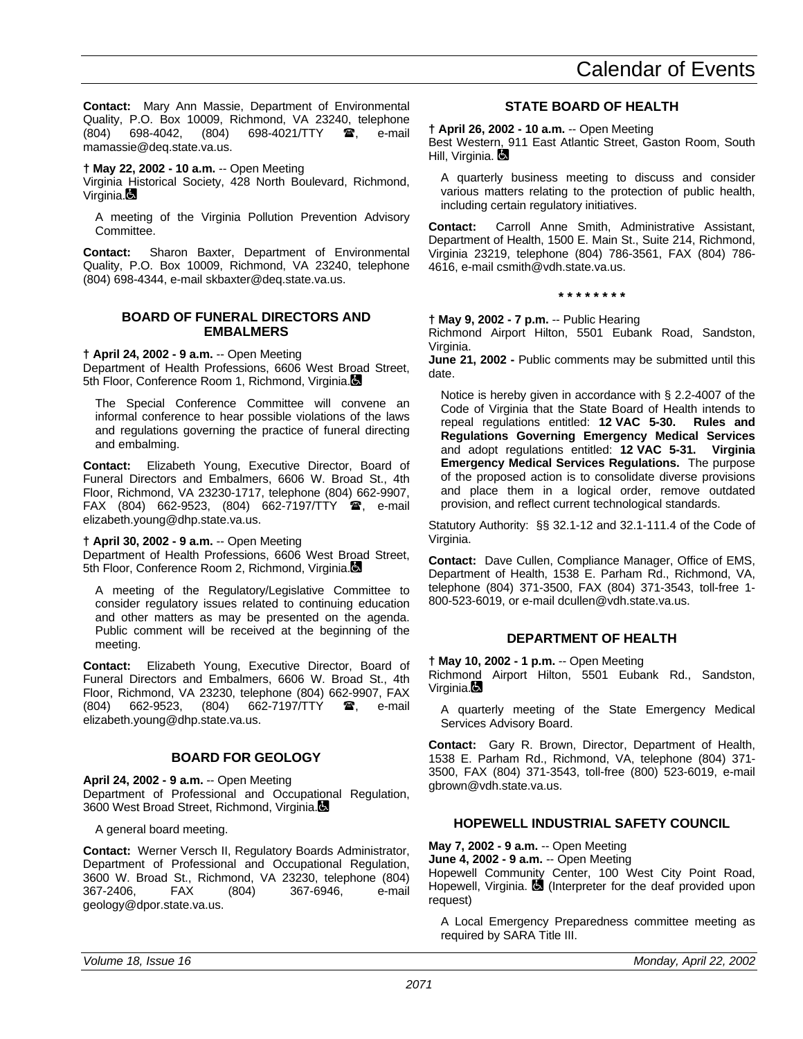**Contact:** Mary Ann Massie, Department of Environmental Quality, P.O. Box 10009, Richmond, VA 23240, telephone (804) 698-4042, (804) 698-4021/TTY ☎, e-mail mamassie@deq.state.va.us.

**† May 22, 2002 - 10 a.m.** -- Open Meeting
Virginia Historical Society, 428 North Boulevard, Richmond, Virginia. ♿

A meeting of the Virginia Pollution Prevention Advisory Committee.

**Contact:** Sharon Baxter, Department of Environmental Quality, P.O. Box 10009, Richmond, VA 23240, telephone (804) 698-4344, e-mail skbaxter@deq.state.va.us.

### BOARD OF FUNERAL DIRECTORS AND EMBALMERS

**† April 24, 2002 - 9 a.m.** -- Open Meeting
Department of Health Professions, 6606 West Broad Street, 5th Floor, Conference Room 1, Richmond, Virginia. ♿

The Special Conference Committee will convene an informal conference to hear possible violations of the laws and regulations governing the practice of funeral directing and embalming.

**Contact:** Elizabeth Young, Executive Director, Board of Funeral Directors and Embalmers, 6606 W. Broad St., 4th Floor, Richmond, VA 23230-1717, telephone (804) 662-9907, FAX (804) 662-9523, (804) 662-7197/TTY ☎, e-mail elizabeth.young@dhp.state.va.us.

**† April 30, 2002 - 9 a.m.** -- Open Meeting
Department of Health Professions, 6606 West Broad Street, 5th Floor, Conference Room 2, Richmond, Virginia. ♿

A meeting of the Regulatory/Legislative Committee to consider regulatory issues related to continuing education and other matters as may be presented on the agenda. Public comment will be received at the beginning of the meeting.

**Contact:** Elizabeth Young, Executive Director, Board of Funeral Directors and Embalmers, 6606 W. Broad St., 4th Floor, Richmond, VA 23230, telephone (804) 662-9907, FAX (804) 662-9523, (804) 662-7197/TTY ☎, e-mail elizabeth.young@dhp.state.va.us.

### BOARD FOR GEOLOGY

**April 24, 2002 - 9 a.m.** -- Open Meeting
Department of Professional and Occupational Regulation, 3600 West Broad Street, Richmond, Virginia. ♿

A general board meeting.

**Contact:** Werner Versch II, Regulatory Boards Administrator, Department of Professional and Occupational Regulation, 3600 W. Broad St., Richmond, VA 23230, telephone (804) 367-2406, FAX (804) 367-6946, e-mail geology@dpor.state.va.us.

### STATE BOARD OF HEALTH

**† April 26, 2002 - 10 a.m.** -- Open Meeting
Best Western, 911 East Atlantic Street, Gaston Room, South Hill, Virginia. ♿

A quarterly business meeting to discuss and consider various matters relating to the protection of public health, including certain regulatory initiatives.

**Contact:** Carroll Anne Smith, Administrative Assistant, Department of Health, 1500 E. Main St., Suite 214, Richmond, Virginia 23219, telephone (804) 786-3561, FAX (804) 786-4616, e-mail csmith@vdh.state.va.us.

**\* \* \* \* \* \* \* \***

**† May 9, 2002 - 7 p.m.** -- Public Hearing
Richmond Airport Hilton, 5501 Eubank Road, Sandston, Virginia.

**June 21, 2002 -** Public comments may be submitted until this date.

Notice is hereby given in accordance with § 2.2-4007 of the Code of Virginia that the State Board of Health intends to repeal regulations entitled: **12 VAC 5-30. Rules and Regulations Governing Emergency Medical Services** and adopt regulations entitled: **12 VAC 5-31. Virginia Emergency Medical Services Regulations.** The purpose of the proposed action is to consolidate diverse provisions and place them in a logical order, remove outdated provision, and reflect current technological standards.

Statutory Authority: §§ 32.1-12 and 32.1-111.4 of the Code of Virginia.

**Contact:** Dave Cullen, Compliance Manager, Office of EMS, Department of Health, 1538 E. Parham Rd., Richmond, VA, telephone (804) 371-3500, FAX (804) 371-3543, toll-free 1-800-523-6019, or e-mail dcullen@vdh.state.va.us.

### DEPARTMENT OF HEALTH

**† May 10, 2002 - 1 p.m.** -- Open Meeting
Richmond Airport Hilton, 5501 Eubank Rd., Sandston, Virginia. ♿

A quarterly meeting of the State Emergency Medical Services Advisory Board.

**Contact:** Gary R. Brown, Director, Department of Health, 1538 E. Parham Rd., Richmond, VA, telephone (804) 371-3500, FAX (804) 371-3543, toll-free (800) 523-6019, e-mail gbrown@vdh.state.va.us.

### HOPEWELL INDUSTRIAL SAFETY COUNCIL

**May 7, 2002 - 9 a.m.** -- Open Meeting
**June 4, 2002 - 9 a.m.** -- Open Meeting
Hopewell Community Center, 100 West City Point Road, Hopewell, Virginia. ♿ (Interpreter for the deaf provided upon request)

A Local Emergency Preparedness committee meeting as required by SARA Title III.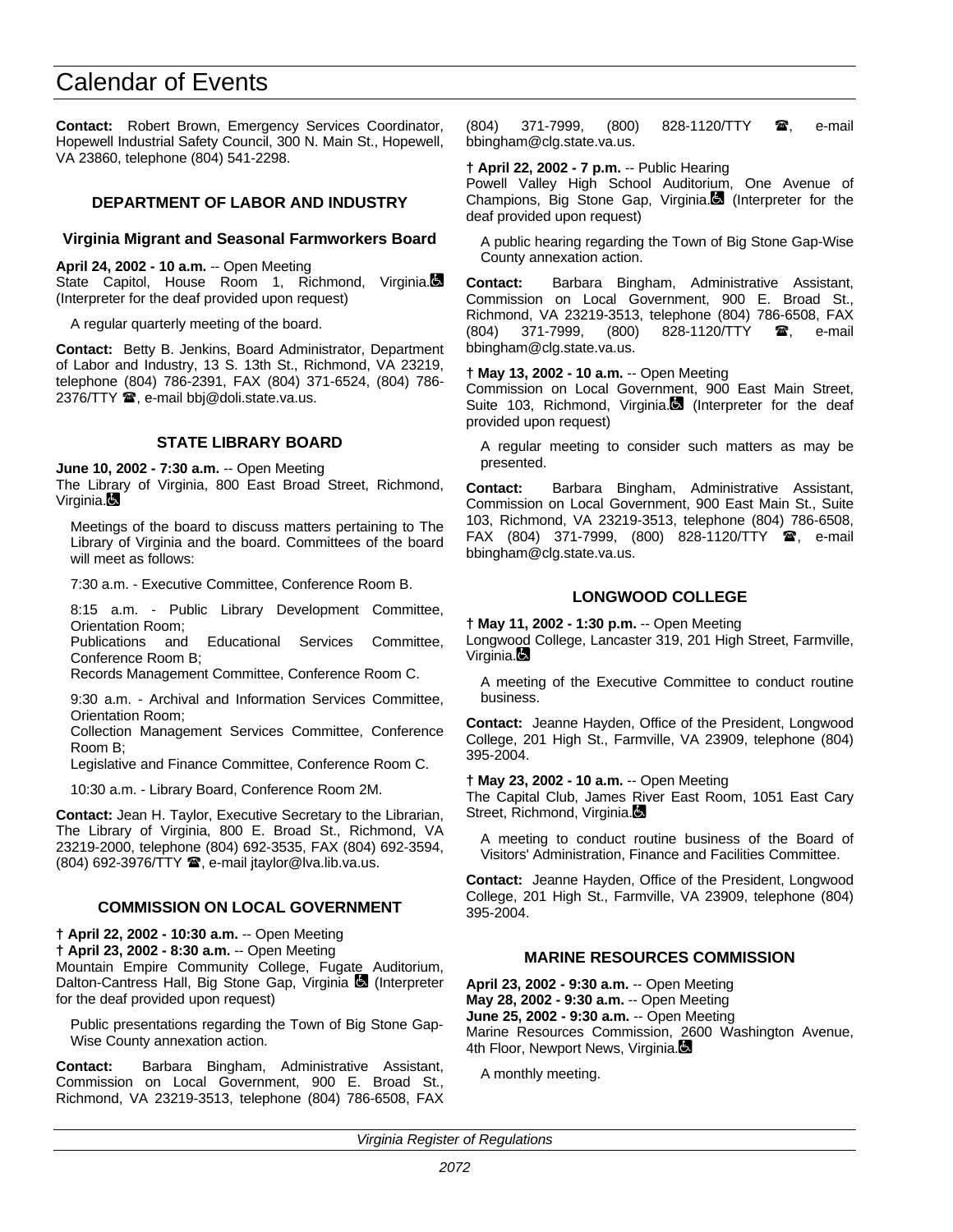**Contact:** Robert Brown, Emergency Services Coordinator, Hopewell Industrial Safety Council, 300 N. Main St., Hopewell, VA 23860, telephone (804) 541-2298.

### DEPARTMENT OF LABOR AND INDUSTRY

#### Virginia Migrant and Seasonal Farmworkers Board

**April 24, 2002 - 10 a.m.** -- Open Meeting
State Capitol, House Room 1, Richmond, Virginia. (Interpreter for the deaf provided upon request)

A regular quarterly meeting of the board.

**Contact:** Betty B. Jenkins, Board Administrator, Department of Labor and Industry, 13 S. 13th St., Richmond, VA 23219, telephone (804) 786-2391, FAX (804) 371-6524, (804) 786-2376/TTY ☎, e-mail bbj@doli.state.va.us.

### STATE LIBRARY BOARD

**June 10, 2002 - 7:30 a.m.** -- Open Meeting
The Library of Virginia, 800 East Broad Street, Richmond, Virginia.

Meetings of the board to discuss matters pertaining to The Library of Virginia and the board. Committees of the board will meet as follows:

7:30 a.m. - Executive Committee, Conference Room B.

8:15 a.m. - Public Library Development Committee, Orientation Room;
Publications and Educational Services Committee, Conference Room B;
Records Management Committee, Conference Room C.

9:30 a.m. - Archival and Information Services Committee, Orientation Room;
Collection Management Services Committee, Conference Room B;
Legislative and Finance Committee, Conference Room C.

10:30 a.m. - Library Board, Conference Room 2M.

**Contact:** Jean H. Taylor, Executive Secretary to the Librarian, The Library of Virginia, 800 E. Broad St., Richmond, VA 23219-2000, telephone (804) 692-3535, FAX (804) 692-3594, (804) 692-3976/TTY ☎, e-mail jtaylor@lva.lib.va.us.

### COMMISSION ON LOCAL GOVERNMENT

**† April 22, 2002 - 10:30 a.m.** -- Open Meeting
**† April 23, 2002 - 8:30 a.m.** -- Open Meeting
Mountain Empire Community College, Fugate Auditorium, Dalton-Cantress Hall, Big Stone Gap, Virginia (Interpreter for the deaf provided upon request)

Public presentations regarding the Town of Big Stone Gap-Wise County annexation action.

**Contact:** Barbara Bingham, Administrative Assistant, Commission on Local Government, 900 E. Broad St., Richmond, VA 23219-3513, telephone (804) 786-6508, FAX (804) 371-7999, (800) 828-1120/TTY ☎, e-mail bbingham@clg.state.va.us.

**† April 22, 2002 - 7 p.m.** -- Public Hearing
Powell Valley High School Auditorium, One Avenue of Champions, Big Stone Gap, Virginia. (Interpreter for the deaf provided upon request)

A public hearing regarding the Town of Big Stone Gap-Wise County annexation action.

**Contact:** Barbara Bingham, Administrative Assistant, Commission on Local Government, 900 E. Broad St., Richmond, VA 23219-3513, telephone (804) 786-6508, FAX (804) 371-7999, (800) 828-1120/TTY ☎, e-mail bbingham@clg.state.va.us.

**† May 13, 2002 - 10 a.m.** -- Open Meeting
Commission on Local Government, 900 East Main Street, Suite 103, Richmond, Virginia. (Interpreter for the deaf provided upon request)

A regular meeting to consider such matters as may be presented.

**Contact:** Barbara Bingham, Administrative Assistant, Commission on Local Government, 900 East Main St., Suite 103, Richmond, VA 23219-3513, telephone (804) 786-6508, FAX (804) 371-7999, (800) 828-1120/TTY ☎, e-mail bbingham@clg.state.va.us.

### LONGWOOD COLLEGE

**† May 11, 2002 - 1:30 p.m.** -- Open Meeting
Longwood College, Lancaster 319, 201 High Street, Farmville, Virginia.

A meeting of the Executive Committee to conduct routine business.

**Contact:** Jeanne Hayden, Office of the President, Longwood College, 201 High St., Farmville, VA 23909, telephone (804) 395-2004.

**† May 23, 2002 - 10 a.m.** -- Open Meeting
The Capital Club, James River East Room, 1051 East Cary Street, Richmond, Virginia.

A meeting to conduct routine business of the Board of Visitors' Administration, Finance and Facilities Committee.

**Contact:** Jeanne Hayden, Office of the President, Longwood College, 201 High St., Farmville, VA 23909, telephone (804) 395-2004.

### MARINE RESOURCES COMMISSION

**April 23, 2002 - 9:30 a.m.** -- Open Meeting
**May 28, 2002 - 9:30 a.m.** -- Open Meeting
**June 25, 2002 - 9:30 a.m.** -- Open Meeting
Marine Resources Commission, 2600 Washington Avenue, 4th Floor, Newport News, Virginia.

A monthly meeting.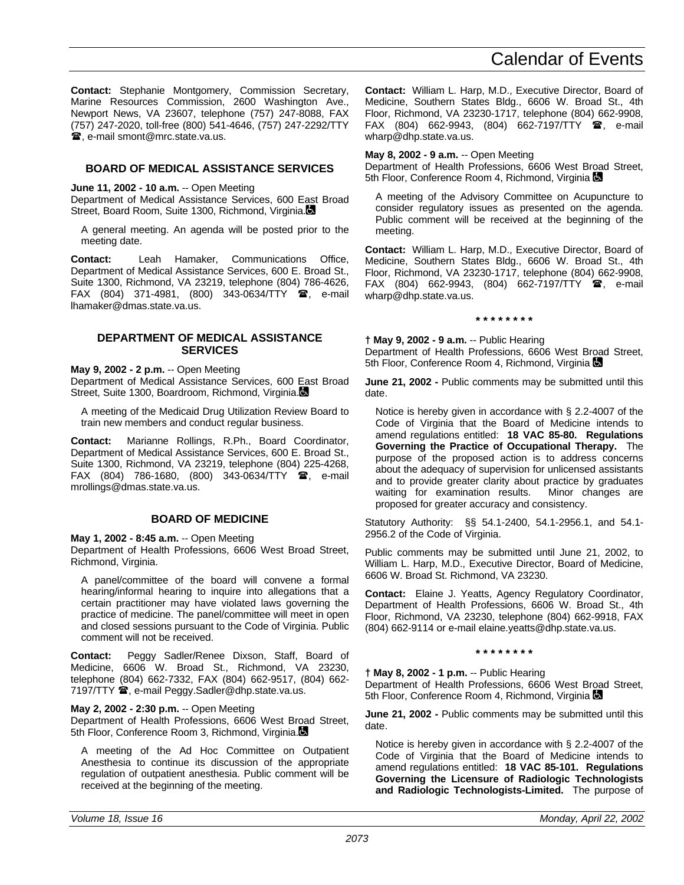**Contact:** Stephanie Montgomery, Commission Secretary, Marine Resources Commission, 2600 Washington Ave., Newport News, VA 23607, telephone (757) 247-8088, FAX (757) 247-2020, toll-free (800) 541-4646, (757) 247-2292/TTY ☎, e-mail smont@mrc.state.va.us.

### BOARD OF MEDICAL ASSISTANCE SERVICES

**June 11, 2002 - 10 a.m.** -- Open Meeting
Department of Medical Assistance Services, 600 East Broad Street, Board Room, Suite 1300, Richmond, Virginia. ♿

A general meeting. An agenda will be posted prior to the meeting date.

**Contact:** Leah Hamaker, Communications Office, Department of Medical Assistance Services, 600 E. Broad St., Suite 1300, Richmond, VA 23219, telephone (804) 786-4626, FAX (804) 371-4981, (800) 343-0634/TTY ☎, e-mail lhamaker@dmas.state.va.us.

### DEPARTMENT OF MEDICAL ASSISTANCE SERVICES

**May 9, 2002 - 2 p.m.** -- Open Meeting
Department of Medical Assistance Services, 600 East Broad Street, Suite 1300, Boardroom, Richmond, Virginia. ♿

A meeting of the Medicaid Drug Utilization Review Board to train new members and conduct regular business.

**Contact:** Marianne Rollings, R.Ph., Board Coordinator, Department of Medical Assistance Services, 600 E. Broad St., Suite 1300, Richmond, VA 23219, telephone (804) 225-4268, FAX (804) 786-1680, (800) 343-0634/TTY ☎, e-mail mrollings@dmas.state.va.us.

### BOARD OF MEDICINE

**May 1, 2002 - 8:45 a.m.** -- Open Meeting
Department of Health Professions, 6606 West Broad Street, Richmond, Virginia.

A panel/committee of the board will convene a formal hearing/informal hearing to inquire into allegations that a certain practitioner may have violated laws governing the practice of medicine. The panel/committee will meet in open and closed sessions pursuant to the Code of Virginia. Public comment will not be received.

**Contact:** Peggy Sadler/Renee Dixson, Staff, Board of Medicine, 6606 W. Broad St., Richmond, VA 23230, telephone (804) 662-7332, FAX (804) 662-9517, (804) 662-7197/TTY ☎, e-mail Peggy.Sadler@dhp.state.va.us.

**May 2, 2002 - 2:30 p.m.** -- Open Meeting
Department of Health Professions, 6606 West Broad Street, 5th Floor, Conference Room 3, Richmond, Virginia. ♿

A meeting of the Ad Hoc Committee on Outpatient Anesthesia to continue its discussion of the appropriate regulation of outpatient anesthesia. Public comment will be received at the beginning of the meeting.

**Contact:** William L. Harp, M.D., Executive Director, Board of Medicine, Southern States Bldg., 6606 W. Broad St., 4th Floor, Richmond, VA 23230-1717, telephone (804) 662-9908, FAX (804) 662-9943, (804) 662-7197/TTY ☎, e-mail wharp@dhp.state.va.us.

**May 8, 2002 - 9 a.m.** -- Open Meeting
Department of Health Professions, 6606 West Broad Street, 5th Floor, Conference Room 4, Richmond, Virginia ♿

A meeting of the Advisory Committee on Acupuncture to consider regulatory issues as presented on the agenda. Public comment will be received at the beginning of the meeting.

**Contact:** William L. Harp, M.D., Executive Director, Board of Medicine, Southern States Bldg., 6606 W. Broad St., 4th Floor, Richmond, VA 23230-1717, telephone (804) 662-9908, FAX (804) 662-9943, (804) 662-7197/TTY ☎, e-mail wharp@dhp.state.va.us.

**\* \* \* \* \* \* \* \***

**† May 9, 2002 - 9 a.m.** -- Public Hearing
Department of Health Professions, 6606 West Broad Street, 5th Floor, Conference Room 4, Richmond, Virginia ♿

**June 21, 2002 -** Public comments may be submitted until this date.

Notice is hereby given in accordance with § 2.2-4007 of the Code of Virginia that the Board of Medicine intends to amend regulations entitled: **18 VAC 85-80. Regulations Governing the Practice of Occupational Therapy.** The purpose of the proposed action is to address concerns about the adequacy of supervision for unlicensed assistants and to provide greater clarity about practice by graduates waiting for examination results. Minor changes are proposed for greater accuracy and consistency.

Statutory Authority: §§ 54.1-2400, 54.1-2956.1, and 54.1-2956.2 of the Code of Virginia.

Public comments may be submitted until June 21, 2002, to William L. Harp, M.D., Executive Director, Board of Medicine, 6606 W. Broad St. Richmond, VA 23230.

**Contact:** Elaine J. Yeatts, Agency Regulatory Coordinator, Department of Health Professions, 6606 W. Broad St., 4th Floor, Richmond, VA 23230, telephone (804) 662-9918, FAX (804) 662-9114 or e-mail elaine.yeatts@dhp.state.va.us.

**\* \* \* \* \* \* \* \***

**† May 8, 2002 - 1 p.m.** -- Public Hearing
Department of Health Professions, 6606 West Broad Street, 5th Floor, Conference Room 4, Richmond, Virginia ♿

**June 21, 2002 -** Public comments may be submitted until this date.

Notice is hereby given in accordance with § 2.2-4007 of the Code of Virginia that the Board of Medicine intends to amend regulations entitled: **18 VAC 85-101. Regulations Governing the Licensure of Radiologic Technologists and Radiologic Technologists-Limited.** The purpose of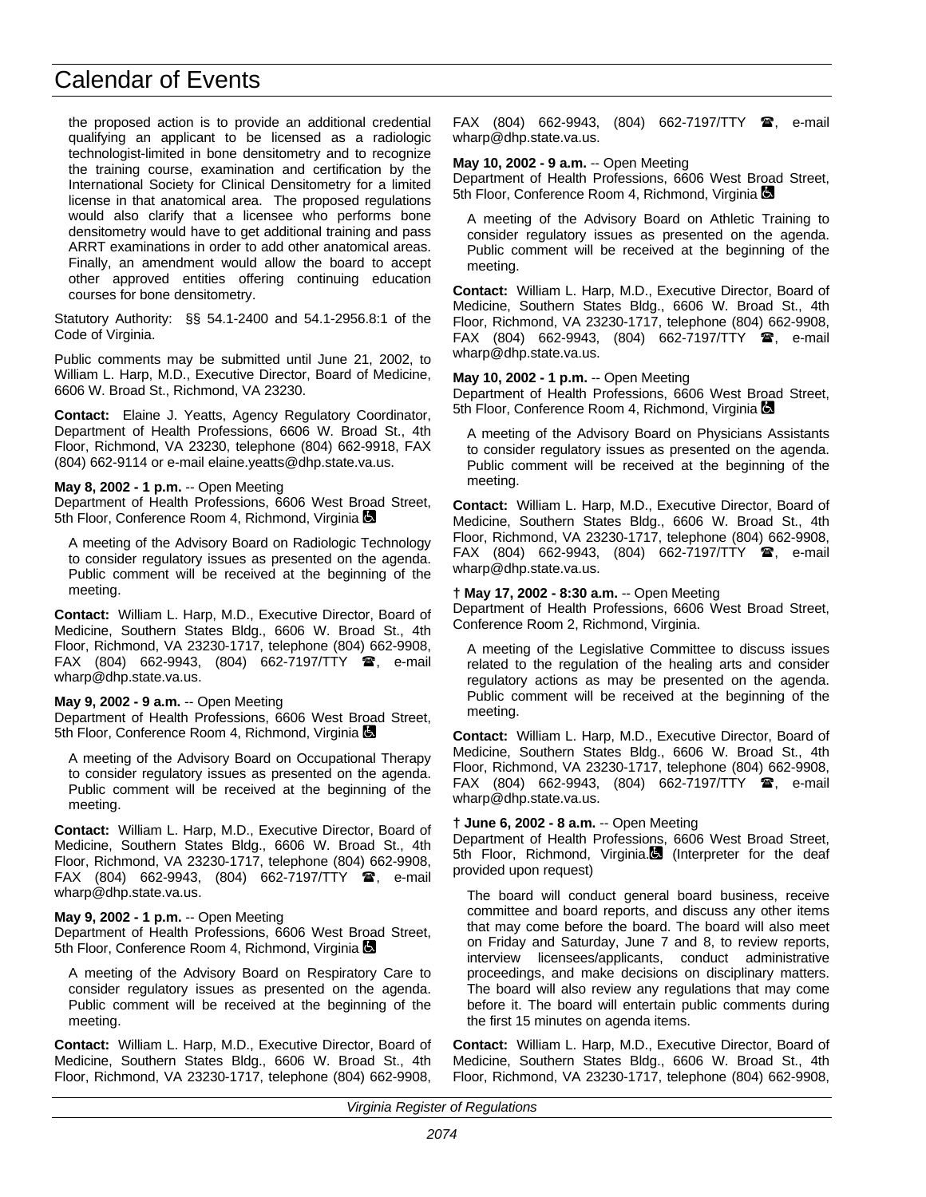# Calendar of Events

the proposed action is to provide an additional credential qualifying an applicant to be licensed as a radiologic technologist-limited in bone densitometry and to recognize the training course, examination and certification by the International Society for Clinical Densitometry for a limited license in that anatomical area. The proposed regulations would also clarify that a licensee who performs bone densitometry would have to get additional training and pass ARRT examinations in order to add other anatomical areas. Finally, an amendment would allow the board to accept other approved entities offering continuing education courses for bone densitometry.

Statutory Authority: §§ 54.1-2400 and 54.1-2956.8:1 of the Code of Virginia.

Public comments may be submitted until June 21, 2002, to William L. Harp, M.D., Executive Director, Board of Medicine, 6606 W. Broad St., Richmond, VA 23230.

**Contact:** Elaine J. Yeatts, Agency Regulatory Coordinator, Department of Health Professions, 6606 W. Broad St., 4th Floor, Richmond, VA 23230, telephone (804) 662-9918, FAX (804) 662-9114 or e-mail elaine.yeatts@dhp.state.va.us.

**May 8, 2002 - 1 p.m.** -- Open Meeting
Department of Health Professions, 6606 West Broad Street, 5th Floor, Conference Room 4, Richmond, Virginia

A meeting of the Advisory Board on Radiologic Technology to consider regulatory issues as presented on the agenda. Public comment will be received at the beginning of the meeting.

**Contact:** William L. Harp, M.D., Executive Director, Board of Medicine, Southern States Bldg., 6606 W. Broad St., 4th Floor, Richmond, VA 23230-1717, telephone (804) 662-9908, FAX (804) 662-9943, (804) 662-7197/TTY ☎, e-mail wharp@dhp.state.va.us.

**May 9, 2002 - 9 a.m.** -- Open Meeting
Department of Health Professions, 6606 West Broad Street, 5th Floor, Conference Room 4, Richmond, Virginia

A meeting of the Advisory Board on Occupational Therapy to consider regulatory issues as presented on the agenda. Public comment will be received at the beginning of the meeting.

**Contact:** William L. Harp, M.D., Executive Director, Board of Medicine, Southern States Bldg., 6606 W. Broad St., 4th Floor, Richmond, VA 23230-1717, telephone (804) 662-9908, FAX (804) 662-9943, (804) 662-7197/TTY ☎, e-mail wharp@dhp.state.va.us.

**May 9, 2002 - 1 p.m.** -- Open Meeting
Department of Health Professions, 6606 West Broad Street, 5th Floor, Conference Room 4, Richmond, Virginia

A meeting of the Advisory Board on Respiratory Care to consider regulatory issues as presented on the agenda. Public comment will be received at the beginning of the meeting.

**Contact:** William L. Harp, M.D., Executive Director, Board of Medicine, Southern States Bldg., 6606 W. Broad St., 4th Floor, Richmond, VA 23230-1717, telephone (804) 662-9908, FAX (804) 662-9943, (804) 662-7197/TTY ☎, e-mail wharp@dhp.state.va.us.

**May 10, 2002 - 9 a.m.** -- Open Meeting
Department of Health Professions, 6606 West Broad Street, 5th Floor, Conference Room 4, Richmond, Virginia

A meeting of the Advisory Board on Athletic Training to consider regulatory issues as presented on the agenda. Public comment will be received at the beginning of the meeting.

**Contact:** William L. Harp, M.D., Executive Director, Board of Medicine, Southern States Bldg., 6606 W. Broad St., 4th Floor, Richmond, VA 23230-1717, telephone (804) 662-9908, FAX (804) 662-9943, (804) 662-7197/TTY ☎, e-mail wharp@dhp.state.va.us.

**May 10, 2002 - 1 p.m.** -- Open Meeting
Department of Health Professions, 6606 West Broad Street, 5th Floor, Conference Room 4, Richmond, Virginia

A meeting of the Advisory Board on Physicians Assistants to consider regulatory issues as presented on the agenda. Public comment will be received at the beginning of the meeting.

**Contact:** William L. Harp, M.D., Executive Director, Board of Medicine, Southern States Bldg., 6606 W. Broad St., 4th Floor, Richmond, VA 23230-1717, telephone (804) 662-9908, FAX (804) 662-9943, (804) 662-7197/TTY ☎, e-mail wharp@dhp.state.va.us.

**† May 17, 2002 - 8:30 a.m.** -- Open Meeting
Department of Health Professions, 6606 West Broad Street, Conference Room 2, Richmond, Virginia.

A meeting of the Legislative Committee to discuss issues related to the regulation of the healing arts and consider regulatory actions as may be presented on the agenda. Public comment will be received at the beginning of the meeting.

**Contact:** William L. Harp, M.D., Executive Director, Board of Medicine, Southern States Bldg., 6606 W. Broad St., 4th Floor, Richmond, VA 23230-1717, telephone (804) 662-9908, FAX (804) 662-9943, (804) 662-7197/TTY ☎, e-mail wharp@dhp.state.va.us.

**† June 6, 2002 - 8 a.m.** -- Open Meeting
Department of Health Professions, 6606 West Broad Street, 5th Floor, Richmond, Virginia. (Interpreter for the deaf provided upon request)

The board will conduct general board business, receive committee and board reports, and discuss any other items that may come before the board. The board will also meet on Friday and Saturday, June 7 and 8, to review reports, interview licensees/applicants, conduct administrative proceedings, and make decisions on disciplinary matters. The board will also review any regulations that may come before it. The board will entertain public comments during the first 15 minutes on agenda items.

**Contact:** William L. Harp, M.D., Executive Director, Board of Medicine, Southern States Bldg., 6606 W. Broad St., 4th Floor, Richmond, VA 23230-1717, telephone (804) 662-9908,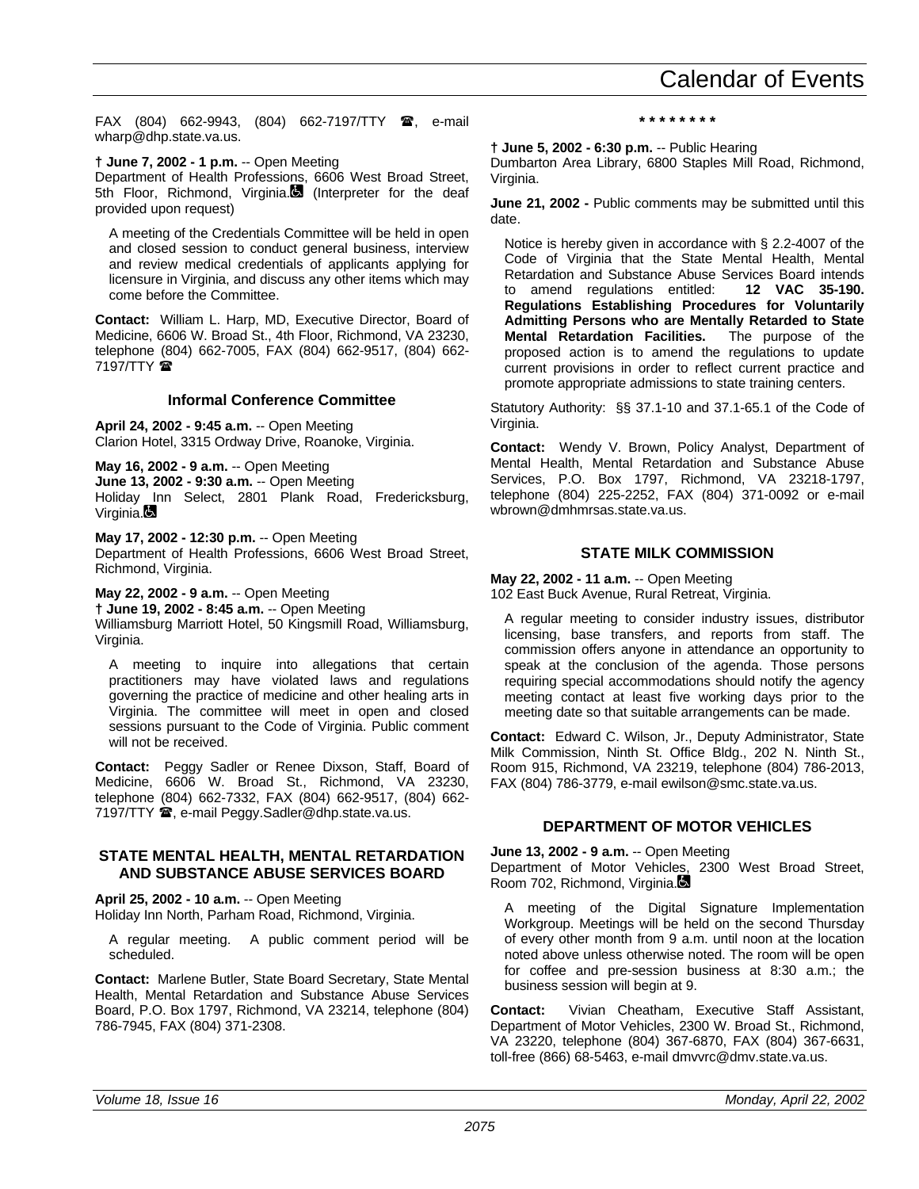FAX (804) 662-9943, (804) 662-7197/TTY ☎, e-mail wharp@dhp.state.va.us.

**† June 7, 2002 - 1 p.m.** -- Open Meeting
Department of Health Professions, 6606 West Broad Street, 5th Floor, Richmond, Virginia. (Interpreter for the deaf provided upon request)

A meeting of the Credentials Committee will be held in open and closed session to conduct general business, interview and review medical credentials of applicants applying for licensure in Virginia, and discuss any other items which may come before the Committee.

**Contact:** William L. Harp, MD, Executive Director, Board of Medicine, 6606 W. Broad St., 4th Floor, Richmond, VA 23230, telephone (804) 662-7005, FAX (804) 662-9517, (804) 662-7197/TTY ☎

### Informal Conference Committee

**April 24, 2002 - 9:45 a.m.** -- Open Meeting
Clarion Hotel, 3315 Ordway Drive, Roanoke, Virginia.

**May 16, 2002 - 9 a.m.** -- Open Meeting
**June 13, 2002 - 9:30 a.m.** -- Open Meeting
Holiday Inn Select, 2801 Plank Road, Fredericksburg, Virginia.

**May 17, 2002 - 12:30 p.m.** -- Open Meeting
Department of Health Professions, 6606 West Broad Street, Richmond, Virginia.

**May 22, 2002 - 9 a.m.** -- Open Meeting
**† June 19, 2002 - 8:45 a.m.** -- Open Meeting
Williamsburg Marriott Hotel, 50 Kingsmill Road, Williamsburg, Virginia.

A meeting to inquire into allegations that certain practitioners may have violated laws and regulations governing the practice of medicine and other healing arts in Virginia. The committee will meet in open and closed sessions pursuant to the Code of Virginia. Public comment will not be received.

**Contact:** Peggy Sadler or Renee Dixson, Staff, Board of Medicine, 6606 W. Broad St., Richmond, VA 23230, telephone (804) 662-7332, FAX (804) 662-9517, (804) 662-7197/TTY ☎, e-mail Peggy.Sadler@dhp.state.va.us.

## STATE MENTAL HEALTH, MENTAL RETARDATION AND SUBSTANCE ABUSE SERVICES BOARD

**April 25, 2002 - 10 a.m.** -- Open Meeting
Holiday Inn North, Parham Road, Richmond, Virginia.

A regular meeting. A public comment period will be scheduled.

**Contact:** Marlene Butler, State Board Secretary, State Mental Health, Mental Retardation and Substance Abuse Services Board, P.O. Box 1797, Richmond, VA 23214, telephone (804) 786-7945, FAX (804) 371-2308.

\* \* \* \* \* \* \* \*

**† June 5, 2002 - 6:30 p.m.** -- Public Hearing
Dumbarton Area Library, 6800 Staples Mill Road, Richmond, Virginia.

**June 21, 2002 -** Public comments may be submitted until this date.

Notice is hereby given in accordance with § 2.2-4007 of the Code of Virginia that the State Mental Health, Mental Retardation and Substance Abuse Services Board intends to amend regulations entitled: **12 VAC 35-190. Regulations Establishing Procedures for Voluntarily Admitting Persons who are Mentally Retarded to State Mental Retardation Facilities.** The purpose of the proposed action is to amend the regulations to update current provisions in order to reflect current practice and promote appropriate admissions to state training centers.

Statutory Authority: §§ 37.1-10 and 37.1-65.1 of the Code of Virginia.

**Contact:** Wendy V. Brown, Policy Analyst, Department of Mental Health, Mental Retardation and Substance Abuse Services, P.O. Box 1797, Richmond, VA 23218-1797, telephone (804) 225-2252, FAX (804) 371-0092 or e-mail wbrown@dmhmrsas.state.va.us.

## STATE MILK COMMISSION

**May 22, 2002 - 11 a.m.** -- Open Meeting
102 East Buck Avenue, Rural Retreat, Virginia.

A regular meeting to consider industry issues, distributor licensing, base transfers, and reports from staff. The commission offers anyone in attendance an opportunity to speak at the conclusion of the agenda. Those persons requiring special accommodations should notify the agency meeting contact at least five working days prior to the meeting date so that suitable arrangements can be made.

**Contact:** Edward C. Wilson, Jr., Deputy Administrator, State Milk Commission, Ninth St. Office Bldg., 202 N. Ninth St., Room 915, Richmond, VA 23219, telephone (804) 786-2013, FAX (804) 786-3779, e-mail ewilson@smc.state.va.us.

## DEPARTMENT OF MOTOR VEHICLES

**June 13, 2002 - 9 a.m.** -- Open Meeting
Department of Motor Vehicles, 2300 West Broad Street, Room 702, Richmond, Virginia.

A meeting of the Digital Signature Implementation Workgroup. Meetings will be held on the second Thursday of every other month from 9 a.m. until noon at the location noted above unless otherwise noted. The room will be open for coffee and pre-session business at 8:30 a.m.; the business session will begin at 9.

**Contact:** Vivian Cheatham, Executive Staff Assistant, Department of Motor Vehicles, 2300 W. Broad St., Richmond, VA 23220, telephone (804) 367-6870, FAX (804) 367-6631, toll-free (866) 68-5463, e-mail dmvvrc@dmv.state.va.us.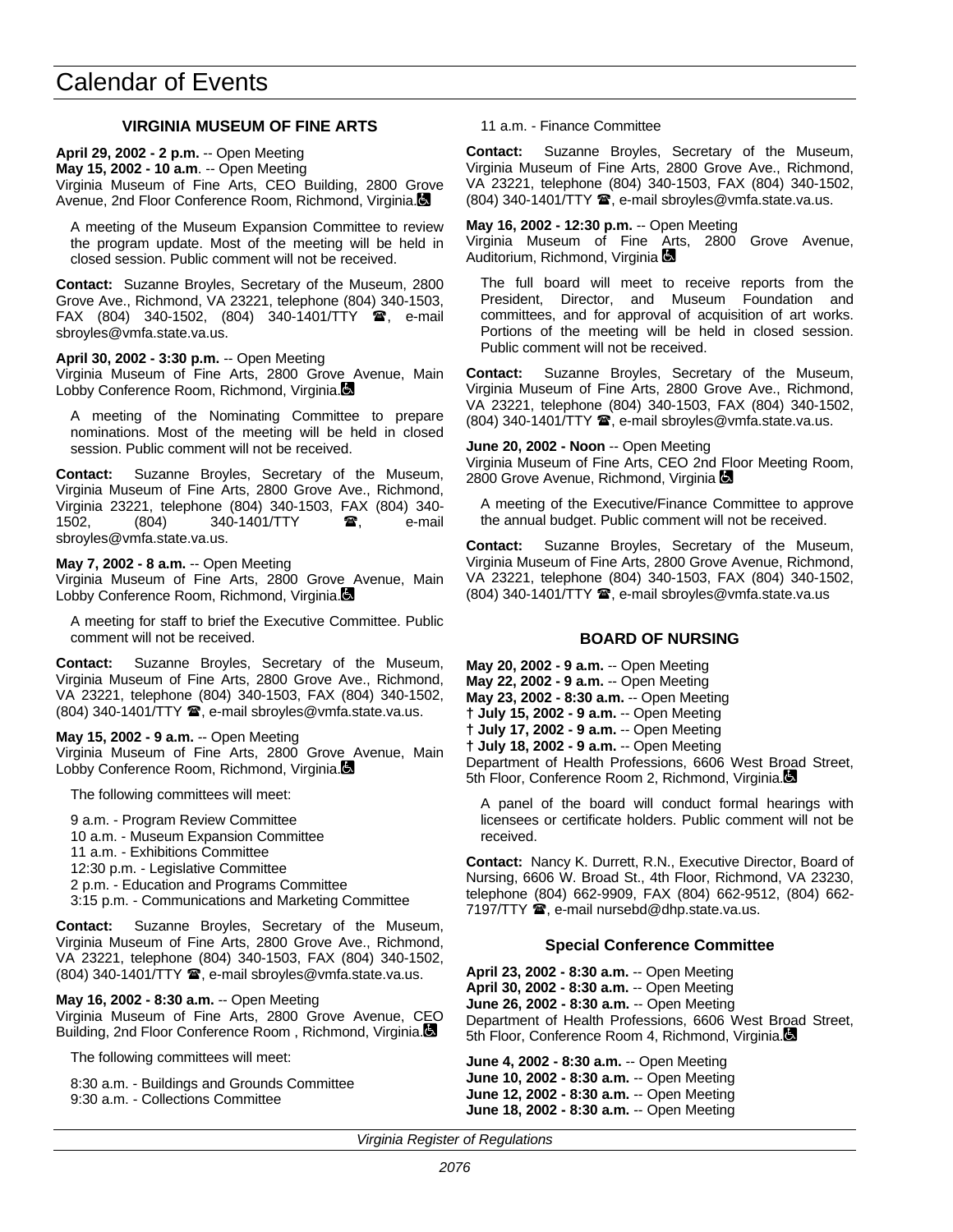# Calendar of Events

## VIRGINIA MUSEUM OF FINE ARTS

**April 29, 2002 - 2 p.m.** -- Open Meeting
**May 15, 2002 - 10 a.m**. -- Open Meeting
Virginia Museum of Fine Arts, CEO Building, 2800 Grove Avenue, 2nd Floor Conference Room, Richmond, Virginia.

A meeting of the Museum Expansion Committee to review the program update. Most of the meeting will be held in closed session. Public comment will not be received.

**Contact:** Suzanne Broyles, Secretary of the Museum, 2800 Grove Ave., Richmond, VA 23221, telephone (804) 340-1503, FAX (804) 340-1502, (804) 340-1401/TTY ☎, e-mail sbroyles@vmfa.state.va.us.

**April 30, 2002 - 3:30 p.m.** -- Open Meeting
Virginia Museum of Fine Arts, 2800 Grove Avenue, Main Lobby Conference Room, Richmond, Virginia.

A meeting of the Nominating Committee to prepare nominations. Most of the meeting will be held in closed session. Public comment will not be received.

**Contact:** Suzanne Broyles, Secretary of the Museum, Virginia Museum of Fine Arts, 2800 Grove Ave., Richmond, Virginia 23221, telephone (804) 340-1503, FAX (804) 340-1502, (804) 340-1401/TTY ☎, e-mail sbroyles@vmfa.state.va.us.

**May 7, 2002 - 8 a.m.** -- Open Meeting
Virginia Museum of Fine Arts, 2800 Grove Avenue, Main Lobby Conference Room, Richmond, Virginia.

A meeting for staff to brief the Executive Committee. Public comment will not be received.

**Contact:** Suzanne Broyles, Secretary of the Museum, Virginia Museum of Fine Arts, 2800 Grove Ave., Richmond, VA 23221, telephone (804) 340-1503, FAX (804) 340-1502, (804) 340-1401/TTY ☎, e-mail sbroyles@vmfa.state.va.us.

**May 15, 2002 - 9 a.m.** -- Open Meeting
Virginia Museum of Fine Arts, 2800 Grove Avenue, Main Lobby Conference Room, Richmond, Virginia.

The following committees will meet:

9 a.m. - Program Review Committee
10 a.m. - Museum Expansion Committee
11 a.m. - Exhibitions Committee
12:30 p.m. - Legislative Committee
2 p.m. - Education and Programs Committee
3:15 p.m. - Communications and Marketing Committee

**Contact:** Suzanne Broyles, Secretary of the Museum, Virginia Museum of Fine Arts, 2800 Grove Ave., Richmond, VA 23221, telephone (804) 340-1503, FAX (804) 340-1502, (804) 340-1401/TTY ☎, e-mail sbroyles@vmfa.state.va.us.

**May 16, 2002 - 8:30 a.m.** -- Open Meeting
Virginia Museum of Fine Arts, 2800 Grove Avenue, CEO Building, 2nd Floor Conference Room , Richmond, Virginia.

The following committees will meet:

8:30 a.m. - Buildings and Grounds Committee
9:30 a.m. - Collections Committee
11 a.m. - Finance Committee

**Contact:** Suzanne Broyles, Secretary of the Museum, Virginia Museum of Fine Arts, 2800 Grove Ave., Richmond, VA 23221, telephone (804) 340-1503, FAX (804) 340-1502, (804) 340-1401/TTY ☎, e-mail sbroyles@vmfa.state.va.us.

**May 16, 2002 - 12:30 p.m.** -- Open Meeting
Virginia Museum of Fine Arts, 2800 Grove Avenue, Auditorium, Richmond, Virginia

The full board will meet to receive reports from the President, Director, and Museum Foundation and committees, and for approval of acquisition of art works. Portions of the meeting will be held in closed session. Public comment will not be received.

**Contact:** Suzanne Broyles, Secretary of the Museum, Virginia Museum of Fine Arts, 2800 Grove Ave., Richmond, VA 23221, telephone (804) 340-1503, FAX (804) 340-1502, (804) 340-1401/TTY ☎, e-mail sbroyles@vmfa.state.va.us.

**June 20, 2002 - Noon** -- Open Meeting
Virginia Museum of Fine Arts, CEO 2nd Floor Meeting Room, 2800 Grove Avenue, Richmond, Virginia

A meeting of the Executive/Finance Committee to approve the annual budget. Public comment will not be received.

**Contact:** Suzanne Broyles, Secretary of the Museum, Virginia Museum of Fine Arts, 2800 Grove Avenue, Richmond, VA 23221, telephone (804) 340-1503, FAX (804) 340-1502, (804) 340-1401/TTY ☎, e-mail sbroyles@vmfa.state.va.us

## BOARD OF NURSING

**May 20, 2002 - 9 a.m.** -- Open Meeting
**May 22, 2002 - 9 a.m.** -- Open Meeting
**May 23, 2002 - 8:30 a.m.** -- Open Meeting
**† July 15, 2002 - 9 a.m.** -- Open Meeting
**† July 17, 2002 - 9 a.m.** -- Open Meeting
**† July 18, 2002 - 9 a.m.** -- Open Meeting
Department of Health Professions, 6606 West Broad Street, 5th Floor, Conference Room 2, Richmond, Virginia.

A panel of the board will conduct formal hearings with licensees or certificate holders. Public comment will not be received.

**Contact:** Nancy K. Durrett, R.N., Executive Director, Board of Nursing, 6606 W. Broad St., 4th Floor, Richmond, VA 23230, telephone (804) 662-9909, FAX (804) 662-9512, (804) 662-7197/TTY ☎, e-mail nursebd@dhp.state.va.us.

### Special Conference Committee

**April 23, 2002 - 8:30 a.m.** -- Open Meeting
**April 30, 2002 - 8:30 a.m.** -- Open Meeting
**June 26, 2002 - 8:30 a.m.** -- Open Meeting
Department of Health Professions, 6606 West Broad Street, 5th Floor, Conference Room 4, Richmond, Virginia.

**June 4, 2002 - 8:30 a.m.** -- Open Meeting
**June 10, 2002 - 8:30 a.m.** -- Open Meeting
**June 12, 2002 - 8:30 a.m.** -- Open Meeting
**June 18, 2002 - 8:30 a.m.** -- Open Meeting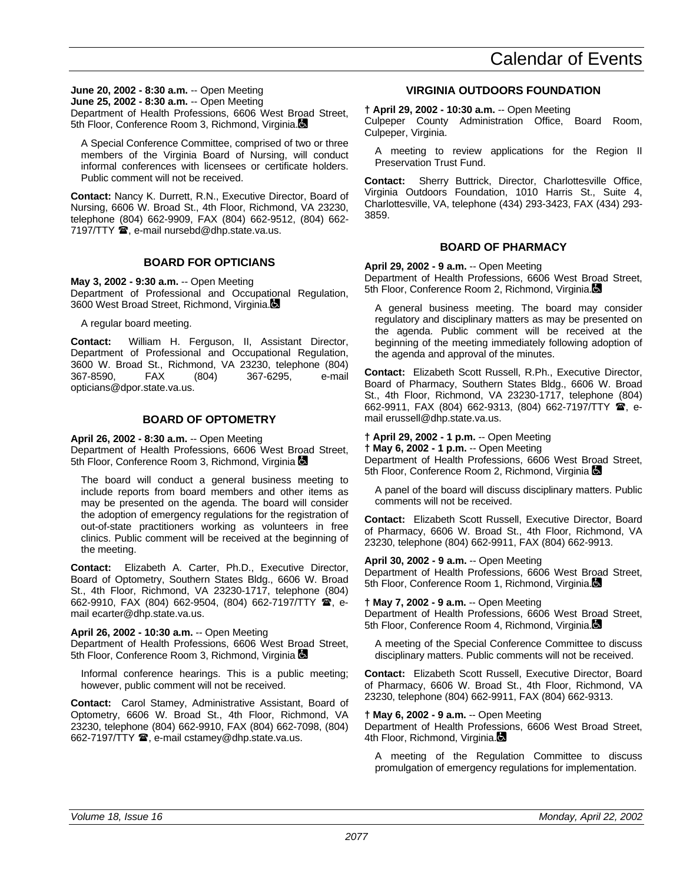**June 20, 2002 - 8:30 a.m.** -- Open Meeting
**June 25, 2002 - 8:30 a.m.** -- Open Meeting
Department of Health Professions, 6606 West Broad Street, 5th Floor, Conference Room 3, Richmond, Virginia.

A Special Conference Committee, comprised of two or three members of the Virginia Board of Nursing, will conduct informal conferences with licensees or certificate holders. Public comment will not be received.

**Contact:** Nancy K. Durrett, R.N., Executive Director, Board of Nursing, 6606 W. Broad St., 4th Floor, Richmond, VA 23230, telephone (804) 662-9909, FAX (804) 662-9512, (804) 662-7197/TTY ☎, e-mail nursebd@dhp.state.va.us.

### BOARD FOR OPTICIANS

**May 3, 2002 - 9:30 a.m.** -- Open Meeting
Department of Professional and Occupational Regulation, 3600 West Broad Street, Richmond, Virginia.

A regular board meeting.

**Contact:** William H. Ferguson, II, Assistant Director, Department of Professional and Occupational Regulation, 3600 W. Broad St., Richmond, VA 23230, telephone (804) 367-8590, FAX (804) 367-6295, e-mail opticians@dpor.state.va.us.

### BOARD OF OPTOMETRY

**April 26, 2002 - 8:30 a.m.** -- Open Meeting
Department of Health Professions, 6606 West Broad Street, 5th Floor, Conference Room 3, Richmond, Virginia

The board will conduct a general business meeting to include reports from board members and other items as may be presented on the agenda. The board will consider the adoption of emergency regulations for the registration of out-of-state practitioners working as volunteers in free clinics. Public comment will be received at the beginning of the meeting.

**Contact:** Elizabeth A. Carter, Ph.D., Executive Director, Board of Optometry, Southern States Bldg., 6606 W. Broad St., 4th Floor, Richmond, VA 23230-1717, telephone (804) 662-9910, FAX (804) 662-9504, (804) 662-7197/TTY ☎, e-mail ecarter@dhp.state.va.us.

**April 26, 2002 - 10:30 a.m.** -- Open Meeting
Department of Health Professions, 6606 West Broad Street, 5th Floor, Conference Room 3, Richmond, Virginia

Informal conference hearings. This is a public meeting; however, public comment will not be received.

**Contact:** Carol Stamey, Administrative Assistant, Board of Optometry, 6606 W. Broad St., 4th Floor, Richmond, VA 23230, telephone (804) 662-9910, FAX (804) 662-7098, (804) 662-7197/TTY ☎, e-mail cstamey@dhp.state.va.us.

### VIRGINIA OUTDOORS FOUNDATION

**† April 29, 2002 - 10:30 a.m.** -- Open Meeting
Culpeper County Administration Office, Board Room, Culpeper, Virginia.

A meeting to review applications for the Region II Preservation Trust Fund.

**Contact:** Sherry Buttrick, Director, Charlottesville Office, Virginia Outdoors Foundation, 1010 Harris St., Suite 4, Charlottesville, VA, telephone (434) 293-3423, FAX (434) 293-3859.

### BOARD OF PHARMACY

**April 29, 2002 - 9 a.m.** -- Open Meeting
Department of Health Professions, 6606 West Broad Street, 5th Floor, Conference Room 2, Richmond, Virginia.

A general business meeting. The board may consider regulatory and disciplinary matters as may be presented on the agenda. Public comment will be received at the beginning of the meeting immediately following adoption of the agenda and approval of the minutes.

**Contact:** Elizabeth Scott Russell, R.Ph., Executive Director, Board of Pharmacy, Southern States Bldg., 6606 W. Broad St., 4th Floor, Richmond, VA 23230-1717, telephone (804) 662-9911, FAX (804) 662-9313, (804) 662-7197/TTY ☎, e-mail erussell@dhp.state.va.us.

**† April 29, 2002 - 1 p.m.** -- Open Meeting
**† May 6, 2002 - 1 p.m.** -- Open Meeting
Department of Health Professions, 6606 West Broad Street, 5th Floor, Conference Room 2, Richmond, Virginia

A panel of the board will discuss disciplinary matters. Public comments will not be received.

**Contact:** Elizabeth Scott Russell, Executive Director, Board of Pharmacy, 6606 W. Broad St., 4th Floor, Richmond, VA 23230, telephone (804) 662-9911, FAX (804) 662-9913.

**April 30, 2002 - 9 a.m.** -- Open Meeting
Department of Health Professions, 6606 West Broad Street, 5th Floor, Conference Room 1, Richmond, Virginia.

**† May 7, 2002 - 9 a.m.** -- Open Meeting
Department of Health Professions, 6606 West Broad Street, 5th Floor, Conference Room 4, Richmond, Virginia.

A meeting of the Special Conference Committee to discuss disciplinary matters. Public comments will not be received.

**Contact:** Elizabeth Scott Russell, Executive Director, Board of Pharmacy, 6606 W. Broad St., 4th Floor, Richmond, VA 23230, telephone (804) 662-9911, FAX (804) 662-9313.

**† May 6, 2002 - 9 a.m.** -- Open Meeting
Department of Health Professions, 6606 West Broad Street, 4th Floor, Richmond, Virginia.

A meeting of the Regulation Committee to discuss promulgation of emergency regulations for implementation.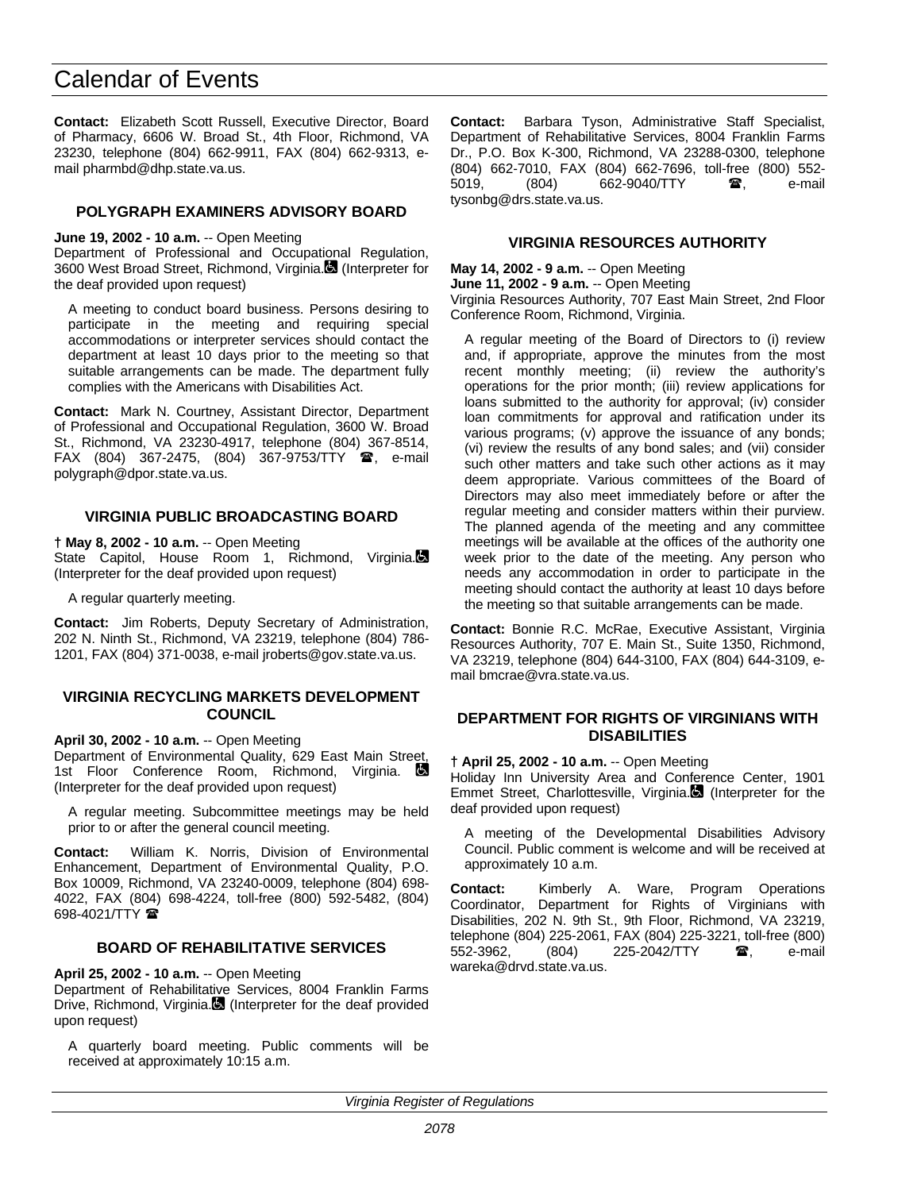**Contact:** Elizabeth Scott Russell, Executive Director, Board of Pharmacy, 6606 W. Broad St., 4th Floor, Richmond, VA 23230, telephone (804) 662-9911, FAX (804) 662-9313, e-mail pharmbd@dhp.state.va.us.

### POLYGRAPH EXAMINERS ADVISORY BOARD

**June 19, 2002 - 10 a.m.** -- Open Meeting
Department of Professional and Occupational Regulation, 3600 West Broad Street, Richmond, Virginia. (Interpreter for the deaf provided upon request)

A meeting to conduct board business. Persons desiring to participate in the meeting and requiring special accommodations or interpreter services should contact the department at least 10 days prior to the meeting so that suitable arrangements can be made. The department fully complies with the Americans with Disabilities Act.

**Contact:** Mark N. Courtney, Assistant Director, Department of Professional and Occupational Regulation, 3600 W. Broad St., Richmond, VA 23230-4917, telephone (804) 367-8514, FAX (804) 367-2475, (804) 367-9753/TTY ☎, e-mail polygraph@dpor.state.va.us.

### VIRGINIA PUBLIC BROADCASTING BOARD

**† May 8, 2002 - 10 a.m.** -- Open Meeting
State Capitol, House Room 1, Richmond, Virginia. (Interpreter for the deaf provided upon request)

A regular quarterly meeting.

**Contact:** Jim Roberts, Deputy Secretary of Administration, 202 N. Ninth St., Richmond, VA 23219, telephone (804) 786-1201, FAX (804) 371-0038, e-mail jroberts@gov.state.va.us.

### VIRGINIA RECYCLING MARKETS DEVELOPMENT COUNCIL

**April 30, 2002 - 10 a.m.** -- Open Meeting
Department of Environmental Quality, 629 East Main Street, 1st Floor Conference Room, Richmond, Virginia. (Interpreter for the deaf provided upon request)

A regular meeting. Subcommittee meetings may be held prior to or after the general council meeting.

**Contact:** William K. Norris, Division of Environmental Enhancement, Department of Environmental Quality, P.O. Box 10009, Richmond, VA 23240-0009, telephone (804) 698-4022, FAX (804) 698-4224, toll-free (800) 592-5482, (804) 698-4021/TTY ☎

### BOARD OF REHABILITATIVE SERVICES

**April 25, 2002 - 10 a.m.** -- Open Meeting
Department of Rehabilitative Services, 8004 Franklin Farms Drive, Richmond, Virginia. (Interpreter for the deaf provided upon request)

A quarterly board meeting. Public comments will be received at approximately 10:15 a.m.

**Contact:** Barbara Tyson, Administrative Staff Specialist, Department of Rehabilitative Services, 8004 Franklin Farms Dr., P.O. Box K-300, Richmond, VA 23288-0300, telephone (804) 662-7010, FAX (804) 662-7696, toll-free (800) 552-5019, (804) 662-9040/TTY ☎, e-mail tysonbg@drs.state.va.us.

### VIRGINIA RESOURCES AUTHORITY

**May 14, 2002 - 9 a.m.** -- Open Meeting
**June 11, 2002 - 9 a.m.** -- Open Meeting
Virginia Resources Authority, 707 East Main Street, 2nd Floor Conference Room, Richmond, Virginia.

A regular meeting of the Board of Directors to (i) review and, if appropriate, approve the minutes from the most recent monthly meeting; (ii) review the authority's operations for the prior month; (iii) review applications for loans submitted to the authority for approval; (iv) consider loan commitments for approval and ratification under its various programs; (v) approve the issuance of any bonds; (vi) review the results of any bond sales; and (vii) consider such other matters and take such other actions as it may deem appropriate. Various committees of the Board of Directors may also meet immediately before or after the regular meeting and consider matters within their purview. The planned agenda of the meeting and any committee meetings will be available at the offices of the authority one week prior to the date of the meeting. Any person who needs any accommodation in order to participate in the meeting should contact the authority at least 10 days before the meeting so that suitable arrangements can be made.

**Contact:** Bonnie R.C. McRae, Executive Assistant, Virginia Resources Authority, 707 E. Main St., Suite 1350, Richmond, VA 23219, telephone (804) 644-3100, FAX (804) 644-3109, e-mail bmcrae@vra.state.va.us.

### DEPARTMENT FOR RIGHTS OF VIRGINIANS WITH DISABILITIES

**† April 25, 2002 - 10 a.m.** -- Open Meeting
Holiday Inn University Area and Conference Center, 1901 Emmet Street, Charlottesville, Virginia. (Interpreter for the deaf provided upon request)

A meeting of the Developmental Disabilities Advisory Council. Public comment is welcome and will be received at approximately 10 a.m.

**Contact:** Kimberly A. Ware, Program Operations Coordinator, Department for Rights of Virginians with Disabilities, 202 N. 9th St., 9th Floor, Richmond, VA 23219, telephone (804) 225-2061, FAX (804) 225-3221, toll-free (800) 552-3962, (804) 225-2042/TTY ☎, e-mail wareka@drvd.state.va.us.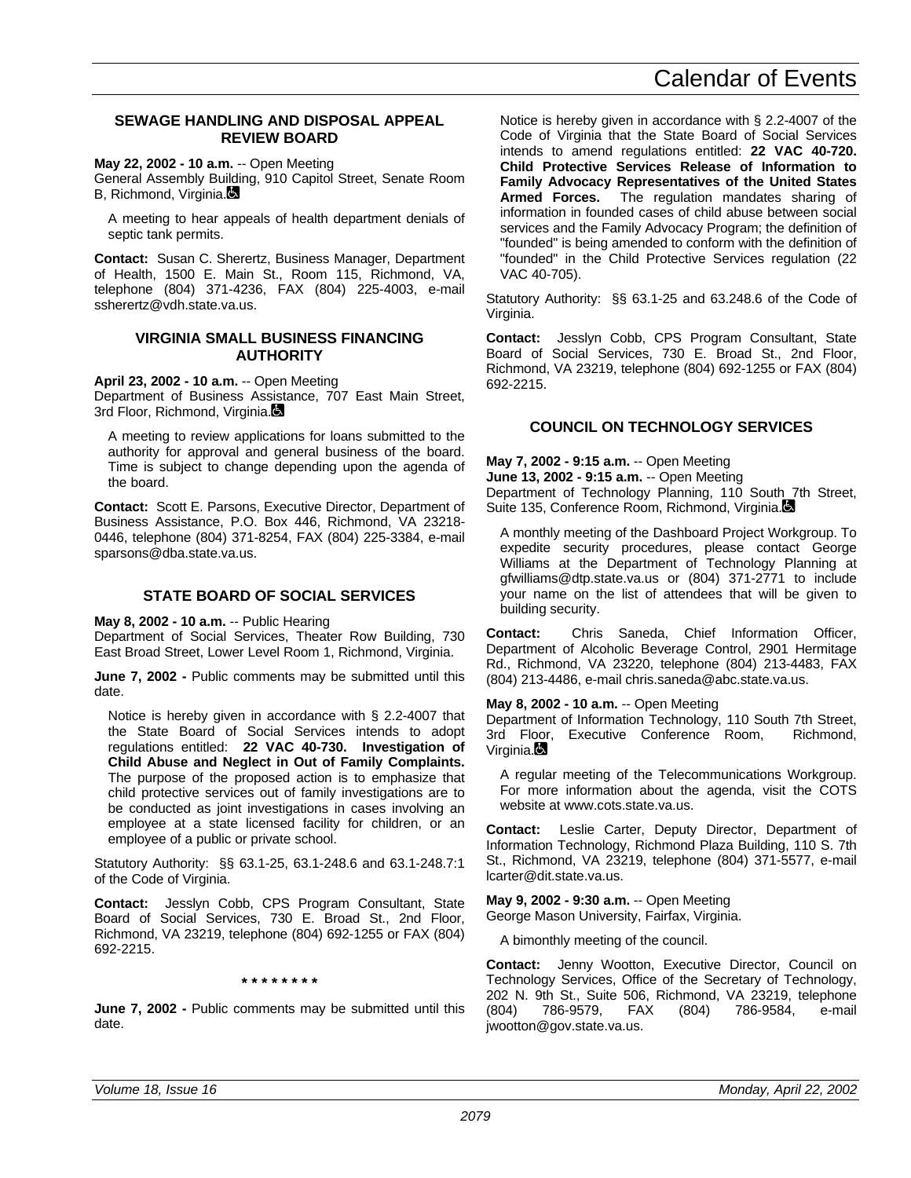### SEWAGE HANDLING AND DISPOSAL APPEAL REVIEW BOARD

**May 22, 2002 - 10 a.m.** -- Open Meeting
General Assembly Building, 910 Capitol Street, Senate Room B, Richmond, Virginia.

A meeting to hear appeals of health department denials of septic tank permits.

**Contact:** Susan C. Sherertz, Business Manager, Department of Health, 1500 E. Main St., Room 115, Richmond, VA, telephone (804) 371-4236, FAX (804) 225-4003, e-mail ssherertz@vdh.state.va.us.

### VIRGINIA SMALL BUSINESS FINANCING AUTHORITY

**April 23, 2002 - 10 a.m.** -- Open Meeting
Department of Business Assistance, 707 East Main Street, 3rd Floor, Richmond, Virginia.

A meeting to review applications for loans submitted to the authority for approval and general business of the board. Time is subject to change depending upon the agenda of the board.

**Contact:** Scott E. Parsons, Executive Director, Department of Business Assistance, P.O. Box 446, Richmond, VA 23218-0446, telephone (804) 371-8254, FAX (804) 225-3384, e-mail sparsons@dba.state.va.us.

### STATE BOARD OF SOCIAL SERVICES

**May 8, 2002 - 10 a.m.** -- Public Hearing
Department of Social Services, Theater Row Building, 730 East Broad Street, Lower Level Room 1, Richmond, Virginia.

**June 7, 2002 -** Public comments may be submitted until this date.

Notice is hereby given in accordance with § 2.2-4007 that the State Board of Social Services intends to adopt regulations entitled: **22 VAC 40-730. Investigation of Child Abuse and Neglect in Out of Family Complaints.** The purpose of the proposed action is to emphasize that child protective services out of family investigations are to be conducted as joint investigations in cases involving an employee at a state licensed facility for children, or an employee of a public or private school.

Statutory Authority: §§ 63.1-25, 63.1-248.6 and 63.1-248.7:1 of the Code of Virginia.

**Contact:** Jesslyn Cobb, CPS Program Consultant, State Board of Social Services, 730 E. Broad St., 2nd Floor, Richmond, VA 23219, telephone (804) 692-1255 or FAX (804) 692-2215.

\* \* \* \* \* \* \* \*

**June 7, 2002 -** Public comments may be submitted until this date.

Notice is hereby given in accordance with § 2.2-4007 of the Code of Virginia that the State Board of Social Services intends to amend regulations entitled: **22 VAC 40-720. Child Protective Services Release of Information to Family Advocacy Representatives of the United States Armed Forces.** The regulation mandates sharing of information in founded cases of child abuse between social services and the Family Advocacy Program; the definition of "founded" is being amended to conform with the definition of "founded" in the Child Protective Services regulation (22 VAC 40-705).

Statutory Authority: §§ 63.1-25 and 63.248.6 of the Code of Virginia.

**Contact:** Jesslyn Cobb, CPS Program Consultant, State Board of Social Services, 730 E. Broad St., 2nd Floor, Richmond, VA 23219, telephone (804) 692-1255 or FAX (804) 692-2215.

### COUNCIL ON TECHNOLOGY SERVICES

**May 7, 2002 - 9:15 a.m.** -- Open Meeting
**June 13, 2002 - 9:15 a.m.** -- Open Meeting
Department of Technology Planning, 110 South 7th Street, Suite 135, Conference Room, Richmond, Virginia.

A monthly meeting of the Dashboard Project Workgroup. To expedite security procedures, please contact George Williams at the Department of Technology Planning at gfwilliams@dtp.state.va.us or (804) 371-2771 to include your name on the list of attendees that will be given to building security.

**Contact:** Chris Saneda, Chief Information Officer, Department of Alcoholic Beverage Control, 2901 Hermitage Rd., Richmond, VA 23220, telephone (804) 213-4483, FAX (804) 213-4486, e-mail chris.saneda@abc.state.va.us.

**May 8, 2002 - 10 a.m.** -- Open Meeting
Department of Information Technology, 110 South 7th Street, 3rd Floor, Executive Conference Room, Richmond, Virginia.

A regular meeting of the Telecommunications Workgroup. For more information about the agenda, visit the COTS website at www.cots.state.va.us.

**Contact:** Leslie Carter, Deputy Director, Department of Information Technology, Richmond Plaza Building, 110 S. 7th St., Richmond, VA 23219, telephone (804) 371-5577, e-mail lcarter@dit.state.va.us.

**May 9, 2002 - 9:30 a.m.** -- Open Meeting
George Mason University, Fairfax, Virginia.

A bimonthly meeting of the council.

**Contact:** Jenny Wootton, Executive Director, Council on Technology Services, Office of the Secretary of Technology, 202 N. 9th St., Suite 506, Richmond, VA 23219, telephone (804) 786-9579, FAX (804) 786-9584, e-mail jwootton@gov.state.va.us.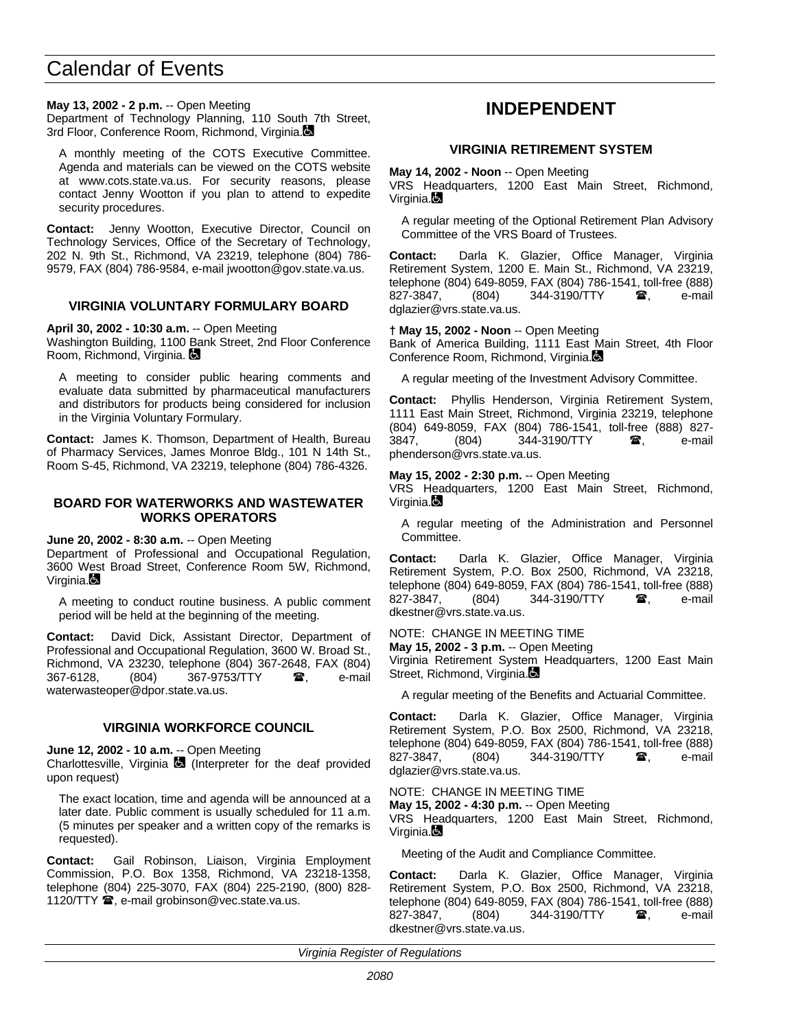**May 13, 2002 - 2 p.m.** -- Open Meeting
Department of Technology Planning, 110 South 7th Street, 3rd Floor, Conference Room, Richmond, Virginia.

A monthly meeting of the COTS Executive Committee. Agenda and materials can be viewed on the COTS website at www.cots.state.va.us. For security reasons, please contact Jenny Wootton if you plan to attend to expedite security procedures.

**Contact:** Jenny Wootton, Executive Director, Council on Technology Services, Office of the Secretary of Technology, 202 N. 9th St., Richmond, VA 23219, telephone (804) 786-9579, FAX (804) 786-9584, e-mail jwootton@gov.state.va.us.

### VIRGINIA VOLUNTARY FORMULARY BOARD

**April 30, 2002 - 10:30 a.m.** -- Open Meeting
Washington Building, 1100 Bank Street, 2nd Floor Conference Room, Richmond, Virginia.

A meeting to consider public hearing comments and evaluate data submitted by pharmaceutical manufacturers and distributors for products being considered for inclusion in the Virginia Voluntary Formulary.

**Contact:** James K. Thomson, Department of Health, Bureau of Pharmacy Services, James Monroe Bldg., 101 N 14th St., Room S-45, Richmond, VA 23219, telephone (804) 786-4326.

### BOARD FOR WATERWORKS AND WASTEWATER WORKS OPERATORS

**June 20, 2002 - 8:30 a.m.** -- Open Meeting
Department of Professional and Occupational Regulation, 3600 West Broad Street, Conference Room 5W, Richmond, Virginia.

A meeting to conduct routine business. A public comment period will be held at the beginning of the meeting.

**Contact:** David Dick, Assistant Director, Department of Professional and Occupational Regulation, 3600 W. Broad St., Richmond, VA 23230, telephone (804) 367-2648, FAX (804) 367-6128, (804) 367-9753/TTY ☎, e-mail waterwasteoper@dpor.state.va.us.

### VIRGINIA WORKFORCE COUNCIL

**June 12, 2002 - 10 a.m.** -- Open Meeting
Charlottesville, Virginia (Interpreter for the deaf provided upon request)

The exact location, time and agenda will be announced at a later date. Public comment is usually scheduled for 11 a.m. (5 minutes per speaker and a written copy of the remarks is requested).

**Contact:** Gail Robinson, Liaison, Virginia Employment Commission, P.O. Box 1358, Richmond, VA 23218-1358, telephone (804) 225-3070, FAX (804) 225-2190, (800) 828-1120/TTY ☎, e-mail grobinson@vec.state.va.us.

## INDEPENDENT

### VIRGINIA RETIREMENT SYSTEM

**May 14, 2002 - Noon** -- Open Meeting
VRS Headquarters, 1200 East Main Street, Richmond, Virginia.

A regular meeting of the Optional Retirement Plan Advisory Committee of the VRS Board of Trustees.

**Contact:** Darla K. Glazier, Office Manager, Virginia Retirement System, 1200 E. Main St., Richmond, VA 23219, telephone (804) 649-8059, FAX (804) 786-1541, toll-free (888) 827-3847, (804) 344-3190/TTY ☎, e-mail dglazier@vrs.state.va.us.

**† May 15, 2002 - Noon** -- Open Meeting
Bank of America Building, 1111 East Main Street, 4th Floor Conference Room, Richmond, Virginia.

A regular meeting of the Investment Advisory Committee.

**Contact:** Phyllis Henderson, Virginia Retirement System, 1111 East Main Street, Richmond, Virginia 23219, telephone (804) 649-8059, FAX (804) 786-1541, toll-free (888) 827-3847, (804) 344-3190/TTY ☎, e-mail phenderson@vrs.state.va.us.

**May 15, 2002 - 2:30 p.m.** -- Open Meeting
VRS Headquarters, 1200 East Main Street, Richmond, Virginia.

A regular meeting of the Administration and Personnel Committee.

**Contact:** Darla K. Glazier, Office Manager, Virginia Retirement System, P.O. Box 2500, Richmond, VA 23218, telephone (804) 649-8059, FAX (804) 786-1541, toll-free (888) 827-3847, (804) 344-3190/TTY ☎, e-mail dkestner@vrs.state.va.us.

NOTE: CHANGE IN MEETING TIME
**May 15, 2002 - 3 p.m.** -- Open Meeting
Virginia Retirement System Headquarters, 1200 East Main Street, Richmond, Virginia.

A regular meeting of the Benefits and Actuarial Committee.

**Contact:** Darla K. Glazier, Office Manager, Virginia Retirement System, P.O. Box 2500, Richmond, VA 23218, telephone (804) 649-8059, FAX (804) 786-1541, toll-free (888) 827-3847, (804) 344-3190/TTY ☎, e-mail dglazier@vrs.state.va.us.

NOTE: CHANGE IN MEETING TIME
**May 15, 2002 - 4:30 p.m.** -- Open Meeting
VRS Headquarters, 1200 East Main Street, Richmond, Virginia.

Meeting of the Audit and Compliance Committee.

**Contact:** Darla K. Glazier, Office Manager, Virginia Retirement System, P.O. Box 2500, Richmond, VA 23218, telephone (804) 649-8059, FAX (804) 786-1541, toll-free (888) 827-3847, (804) 344-3190/TTY ☎, e-mail dkestner@vrs.state.va.us.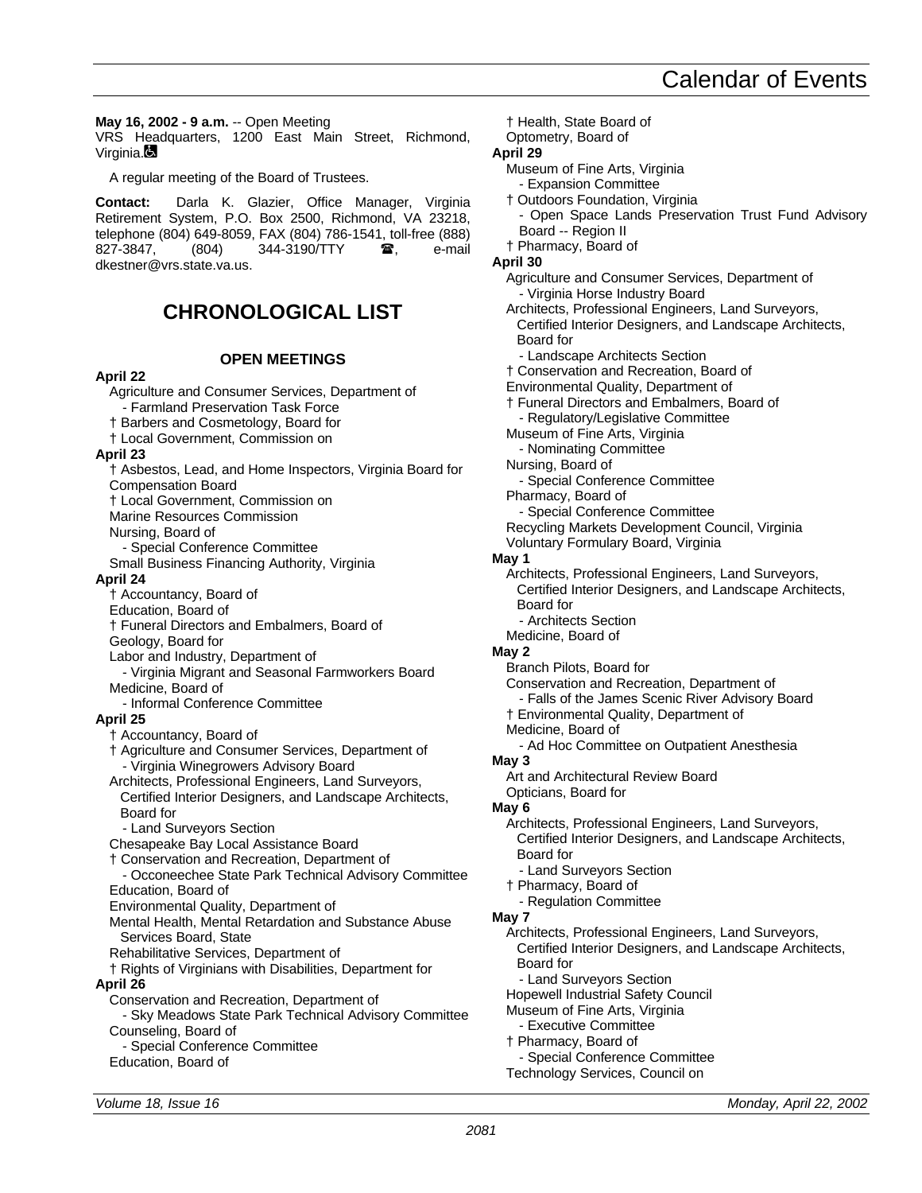**May 16, 2002 - 9 a.m.** -- Open Meeting
VRS Headquarters, 1200 East Main Street, Richmond, Virginia. ♿

A regular meeting of the Board of Trustees.

**Contact:** Darla K. Glazier, Office Manager, Virginia Retirement System, P.O. Box 2500, Richmond, VA 23218, telephone (804) 649-8059, FAX (804) 786-1541, toll-free (888) 827-3847, (804) 344-3190/TTY ☎, e-mail dkestner@vrs.state.va.us.

## CHRONOLOGICAL LIST

### OPEN MEETINGS

**April 22**

- Agriculture and Consumer Services, Department of
  - Farmland Preservation Task Force
- † Barbers and Cosmetology, Board for
- † Local Government, Commission on

**April 23**

- † Asbestos, Lead, and Home Inspectors, Virginia Board for
- Compensation Board
- † Local Government, Commission on
- Marine Resources Commission
- Nursing, Board of
  - Special Conference Committee
- Small Business Financing Authority, Virginia

**April 24**

- † Accountancy, Board of
- Education, Board of
- † Funeral Directors and Embalmers, Board of
- Geology, Board for
- Labor and Industry, Department of
  - Virginia Migrant and Seasonal Farmworkers Board
- Medicine, Board of
  - Informal Conference Committee

**April 25**

- † Accountancy, Board of
- † Agriculture and Consumer Services, Department of
  - Virginia Winegrowers Advisory Board
- Architects, Professional Engineers, Land Surveyors, Certified Interior Designers, and Landscape Architects, Board for
  - Land Surveyors Section
- Chesapeake Bay Local Assistance Board
- † Conservation and Recreation, Department of
  - Occoneechee State Park Technical Advisory Committee
- Education, Board of
- Environmental Quality, Department of
- Mental Health, Mental Retardation and Substance Abuse Services Board, State
- Rehabilitative Services, Department of
- † Rights of Virginians with Disabilities, Department for

**April 26**

- Conservation and Recreation, Department of
  - Sky Meadows State Park Technical Advisory Committee
- Counseling, Board of
  - Special Conference Committee
- Education, Board of
- † Health, State Board of
- Optometry, Board of

**April 29**

- Museum of Fine Arts, Virginia
  - Expansion Committee
- † Outdoors Foundation, Virginia
  - Open Space Lands Preservation Trust Fund Advisory Board -- Region II
- † Pharmacy, Board of

**April 30**

- Agriculture and Consumer Services, Department of
  - Virginia Horse Industry Board
- Architects, Professional Engineers, Land Surveyors, Certified Interior Designers, and Landscape Architects, Board for
  - Landscape Architects Section
- † Conservation and Recreation, Board of
- Environmental Quality, Department of
- † Funeral Directors and Embalmers, Board of
  - Regulatory/Legislative Committee
- Museum of Fine Arts, Virginia
  - Nominating Committee
- Nursing, Board of
  - Special Conference Committee
- Pharmacy, Board of
  - Special Conference Committee
- Recycling Markets Development Council, Virginia
- Voluntary Formulary Board, Virginia

**May 1**

- Architects, Professional Engineers, Land Surveyors, Certified Interior Designers, and Landscape Architects, Board for
  - Architects Section
- Medicine, Board of

**May 2**

- Branch Pilots, Board for
- Conservation and Recreation, Department of
  - Falls of the James Scenic River Advisory Board
- † Environmental Quality, Department of
- Medicine, Board of
  - Ad Hoc Committee on Outpatient Anesthesia

**May 3**

- Art and Architectural Review Board
- Opticians, Board for

**May 6**

- Architects, Professional Engineers, Land Surveyors, Certified Interior Designers, and Landscape Architects, Board for
  - Land Surveyors Section
- † Pharmacy, Board of
  - Regulation Committee

**May 7**

- Architects, Professional Engineers, Land Surveyors, Certified Interior Designers, and Landscape Architects, Board for
  - Land Surveyors Section
- Hopewell Industrial Safety Council
- Museum of Fine Arts, Virginia
  - Executive Committee
- † Pharmacy, Board of
  - Special Conference Committee
- Technology Services, Council on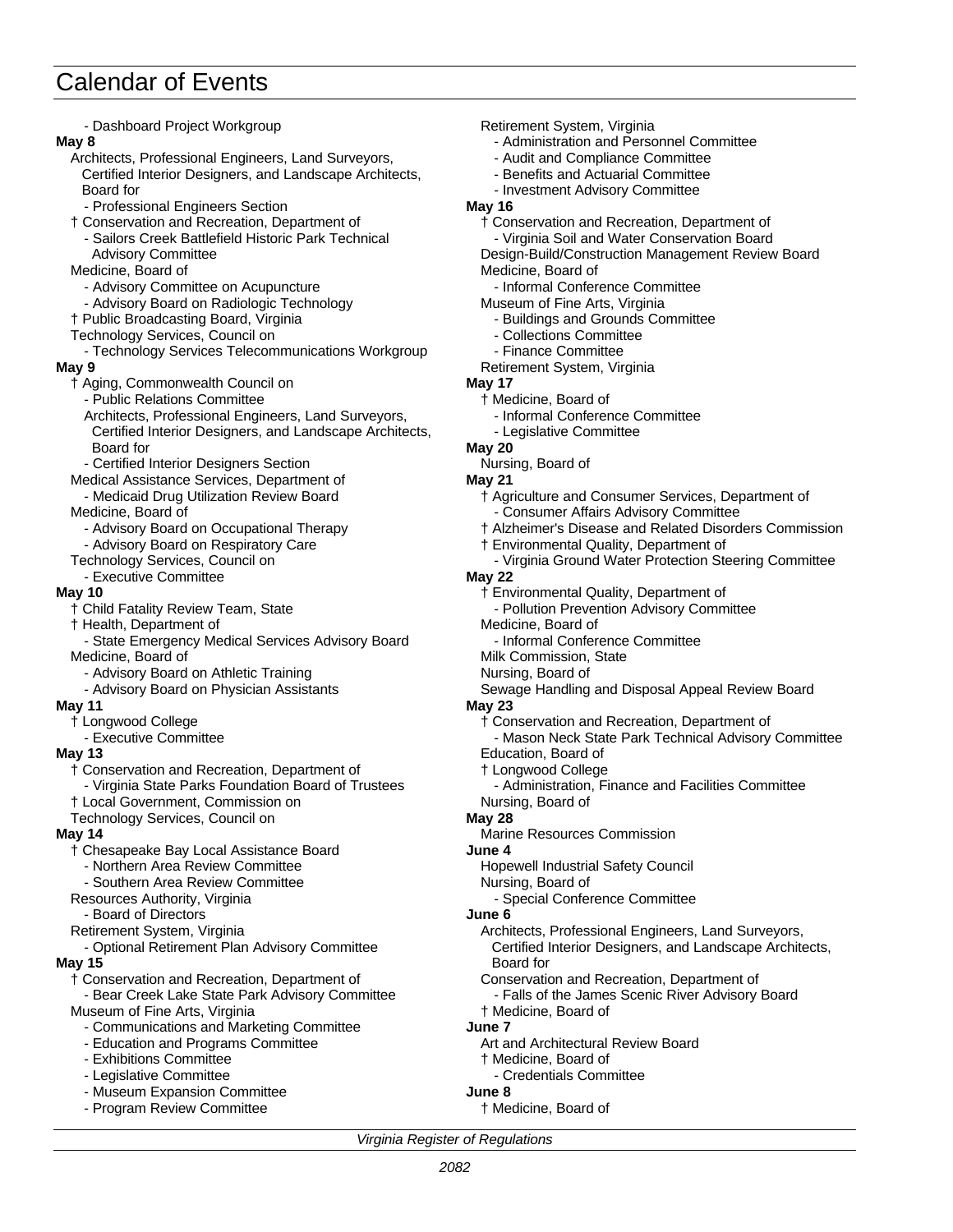# Calendar of Events

- Dashboard Project Workgroup

**May 8**

Architects, Professional Engineers, Land Surveyors, Certified Interior Designers, and Landscape Architects, Board for
- Professional Engineers Section

† Conservation and Recreation, Department of
- Sailors Creek Battlefield Historic Park Technical Advisory Committee

Medicine, Board of
- Advisory Committee on Acupuncture
- Advisory Board on Radiologic Technology

† Public Broadcasting Board, Virginia

Technology Services, Council on
- Technology Services Telecommunications Workgroup

**May 9**

† Aging, Commonwealth Council on
- Public Relations Committee

Architects, Professional Engineers, Land Surveyors, Certified Interior Designers, and Landscape Architects, Board for
- Certified Interior Designers Section

Medical Assistance Services, Department of
- Medicaid Drug Utilization Review Board

Medicine, Board of
- Advisory Board on Occupational Therapy
- Advisory Board on Respiratory Care

Technology Services, Council on
- Executive Committee

**May 10**

† Child Fatality Review Team, State

† Health, Department of
- State Emergency Medical Services Advisory Board

Medicine, Board of
- Advisory Board on Athletic Training
- Advisory Board on Physician Assistants

**May 11**

† Longwood College
- Executive Committee

**May 13**

† Conservation and Recreation, Department of
- Virginia State Parks Foundation Board of Trustees

† Local Government, Commission on

Technology Services, Council on

**May 14**

† Chesapeake Bay Local Assistance Board
- Northern Area Review Committee
- Southern Area Review Committee

Resources Authority, Virginia
- Board of Directors

Retirement System, Virginia
- Optional Retirement Plan Advisory Committee

**May 15**

† Conservation and Recreation, Department of
- Bear Creek Lake State Park Advisory Committee

Museum of Fine Arts, Virginia
- Communications and Marketing Committee
- Education and Programs Committee
- Exhibitions Committee
- Legislative Committee
- Museum Expansion Committee
- Program Review Committee

Retirement System, Virginia
- Administration and Personnel Committee
- Audit and Compliance Committee
- Benefits and Actuarial Committee
- Investment Advisory Committee

**May 16**

† Conservation and Recreation, Department of
- Virginia Soil and Water Conservation Board

Design-Build/Construction Management Review Board

Medicine, Board of
- Informal Conference Committee

Museum of Fine Arts, Virginia
- Buildings and Grounds Committee
- Collections Committee
- Finance Committee

Retirement System, Virginia

**May 17**

† Medicine, Board of
- Informal Conference Committee
- Legislative Committee

**May 20**

Nursing, Board of

**May 21**

† Agriculture and Consumer Services, Department of
- Consumer Affairs Advisory Committee

† Alzheimer's Disease and Related Disorders Commission

† Environmental Quality, Department of
- Virginia Ground Water Protection Steering Committee

**May 22**

† Environmental Quality, Department of
- Pollution Prevention Advisory Committee

Medicine, Board of
- Informal Conference Committee

Milk Commission, State

Nursing, Board of

Sewage Handling and Disposal Appeal Review Board

**May 23**

† Conservation and Recreation, Department of
- Mason Neck State Park Technical Advisory Committee

Education, Board of

† Longwood College
- Administration, Finance and Facilities Committee

Nursing, Board of

**May 28**

Marine Resources Commission

**June 4**

Hopewell Industrial Safety Council

Nursing, Board of
- Special Conference Committee

**June 6**

Architects, Professional Engineers, Land Surveyors, Certified Interior Designers, and Landscape Architects, Board for

Conservation and Recreation, Department of
- Falls of the James Scenic River Advisory Board

† Medicine, Board of

**June 7**

Art and Architectural Review Board

† Medicine, Board of
- Credentials Committee

**June 8**

† Medicine, Board of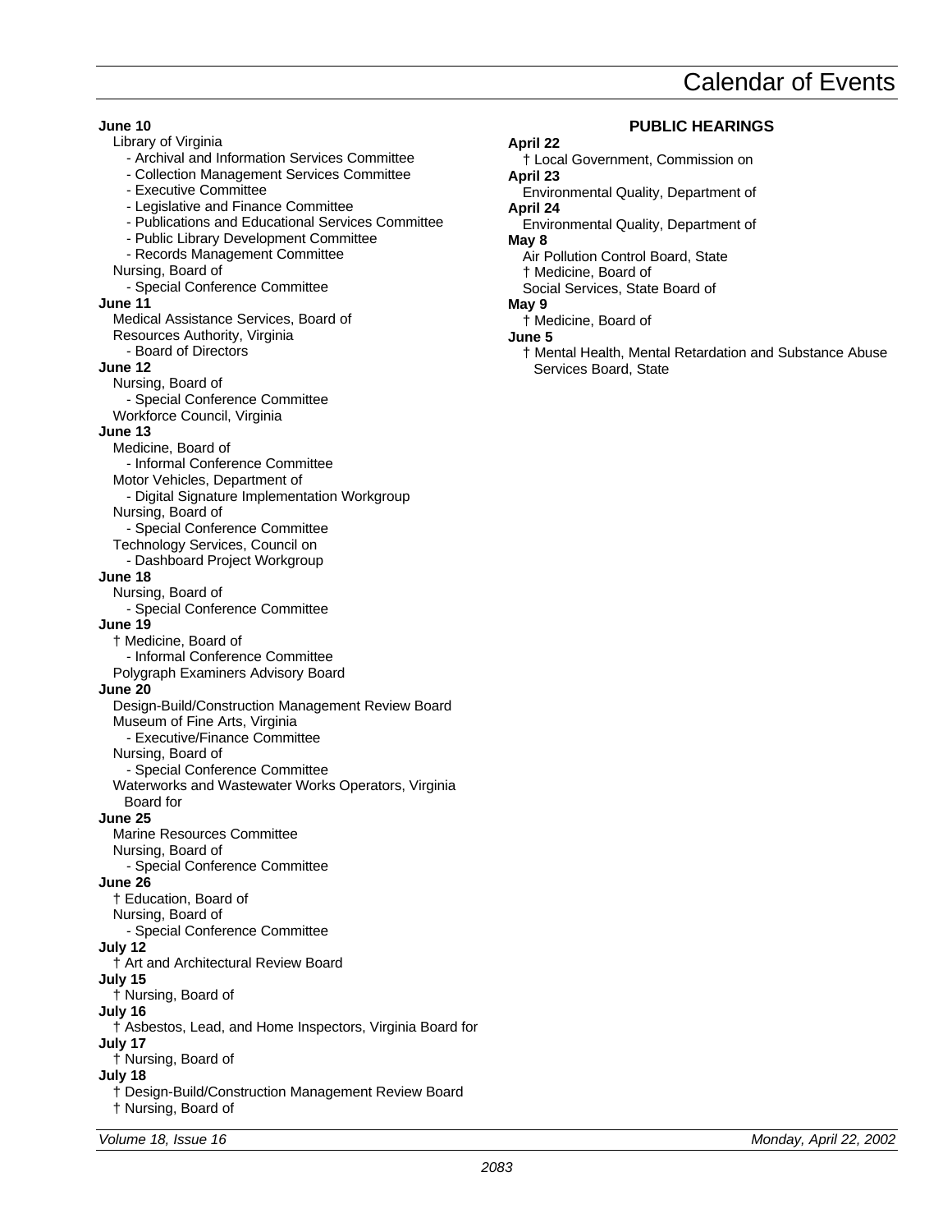# Calendar of Events

**June 10**

Library of Virginia
- Archival and Information Services Committee
- Collection Management Services Committee
- Executive Committee
- Legislative and Finance Committee
- Publications and Educational Services Committee
- Public Library Development Committee
- Records Management Committee

Nursing, Board of
- Special Conference Committee

**June 11**

Medical Assistance Services, Board of

Resources Authority, Virginia
- Board of Directors

**June 12**

Nursing, Board of
- Special Conference Committee

Workforce Council, Virginia

**June 13**

Medicine, Board of
- Informal Conference Committee

Motor Vehicles, Department of
- Digital Signature Implementation Workgroup

Nursing, Board of
- Special Conference Committee

Technology Services, Council on
- Dashboard Project Workgroup

**June 18**

Nursing, Board of
- Special Conference Committee

**June 19**

† Medicine, Board of
- Informal Conference Committee

Polygraph Examiners Advisory Board

**June 20**

Design-Build/Construction Management Review Board

Museum of Fine Arts, Virginia
- Executive/Finance Committee

Nursing, Board of
- Special Conference Committee

Waterworks and Wastewater Works Operators, Virginia Board for

**June 25**

Marine Resources Committee

Nursing, Board of
- Special Conference Committee

**June 26**

† Education, Board of

Nursing, Board of
- Special Conference Committee

**July 12**

† Art and Architectural Review Board

**July 15**

† Nursing, Board of

**July 16**

† Asbestos, Lead, and Home Inspectors, Virginia Board for

**July 17**

† Nursing, Board of

**July 18**

† Design-Build/Construction Management Review Board

† Nursing, Board of

## PUBLIC HEARINGS

**April 22**

† Local Government, Commission on

**April 23**

Environmental Quality, Department of

**April 24**

Environmental Quality, Department of

**May 8**

Air Pollution Control Board, State

† Medicine, Board of

Social Services, State Board of

**May 9**

† Medicine, Board of

**June 5**

† Mental Health, Mental Retardation and Substance Abuse Services Board, State